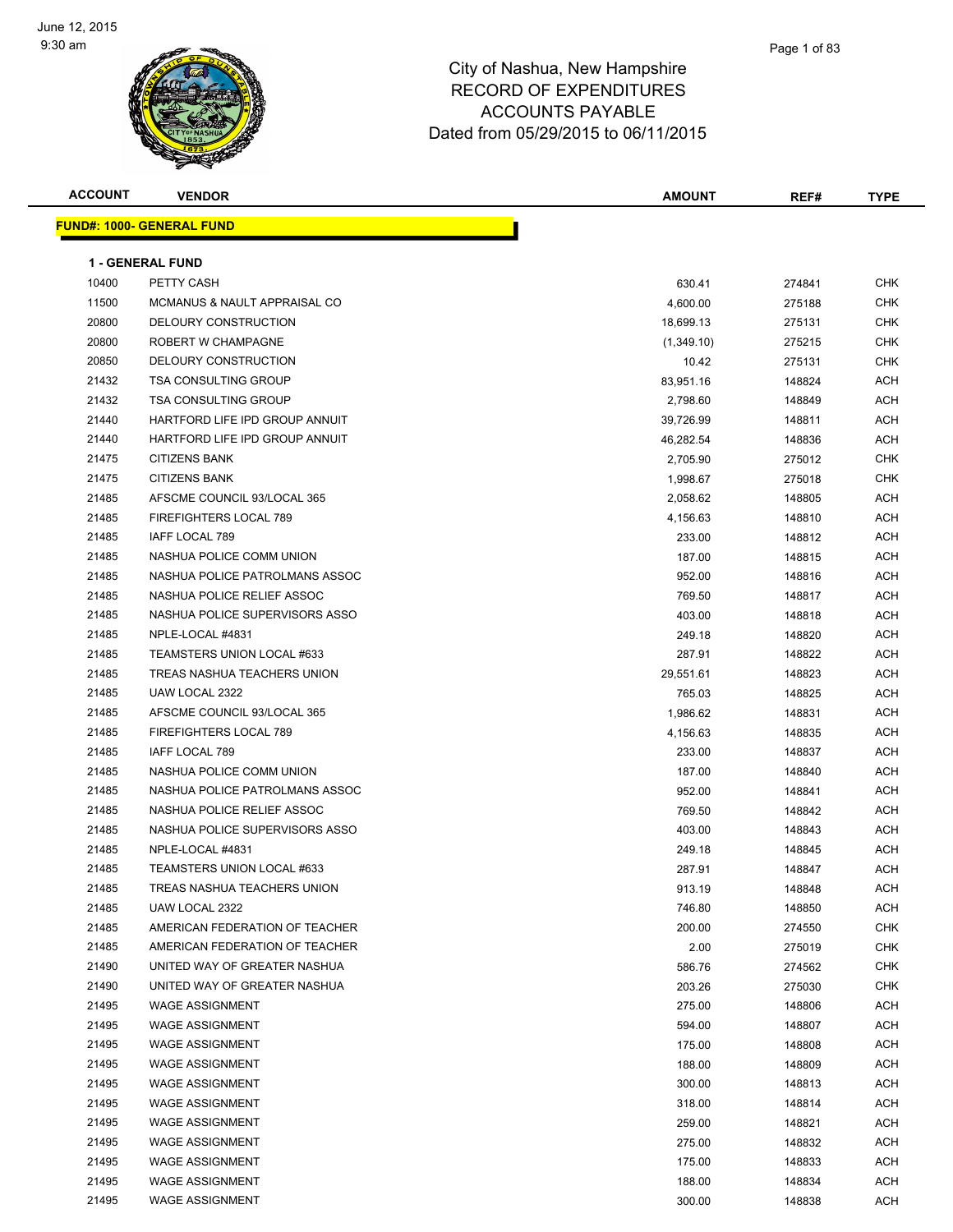June 12, 2015
9:30 am

# City of Nashua, New Hampshire
## RECORD OF EXPENDITURES
## ACCOUNTS PAYABLE
## Dated from 05/29/2015 to 06/11/2015

**FUND#: 1000- GENERAL FUND**

**1 - GENERAL FUND**

| ACCOUNT | VENDOR | AMOUNT | REF# | TYPE |
|---|---|---|---|---|
| 10400 | PETTY CASH | 630.41 | 274841 | CHK |
| 11500 | MCMANUS & NAULT APPRAISAL CO | 4,600.00 | 275188 | CHK |
| 20800 | DELOURY CONSTRUCTION | 18,699.13 | 275131 | CHK |
| 20800 | ROBERT W CHAMPAGNE | (1,349.10) | 275215 | CHK |
| 20850 | DELOURY CONSTRUCTION | 10.42 | 275131 | CHK |
| 21432 | TSA CONSULTING GROUP | 83,951.16 | 148824 | ACH |
| 21432 | TSA CONSULTING GROUP | 2,798.60 | 148849 | ACH |
| 21440 | HARTFORD LIFE IPD GROUP ANNUIT | 39,726.99 | 148811 | ACH |
| 21440 | HARTFORD LIFE IPD GROUP ANNUIT | 46,282.54 | 148836 | ACH |
| 21475 | CITIZENS BANK | 2,705.90 | 275012 | CHK |
| 21475 | CITIZENS BANK | 1,998.67 | 275018 | CHK |
| 21485 | AFSCME COUNCIL 93/LOCAL 365 | 2,058.62 | 148805 | ACH |
| 21485 | FIREFIGHTERS LOCAL 789 | 4,156.63 | 148810 | ACH |
| 21485 | IAFF LOCAL 789 | 233.00 | 148812 | ACH |
| 21485 | NASHUA POLICE COMM UNION | 187.00 | 148815 | ACH |
| 21485 | NASHUA POLICE PATROLMANS ASSOC | 952.00 | 148816 | ACH |
| 21485 | NASHUA POLICE RELIEF ASSOC | 769.50 | 148817 | ACH |
| 21485 | NASHUA POLICE SUPERVISORS ASSO | 403.00 | 148818 | ACH |
| 21485 | NPLE-LOCAL #4831 | 249.18 | 148820 | ACH |
| 21485 | TEAMSTERS UNION LOCAL #633 | 287.91 | 148822 | ACH |
| 21485 | TREAS NASHUA TEACHERS UNION | 29,551.61 | 148823 | ACH |
| 21485 | UAW LOCAL 2322 | 765.03 | 148825 | ACH |
| 21485 | AFSCME COUNCIL 93/LOCAL 365 | 1,986.62 | 148831 | ACH |
| 21485 | FIREFIGHTERS LOCAL 789 | 4,156.63 | 148835 | ACH |
| 21485 | IAFF LOCAL 789 | 233.00 | 148837 | ACH |
| 21485 | NASHUA POLICE COMM UNION | 187.00 | 148840 | ACH |
| 21485 | NASHUA POLICE PATROLMANS ASSOC | 952.00 | 148841 | ACH |
| 21485 | NASHUA POLICE RELIEF ASSOC | 769.50 | 148842 | ACH |
| 21485 | NASHUA POLICE SUPERVISORS ASSO | 403.00 | 148843 | ACH |
| 21485 | NPLE-LOCAL #4831 | 249.18 | 148845 | ACH |
| 21485 | TEAMSTERS UNION LOCAL #633 | 287.91 | 148847 | ACH |
| 21485 | TREAS NASHUA TEACHERS UNION | 913.19 | 148848 | ACH |
| 21485 | UAW LOCAL 2322 | 746.80 | 148850 | ACH |
| 21485 | AMERICAN FEDERATION OF TEACHER | 200.00 | 274550 | CHK |
| 21485 | AMERICAN FEDERATION OF TEACHER | 2.00 | 275019 | CHK |
| 21490 | UNITED WAY OF GREATER NASHUA | 586.76 | 274562 | CHK |
| 21490 | UNITED WAY OF GREATER NASHUA | 203.26 | 275030 | CHK |
| 21495 | WAGE ASSIGNMENT | 275.00 | 148806 | ACH |
| 21495 | WAGE ASSIGNMENT | 594.00 | 148807 | ACH |
| 21495 | WAGE ASSIGNMENT | 175.00 | 148808 | ACH |
| 21495 | WAGE ASSIGNMENT | 188.00 | 148809 | ACH |
| 21495 | WAGE ASSIGNMENT | 300.00 | 148813 | ACH |
| 21495 | WAGE ASSIGNMENT | 318.00 | 148814 | ACH |
| 21495 | WAGE ASSIGNMENT | 259.00 | 148821 | ACH |
| 21495 | WAGE ASSIGNMENT | 275.00 | 148832 | ACH |
| 21495 | WAGE ASSIGNMENT | 175.00 | 148833 | ACH |
| 21495 | WAGE ASSIGNMENT | 188.00 | 148834 | ACH |
| 21495 | WAGE ASSIGNMENT | 300.00 | 148838 | ACH |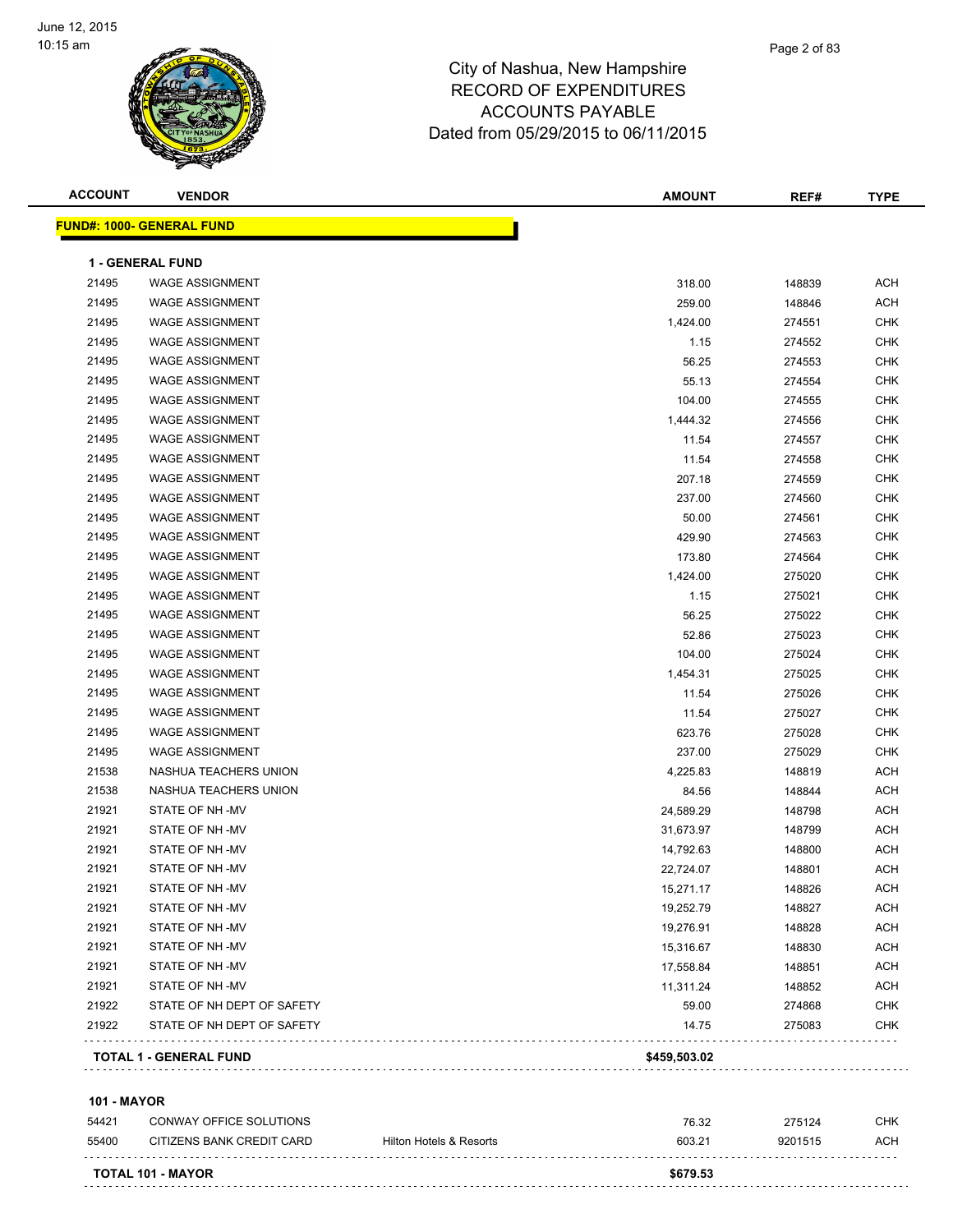June 12, 2015
10:15 am

# City of Nashua, New Hampshire
## RECORD OF EXPENDITURES
## ACCOUNTS PAYABLE
## Dated from 05/29/2015 to 06/11/2015

**FUND#: 1000- GENERAL FUND**

**1 - GENERAL FUND**

| ACCOUNT | VENDOR | | AMOUNT | REF# | TYPE |
|---|---|---|---|---|---|
| 21495 | WAGE ASSIGNMENT | | 318.00 | 148839 | ACH |
| 21495 | WAGE ASSIGNMENT | | 259.00 | 148846 | ACH |
| 21495 | WAGE ASSIGNMENT | | 1,424.00 | 274551 | CHK |
| 21495 | WAGE ASSIGNMENT | | 1.15 | 274552 | CHK |
| 21495 | WAGE ASSIGNMENT | | 56.25 | 274553 | CHK |
| 21495 | WAGE ASSIGNMENT | | 55.13 | 274554 | CHK |
| 21495 | WAGE ASSIGNMENT | | 104.00 | 274555 | CHK |
| 21495 | WAGE ASSIGNMENT | | 1,444.32 | 274556 | CHK |
| 21495 | WAGE ASSIGNMENT | | 11.54 | 274557 | CHK |
| 21495 | WAGE ASSIGNMENT | | 11.54 | 274558 | CHK |
| 21495 | WAGE ASSIGNMENT | | 207.18 | 274559 | CHK |
| 21495 | WAGE ASSIGNMENT | | 237.00 | 274560 | CHK |
| 21495 | WAGE ASSIGNMENT | | 50.00 | 274561 | CHK |
| 21495 | WAGE ASSIGNMENT | | 429.90 | 274563 | CHK |
| 21495 | WAGE ASSIGNMENT | | 173.80 | 274564 | CHK |
| 21495 | WAGE ASSIGNMENT | | 1,424.00 | 275020 | CHK |
| 21495 | WAGE ASSIGNMENT | | 1.15 | 275021 | CHK |
| 21495 | WAGE ASSIGNMENT | | 56.25 | 275022 | CHK |
| 21495 | WAGE ASSIGNMENT | | 52.86 | 275023 | CHK |
| 21495 | WAGE ASSIGNMENT | | 104.00 | 275024 | CHK |
| 21495 | WAGE ASSIGNMENT | | 1,454.31 | 275025 | CHK |
| 21495 | WAGE ASSIGNMENT | | 11.54 | 275026 | CHK |
| 21495 | WAGE ASSIGNMENT | | 11.54 | 275027 | CHK |
| 21495 | WAGE ASSIGNMENT | | 623.76 | 275028 | CHK |
| 21495 | WAGE ASSIGNMENT | | 237.00 | 275029 | CHK |
| 21538 | NASHUA TEACHERS UNION | | 4,225.83 | 148819 | ACH |
| 21538 | NASHUA TEACHERS UNION | | 84.56 | 148844 | ACH |
| 21921 | STATE OF NH -MV | | 24,589.29 | 148798 | ACH |
| 21921 | STATE OF NH -MV | | 31,673.97 | 148799 | ACH |
| 21921 | STATE OF NH -MV | | 14,792.63 | 148800 | ACH |
| 21921 | STATE OF NH -MV | | 22,724.07 | 148801 | ACH |
| 21921 | STATE OF NH -MV | | 15,271.17 | 148826 | ACH |
| 21921 | STATE OF NH -MV | | 19,252.79 | 148827 | ACH |
| 21921 | STATE OF NH -MV | | 19,276.91 | 148828 | ACH |
| 21921 | STATE OF NH -MV | | 15,316.67 | 148830 | ACH |
| 21921 | STATE OF NH -MV | | 17,558.84 | 148851 | ACH |
| 21921 | STATE OF NH -MV | | 11,311.24 | 148852 | ACH |
| 21922 | STATE OF NH DEPT OF SAFETY | | 59.00 | 274868 | CHK |
| 21922 | STATE OF NH DEPT OF SAFETY | | 14.75 | 275083 | CHK |
| **TOTAL 1 - GENERAL FUND** | | | **$459,503.02** | | |

**101 - MAYOR**

| ACCOUNT | VENDOR | | AMOUNT | REF# | TYPE |
|---|---|---|---|---|---|
| 54421 | CONWAY OFFICE SOLUTIONS | | 76.32 | 275124 | CHK |
| 55400 | CITIZENS BANK CREDIT CARD | Hilton Hotels & Resorts | 603.21 | 9201515 | ACH |
| **TOTAL 101 - MAYOR** | | | **$679.53** | | |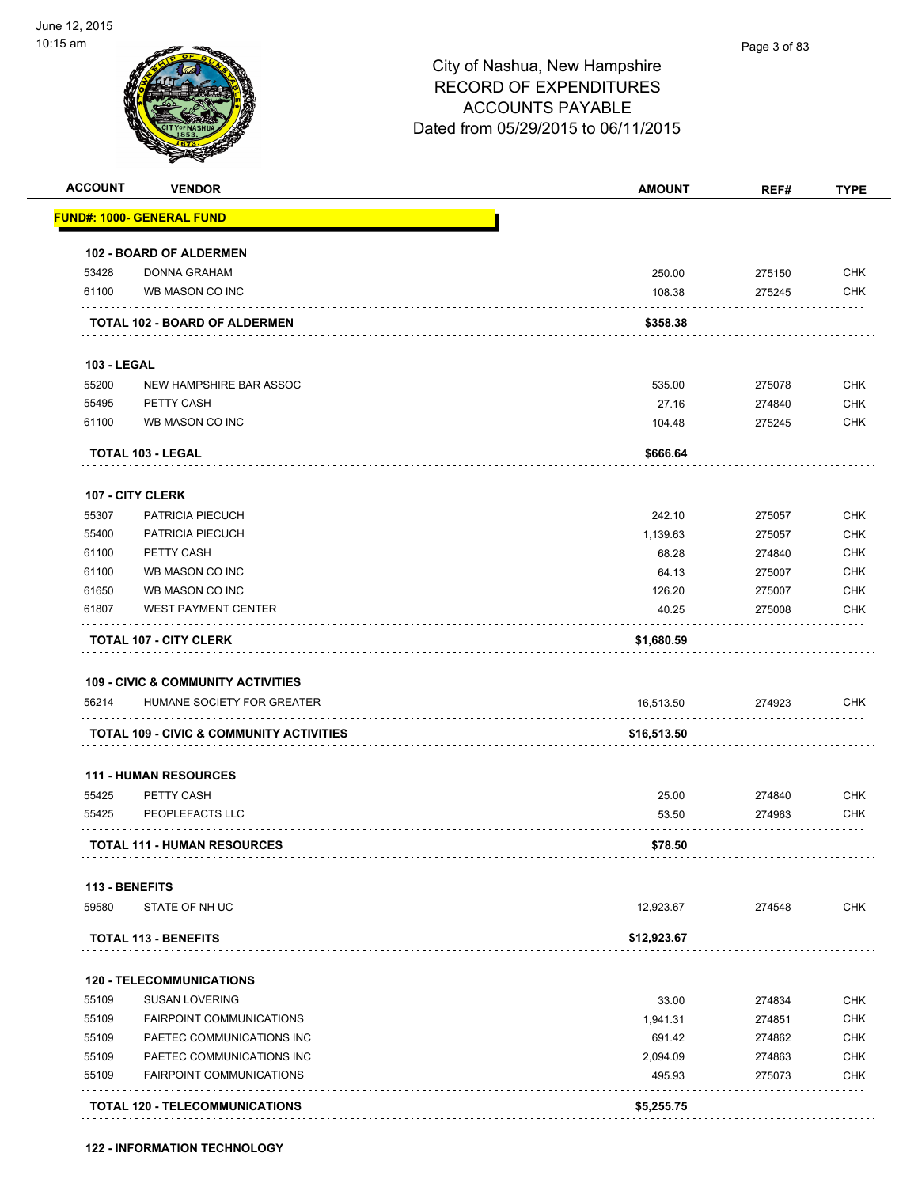City of Nashua, New Hampshire
RECORD OF EXPENDITURES
ACCOUNTS PAYABLE
Dated from 05/29/2015 to 06/11/2015

| ACCOUNT | VENDOR | AMOUNT | REF# | TYPE |
|---|---|---|---|---|
| **FUND#: 1000- GENERAL FUND** | | | | |
| **102 - BOARD OF ALDERMEN** | | | | |
| 53428 | DONNA GRAHAM | 250.00 | 275150 | CHK |
| 61100 | WB MASON CO INC | 108.38 | 275245 | CHK |
| **TOTAL 102 - BOARD OF ALDERMEN** | | **$358.38** | | |
| **103 - LEGAL** | | | | |
| 55200 | NEW HAMPSHIRE BAR ASSOC | 535.00 | 275078 | CHK |
| 55495 | PETTY CASH | 27.16 | 274840 | CHK |
| 61100 | WB MASON CO INC | 104.48 | 275245 | CHK |
| **TOTAL 103 - LEGAL** | | **$666.64** | | |
| **107 - CITY CLERK** | | | | |
| 55307 | PATRICIA PIECUCH | 242.10 | 275057 | CHK |
| 55400 | PATRICIA PIECUCH | 1,139.63 | 275057 | CHK |
| 61100 | PETTY CASH | 68.28 | 274840 | CHK |
| 61100 | WB MASON CO INC | 64.13 | 275007 | CHK |
| 61650 | WB MASON CO INC | 126.20 | 275007 | CHK |
| 61807 | WEST PAYMENT CENTER | 40.25 | 275008 | CHK |
| **TOTAL 107 - CITY CLERK** | | **$1,680.59** | | |
| **109 - CIVIC & COMMUNITY ACTIVITIES** | | | | |
| 56214 | HUMANE SOCIETY FOR GREATER | 16,513.50 | 274923 | CHK |
| **TOTAL 109 - CIVIC & COMMUNITY ACTIVITIES** | | **$16,513.50** | | |
| **111 - HUMAN RESOURCES** | | | | |
| 55425 | PETTY CASH | 25.00 | 274840 | CHK |
| 55425 | PEOPLEFACTS LLC | 53.50 | 274963 | CHK |
| **TOTAL 111 - HUMAN RESOURCES** | | **$78.50** | | |
| **113 - BENEFITS** | | | | |
| 59580 | STATE OF NH UC | 12,923.67 | 274548 | CHK |
| **TOTAL 113 - BENEFITS** | | **$12,923.67** | | |
| **120 - TELECOMMUNICATIONS** | | | | |
| 55109 | SUSAN LOVERING | 33.00 | 274834 | CHK |
| 55109 | FAIRPOINT COMMUNICATIONS | 1,941.31 | 274851 | CHK |
| 55109 | PAETEC COMMUNICATIONS INC | 691.42 | 274862 | CHK |
| 55109 | PAETEC COMMUNICATIONS INC | 2,094.09 | 274863 | CHK |
| 55109 | FAIRPOINT COMMUNICATIONS | 495.93 | 275073 | CHK |
| **TOTAL 120 - TELECOMMUNICATIONS** | | **$5,255.75** | | |
| **122 - INFORMATION TECHNOLOGY** | | | | |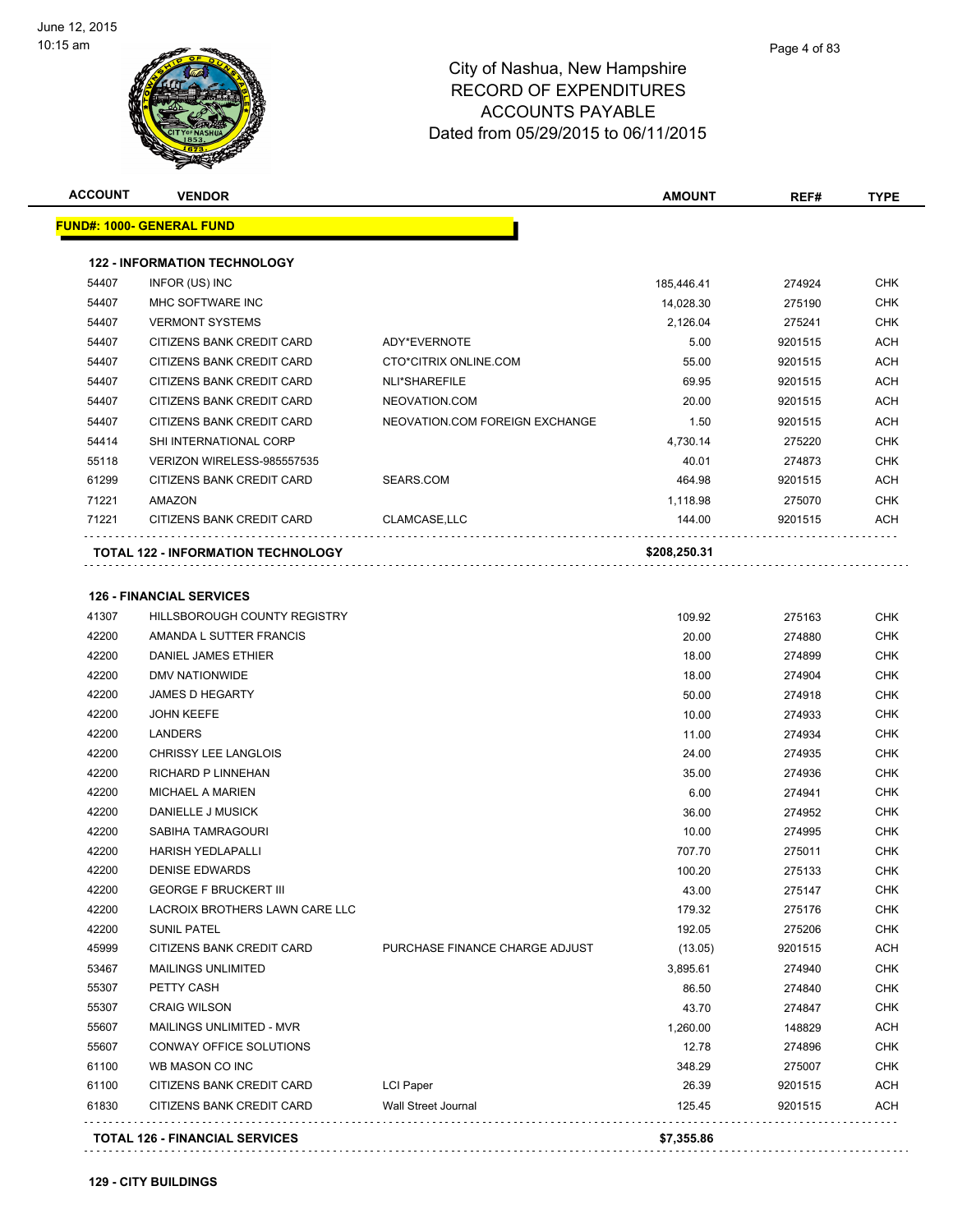# City of Nashua, New Hampshire
## RECORD OF EXPENDITURES
## ACCOUNTS PAYABLE
## Dated from 05/29/2015 to 06/11/2015

| ACCOUNT | VENDOR | | AMOUNT | REF# | TYPE |
|---|---|---|---|---|---|
| **FUND#: 1000- GENERAL FUND** | | | | | |
| **122 - INFORMATION TECHNOLOGY** | | | | | |
| 54407 | INFOR (US) INC | | 185,446.41 | 274924 | CHK |
| 54407 | MHC SOFTWARE INC | | 14,028.30 | 275190 | CHK |
| 54407 | VERMONT SYSTEMS | | 2,126.04 | 275241 | CHK |
| 54407 | CITIZENS BANK CREDIT CARD | ADY*EVERNOTE | 5.00 | 9201515 | ACH |
| 54407 | CITIZENS BANK CREDIT CARD | CTO*CITRIX ONLINE.COM | 55.00 | 9201515 | ACH |
| 54407 | CITIZENS BANK CREDIT CARD | NLI*SHAREFILE | 69.95 | 9201515 | ACH |
| 54407 | CITIZENS BANK CREDIT CARD | NEOVATION.COM | 20.00 | 9201515 | ACH |
| 54407 | CITIZENS BANK CREDIT CARD | NEOVATION.COM FOREIGN EXCHANGE | 1.50 | 9201515 | ACH |
| 54414 | SHI INTERNATIONAL CORP | | 4,730.14 | 275220 | CHK |
| 55118 | VERIZON WIRELESS-985557535 | | 40.01 | 274873 | CHK |
| 61299 | CITIZENS BANK CREDIT CARD | SEARS.COM | 464.98 | 9201515 | ACH |
| 71221 | AMAZON | | 1,118.98 | 275070 | CHK |
| 71221 | CITIZENS BANK CREDIT CARD | CLAMCASE,LLC | 144.00 | 9201515 | ACH |
| **TOTAL 122 - INFORMATION TECHNOLOGY** | | | **$208,250.31** | | |
| **126 - FINANCIAL SERVICES** | | | | | |
| 41307 | HILLSBOROUGH COUNTY REGISTRY | | 109.92 | 275163 | CHK |
| 42200 | AMANDA L SUTTER FRANCIS | | 20.00 | 274880 | CHK |
| 42200 | DANIEL JAMES ETHIER | | 18.00 | 274899 | CHK |
| 42200 | DMV NATIONWIDE | | 18.00 | 274904 | CHK |
| 42200 | JAMES D HEGARTY | | 50.00 | 274918 | CHK |
| 42200 | JOHN KEEFE | | 10.00 | 274933 | CHK |
| 42200 | LANDERS | | 11.00 | 274934 | CHK |
| 42200 | CHRISSY LEE LANGLOIS | | 24.00 | 274935 | CHK |
| 42200 | RICHARD P LINNEHAN | | 35.00 | 274936 | CHK |
| 42200 | MICHAEL A MARIEN | | 6.00 | 274941 | CHK |
| 42200 | DANIELLE J MUSICK | | 36.00 | 274952 | CHK |
| 42200 | SABIHA TAMRAGOURI | | 10.00 | 274995 | CHK |
| 42200 | HARISH YEDLAPALLI | | 707.70 | 275011 | CHK |
| 42200 | DENISE EDWARDS | | 100.20 | 275133 | CHK |
| 42200 | GEORGE F BRUCKERT III | | 43.00 | 275147 | CHK |
| 42200 | LACROIX BROTHERS LAWN CARE LLC | | 179.32 | 275176 | CHK |
| 42200 | SUNIL PATEL | | 192.05 | 275206 | CHK |
| 45999 | CITIZENS BANK CREDIT CARD | PURCHASE FINANCE CHARGE ADJUST | (13.05) | 9201515 | ACH |
| 53467 | MAILINGS UNLIMITED | | 3,895.61 | 274940 | CHK |
| 55307 | PETTY CASH | | 86.50 | 274840 | CHK |
| 55307 | CRAIG WILSON | | 43.70 | 274847 | CHK |
| 55607 | MAILINGS UNLIMITED - MVR | | 1,260.00 | 148829 | ACH |
| 55607 | CONWAY OFFICE SOLUTIONS | | 12.78 | 274896 | CHK |
| 61100 | WB MASON CO INC | | 348.29 | 275007 | CHK |
| 61100 | CITIZENS BANK CREDIT CARD | LCI Paper | 26.39 | 9201515 | ACH |
| 61830 | CITIZENS BANK CREDIT CARD | Wall Street Journal | 125.45 | 9201515 | ACH |
| **TOTAL 126 - FINANCIAL SERVICES** | | | **$7,355.86** | | |

**129 - CITY BUILDINGS**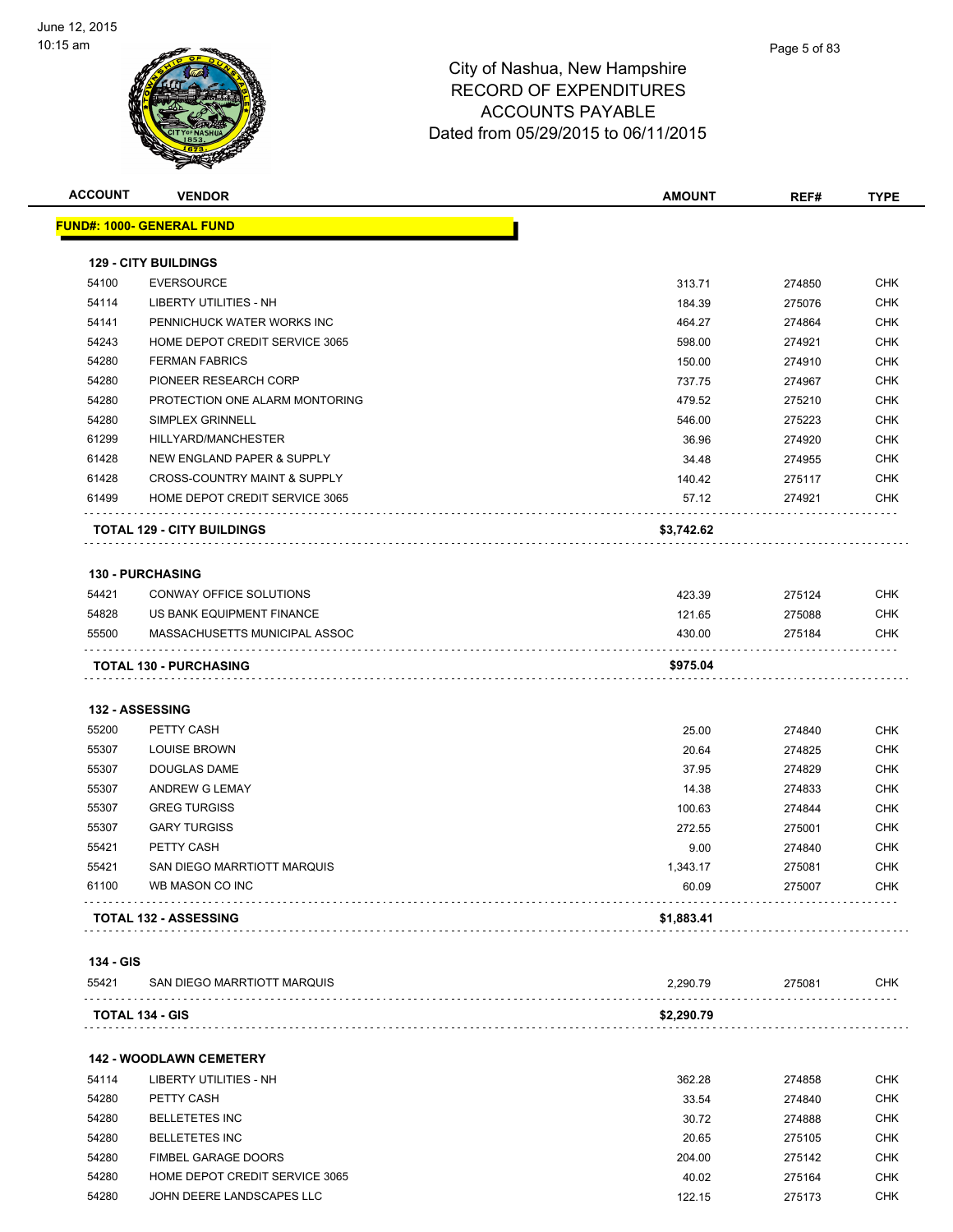# City of Nashua, New Hampshire
## RECORD OF EXPENDITURES
## ACCOUNTS PAYABLE
## Dated from 05/29/2015 to 06/11/2015

June 12, 2015
10:15 am

| ACCOUNT | VENDOR | AMOUNT | REF# | TYPE |
|---|---|---|---|---|
| **FUND#: 1000- GENERAL FUND** | | | | |
| **129 - CITY BUILDINGS** | | | | |
| 54100 | EVERSOURCE | 313.71 | 274850 | CHK |
| 54114 | LIBERTY UTILITIES - NH | 184.39 | 275076 | CHK |
| 54141 | PENNICHUCK WATER WORKS INC | 464.27 | 274864 | CHK |
| 54243 | HOME DEPOT CREDIT SERVICE 3065 | 598.00 | 274921 | CHK |
| 54280 | FERMAN FABRICS | 150.00 | 274910 | CHK |
| 54280 | PIONEER RESEARCH CORP | 737.75 | 274967 | CHK |
| 54280 | PROTECTION ONE ALARM MONTORING | 479.52 | 275210 | CHK |
| 54280 | SIMPLEX GRINNELL | 546.00 | 275223 | CHK |
| 61299 | HILLYARD/MANCHESTER | 36.96 | 274920 | CHK |
| 61428 | NEW ENGLAND PAPER & SUPPLY | 34.48 | 274955 | CHK |
| 61428 | CROSS-COUNTRY MAINT & SUPPLY | 140.42 | 275117 | CHK |
| 61499 | HOME DEPOT CREDIT SERVICE 3065 | 57.12 | 274921 | CHK |
| **TOTAL 129 - CITY BUILDINGS** | | **$3,742.62** | | |
| **130 - PURCHASING** | | | | |
| 54421 | CONWAY OFFICE SOLUTIONS | 423.39 | 275124 | CHK |
| 54828 | US BANK EQUIPMENT FINANCE | 121.65 | 275088 | CHK |
| 55500 | MASSACHUSETTS MUNICIPAL ASSOC | 430.00 | 275184 | CHK |
| **TOTAL 130 - PURCHASING** | | **$975.04** | | |
| **132 - ASSESSING** | | | | |
| 55200 | PETTY CASH | 25.00 | 274840 | CHK |
| 55307 | LOUISE BROWN | 20.64 | 274825 | CHK |
| 55307 | DOUGLAS DAME | 37.95 | 274829 | CHK |
| 55307 | ANDREW G LEMAY | 14.38 | 274833 | CHK |
| 55307 | GREG TURGISS | 100.63 | 274844 | CHK |
| 55307 | GARY TURGISS | 272.55 | 275001 | CHK |
| 55421 | PETTY CASH | 9.00 | 274840 | CHK |
| 55421 | SAN DIEGO MARRTIOTT MARQUIS | 1,343.17 | 275081 | CHK |
| 61100 | WB MASON CO INC | 60.09 | 275007 | CHK |
| **TOTAL 132 - ASSESSING** | | **$1,883.41** | | |
| **134 - GIS** | | | | |
| 55421 | SAN DIEGO MARRTIOTT MARQUIS | 2,290.79 | 275081 | CHK |
| **TOTAL 134 - GIS** | | **$2,290.79** | | |
| **142 - WOODLAWN CEMETERY** | | | | |
| 54114 | LIBERTY UTILITIES - NH | 362.28 | 274858 | CHK |
| 54280 | PETTY CASH | 33.54 | 274840 | CHK |
| 54280 | BELLETETES INC | 30.72 | 274888 | CHK |
| 54280 | BELLETETES INC | 20.65 | 275105 | CHK |
| 54280 | FIMBEL GARAGE DOORS | 204.00 | 275142 | CHK |
| 54280 | HOME DEPOT CREDIT SERVICE 3065 | 40.02 | 275164 | CHK |
| 54280 | JOHN DEERE LANDSCAPES LLC | 122.15 | 275173 | CHK |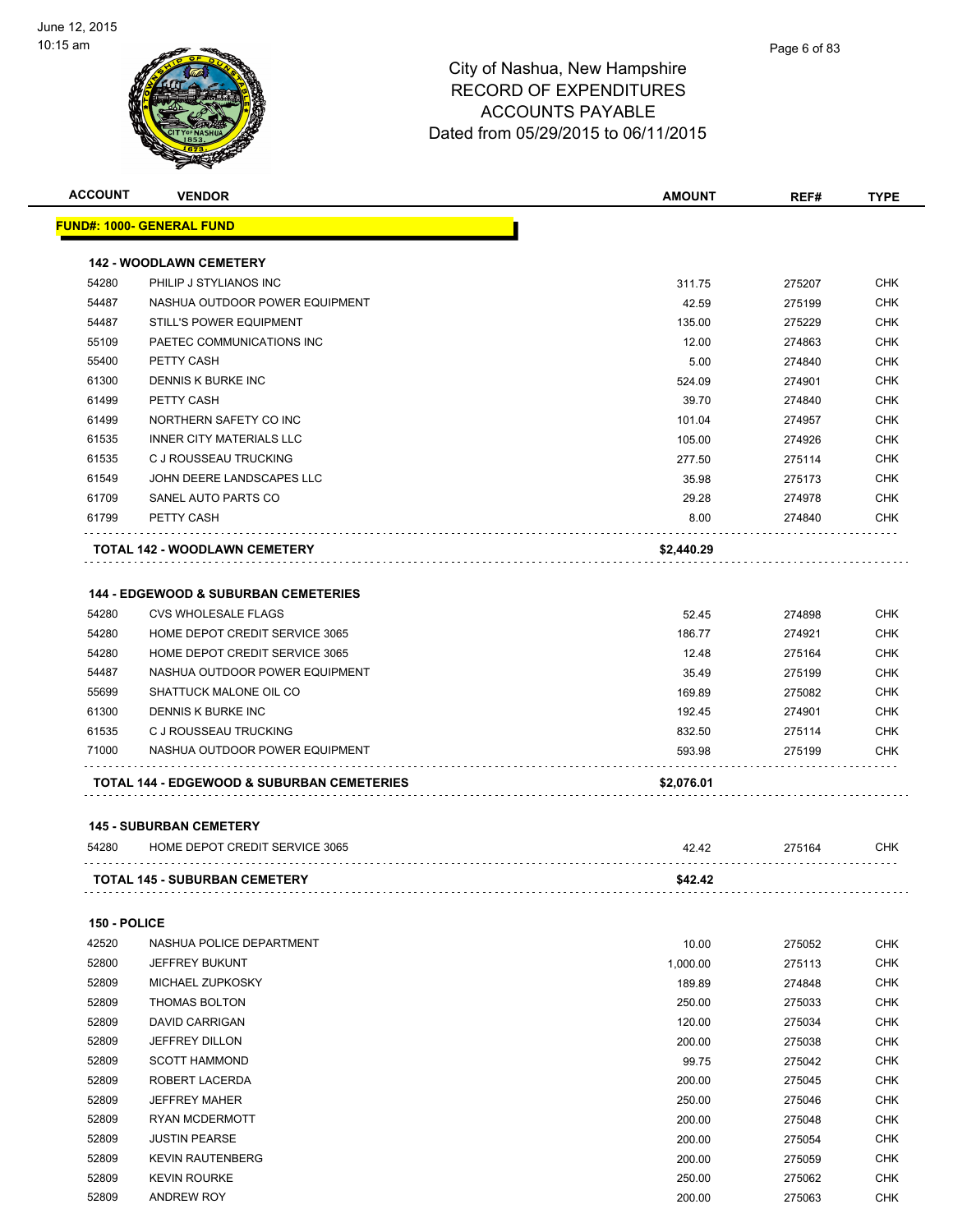# City of Nashua, New Hampshire
# RECORD OF EXPENDITURES
# ACCOUNTS PAYABLE
# Dated from 05/29/2015 to 06/11/2015

June 12, 2015
10:15 am

| ACCOUNT | VENDOR | AMOUNT | REF# | TYPE |
|---|---|---|---|---|
| **FUND#: 1000- GENERAL FUND** | | | | |
| **142 - WOODLAWN CEMETERY** | | | | |
| 54280 | PHILIP J STYLIANOS INC | 311.75 | 275207 | CHK |
| 54487 | NASHUA OUTDOOR POWER EQUIPMENT | 42.59 | 275199 | CHK |
| 54487 | STILL'S POWER EQUIPMENT | 135.00 | 275229 | CHK |
| 55109 | PAETEC COMMUNICATIONS INC | 12.00 | 274863 | CHK |
| 55400 | PETTY CASH | 5.00 | 274840 | CHK |
| 61300 | DENNIS K BURKE INC | 524.09 | 274901 | CHK |
| 61499 | PETTY CASH | 39.70 | 274840 | CHK |
| 61499 | NORTHERN SAFETY CO INC | 101.04 | 274957 | CHK |
| 61535 | INNER CITY MATERIALS LLC | 105.00 | 274926 | CHK |
| 61535 | C J ROUSSEAU TRUCKING | 277.50 | 275114 | CHK |
| 61549 | JOHN DEERE LANDSCAPES LLC | 35.98 | 275173 | CHK |
| 61709 | SANEL AUTO PARTS CO | 29.28 | 274978 | CHK |
| 61799 | PETTY CASH | 8.00 | 274840 | CHK |
| **TOTAL 142 - WOODLAWN CEMETERY** | | **$2,440.29** | | |
| **144 - EDGEWOOD & SUBURBAN CEMETERIES** | | | | |
| 54280 | CVS WHOLESALE FLAGS | 52.45 | 274898 | CHK |
| 54280 | HOME DEPOT CREDIT SERVICE 3065 | 186.77 | 274921 | CHK |
| 54280 | HOME DEPOT CREDIT SERVICE 3065 | 12.48 | 275164 | CHK |
| 54487 | NASHUA OUTDOOR POWER EQUIPMENT | 35.49 | 275199 | CHK |
| 55699 | SHATTUCK MALONE OIL CO | 169.89 | 275082 | CHK |
| 61300 | DENNIS K BURKE INC | 192.45 | 274901 | CHK |
| 61535 | C J ROUSSEAU TRUCKING | 832.50 | 275114 | CHK |
| 71000 | NASHUA OUTDOOR POWER EQUIPMENT | 593.98 | 275199 | CHK |
| **TOTAL 144 - EDGEWOOD & SUBURBAN CEMETERIES** | | **$2,076.01** | | |
| **145 - SUBURBAN CEMETERY** | | | | |
| 54280 | HOME DEPOT CREDIT SERVICE 3065 | 42.42 | 275164 | CHK |
| **TOTAL 145 - SUBURBAN CEMETERY** | | **$42.42** | | |
| **150 - POLICE** | | | | |
| 42520 | NASHUA POLICE DEPARTMENT | 10.00 | 275052 | CHK |
| 52800 | JEFFREY BUKUNT | 1,000.00 | 275113 | CHK |
| 52809 | MICHAEL ZUPKOSKY | 189.89 | 274848 | CHK |
| 52809 | THOMAS BOLTON | 250.00 | 275033 | CHK |
| 52809 | DAVID CARRIGAN | 120.00 | 275034 | CHK |
| 52809 | JEFFREY DILLON | 200.00 | 275038 | CHK |
| 52809 | SCOTT HAMMOND | 99.75 | 275042 | CHK |
| 52809 | ROBERT LACERDA | 200.00 | 275045 | CHK |
| 52809 | JEFFREY MAHER | 250.00 | 275046 | CHK |
| 52809 | RYAN MCDERMOTT | 200.00 | 275048 | CHK |
| 52809 | JUSTIN PEARSE | 200.00 | 275054 | CHK |
| 52809 | KEVIN RAUTENBERG | 200.00 | 275059 | CHK |
| 52809 | KEVIN ROURKE | 250.00 | 275062 | CHK |
| 52809 | ANDREW ROY | 200.00 | 275063 | CHK |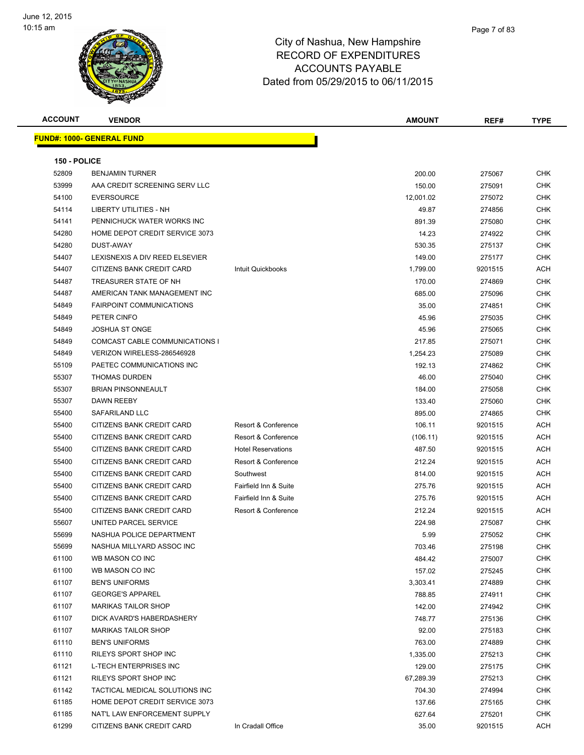# City of Nashua, New Hampshire
## RECORD OF EXPENDITURES
## ACCOUNTS PAYABLE
## Dated from 05/29/2015 to 06/11/2015

| ACCOUNT | VENDOR | | AMOUNT | REF# | TYPE |
|---|---|---|---|---|---|
| **FUND#: 1000- GENERAL FUND** | | | | | |
| **150 - POLICE** | | | | | |
| 52809 | BENJAMIN TURNER | | 200.00 | 275067 | CHK |
| 53999 | AAA CREDIT SCREENING SERV LLC | | 150.00 | 275091 | CHK |
| 54100 | EVERSOURCE | | 12,001.02 | 275072 | CHK |
| 54114 | LIBERTY UTILITIES - NH | | 49.87 | 274856 | CHK |
| 54141 | PENNICHUCK WATER WORKS INC | | 891.39 | 275080 | CHK |
| 54280 | HOME DEPOT CREDIT SERVICE 3073 | | 14.23 | 274922 | CHK |
| 54280 | DUST-AWAY | | 530.35 | 275137 | CHK |
| 54407 | LEXISNEXIS A DIV REED ELSEVIER | | 149.00 | 275177 | CHK |
| 54407 | CITIZENS BANK CREDIT CARD | Intuit Quickbooks | 1,799.00 | 9201515 | ACH |
| 54487 | TREASURER STATE OF NH | | 170.00 | 274869 | CHK |
| 54487 | AMERICAN TANK MANAGEMENT INC | | 685.00 | 275096 | CHK |
| 54849 | FAIRPOINT COMMUNICATIONS | | 35.00 | 274851 | CHK |
| 54849 | PETER CINFO | | 45.96 | 275035 | CHK |
| 54849 | JOSHUA ST ONGE | | 45.96 | 275065 | CHK |
| 54849 | COMCAST CABLE COMMUNICATIONS I | | 217.85 | 275071 | CHK |
| 54849 | VERIZON WIRELESS-286546928 | | 1,254.23 | 275089 | CHK |
| 55109 | PAETEC COMMUNICATIONS INC | | 192.13 | 274862 | CHK |
| 55307 | THOMAS DURDEN | | 46.00 | 275040 | CHK |
| 55307 | BRIAN PINSONNEAULT | | 184.00 | 275058 | CHK |
| 55307 | DAWN REEBY | | 133.40 | 275060 | CHK |
| 55400 | SAFARILAND LLC | | 895.00 | 274865 | CHK |
| 55400 | CITIZENS BANK CREDIT CARD | Resort & Conference | 106.11 | 9201515 | ACH |
| 55400 | CITIZENS BANK CREDIT CARD | Resort & Conference | (106.11) | 9201515 | ACH |
| 55400 | CITIZENS BANK CREDIT CARD | Hotel Reservations | 487.50 | 9201515 | ACH |
| 55400 | CITIZENS BANK CREDIT CARD | Resort & Conference | 212.24 | 9201515 | ACH |
| 55400 | CITIZENS BANK CREDIT CARD | Southwest | 814.00 | 9201515 | ACH |
| 55400 | CITIZENS BANK CREDIT CARD | Fairfield Inn & Suite | 275.76 | 9201515 | ACH |
| 55400 | CITIZENS BANK CREDIT CARD | Fairfield Inn & Suite | 275.76 | 9201515 | ACH |
| 55400 | CITIZENS BANK CREDIT CARD | Resort & Conference | 212.24 | 9201515 | ACH |
| 55607 | UNITED PARCEL SERVICE | | 224.98 | 275087 | CHK |
| 55699 | NASHUA POLICE DEPARTMENT | | 5.99 | 275052 | CHK |
| 55699 | NASHUA MILLYARD ASSOC INC | | 703.46 | 275198 | CHK |
| 61100 | WB MASON CO INC | | 484.42 | 275007 | CHK |
| 61100 | WB MASON CO INC | | 157.02 | 275245 | CHK |
| 61107 | BEN'S UNIFORMS | | 3,303.41 | 274889 | CHK |
| 61107 | GEORGE'S APPAREL | | 788.85 | 274911 | CHK |
| 61107 | MARIKAS TAILOR SHOP | | 142.00 | 274942 | CHK |
| 61107 | DICK AVARD'S HABERDASHERY | | 748.77 | 275136 | CHK |
| 61107 | MARIKAS TAILOR SHOP | | 92.00 | 275183 | CHK |
| 61110 | BEN'S UNIFORMS | | 763.00 | 274889 | CHK |
| 61110 | RILEYS SPORT SHOP INC | | 1,335.00 | 275213 | CHK |
| 61121 | L-TECH ENTERPRISES INC | | 129.00 | 275175 | CHK |
| 61121 | RILEYS SPORT SHOP INC | | 67,289.39 | 275213 | CHK |
| 61142 | TACTICAL MEDICAL SOLUTIONS INC | | 704.30 | 274994 | CHK |
| 61185 | HOME DEPOT CREDIT SERVICE 3073 | | 137.66 | 275165 | CHK |
| 61185 | NAT'L LAW ENFORCEMENT SUPPLY | | 627.64 | 275201 | CHK |
| 61299 | CITIZENS BANK CREDIT CARD | In Cradall Office | 35.00 | 9201515 | ACH |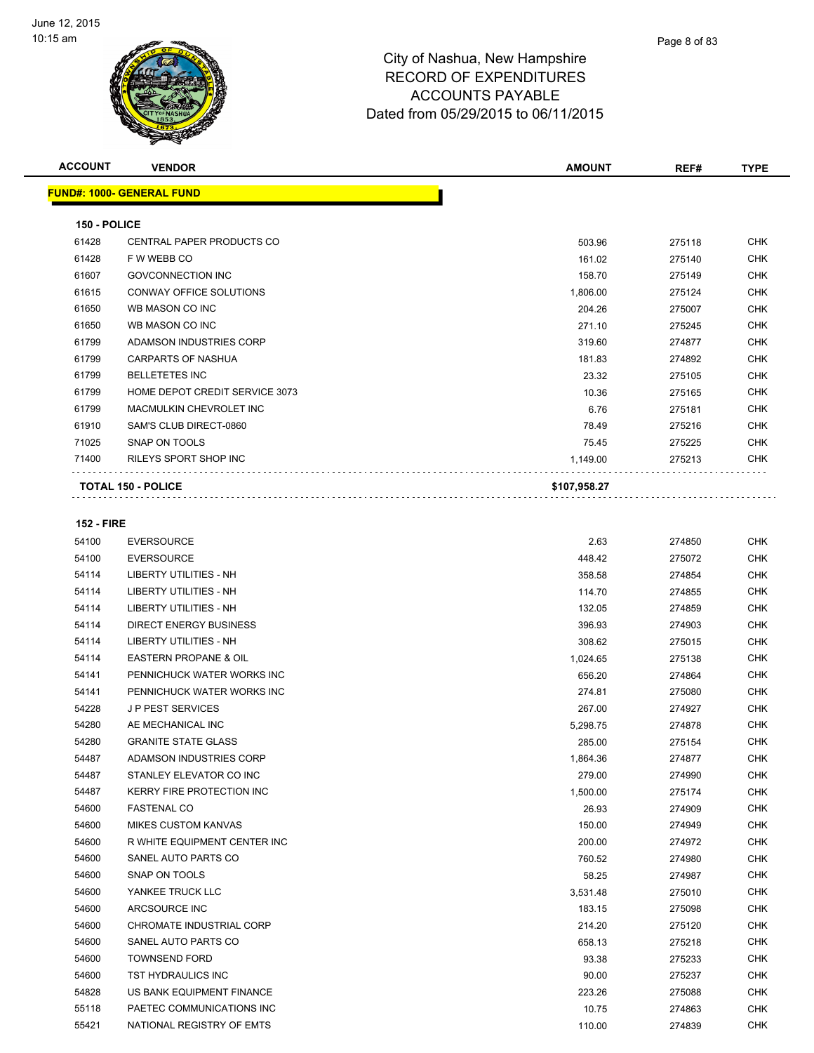# City of Nashua, New Hampshire
## RECORD OF EXPENDITURES
## ACCOUNTS PAYABLE
## Dated from 05/29/2015 to 06/11/2015

| ACCOUNT | VENDOR | AMOUNT | REF# | TYPE |
|---|---|---|---|---|
| **FUND#: 1000- GENERAL FUND** | | | | |
| **150 - POLICE** | | | | |
| 61428 | CENTRAL PAPER PRODUCTS CO | 503.96 | 275118 | CHK |
| 61428 | F W WEBB CO | 161.02 | 275140 | CHK |
| 61607 | GOVCONNECTION INC | 158.70 | 275149 | CHK |
| 61615 | CONWAY OFFICE SOLUTIONS | 1,806.00 | 275124 | CHK |
| 61650 | WB MASON CO INC | 204.26 | 275007 | CHK |
| 61650 | WB MASON CO INC | 271.10 | 275245 | CHK |
| 61799 | ADAMSON INDUSTRIES CORP | 319.60 | 274877 | CHK |
| 61799 | CARPARTS OF NASHUA | 181.83 | 274892 | CHK |
| 61799 | BELLETETES INC | 23.32 | 275105 | CHK |
| 61799 | HOME DEPOT CREDIT SERVICE 3073 | 10.36 | 275165 | CHK |
| 61799 | MACMULKIN CHEVROLET INC | 6.76 | 275181 | CHK |
| 61910 | SAM'S CLUB DIRECT-0860 | 78.49 | 275216 | CHK |
| 71025 | SNAP ON TOOLS | 75.45 | 275225 | CHK |
| 71400 | RILEYS SPORT SHOP INC | 1,149.00 | 275213 | CHK |
| **TOTAL 150 - POLICE** | | **$107,958.27** | | |
| **152 - FIRE** | | | | |
| 54100 | EVERSOURCE | 2.63 | 274850 | CHK |
| 54100 | EVERSOURCE | 448.42 | 275072 | CHK |
| 54114 | LIBERTY UTILITIES - NH | 358.58 | 274854 | CHK |
| 54114 | LIBERTY UTILITIES - NH | 114.70 | 274855 | CHK |
| 54114 | LIBERTY UTILITIES - NH | 132.05 | 274859 | CHK |
| 54114 | DIRECT ENERGY BUSINESS | 396.93 | 274903 | CHK |
| 54114 | LIBERTY UTILITIES - NH | 308.62 | 275015 | CHK |
| 54114 | EASTERN PROPANE & OIL | 1,024.65 | 275138 | CHK |
| 54141 | PENNICHUCK WATER WORKS INC | 656.20 | 274864 | CHK |
| 54141 | PENNICHUCK WATER WORKS INC | 274.81 | 275080 | CHK |
| 54228 | J P PEST SERVICES | 267.00 | 274927 | CHK |
| 54280 | AE MECHANICAL INC | 5,298.75 | 274878 | CHK |
| 54280 | GRANITE STATE GLASS | 285.00 | 275154 | CHK |
| 54487 | ADAMSON INDUSTRIES CORP | 1,864.36 | 274877 | CHK |
| 54487 | STANLEY ELEVATOR CO INC | 279.00 | 274990 | CHK |
| 54487 | KERRY FIRE PROTECTION INC | 1,500.00 | 275174 | CHK |
| 54600 | FASTENAL CO | 26.93 | 274909 | CHK |
| 54600 | MIKES CUSTOM KANVAS | 150.00 | 274949 | CHK |
| 54600 | R WHITE EQUIPMENT CENTER INC | 200.00 | 274972 | CHK |
| 54600 | SANEL AUTO PARTS CO | 760.52 | 274980 | CHK |
| 54600 | SNAP ON TOOLS | 58.25 | 274987 | CHK |
| 54600 | YANKEE TRUCK LLC | 3,531.48 | 275010 | CHK |
| 54600 | ARCSOURCE INC | 183.15 | 275098 | CHK |
| 54600 | CHROMATE INDUSTRIAL CORP | 214.20 | 275120 | CHK |
| 54600 | SANEL AUTO PARTS CO | 658.13 | 275218 | CHK |
| 54600 | TOWNSEND FORD | 93.38 | 275233 | CHK |
| 54600 | TST HYDRAULICS INC | 90.00 | 275237 | CHK |
| 54828 | US BANK EQUIPMENT FINANCE | 223.26 | 275088 | CHK |
| 55118 | PAETEC COMMUNICATIONS INC | 10.75 | 274863 | CHK |
| 55421 | NATIONAL REGISTRY OF EMTS | 110.00 | 274839 | CHK |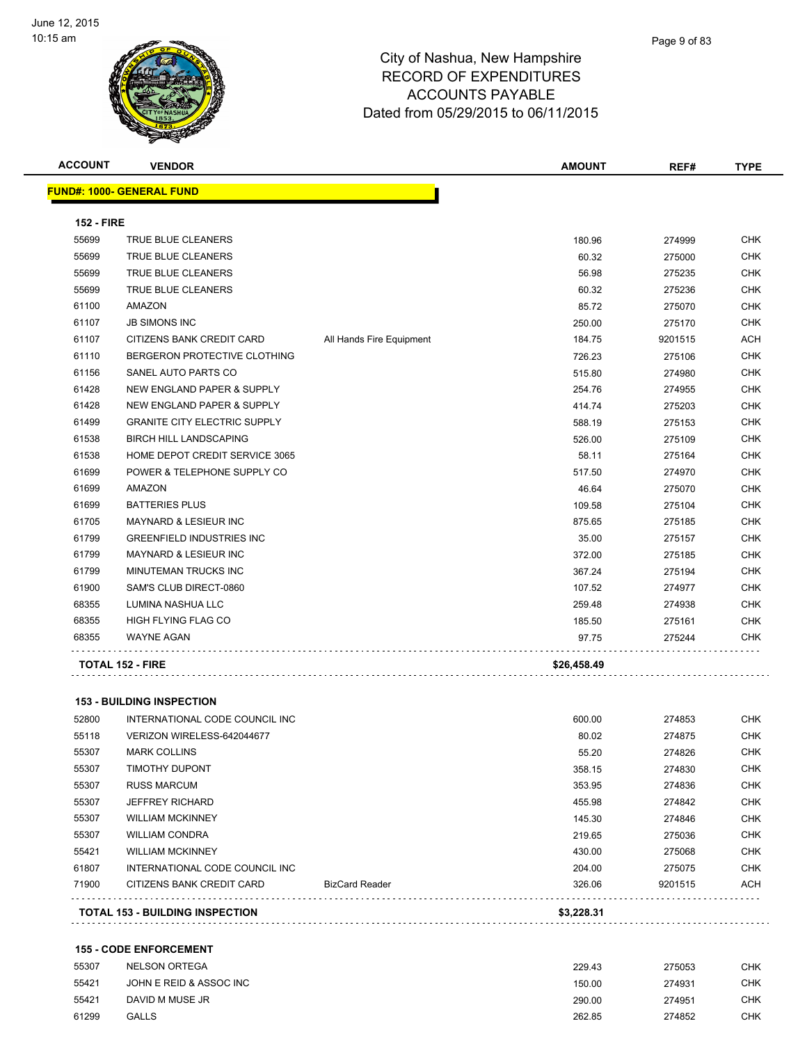# City of Nashua, New Hampshire
## RECORD OF EXPENDITURES
## ACCOUNTS PAYABLE
## Dated from 05/29/2015 to 06/11/2015

| ACCOUNT | VENDOR | | AMOUNT | REF# | TYPE |
|---|---|---|---|---|---|
| **FUND#: 1000- GENERAL FUND** | | | | | |
| **152 - FIRE** | | | | | |
| 55699 | TRUE BLUE CLEANERS | | 180.96 | 274999 | CHK |
| 55699 | TRUE BLUE CLEANERS | | 60.32 | 275000 | CHK |
| 55699 | TRUE BLUE CLEANERS | | 56.98 | 275235 | CHK |
| 55699 | TRUE BLUE CLEANERS | | 60.32 | 275236 | CHK |
| 61100 | AMAZON | | 85.72 | 275070 | CHK |
| 61107 | JB SIMONS INC | | 250.00 | 275170 | CHK |
| 61107 | CITIZENS BANK CREDIT CARD | All Hands Fire Equipment | 184.75 | 9201515 | ACH |
| 61110 | BERGERON PROTECTIVE CLOTHING | | 726.23 | 275106 | CHK |
| 61156 | SANEL AUTO PARTS CO | | 515.80 | 274980 | CHK |
| 61428 | NEW ENGLAND PAPER & SUPPLY | | 254.76 | 274955 | CHK |
| 61428 | NEW ENGLAND PAPER & SUPPLY | | 414.74 | 275203 | CHK |
| 61499 | GRANITE CITY ELECTRIC SUPPLY | | 588.19 | 275153 | CHK |
| 61538 | BIRCH HILL LANDSCAPING | | 526.00 | 275109 | CHK |
| 61538 | HOME DEPOT CREDIT SERVICE 3065 | | 58.11 | 275164 | CHK |
| 61699 | POWER & TELEPHONE SUPPLY CO | | 517.50 | 274970 | CHK |
| 61699 | AMAZON | | 46.64 | 275070 | CHK |
| 61699 | BATTERIES PLUS | | 109.58 | 275104 | CHK |
| 61705 | MAYNARD & LESIEUR INC | | 875.65 | 275185 | CHK |
| 61799 | GREENFIELD INDUSTRIES INC | | 35.00 | 275157 | CHK |
| 61799 | MAYNARD & LESIEUR INC | | 372.00 | 275185 | CHK |
| 61799 | MINUTEMAN TRUCKS INC | | 367.24 | 275194 | CHK |
| 61900 | SAM'S CLUB DIRECT-0860 | | 107.52 | 274977 | CHK |
| 68355 | LUMINA NASHUA LLC | | 259.48 | 274938 | CHK |
| 68355 | HIGH FLYING FLAG CO | | 185.50 | 275161 | CHK |
| 68355 | WAYNE AGAN | | 97.75 | 275244 | CHK |
| **TOTAL 152 - FIRE** | | | **$26,458.49** | | |
| **153 - BUILDING INSPECTION** | | | | | |
| 52800 | INTERNATIONAL CODE COUNCIL INC | | 600.00 | 274853 | CHK |
| 55118 | VERIZON WIRELESS-642044677 | | 80.02 | 274875 | CHK |
| 55307 | MARK COLLINS | | 55.20 | 274826 | CHK |
| 55307 | TIMOTHY DUPONT | | 358.15 | 274830 | CHK |
| 55307 | RUSS MARCUM | | 353.95 | 274836 | CHK |
| 55307 | JEFFREY RICHARD | | 455.98 | 274842 | CHK |
| 55307 | WILLIAM MCKINNEY | | 145.30 | 274846 | CHK |
| 55307 | WILLIAM CONDRA | | 219.65 | 275036 | CHK |
| 55421 | WILLIAM MCKINNEY | | 430.00 | 275068 | CHK |
| 61807 | INTERNATIONAL CODE COUNCIL INC | | 204.00 | 275075 | CHK |
| 71900 | CITIZENS BANK CREDIT CARD | BizCard Reader | 326.06 | 9201515 | ACH |
| **TOTAL 153 - BUILDING INSPECTION** | | | **$3,228.31** | | |
| **155 - CODE ENFORCEMENT** | | | | | |
| 55307 | NELSON ORTEGA | | 229.43 | 275053 | CHK |
| 55421 | JOHN E REID & ASSOC INC | | 150.00 | 274931 | CHK |
| 55421 | DAVID M MUSE JR | | 290.00 | 274951 | CHK |
| 61299 | GALLS | | 262.85 | 274852 | CHK |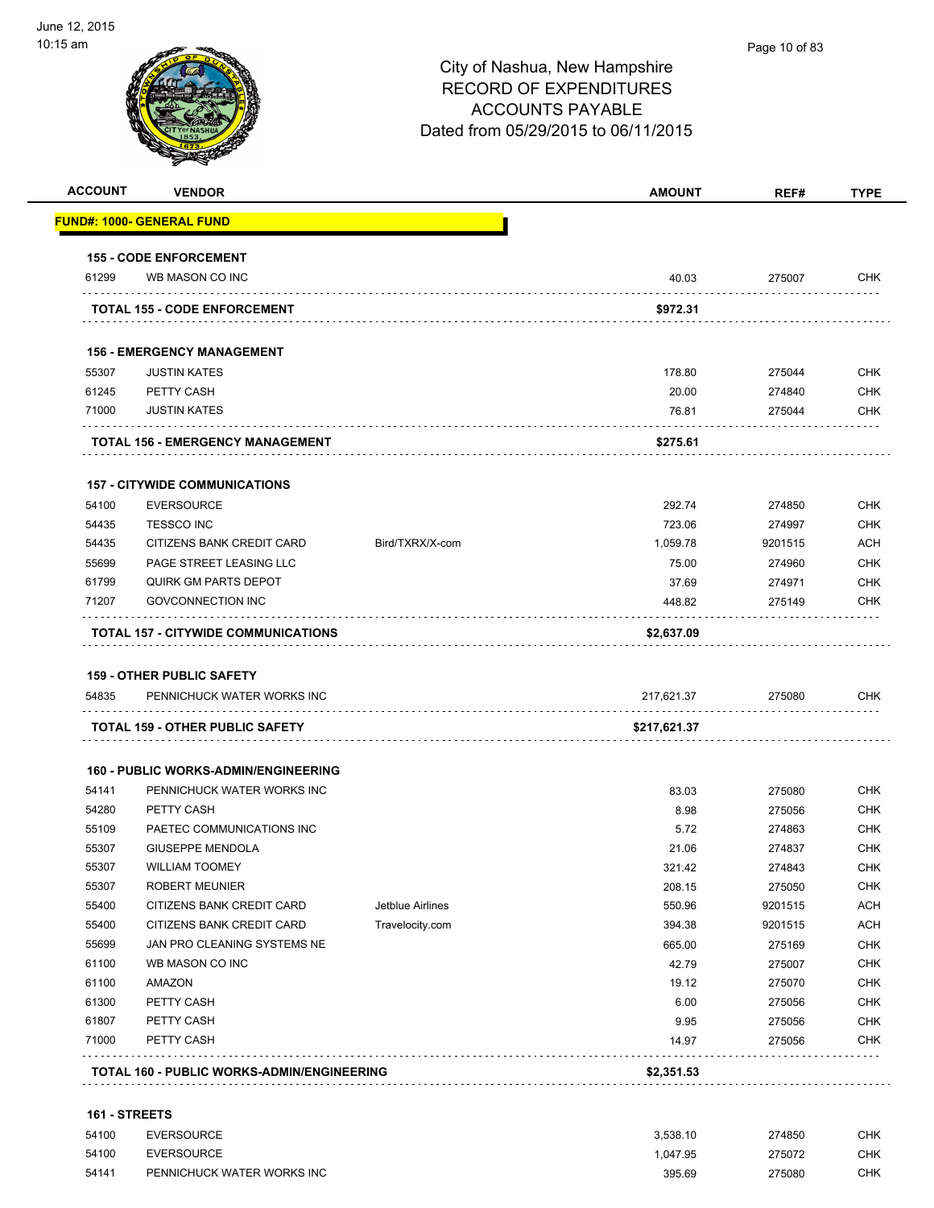City of Nashua, New Hampshire
RECORD OF EXPENDITURES
ACCOUNTS PAYABLE
Dated from 05/29/2015 to 06/11/2015

| ACCOUNT | VENDOR | | AMOUNT | REF# | TYPE |
|---|---|---|---|---|---|
| **FUND#: 1000- GENERAL FUND** | | | | | |
| **155 - CODE ENFORCEMENT** | | | | | |
| 61299 | WB MASON CO INC | | 40.03 | 275007 | CHK |
| **TOTAL 155 - CODE ENFORCEMENT** | | | **$972.31** | | |
| **156 - EMERGENCY MANAGEMENT** | | | | | |
| 55307 | JUSTIN KATES | | 178.80 | 275044 | CHK |
| 61245 | PETTY CASH | | 20.00 | 274840 | CHK |
| 71000 | JUSTIN KATES | | 76.81 | 275044 | CHK |
| **TOTAL 156 - EMERGENCY MANAGEMENT** | | | **$275.61** | | |
| **157 - CITYWIDE COMMUNICATIONS** | | | | | |
| 54100 | EVERSOURCE | | 292.74 | 274850 | CHK |
| 54435 | TESSCO INC | | 723.06 | 274997 | CHK |
| 54435 | CITIZENS BANK CREDIT CARD | Bird/TXRX/X-com | 1,059.78 | 9201515 | ACH |
| 55699 | PAGE STREET LEASING LLC | | 75.00 | 274960 | CHK |
| 61799 | QUIRK GM PARTS DEPOT | | 37.69 | 274971 | CHK |
| 71207 | GOVCONNECTION INC | | 448.82 | 275149 | CHK |
| **TOTAL 157 - CITYWIDE COMMUNICATIONS** | | | **$2,637.09** | | |
| **159 - OTHER PUBLIC SAFETY** | | | | | |
| 54835 | PENNICHUCK WATER WORKS INC | | 217,621.37 | 275080 | CHK |
| **TOTAL 159 - OTHER PUBLIC SAFETY** | | | **$217,621.37** | | |
| **160 - PUBLIC WORKS-ADMIN/ENGINEERING** | | | | | |
| 54141 | PENNICHUCK WATER WORKS INC | | 83.03 | 275080 | CHK |
| 54280 | PETTY CASH | | 8.98 | 275056 | CHK |
| 55109 | PAETEC COMMUNICATIONS INC | | 5.72 | 274863 | CHK |
| 55307 | GIUSEPPE MENDOLA | | 21.06 | 274837 | CHK |
| 55307 | WILLIAM TOOMEY | | 321.42 | 274843 | CHK |
| 55307 | ROBERT MEUNIER | | 208.15 | 275050 | CHK |
| 55400 | CITIZENS BANK CREDIT CARD | Jetblue Airlines | 550.96 | 9201515 | ACH |
| 55400 | CITIZENS BANK CREDIT CARD | Travelocity.com | 394.38 | 9201515 | ACH |
| 55699 | JAN PRO CLEANING SYSTEMS NE | | 665.00 | 275169 | CHK |
| 61100 | WB MASON CO INC | | 42.79 | 275007 | CHK |
| 61100 | AMAZON | | 19.12 | 275070 | CHK |
| 61300 | PETTY CASH | | 6.00 | 275056 | CHK |
| 61807 | PETTY CASH | | 9.95 | 275056 | CHK |
| 71000 | PETTY CASH | | 14.97 | 275056 | CHK |
| **TOTAL 160 - PUBLIC WORKS-ADMIN/ENGINEERING** | | | **$2,351.53** | | |
| **161 - STREETS** | | | | | |
| 54100 | EVERSOURCE | | 3,538.10 | 274850 | CHK |
| 54100 | EVERSOURCE | | 1,047.95 | 275072 | CHK |
| 54141 | PENNICHUCK WATER WORKS INC | | 395.69 | 275080 | CHK |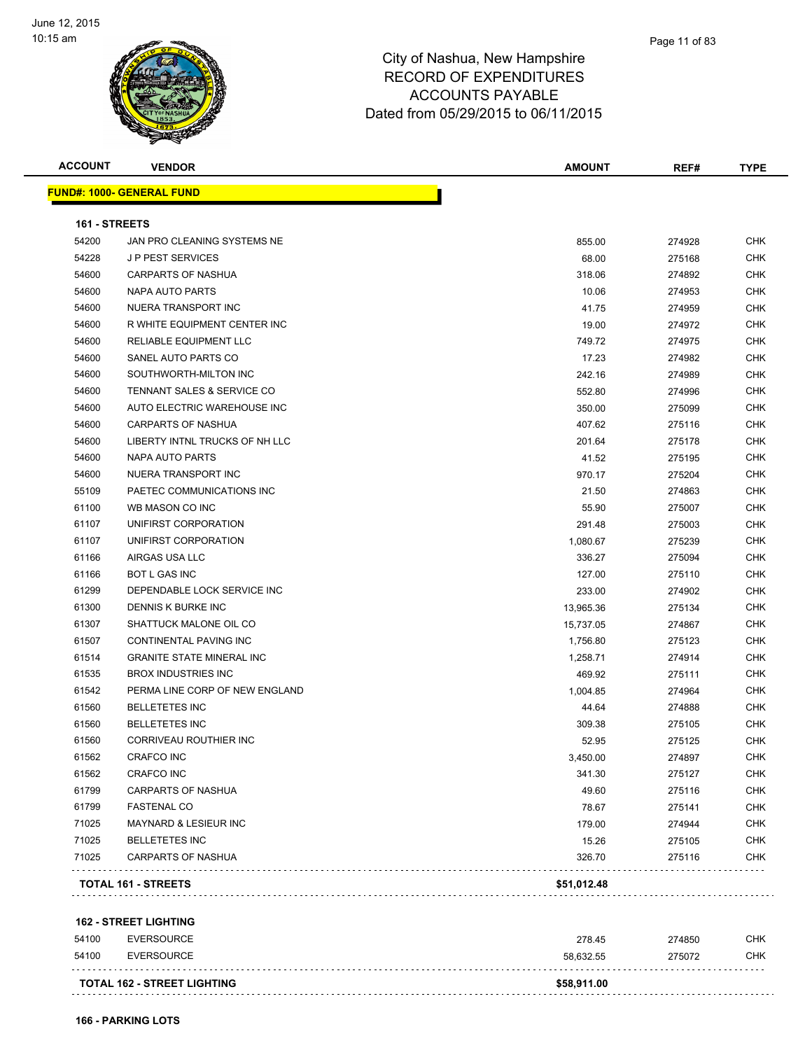# City of Nashua, New Hampshire
## RECORD OF EXPENDITURES
## ACCOUNTS PAYABLE
## Dated from 05/29/2015 to 06/11/2015

| ACCOUNT | VENDOR | AMOUNT | REF# | TYPE |
|---|---|---|---|---|
| **FUND#: 1000- GENERAL FUND** | | | | |
| **161 - STREETS** | | | | |
| 54200 | JAN PRO CLEANING SYSTEMS NE | 855.00 | 274928 | CHK |
| 54228 | J P PEST SERVICES | 68.00 | 275168 | CHK |
| 54600 | CARPARTS OF NASHUA | 318.06 | 274892 | CHK |
| 54600 | NAPA AUTO PARTS | 10.06 | 274953 | CHK |
| 54600 | NUERA TRANSPORT INC | 41.75 | 274959 | CHK |
| 54600 | R WHITE EQUIPMENT CENTER INC | 19.00 | 274972 | CHK |
| 54600 | RELIABLE EQUIPMENT LLC | 749.72 | 274975 | CHK |
| 54600 | SANEL AUTO PARTS CO | 17.23 | 274982 | CHK |
| 54600 | SOUTHWORTH-MILTON INC | 242.16 | 274989 | CHK |
| 54600 | TENNANT SALES & SERVICE CO | 552.80 | 274996 | CHK |
| 54600 | AUTO ELECTRIC WAREHOUSE INC | 350.00 | 275099 | CHK |
| 54600 | CARPARTS OF NASHUA | 407.62 | 275116 | CHK |
| 54600 | LIBERTY INTNL TRUCKS OF NH LLC | 201.64 | 275178 | CHK |
| 54600 | NAPA AUTO PARTS | 41.52 | 275195 | CHK |
| 54600 | NUERA TRANSPORT INC | 970.17 | 275204 | CHK |
| 55109 | PAETEC COMMUNICATIONS INC | 21.50 | 274863 | CHK |
| 61100 | WB MASON CO INC | 55.90 | 275007 | CHK |
| 61107 | UNIFIRST CORPORATION | 291.48 | 275003 | CHK |
| 61107 | UNIFIRST CORPORATION | 1,080.67 | 275239 | CHK |
| 61166 | AIRGAS USA LLC | 336.27 | 275094 | CHK |
| 61166 | BOT L GAS INC | 127.00 | 275110 | CHK |
| 61299 | DEPENDABLE LOCK SERVICE INC | 233.00 | 274902 | CHK |
| 61300 | DENNIS K BURKE INC | 13,965.36 | 275134 | CHK |
| 61307 | SHATTUCK MALONE OIL CO | 15,737.05 | 274867 | CHK |
| 61507 | CONTINENTAL PAVING INC | 1,756.80 | 275123 | CHK |
| 61514 | GRANITE STATE MINERAL INC | 1,258.71 | 274914 | CHK |
| 61535 | BROX INDUSTRIES INC | 469.92 | 275111 | CHK |
| 61542 | PERMA LINE CORP OF NEW ENGLAND | 1,004.85 | 274964 | CHK |
| 61560 | BELLETETES INC | 44.64 | 274888 | CHK |
| 61560 | BELLETETES INC | 309.38 | 275105 | CHK |
| 61560 | CORRIVEAU ROUTHIER INC | 52.95 | 275125 | CHK |
| 61562 | CRAFCO INC | 3,450.00 | 274897 | CHK |
| 61562 | CRAFCO INC | 341.30 | 275127 | CHK |
| 61799 | CARPARTS OF NASHUA | 49.60 | 275116 | CHK |
| 61799 | FASTENAL CO | 78.67 | 275141 | CHK |
| 71025 | MAYNARD & LESIEUR INC | 179.00 | 274944 | CHK |
| 71025 | BELLETETES INC | 15.26 | 275105 | CHK |
| 71025 | CARPARTS OF NASHUA | 326.70 | 275116 | CHK |
| **TOTAL 161 - STREETS** | | **$51,012.48** | | |
| **162 - STREET LIGHTING** | | | | |
| 54100 | EVERSOURCE | 278.45 | 274850 | CHK |
| 54100 | EVERSOURCE | 58,632.55 | 275072 | CHK |
| **TOTAL 162 - STREET LIGHTING** | | **$58,911.00** | | |
| **166 - PARKING LOTS** | | | | |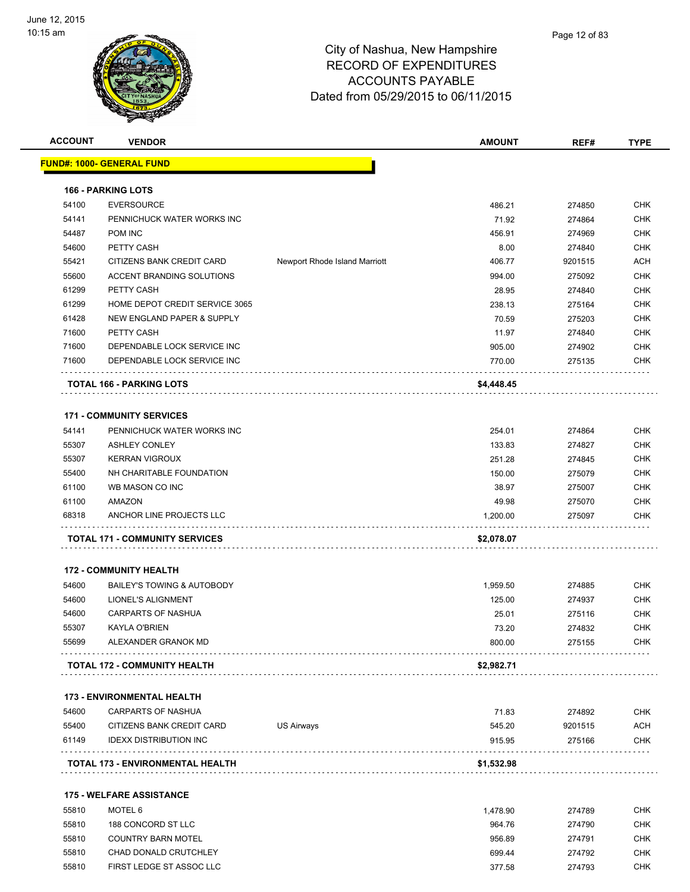# City of Nashua, New Hampshire
## RECORD OF EXPENDITURES
## ACCOUNTS PAYABLE
## Dated from 05/29/2015 to 06/11/2015

June 12, 2015
10:15 am

| ACCOUNT | VENDOR | | AMOUNT | REF# | TYPE |
|---|---|---|---|---|---|
| **FUND#: 1000- GENERAL FUND** | | | | | |
| **166 - PARKING LOTS** | | | | | |
| 54100 | EVERSOURCE | | 486.21 | 274850 | CHK |
| 54141 | PENNICHUCK WATER WORKS INC | | 71.92 | 274864 | CHK |
| 54487 | POM INC | | 456.91 | 274969 | CHK |
| 54600 | PETTY CASH | | 8.00 | 274840 | CHK |
| 55421 | CITIZENS BANK CREDIT CARD | Newport Rhode Island Marriott | 406.77 | 9201515 | ACH |
| 55600 | ACCENT BRANDING SOLUTIONS | | 994.00 | 275092 | CHK |
| 61299 | PETTY CASH | | 28.95 | 274840 | CHK |
| 61299 | HOME DEPOT CREDIT SERVICE 3065 | | 238.13 | 275164 | CHK |
| 61428 | NEW ENGLAND PAPER & SUPPLY | | 70.59 | 275203 | CHK |
| 71600 | PETTY CASH | | 11.97 | 274840 | CHK |
| 71600 | DEPENDABLE LOCK SERVICE INC | | 905.00 | 274902 | CHK |
| 71600 | DEPENDABLE LOCK SERVICE INC | | 770.00 | 275135 | CHK |
| **TOTAL 166 - PARKING LOTS** | | | **$4,448.45** | | |
| **171 - COMMUNITY SERVICES** | | | | | |
| 54141 | PENNICHUCK WATER WORKS INC | | 254.01 | 274864 | CHK |
| 55307 | ASHLEY CONLEY | | 133.83 | 274827 | CHK |
| 55307 | KERRAN VIGROUX | | 251.28 | 274845 | CHK |
| 55400 | NH CHARITABLE FOUNDATION | | 150.00 | 275079 | CHK |
| 61100 | WB MASON CO INC | | 38.97 | 275007 | CHK |
| 61100 | AMAZON | | 49.98 | 275070 | CHK |
| 68318 | ANCHOR LINE PROJECTS LLC | | 1,200.00 | 275097 | CHK |
| **TOTAL 171 - COMMUNITY SERVICES** | | | **$2,078.07** | | |
| **172 - COMMUNITY HEALTH** | | | | | |
| 54600 | BAILEY'S TOWING & AUTOBODY | | 1,959.50 | 274885 | CHK |
| 54600 | LIONEL'S ALIGNMENT | | 125.00 | 274937 | CHK |
| 54600 | CARPARTS OF NASHUA | | 25.01 | 275116 | CHK |
| 55307 | KAYLA O'BRIEN | | 73.20 | 274832 | CHK |
| 55699 | ALEXANDER GRANOK MD | | 800.00 | 275155 | CHK |
| **TOTAL 172 - COMMUNITY HEALTH** | | | **$2,982.71** | | |
| **173 - ENVIRONMENTAL HEALTH** | | | | | |
| 54600 | CARPARTS OF NASHUA | | 71.83 | 274892 | CHK |
| 55400 | CITIZENS BANK CREDIT CARD | US Airways | 545.20 | 9201515 | ACH |
| 61149 | IDEXX DISTRIBUTION INC | | 915.95 | 275166 | CHK |
| **TOTAL 173 - ENVIRONMENTAL HEALTH** | | | **$1,532.98** | | |
| **175 - WELFARE ASSISTANCE** | | | | | |
| 55810 | MOTEL 6 | | 1,478.90 | 274789 | CHK |
| 55810 | 188 CONCORD ST LLC | | 964.76 | 274790 | CHK |
| 55810 | COUNTRY BARN MOTEL | | 956.89 | 274791 | CHK |
| 55810 | CHAD DONALD CRUTCHLEY | | 699.44 | 274792 | CHK |
| 55810 | FIRST LEDGE ST ASSOC LLC | | 377.58 | 274793 | CHK |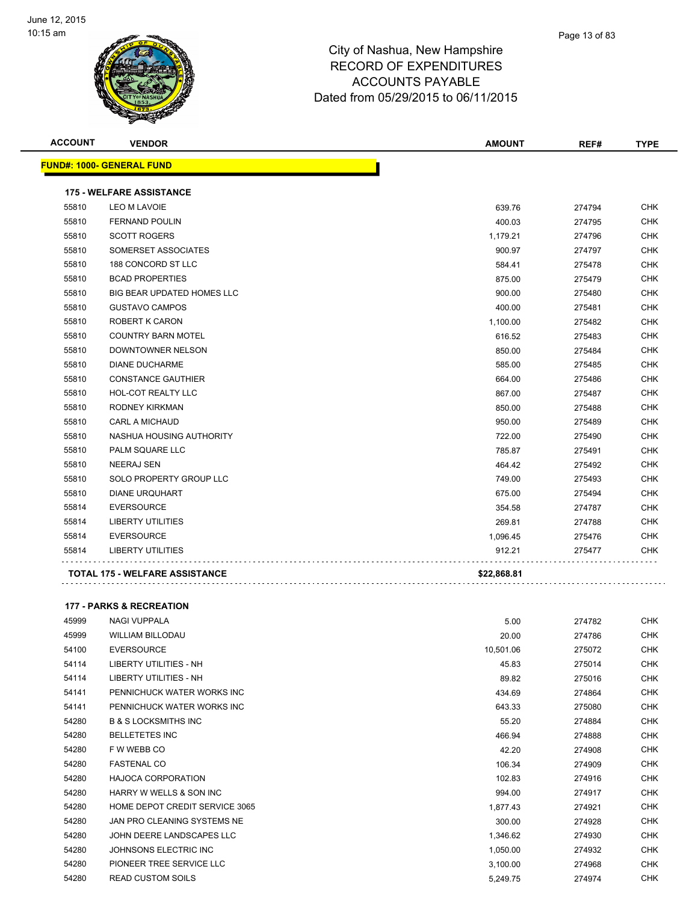# City of Nashua, New Hampshire
## RECORD OF EXPENDITURES
## ACCOUNTS PAYABLE
## Dated from 05/29/2015 to 06/11/2015

| ACCOUNT | VENDOR | AMOUNT | REF# | TYPE |
|---|---|---|---|---|
| **FUND#: 1000- GENERAL FUND** | | | | |
| **175 - WELFARE ASSISTANCE** | | | | |
| 55810 | LEO M LAVOIE | 639.76 | 274794 | CHK |
| 55810 | FERNAND POULIN | 400.03 | 274795 | CHK |
| 55810 | SCOTT ROGERS | 1,179.21 | 274796 | CHK |
| 55810 | SOMERSET ASSOCIATES | 900.97 | 274797 | CHK |
| 55810 | 188 CONCORD ST LLC | 584.41 | 275478 | CHK |
| 55810 | BCAD PROPERTIES | 875.00 | 275479 | CHK |
| 55810 | BIG BEAR UPDATED HOMES LLC | 900.00 | 275480 | CHK |
| 55810 | GUSTAVO CAMPOS | 400.00 | 275481 | CHK |
| 55810 | ROBERT K CARON | 1,100.00 | 275482 | CHK |
| 55810 | COUNTRY BARN MOTEL | 616.52 | 275483 | CHK |
| 55810 | DOWNTOWNER NELSON | 850.00 | 275484 | CHK |
| 55810 | DIANE DUCHARME | 585.00 | 275485 | CHK |
| 55810 | CONSTANCE GAUTHIER | 664.00 | 275486 | CHK |
| 55810 | HOL-COT REALTY LLC | 867.00 | 275487 | CHK |
| 55810 | RODNEY KIRKMAN | 850.00 | 275488 | CHK |
| 55810 | CARL A MICHAUD | 950.00 | 275489 | CHK |
| 55810 | NASHUA HOUSING AUTHORITY | 722.00 | 275490 | CHK |
| 55810 | PALM SQUARE LLC | 785.87 | 275491 | CHK |
| 55810 | NEERAJ SEN | 464.42 | 275492 | CHK |
| 55810 | SOLO PROPERTY GROUP LLC | 749.00 | 275493 | CHK |
| 55810 | DIANE URQUHART | 675.00 | 275494 | CHK |
| 55814 | EVERSOURCE | 354.58 | 274787 | CHK |
| 55814 | LIBERTY UTILITIES | 269.81 | 274788 | CHK |
| 55814 | EVERSOURCE | 1,096.45 | 275476 | CHK |
| 55814 | LIBERTY UTILITIES | 912.21 | 275477 | CHK |
| **TOTAL 175 - WELFARE ASSISTANCE** | | **$22,868.81** | | |
| **177 - PARKS & RECREATION** | | | | |
| 45999 | NAGI VUPPALA | 5.00 | 274782 | CHK |
| 45999 | WILLIAM BILLODAU | 20.00 | 274786 | CHK |
| 54100 | EVERSOURCE | 10,501.06 | 275072 | CHK |
| 54114 | LIBERTY UTILITIES - NH | 45.83 | 275014 | CHK |
| 54114 | LIBERTY UTILITIES - NH | 89.82 | 275016 | CHK |
| 54141 | PENNICHUCK WATER WORKS INC | 434.69 | 274864 | CHK |
| 54141 | PENNICHUCK WATER WORKS INC | 643.33 | 275080 | CHK |
| 54280 | B & S LOCKSMITHS INC | 55.20 | 274884 | CHK |
| 54280 | BELLETETES INC | 466.94 | 274888 | CHK |
| 54280 | F W WEBB CO | 42.20 | 274908 | CHK |
| 54280 | FASTENAL CO | 106.34 | 274909 | CHK |
| 54280 | HAJOCA CORPORATION | 102.83 | 274916 | CHK |
| 54280 | HARRY W WELLS & SON INC | 994.00 | 274917 | CHK |
| 54280 | HOME DEPOT CREDIT SERVICE 3065 | 1,877.43 | 274921 | CHK |
| 54280 | JAN PRO CLEANING SYSTEMS NE | 300.00 | 274928 | CHK |
| 54280 | JOHN DEERE LANDSCAPES LLC | 1,346.62 | 274930 | CHK |
| 54280 | JOHNSONS ELECTRIC INC | 1,050.00 | 274932 | CHK |
| 54280 | PIONEER TREE SERVICE LLC | 3,100.00 | 274968 | CHK |
| 54280 | READ CUSTOM SOILS | 5,249.75 | 274974 | CHK |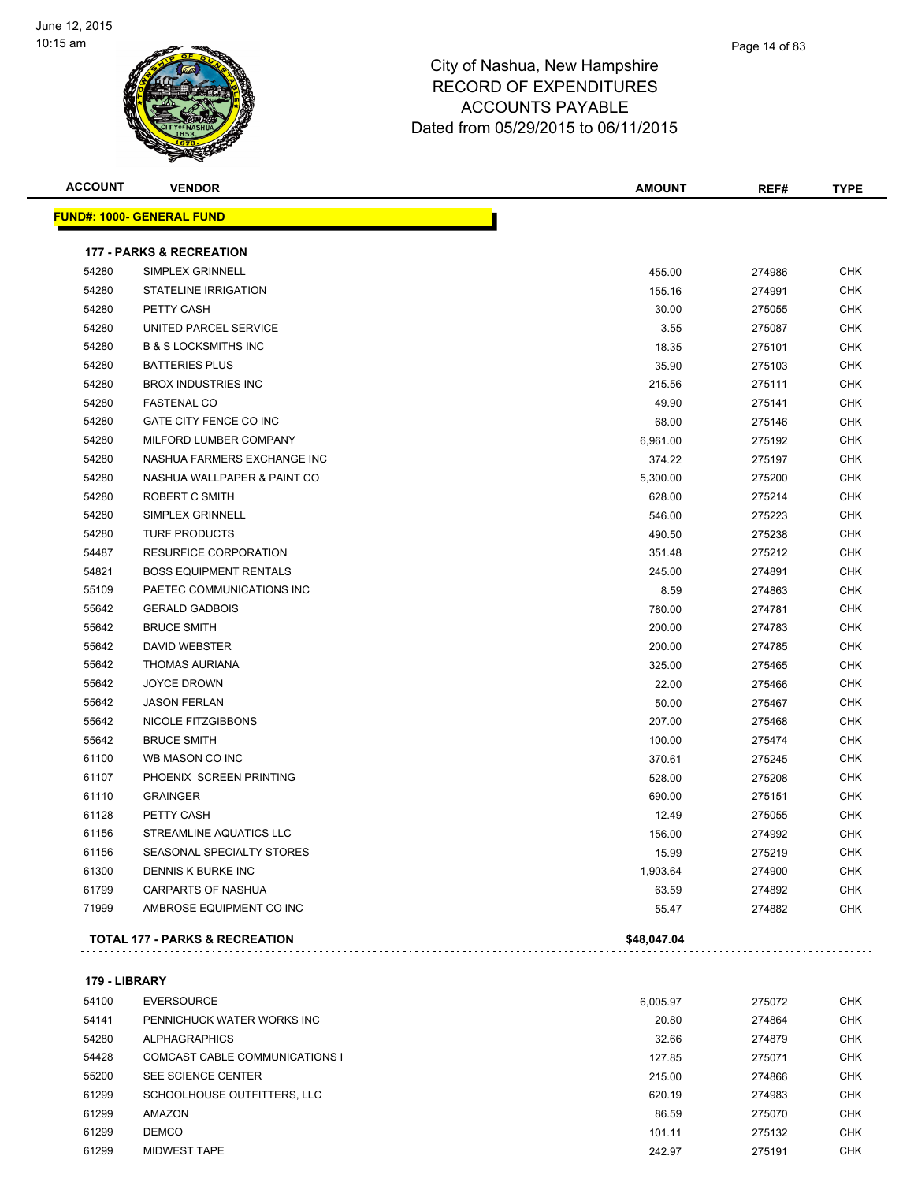City of Nashua, New Hampshire
RECORD OF EXPENDITURES
ACCOUNTS PAYABLE
Dated from 05/29/2015 to 06/11/2015

June 12, 2015
10:15 am

| ACCOUNT | VENDOR | AMOUNT | REF# | TYPE |
|---|---|---|---|---|
| **FUND#: 1000- GENERAL FUND** | | | | |
| **177 - PARKS & RECREATION** | | | | |
| 54280 | SIMPLEX GRINNELL | 455.00 | 274986 | CHK |
| 54280 | STATELINE IRRIGATION | 155.16 | 274991 | CHK |
| 54280 | PETTY CASH | 30.00 | 275055 | CHK |
| 54280 | UNITED PARCEL SERVICE | 3.55 | 275087 | CHK |
| 54280 | B & S LOCKSMITHS INC | 18.35 | 275101 | CHK |
| 54280 | BATTERIES PLUS | 35.90 | 275103 | CHK |
| 54280 | BROX INDUSTRIES INC | 215.56 | 275111 | CHK |
| 54280 | FASTENAL CO | 49.90 | 275141 | CHK |
| 54280 | GATE CITY FENCE CO INC | 68.00 | 275146 | CHK |
| 54280 | MILFORD LUMBER COMPANY | 6,961.00 | 275192 | CHK |
| 54280 | NASHUA FARMERS EXCHANGE INC | 374.22 | 275197 | CHK |
| 54280 | NASHUA WALLPAPER & PAINT CO | 5,300.00 | 275200 | CHK |
| 54280 | ROBERT C SMITH | 628.00 | 275214 | CHK |
| 54280 | SIMPLEX GRINNELL | 546.00 | 275223 | CHK |
| 54280 | TURF PRODUCTS | 490.50 | 275238 | CHK |
| 54487 | RESURFICE CORPORATION | 351.48 | 275212 | CHK |
| 54821 | BOSS EQUIPMENT RENTALS | 245.00 | 274891 | CHK |
| 55109 | PAETEC COMMUNICATIONS INC | 8.59 | 274863 | CHK |
| 55642 | GERALD GADBOIS | 780.00 | 274781 | CHK |
| 55642 | BRUCE SMITH | 200.00 | 274783 | CHK |
| 55642 | DAVID WEBSTER | 200.00 | 274785 | CHK |
| 55642 | THOMAS AURIANA | 325.00 | 275465 | CHK |
| 55642 | JOYCE DROWN | 22.00 | 275466 | CHK |
| 55642 | JASON FERLAN | 50.00 | 275467 | CHK |
| 55642 | NICOLE FITZGIBBONS | 207.00 | 275468 | CHK |
| 55642 | BRUCE SMITH | 100.00 | 275474 | CHK |
| 61100 | WB MASON CO INC | 370.61 | 275245 | CHK |
| 61107 | PHOENIX SCREEN PRINTING | 528.00 | 275208 | CHK |
| 61110 | GRAINGER | 690.00 | 275151 | CHK |
| 61128 | PETTY CASH | 12.49 | 275055 | CHK |
| 61156 | STREAMLINE AQUATICS LLC | 156.00 | 274992 | CHK |
| 61156 | SEASONAL SPECIALTY STORES | 15.99 | 275219 | CHK |
| 61300 | DENNIS K BURKE INC | 1,903.64 | 274900 | CHK |
| 61799 | CARPARTS OF NASHUA | 63.59 | 274892 | CHK |
| 71999 | AMBROSE EQUIPMENT CO INC | 55.47 | 274882 | CHK |
| **TOTAL 177 - PARKS & RECREATION** | | **$48,047.04** | | |
| **179 - LIBRARY** | | | | |
| 54100 | EVERSOURCE | 6,005.97 | 275072 | CHK |
| 54141 | PENNICHUCK WATER WORKS INC | 20.80 | 274864 | CHK |
| 54280 | ALPHAGRAPHICS | 32.66 | 274879 | CHK |
| 54428 | COMCAST CABLE COMMUNICATIONS I | 127.85 | 275071 | CHK |
| 55200 | SEE SCIENCE CENTER | 215.00 | 274866 | CHK |
| 61299 | SCHOOLHOUSE OUTFITTERS, LLC | 620.19 | 274983 | CHK |
| 61299 | AMAZON | 86.59 | 275070 | CHK |
| 61299 | DEMCO | 101.11 | 275132 | CHK |
| 61299 | MIDWEST TAPE | 242.97 | 275191 | CHK |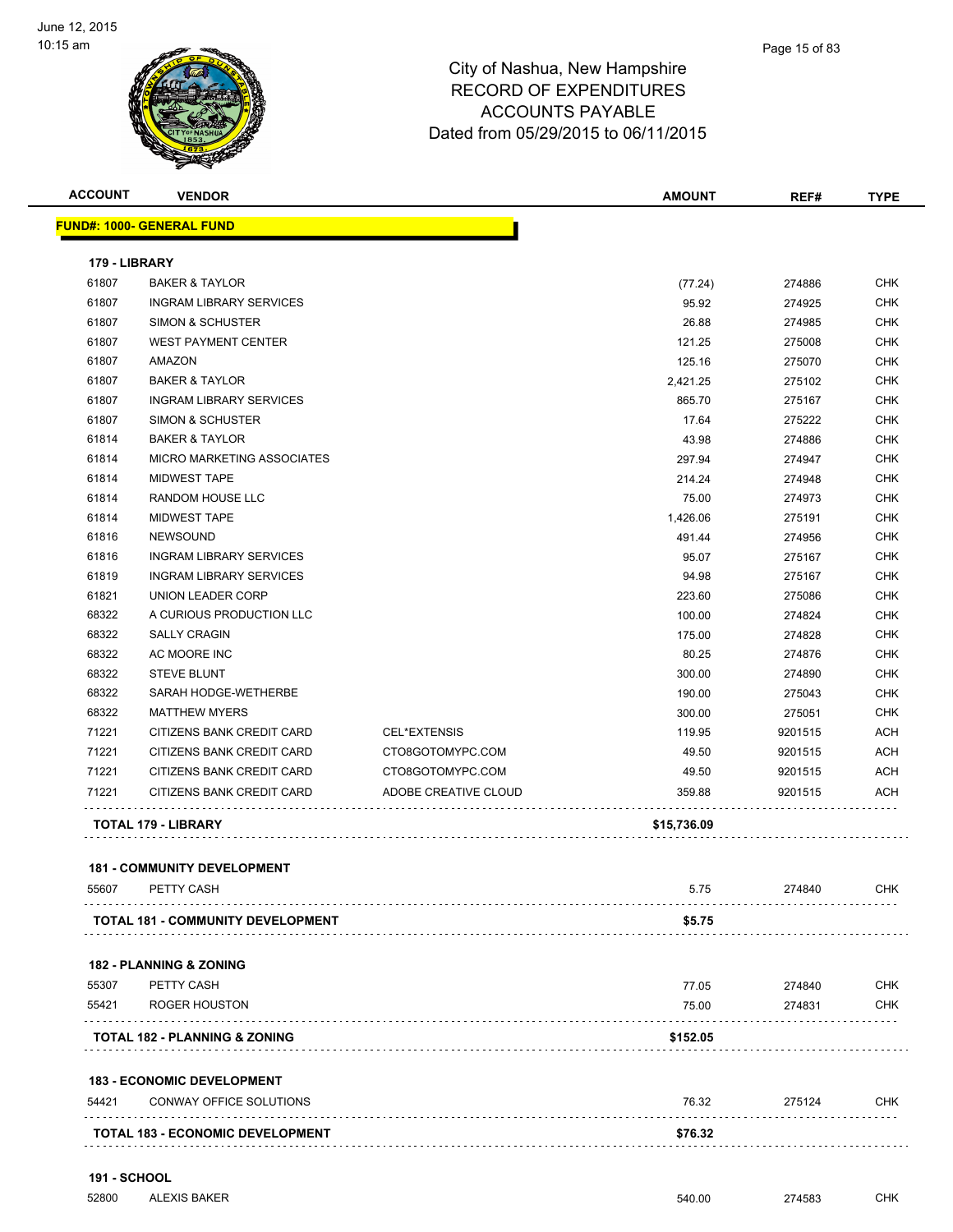# City of Nashua, New Hampshire
## RECORD OF EXPENDITURES
## ACCOUNTS PAYABLE
## Dated from 05/29/2015 to 06/11/2015

June 12, 2015
10:15 am

| ACCOUNT | VENDOR | | AMOUNT | REF# | TYPE |
|---|---|---|---|---|---|
| **FUND#: 1000- GENERAL FUND** | | | | | |
| **179 - LIBRARY** | | | | | |
| 61807 | BAKER & TAYLOR | | (77.24) | 274886 | CHK |
| 61807 | INGRAM LIBRARY SERVICES | | 95.92 | 274925 | CHK |
| 61807 | SIMON & SCHUSTER | | 26.88 | 274985 | CHK |
| 61807 | WEST PAYMENT CENTER | | 121.25 | 275008 | CHK |
| 61807 | AMAZON | | 125.16 | 275070 | CHK |
| 61807 | BAKER & TAYLOR | | 2,421.25 | 275102 | CHK |
| 61807 | INGRAM LIBRARY SERVICES | | 865.70 | 275167 | CHK |
| 61807 | SIMON & SCHUSTER | | 17.64 | 275222 | CHK |
| 61814 | BAKER & TAYLOR | | 43.98 | 274886 | CHK |
| 61814 | MICRO MARKETING ASSOCIATES | | 297.94 | 274947 | CHK |
| 61814 | MIDWEST TAPE | | 214.24 | 274948 | CHK |
| 61814 | RANDOM HOUSE LLC | | 75.00 | 274973 | CHK |
| 61814 | MIDWEST TAPE | | 1,426.06 | 275191 | CHK |
| 61816 | NEWSOUND | | 491.44 | 274956 | CHK |
| 61816 | INGRAM LIBRARY SERVICES | | 95.07 | 275167 | CHK |
| 61819 | INGRAM LIBRARY SERVICES | | 94.98 | 275167 | CHK |
| 61821 | UNION LEADER CORP | | 223.60 | 275086 | CHK |
| 68322 | A CURIOUS PRODUCTION LLC | | 100.00 | 274824 | CHK |
| 68322 | SALLY CRAGIN | | 175.00 | 274828 | CHK |
| 68322 | AC MOORE INC | | 80.25 | 274876 | CHK |
| 68322 | STEVE BLUNT | | 300.00 | 274890 | CHK |
| 68322 | SARAH HODGE-WETHERBE | | 190.00 | 275043 | CHK |
| 68322 | MATTHEW MYERS | | 300.00 | 275051 | CHK |
| 71221 | CITIZENS BANK CREDIT CARD | CEL*EXTENSIS | 119.95 | 9201515 | ACH |
| 71221 | CITIZENS BANK CREDIT CARD | CTO8GOTOMYPC.COM | 49.50 | 9201515 | ACH |
| 71221 | CITIZENS BANK CREDIT CARD | CTO8GOTOMYPC.COM | 49.50 | 9201515 | ACH |
| 71221 | CITIZENS BANK CREDIT CARD | ADOBE CREATIVE CLOUD | 359.88 | 9201515 | ACH |
| **TOTAL 179 - LIBRARY** | | | **$15,736.09** | | |
| **181 - COMMUNITY DEVELOPMENT** | | | | | |
| 55607 | PETTY CASH | | 5.75 | 274840 | CHK |
| **TOTAL 181 - COMMUNITY DEVELOPMENT** | | | **$5.75** | | |
| **182 - PLANNING & ZONING** | | | | | |
| 55307 | PETTY CASH | | 77.05 | 274840 | CHK |
| 55421 | ROGER HOUSTON | | 75.00 | 274831 | CHK |
| **TOTAL 182 - PLANNING & ZONING** | | | **$152.05** | | |
| **183 - ECONOMIC DEVELOPMENT** | | | | | |
| 54421 | CONWAY OFFICE SOLUTIONS | | 76.32 | 275124 | CHK |
| **TOTAL 183 - ECONOMIC DEVELOPMENT** | | | **$76.32** | | |
| **191 - SCHOOL** | | | | | |
| 52800 | ALEXIS BAKER | | 540.00 | 274583 | CHK |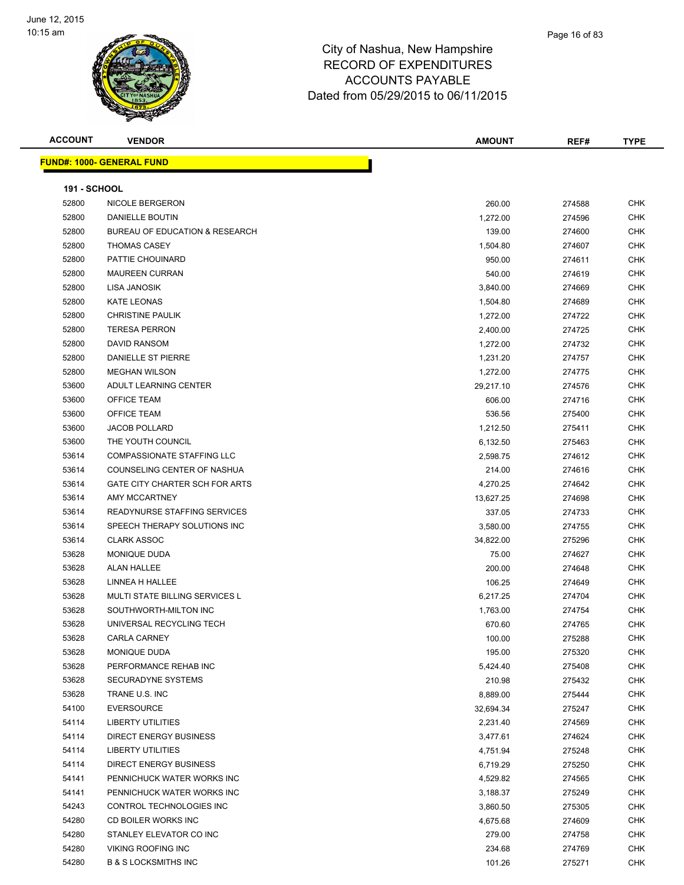# City of Nashua, New Hampshire
## RECORD OF EXPENDITURES
## ACCOUNTS PAYABLE
## Dated from 05/29/2015 to 06/11/2015

| ACCOUNT | VENDOR | AMOUNT | REF# | TYPE |
|---|---|---|---|---|
| **FUND#: 1000- GENERAL FUND** | | | | |
| **191 - SCHOOL** | | | | |
| 52800 | NICOLE BERGERON | 260.00 | 274588 | CHK |
| 52800 | DANIELLE BOUTIN | 1,272.00 | 274596 | CHK |
| 52800 | BUREAU OF EDUCATION & RESEARCH | 139.00 | 274600 | CHK |
| 52800 | THOMAS CASEY | 1,504.80 | 274607 | CHK |
| 52800 | PATTIE CHOUINARD | 950.00 | 274611 | CHK |
| 52800 | MAUREEN CURRAN | 540.00 | 274619 | CHK |
| 52800 | LISA JANOSIK | 3,840.00 | 274669 | CHK |
| 52800 | KATE LEONAS | 1,504.80 | 274689 | CHK |
| 52800 | CHRISTINE PAULIK | 1,272.00 | 274722 | CHK |
| 52800 | TERESA PERRON | 2,400.00 | 274725 | CHK |
| 52800 | DAVID RANSOM | 1,272.00 | 274732 | CHK |
| 52800 | DANIELLE ST PIERRE | 1,231.20 | 274757 | CHK |
| 52800 | MEGHAN WILSON | 1,272.00 | 274775 | CHK |
| 53600 | ADULT LEARNING CENTER | 29,217.10 | 274576 | CHK |
| 53600 | OFFICE TEAM | 606.00 | 274716 | CHK |
| 53600 | OFFICE TEAM | 536.56 | 275400 | CHK |
| 53600 | JACOB POLLARD | 1,212.50 | 275411 | CHK |
| 53600 | THE YOUTH COUNCIL | 6,132.50 | 275463 | CHK |
| 53614 | COMPASSIONATE STAFFING LLC | 2,598.75 | 274612 | CHK |
| 53614 | COUNSELING CENTER OF NASHUA | 214.00 | 274616 | CHK |
| 53614 | GATE CITY CHARTER SCH FOR ARTS | 4,270.25 | 274642 | CHK |
| 53614 | AMY MCCARTNEY | 13,627.25 | 274698 | CHK |
| 53614 | READYNURSE STAFFING SERVICES | 337.05 | 274733 | CHK |
| 53614 | SPEECH THERAPY SOLUTIONS INC | 3,580.00 | 274755 | CHK |
| 53614 | CLARK ASSOC | 34,822.00 | 275296 | CHK |
| 53628 | MONIQUE DUDA | 75.00 | 274627 | CHK |
| 53628 | ALAN HALLEE | 200.00 | 274648 | CHK |
| 53628 | LINNEA H HALLEE | 106.25 | 274649 | CHK |
| 53628 | MULTI STATE BILLING SERVICES L | 6,217.25 | 274704 | CHK |
| 53628 | SOUTHWORTH-MILTON INC | 1,763.00 | 274754 | CHK |
| 53628 | UNIVERSAL RECYCLING TECH | 670.60 | 274765 | CHK |
| 53628 | CARLA CARNEY | 100.00 | 275288 | CHK |
| 53628 | MONIQUE DUDA | 195.00 | 275320 | CHK |
| 53628 | PERFORMANCE REHAB INC | 5,424.40 | 275408 | CHK |
| 53628 | SECURADYNE SYSTEMS | 210.98 | 275432 | CHK |
| 53628 | TRANE U.S. INC | 8,889.00 | 275444 | CHK |
| 54100 | EVERSOURCE | 32,694.34 | 275247 | CHK |
| 54114 | LIBERTY UTILITIES | 2,231.40 | 274569 | CHK |
| 54114 | DIRECT ENERGY BUSINESS | 3,477.61 | 274624 | CHK |
| 54114 | LIBERTY UTILITIES | 4,751.94 | 275248 | CHK |
| 54114 | DIRECT ENERGY BUSINESS | 6,719.29 | 275250 | CHK |
| 54141 | PENNICHUCK WATER WORKS INC | 4,529.82 | 274565 | CHK |
| 54141 | PENNICHUCK WATER WORKS INC | 3,188.37 | 275249 | CHK |
| 54243 | CONTROL TECHNOLOGIES INC | 3,860.50 | 275305 | CHK |
| 54280 | CD BOILER WORKS INC | 4,675.68 | 274609 | CHK |
| 54280 | STANLEY ELEVATOR CO INC | 279.00 | 274758 | CHK |
| 54280 | VIKING ROOFING INC | 234.68 | 274769 | CHK |
| 54280 | B & S LOCKSMITHS INC | 101.26 | 275271 | CHK |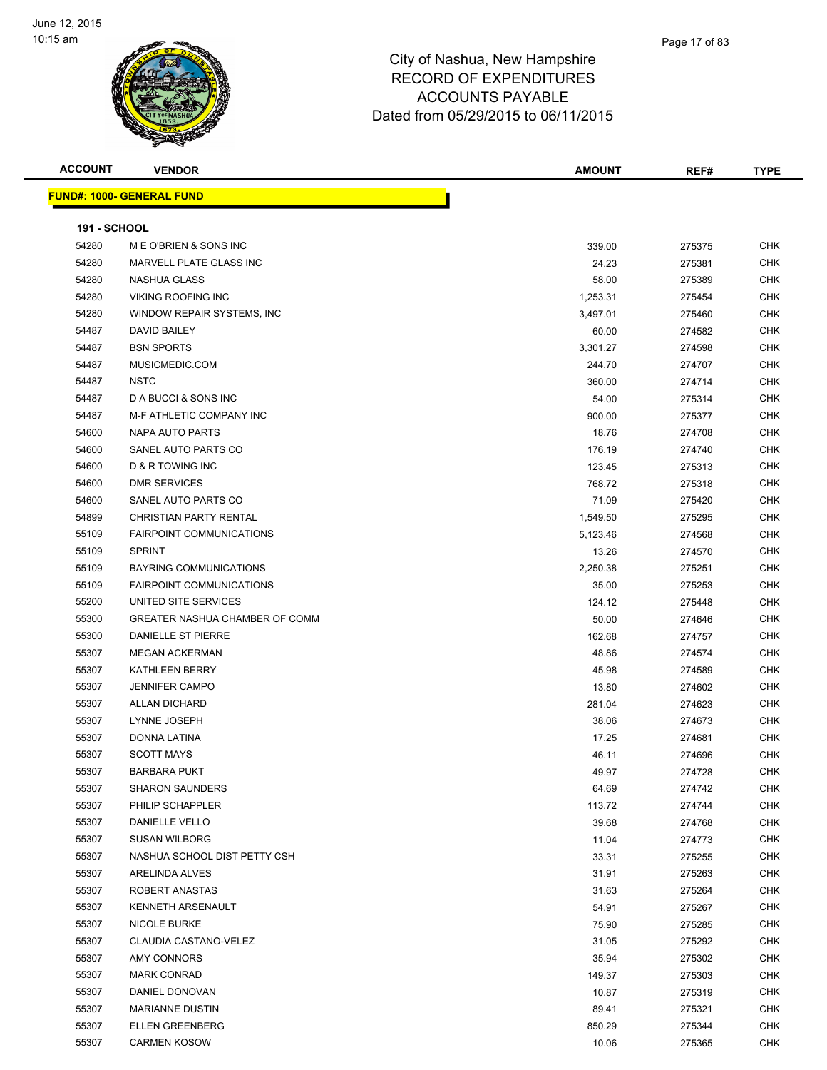# City of Nashua, New Hampshire
## RECORD OF EXPENDITURES
## ACCOUNTS PAYABLE
## Dated from 05/29/2015 to 06/11/2015

June 12, 2015
10:15 am

| ACCOUNT | VENDOR | AMOUNT | REF# | TYPE |
|---|---|---|---|---|
| **FUND#: 1000- GENERAL FUND** | | | | |
| **191 - SCHOOL** | | | | |
| 54280 | M E O'BRIEN & SONS INC | 339.00 | 275375 | CHK |
| 54280 | MARVELL PLATE GLASS INC | 24.23 | 275381 | CHK |
| 54280 | NASHUA GLASS | 58.00 | 275389 | CHK |
| 54280 | VIKING ROOFING INC | 1,253.31 | 275454 | CHK |
| 54280 | WINDOW REPAIR SYSTEMS, INC | 3,497.01 | 275460 | CHK |
| 54487 | DAVID BAILEY | 60.00 | 274582 | CHK |
| 54487 | BSN SPORTS | 3,301.27 | 274598 | CHK |
| 54487 | MUSICMEDIC.COM | 244.70 | 274707 | CHK |
| 54487 | NSTC | 360.00 | 274714 | CHK |
| 54487 | D A BUCCI & SONS INC | 54.00 | 275314 | CHK |
| 54487 | M-F ATHLETIC COMPANY INC | 900.00 | 275377 | CHK |
| 54600 | NAPA AUTO PARTS | 18.76 | 274708 | CHK |
| 54600 | SANEL AUTO PARTS CO | 176.19 | 274740 | CHK |
| 54600 | D & R TOWING INC | 123.45 | 275313 | CHK |
| 54600 | DMR SERVICES | 768.72 | 275318 | CHK |
| 54600 | SANEL AUTO PARTS CO | 71.09 | 275420 | CHK |
| 54899 | CHRISTIAN PARTY RENTAL | 1,549.50 | 275295 | CHK |
| 55109 | FAIRPOINT COMMUNICATIONS | 5,123.46 | 274568 | CHK |
| 55109 | SPRINT | 13.26 | 274570 | CHK |
| 55109 | BAYRING COMMUNICATIONS | 2,250.38 | 275251 | CHK |
| 55109 | FAIRPOINT COMMUNICATIONS | 35.00 | 275253 | CHK |
| 55200 | UNITED SITE SERVICES | 124.12 | 275448 | CHK |
| 55300 | GREATER NASHUA CHAMBER OF COMM | 50.00 | 274646 | CHK |
| 55300 | DANIELLE ST PIERRE | 162.68 | 274757 | CHK |
| 55307 | MEGAN ACKERMAN | 48.86 | 274574 | CHK |
| 55307 | KATHLEEN BERRY | 45.98 | 274589 | CHK |
| 55307 | JENNIFER CAMPO | 13.80 | 274602 | CHK |
| 55307 | ALLAN DICHARD | 281.04 | 274623 | CHK |
| 55307 | LYNNE JOSEPH | 38.06 | 274673 | CHK |
| 55307 | DONNA LATINA | 17.25 | 274681 | CHK |
| 55307 | SCOTT MAYS | 46.11 | 274696 | CHK |
| 55307 | BARBARA PUKT | 49.97 | 274728 | CHK |
| 55307 | SHARON SAUNDERS | 64.69 | 274742 | CHK |
| 55307 | PHILIP SCHAPPLER | 113.72 | 274744 | CHK |
| 55307 | DANIELLE VELLO | 39.68 | 274768 | CHK |
| 55307 | SUSAN WILBORG | 11.04 | 274773 | CHK |
| 55307 | NASHUA SCHOOL DIST PETTY CSH | 33.31 | 275255 | CHK |
| 55307 | ARELINDA ALVES | 31.91 | 275263 | CHK |
| 55307 | ROBERT ANASTAS | 31.63 | 275264 | CHK |
| 55307 | KENNETH ARSENAULT | 54.91 | 275267 | CHK |
| 55307 | NICOLE BURKE | 75.90 | 275285 | CHK |
| 55307 | CLAUDIA CASTANO-VELEZ | 31.05 | 275292 | CHK |
| 55307 | AMY CONNORS | 35.94 | 275302 | CHK |
| 55307 | MARK CONRAD | 149.37 | 275303 | CHK |
| 55307 | DANIEL DONOVAN | 10.87 | 275319 | CHK |
| 55307 | MARIANNE DUSTIN | 89.41 | 275321 | CHK |
| 55307 | ELLEN GREENBERG | 850.29 | 275344 | CHK |
| 55307 | CARMEN KOSOW | 10.06 | 275365 | CHK |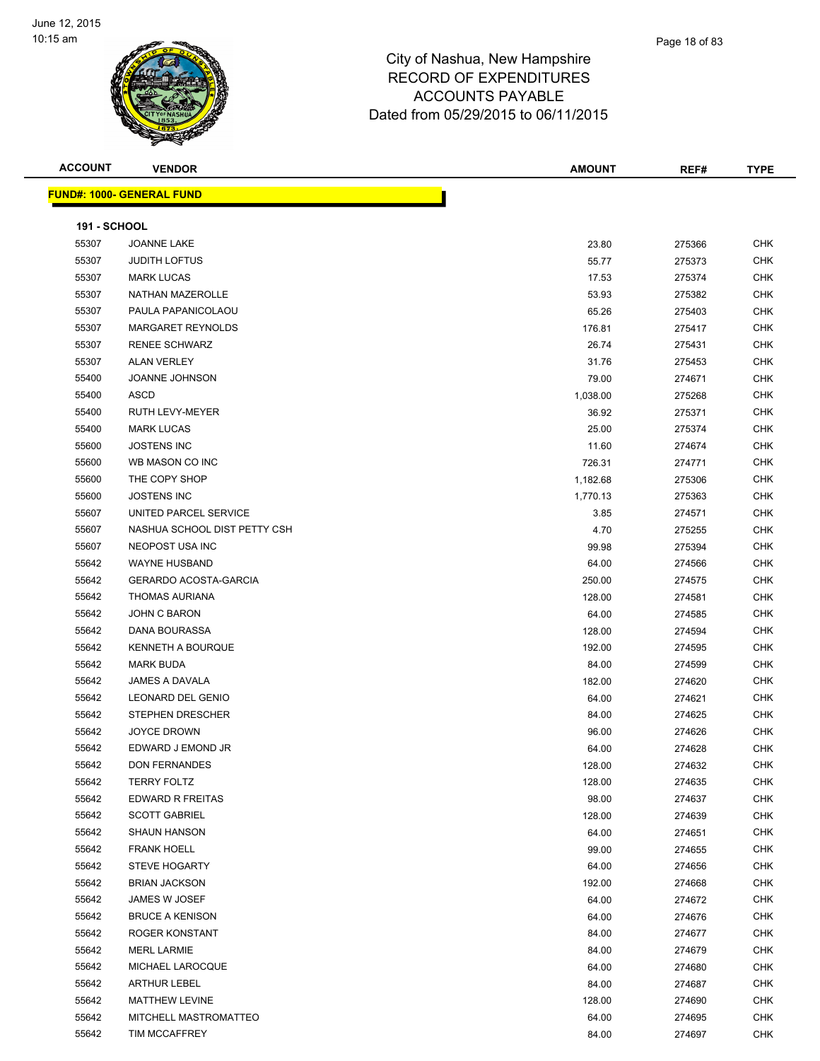# City of Nashua, New Hampshire
## RECORD OF EXPENDITURES
## ACCOUNTS PAYABLE
## Dated from 05/29/2015 to 06/11/2015

June 12, 2015
10:15 am

| ACCOUNT | VENDOR | AMOUNT | REF# | TYPE |
|---|---|---|---|---|
| **FUND#: 1000- GENERAL FUND** | | | | |
| **191 - SCHOOL** | | | | |
| 55307 | JOANNE LAKE | 23.80 | 275366 | CHK |
| 55307 | JUDITH LOFTUS | 55.77 | 275373 | CHK |
| 55307 | MARK LUCAS | 17.53 | 275374 | CHK |
| 55307 | NATHAN MAZEROLLE | 53.93 | 275382 | CHK |
| 55307 | PAULA PAPANICOLAOU | 65.26 | 275403 | CHK |
| 55307 | MARGARET REYNOLDS | 176.81 | 275417 | CHK |
| 55307 | RENEE SCHWARZ | 26.74 | 275431 | CHK |
| 55307 | ALAN VERLEY | 31.76 | 275453 | CHK |
| 55400 | JOANNE JOHNSON | 79.00 | 274671 | CHK |
| 55400 | ASCD | 1,038.00 | 275268 | CHK |
| 55400 | RUTH LEVY-MEYER | 36.92 | 275371 | CHK |
| 55400 | MARK LUCAS | 25.00 | 275374 | CHK |
| 55600 | JOSTENS INC | 11.60 | 274674 | CHK |
| 55600 | WB MASON CO INC | 726.31 | 274771 | CHK |
| 55600 | THE COPY SHOP | 1,182.68 | 275306 | CHK |
| 55600 | JOSTENS INC | 1,770.13 | 275363 | CHK |
| 55607 | UNITED PARCEL SERVICE | 3.85 | 274571 | CHK |
| 55607 | NASHUA SCHOOL DIST PETTY CSH | 4.70 | 275255 | CHK |
| 55607 | NEOPOST USA INC | 99.98 | 275394 | CHK |
| 55642 | WAYNE HUSBAND | 64.00 | 274566 | CHK |
| 55642 | GERARDO ACOSTA-GARCIA | 250.00 | 274575 | CHK |
| 55642 | THOMAS AURIANA | 128.00 | 274581 | CHK |
| 55642 | JOHN C BARON | 64.00 | 274585 | CHK |
| 55642 | DANA BOURASSA | 128.00 | 274594 | CHK |
| 55642 | KENNETH A BOURQUE | 192.00 | 274595 | CHK |
| 55642 | MARK BUDA | 84.00 | 274599 | CHK |
| 55642 | JAMES A DAVALA | 182.00 | 274620 | CHK |
| 55642 | LEONARD DEL GENIO | 64.00 | 274621 | CHK |
| 55642 | STEPHEN DRESCHER | 84.00 | 274625 | CHK |
| 55642 | JOYCE DROWN | 96.00 | 274626 | CHK |
| 55642 | EDWARD J EMOND JR | 64.00 | 274628 | CHK |
| 55642 | DON FERNANDES | 128.00 | 274632 | CHK |
| 55642 | TERRY FOLTZ | 128.00 | 274635 | CHK |
| 55642 | EDWARD R FREITAS | 98.00 | 274637 | CHK |
| 55642 | SCOTT GABRIEL | 128.00 | 274639 | CHK |
| 55642 | SHAUN HANSON | 64.00 | 274651 | CHK |
| 55642 | FRANK HOELL | 99.00 | 274655 | CHK |
| 55642 | STEVE HOGARTY | 64.00 | 274656 | CHK |
| 55642 | BRIAN JACKSON | 192.00 | 274668 | CHK |
| 55642 | JAMES W JOSEF | 64.00 | 274672 | CHK |
| 55642 | BRUCE A KENISON | 64.00 | 274676 | CHK |
| 55642 | ROGER KONSTANT | 84.00 | 274677 | CHK |
| 55642 | MERL LARMIE | 84.00 | 274679 | CHK |
| 55642 | MICHAEL LAROCQUE | 64.00 | 274680 | CHK |
| 55642 | ARTHUR LEBEL | 84.00 | 274687 | CHK |
| 55642 | MATTHEW LEVINE | 128.00 | 274690 | CHK |
| 55642 | MITCHELL MASTROMATTEO | 64.00 | 274695 | CHK |
| 55642 | TIM MCCAFFREY | 84.00 | 274697 | CHK |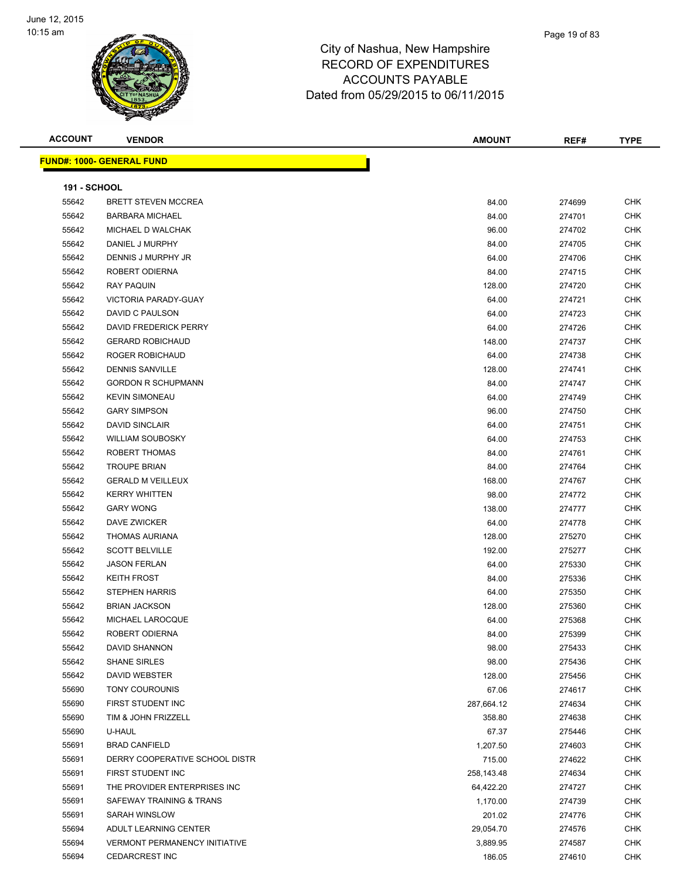# City of Nashua, New Hampshire
## RECORD OF EXPENDITURES
## ACCOUNTS PAYABLE
## Dated from 05/29/2015 to 06/11/2015

June 12, 2015
10:15 am

| ACCOUNT | VENDOR | AMOUNT | REF# | TYPE |
|---|---|---|---|---|
| **FUND#: 1000- GENERAL FUND** | | | | |
| **191 - SCHOOL** | | | | |
| 55642 | BRETT STEVEN MCCREA | 84.00 | 274699 | CHK |
| 55642 | BARBARA MICHAEL | 84.00 | 274701 | CHK |
| 55642 | MICHAEL D WALCHAK | 96.00 | 274702 | CHK |
| 55642 | DANIEL J MURPHY | 84.00 | 274705 | CHK |
| 55642 | DENNIS J MURPHY JR | 64.00 | 274706 | CHK |
| 55642 | ROBERT ODIERNA | 84.00 | 274715 | CHK |
| 55642 | RAY PAQUIN | 128.00 | 274720 | CHK |
| 55642 | VICTORIA PARADY-GUAY | 64.00 | 274721 | CHK |
| 55642 | DAVID C PAULSON | 64.00 | 274723 | CHK |
| 55642 | DAVID FREDERICK PERRY | 64.00 | 274726 | CHK |
| 55642 | GERARD ROBICHAUD | 148.00 | 274737 | CHK |
| 55642 | ROGER ROBICHAUD | 64.00 | 274738 | CHK |
| 55642 | DENNIS SANVILLE | 128.00 | 274741 | CHK |
| 55642 | GORDON R SCHUPMANN | 84.00 | 274747 | CHK |
| 55642 | KEVIN SIMONEAU | 64.00 | 274749 | CHK |
| 55642 | GARY SIMPSON | 96.00 | 274750 | CHK |
| 55642 | DAVID SINCLAIR | 64.00 | 274751 | CHK |
| 55642 | WILLIAM SOUBOSKY | 64.00 | 274753 | CHK |
| 55642 | ROBERT THOMAS | 84.00 | 274761 | CHK |
| 55642 | TROUPE BRIAN | 84.00 | 274764 | CHK |
| 55642 | GERALD M VEILLEUX | 168.00 | 274767 | CHK |
| 55642 | KERRY WHITTEN | 98.00 | 274772 | CHK |
| 55642 | GARY WONG | 138.00 | 274777 | CHK |
| 55642 | DAVE ZWICKER | 64.00 | 274778 | CHK |
| 55642 | THOMAS AURIANA | 128.00 | 275270 | CHK |
| 55642 | SCOTT BELVILLE | 192.00 | 275277 | CHK |
| 55642 | JASON FERLAN | 64.00 | 275330 | CHK |
| 55642 | KEITH FROST | 84.00 | 275336 | CHK |
| 55642 | STEPHEN HARRIS | 64.00 | 275350 | CHK |
| 55642 | BRIAN JACKSON | 128.00 | 275360 | CHK |
| 55642 | MICHAEL LAROCQUE | 64.00 | 275368 | CHK |
| 55642 | ROBERT ODIERNA | 84.00 | 275399 | CHK |
| 55642 | DAVID SHANNON | 98.00 | 275433 | CHK |
| 55642 | SHANE SIRLES | 98.00 | 275436 | CHK |
| 55642 | DAVID WEBSTER | 128.00 | 275456 | CHK |
| 55690 | TONY COUROUNIS | 67.06 | 274617 | CHK |
| 55690 | FIRST STUDENT INC | 287,664.12 | 274634 | CHK |
| 55690 | TIM & JOHN FRIZZELL | 358.80 | 274638 | CHK |
| 55690 | U-HAUL | 67.37 | 275446 | CHK |
| 55691 | BRAD CANFIELD | 1,207.50 | 274603 | CHK |
| 55691 | DERRY COOPERATIVE SCHOOL DISTR | 715.00 | 274622 | CHK |
| 55691 | FIRST STUDENT INC | 258,143.48 | 274634 | CHK |
| 55691 | THE PROVIDER ENTERPRISES INC | 64,422.20 | 274727 | CHK |
| 55691 | SAFEWAY TRAINING & TRANS | 1,170.00 | 274739 | CHK |
| 55691 | SARAH WINSLOW | 201.02 | 274776 | CHK |
| 55694 | ADULT LEARNING CENTER | 29,054.70 | 274576 | CHK |
| 55694 | VERMONT PERMANENCY INITIATIVE | 3,889.95 | 274587 | CHK |
| 55694 | CEDARCREST INC | 186.05 | 274610 | CHK |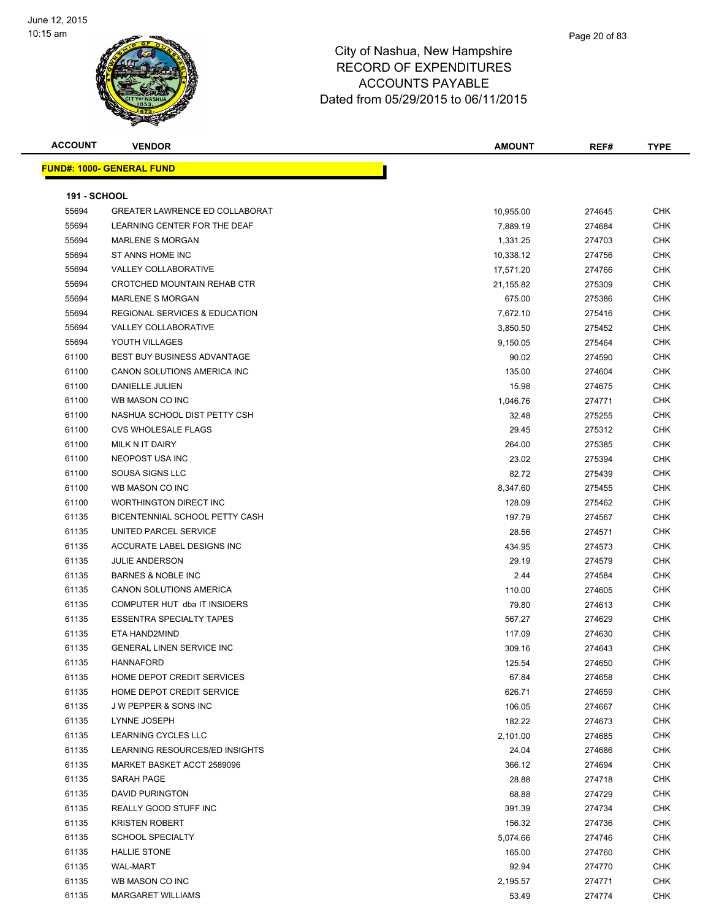City of Nashua, New Hampshire
RECORD OF EXPENDITURES
ACCOUNTS PAYABLE
Dated from 05/29/2015 to 06/11/2015

| ACCOUNT | VENDOR | AMOUNT | REF# | TYPE |
|---|---|---|---|---|

**FUND#: 1000- GENERAL FUND**

**191 - SCHOOL**

| ACCOUNT | VENDOR | AMOUNT | REF# | TYPE |
|---|---|---|---|---|
| 55694 | GREATER LAWRENCE ED COLLABORAT | 10,955.00 | 274645 | CHK |
| 55694 | LEARNING CENTER FOR THE DEAF | 7,889.19 | 274684 | CHK |
| 55694 | MARLENE S MORGAN | 1,331.25 | 274703 | CHK |
| 55694 | ST ANNS HOME INC | 10,338.12 | 274756 | CHK |
| 55694 | VALLEY COLLABORATIVE | 17,571.20 | 274766 | CHK |
| 55694 | CROTCHED MOUNTAIN REHAB CTR | 21,155.82 | 275309 | CHK |
| 55694 | MARLENE S MORGAN | 675.00 | 275386 | CHK |
| 55694 | REGIONAL SERVICES & EDUCATION | 7,672.10 | 275416 | CHK |
| 55694 | VALLEY COLLABORATIVE | 3,850.50 | 275452 | CHK |
| 55694 | YOUTH VILLAGES | 9,150.05 | 275464 | CHK |
| 61100 | BEST BUY BUSINESS ADVANTAGE | 90.02 | 274590 | CHK |
| 61100 | CANON SOLUTIONS AMERICA INC | 135.00 | 274604 | CHK |
| 61100 | DANIELLE JULIEN | 15.98 | 274675 | CHK |
| 61100 | WB MASON CO INC | 1,046.76 | 274771 | CHK |
| 61100 | NASHUA SCHOOL DIST PETTY CSH | 32.48 | 275255 | CHK |
| 61100 | CVS WHOLESALE FLAGS | 29.45 | 275312 | CHK |
| 61100 | MILK N IT DAIRY | 264.00 | 275385 | CHK |
| 61100 | NEOPOST USA INC | 23.02 | 275394 | CHK |
| 61100 | SOUSA SIGNS LLC | 82.72 | 275439 | CHK |
| 61100 | WB MASON CO INC | 8,347.60 | 275455 | CHK |
| 61100 | WORTHINGTON DIRECT INC | 128.09 | 275462 | CHK |
| 61135 | BICENTENNIAL SCHOOL PETTY CASH | 197.79 | 274567 | CHK |
| 61135 | UNITED PARCEL SERVICE | 28.56 | 274571 | CHK |
| 61135 | ACCURATE LABEL DESIGNS INC | 434.95 | 274573 | CHK |
| 61135 | JULIE ANDERSON | 29.19 | 274579 | CHK |
| 61135 | BARNES & NOBLE INC | 2.44 | 274584 | CHK |
| 61135 | CANON SOLUTIONS AMERICA | 110.00 | 274605 | CHK |
| 61135 | COMPUTER HUT dba IT INSIDERS | 79.80 | 274613 | CHK |
| 61135 | ESSENTRA SPECIALTY TAPES | 567.27 | 274629 | CHK |
| 61135 | ETA HAND2MIND | 117.09 | 274630 | CHK |
| 61135 | GENERAL LINEN SERVICE INC | 309.16 | 274643 | CHK |
| 61135 | HANNAFORD | 125.54 | 274650 | CHK |
| 61135 | HOME DEPOT CREDIT SERVICES | 67.84 | 274658 | CHK |
| 61135 | HOME DEPOT CREDIT SERVICE | 626.71 | 274659 | CHK |
| 61135 | J W PEPPER & SONS INC | 106.05 | 274667 | CHK |
| 61135 | LYNNE JOSEPH | 182.22 | 274673 | CHK |
| 61135 | LEARNING CYCLES LLC | 2,101.00 | 274685 | CHK |
| 61135 | LEARNING RESOURCES/ED INSIGHTS | 24.04 | 274686 | CHK |
| 61135 | MARKET BASKET ACCT 2589096 | 366.12 | 274694 | CHK |
| 61135 | SARAH PAGE | 28.88 | 274718 | CHK |
| 61135 | DAVID PURINGTON | 68.88 | 274729 | CHK |
| 61135 | REALLY GOOD STUFF INC | 391.39 | 274734 | CHK |
| 61135 | KRISTEN ROBERT | 156.32 | 274736 | CHK |
| 61135 | SCHOOL SPECIALTY | 5,074.66 | 274746 | CHK |
| 61135 | HALLIE STONE | 165.00 | 274760 | CHK |
| 61135 | WAL-MART | 92.94 | 274770 | CHK |
| 61135 | WB MASON CO INC | 2,195.57 | 274771 | CHK |
| 61135 | MARGARET WILLIAMS | 53.49 | 274774 | CHK |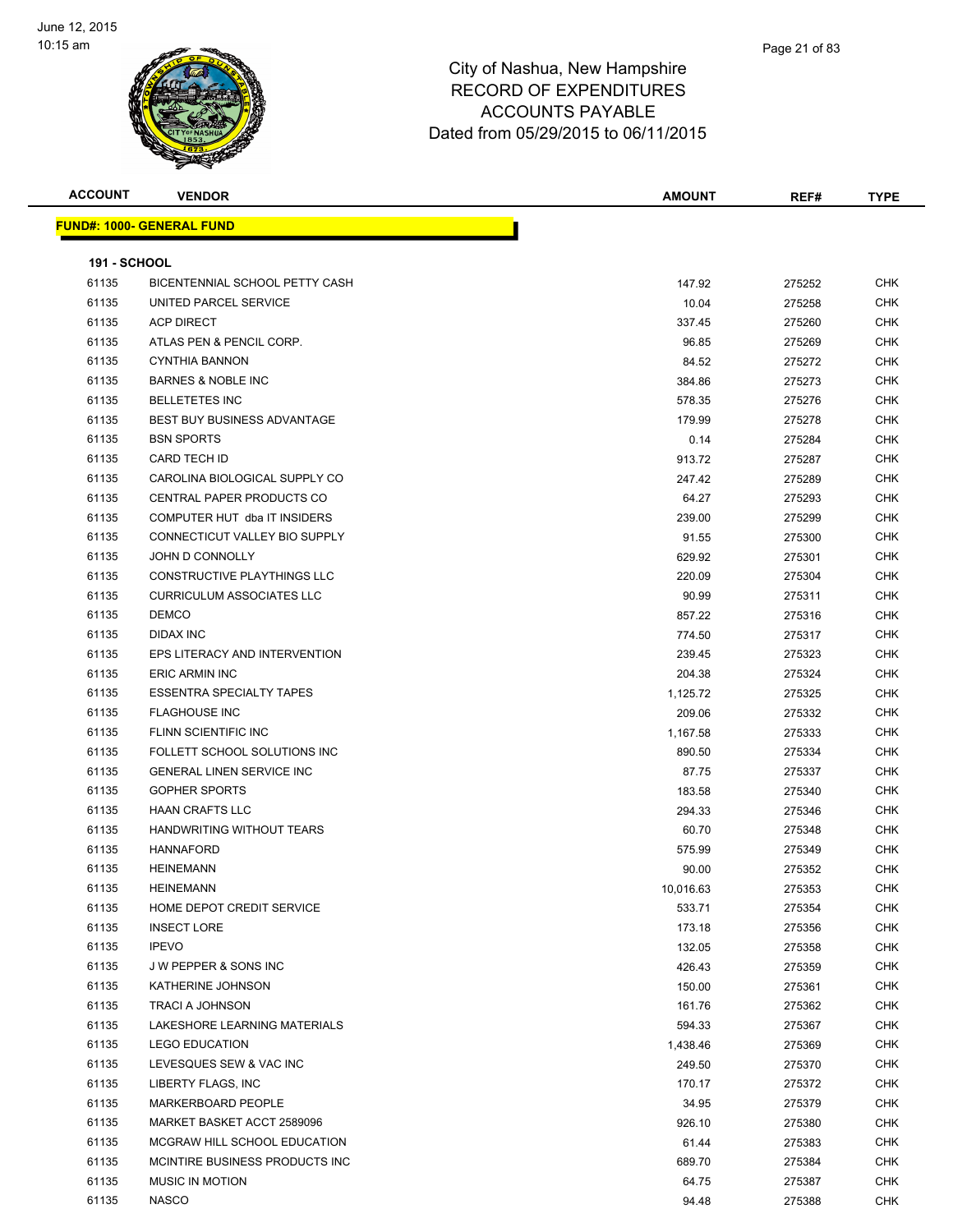# City of Nashua, New Hampshire
## RECORD OF EXPENDITURES
## ACCOUNTS PAYABLE
## Dated from 05/29/2015 to 06/11/2015

| ACCOUNT | VENDOR | AMOUNT | REF# | TYPE |
|---|---|---|---|---|
| **FUND#: 1000- GENERAL FUND** | | | | |
| **191 - SCHOOL** | | | | |
| 61135 | BICENTENNIAL SCHOOL PETTY CASH | 147.92 | 275252 | CHK |
| 61135 | UNITED PARCEL SERVICE | 10.04 | 275258 | CHK |
| 61135 | ACP DIRECT | 337.45 | 275260 | CHK |
| 61135 | ATLAS PEN & PENCIL CORP. | 96.85 | 275269 | CHK |
| 61135 | CYNTHIA BANNON | 84.52 | 275272 | CHK |
| 61135 | BARNES & NOBLE INC | 384.86 | 275273 | CHK |
| 61135 | BELLETETES INC | 578.35 | 275276 | CHK |
| 61135 | BEST BUY BUSINESS ADVANTAGE | 179.99 | 275278 | CHK |
| 61135 | BSN SPORTS | 0.14 | 275284 | CHK |
| 61135 | CARD TECH ID | 913.72 | 275287 | CHK |
| 61135 | CAROLINA BIOLOGICAL SUPPLY CO | 247.42 | 275289 | CHK |
| 61135 | CENTRAL PAPER PRODUCTS CO | 64.27 | 275293 | CHK |
| 61135 | COMPUTER HUT dba IT INSIDERS | 239.00 | 275299 | CHK |
| 61135 | CONNECTICUT VALLEY BIO SUPPLY | 91.55 | 275300 | CHK |
| 61135 | JOHN D CONNOLLY | 629.92 | 275301 | CHK |
| 61135 | CONSTRUCTIVE PLAYTHINGS LLC | 220.09 | 275304 | CHK |
| 61135 | CURRICULUM ASSOCIATES LLC | 90.99 | 275311 | CHK |
| 61135 | DEMCO | 857.22 | 275316 | CHK |
| 61135 | DIDAX INC | 774.50 | 275317 | CHK |
| 61135 | EPS LITERACY AND INTERVENTION | 239.45 | 275323 | CHK |
| 61135 | ERIC ARMIN INC | 204.38 | 275324 | CHK |
| 61135 | ESSENTRA SPECIALTY TAPES | 1,125.72 | 275325 | CHK |
| 61135 | FLAGHOUSE INC | 209.06 | 275332 | CHK |
| 61135 | FLINN SCIENTIFIC INC | 1,167.58 | 275333 | CHK |
| 61135 | FOLLETT SCHOOL SOLUTIONS INC | 890.50 | 275334 | CHK |
| 61135 | GENERAL LINEN SERVICE INC | 87.75 | 275337 | CHK |
| 61135 | GOPHER SPORTS | 183.58 | 275340 | CHK |
| 61135 | HAAN CRAFTS LLC | 294.33 | 275346 | CHK |
| 61135 | HANDWRITING WITHOUT TEARS | 60.70 | 275348 | CHK |
| 61135 | HANNAFORD | 575.99 | 275349 | CHK |
| 61135 | HEINEMANN | 90.00 | 275352 | CHK |
| 61135 | HEINEMANN | 10,016.63 | 275353 | CHK |
| 61135 | HOME DEPOT CREDIT SERVICE | 533.71 | 275354 | CHK |
| 61135 | INSECT LORE | 173.18 | 275356 | CHK |
| 61135 | IPEVO | 132.05 | 275358 | CHK |
| 61135 | J W PEPPER & SONS INC | 426.43 | 275359 | CHK |
| 61135 | KATHERINE JOHNSON | 150.00 | 275361 | CHK |
| 61135 | TRACI A JOHNSON | 161.76 | 275362 | CHK |
| 61135 | LAKESHORE LEARNING MATERIALS | 594.33 | 275367 | CHK |
| 61135 | LEGO EDUCATION | 1,438.46 | 275369 | CHK |
| 61135 | LEVESQUES SEW & VAC INC | 249.50 | 275370 | CHK |
| 61135 | LIBERTY FLAGS, INC | 170.17 | 275372 | CHK |
| 61135 | MARKERBOARD PEOPLE | 34.95 | 275379 | CHK |
| 61135 | MARKET BASKET ACCT 2589096 | 926.10 | 275380 | CHK |
| 61135 | MCGRAW HILL SCHOOL EDUCATION | 61.44 | 275383 | CHK |
| 61135 | MCINTIRE BUSINESS PRODUCTS INC | 689.70 | 275384 | CHK |
| 61135 | MUSIC IN MOTION | 64.75 | 275387 | CHK |
| 61135 | NASCO | 94.48 | 275388 | CHK |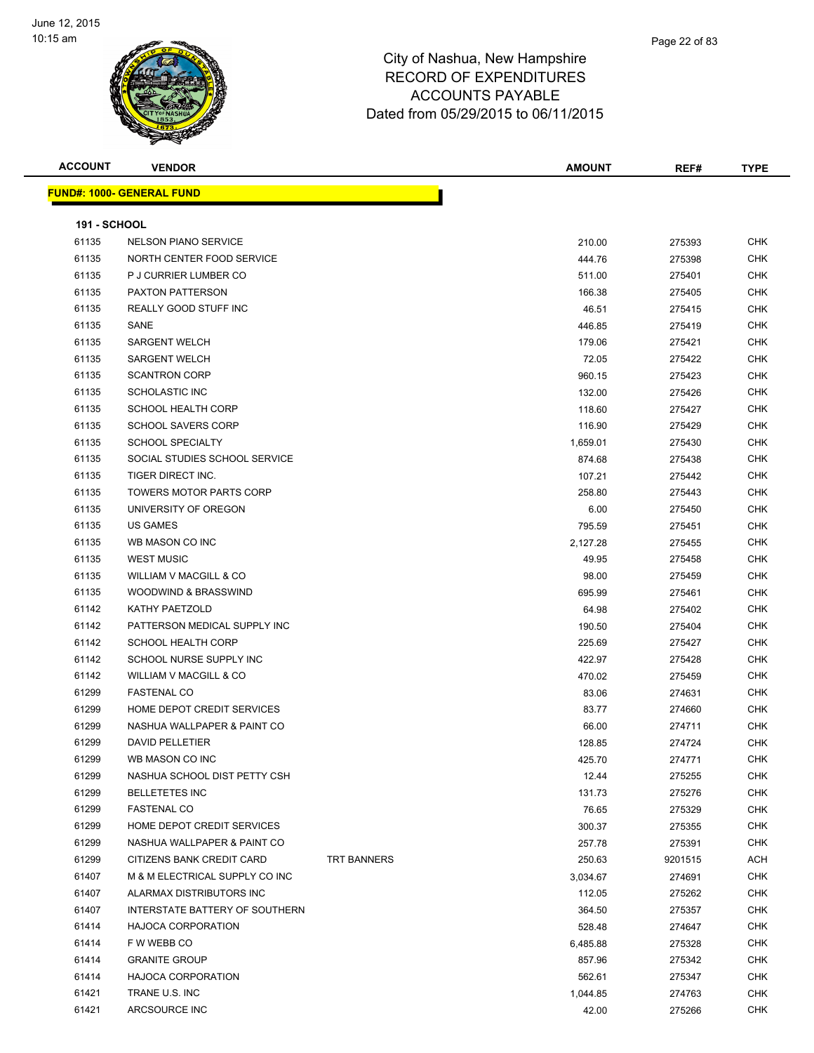City of Nashua, New Hampshire
RECORD OF EXPENDITURES
ACCOUNTS PAYABLE
Dated from 05/29/2015 to 06/11/2015

| ACCOUNT | VENDOR | | AMOUNT | REF# | TYPE |
|---|---|---|---|---|---|

**FUND#: 1000- GENERAL FUND**

**191 - SCHOOL**

| ACCOUNT | VENDOR | | AMOUNT | REF# | TYPE |
|---|---|---|---|---|---|
| 61135 | NELSON PIANO SERVICE | | 210.00 | 275393 | CHK |
| 61135 | NORTH CENTER FOOD SERVICE | | 444.76 | 275398 | CHK |
| 61135 | P J CURRIER LUMBER CO | | 511.00 | 275401 | CHK |
| 61135 | PAXTON PATTERSON | | 166.38 | 275405 | CHK |
| 61135 | REALLY GOOD STUFF INC | | 46.51 | 275415 | CHK |
| 61135 | SANE | | 446.85 | 275419 | CHK |
| 61135 | SARGENT WELCH | | 179.06 | 275421 | CHK |
| 61135 | SARGENT WELCH | | 72.05 | 275422 | CHK |
| 61135 | SCANTRON CORP | | 960.15 | 275423 | CHK |
| 61135 | SCHOLASTIC INC | | 132.00 | 275426 | CHK |
| 61135 | SCHOOL HEALTH CORP | | 118.60 | 275427 | CHK |
| 61135 | SCHOOL SAVERS CORP | | 116.90 | 275429 | CHK |
| 61135 | SCHOOL SPECIALTY | | 1,659.01 | 275430 | CHK |
| 61135 | SOCIAL STUDIES SCHOOL SERVICE | | 874.68 | 275438 | CHK |
| 61135 | TIGER DIRECT INC. | | 107.21 | 275442 | CHK |
| 61135 | TOWERS MOTOR PARTS CORP | | 258.80 | 275443 | CHK |
| 61135 | UNIVERSITY OF OREGON | | 6.00 | 275450 | CHK |
| 61135 | US GAMES | | 795.59 | 275451 | CHK |
| 61135 | WB MASON CO INC | | 2,127.28 | 275455 | CHK |
| 61135 | WEST MUSIC | | 49.95 | 275458 | CHK |
| 61135 | WILLIAM V MACGILL & CO | | 98.00 | 275459 | CHK |
| 61135 | WOODWIND & BRASSWIND | | 695.99 | 275461 | CHK |
| 61142 | KATHY PAETZOLD | | 64.98 | 275402 | CHK |
| 61142 | PATTERSON MEDICAL SUPPLY INC | | 190.50 | 275404 | CHK |
| 61142 | SCHOOL HEALTH CORP | | 225.69 | 275427 | CHK |
| 61142 | SCHOOL NURSE SUPPLY INC | | 422.97 | 275428 | CHK |
| 61142 | WILLIAM V MACGILL & CO | | 470.02 | 275459 | CHK |
| 61299 | FASTENAL CO | | 83.06 | 274631 | CHK |
| 61299 | HOME DEPOT CREDIT SERVICES | | 83.77 | 274660 | CHK |
| 61299 | NASHUA WALLPAPER & PAINT CO | | 66.00 | 274711 | CHK |
| 61299 | DAVID PELLETIER | | 128.85 | 274724 | CHK |
| 61299 | WB MASON CO INC | | 425.70 | 274771 | CHK |
| 61299 | NASHUA SCHOOL DIST PETTY CSH | | 12.44 | 275255 | CHK |
| 61299 | BELLETETES INC | | 131.73 | 275276 | CHK |
| 61299 | FASTENAL CO | | 76.65 | 275329 | CHK |
| 61299 | HOME DEPOT CREDIT SERVICES | | 300.37 | 275355 | CHK |
| 61299 | NASHUA WALLPAPER & PAINT CO | | 257.78 | 275391 | CHK |
| 61299 | CITIZENS BANK CREDIT CARD | TRT BANNERS | 250.63 | 9201515 | ACH |
| 61407 | M & M ELECTRICAL SUPPLY CO INC | | 3,034.67 | 274691 | CHK |
| 61407 | ALARMAX DISTRIBUTORS INC | | 112.05 | 275262 | CHK |
| 61407 | INTERSTATE BATTERY OF SOUTHERN | | 364.50 | 275357 | CHK |
| 61414 | HAJOCA CORPORATION | | 528.48 | 274647 | CHK |
| 61414 | F W WEBB CO | | 6,485.88 | 275328 | CHK |
| 61414 | GRANITE GROUP | | 857.96 | 275342 | CHK |
| 61414 | HAJOCA CORPORATION | | 562.61 | 275347 | CHK |
| 61421 | TRANE U.S. INC | | 1,044.85 | 274763 | CHK |
| 61421 | ARCSOURCE INC | | 42.00 | 275266 | CHK |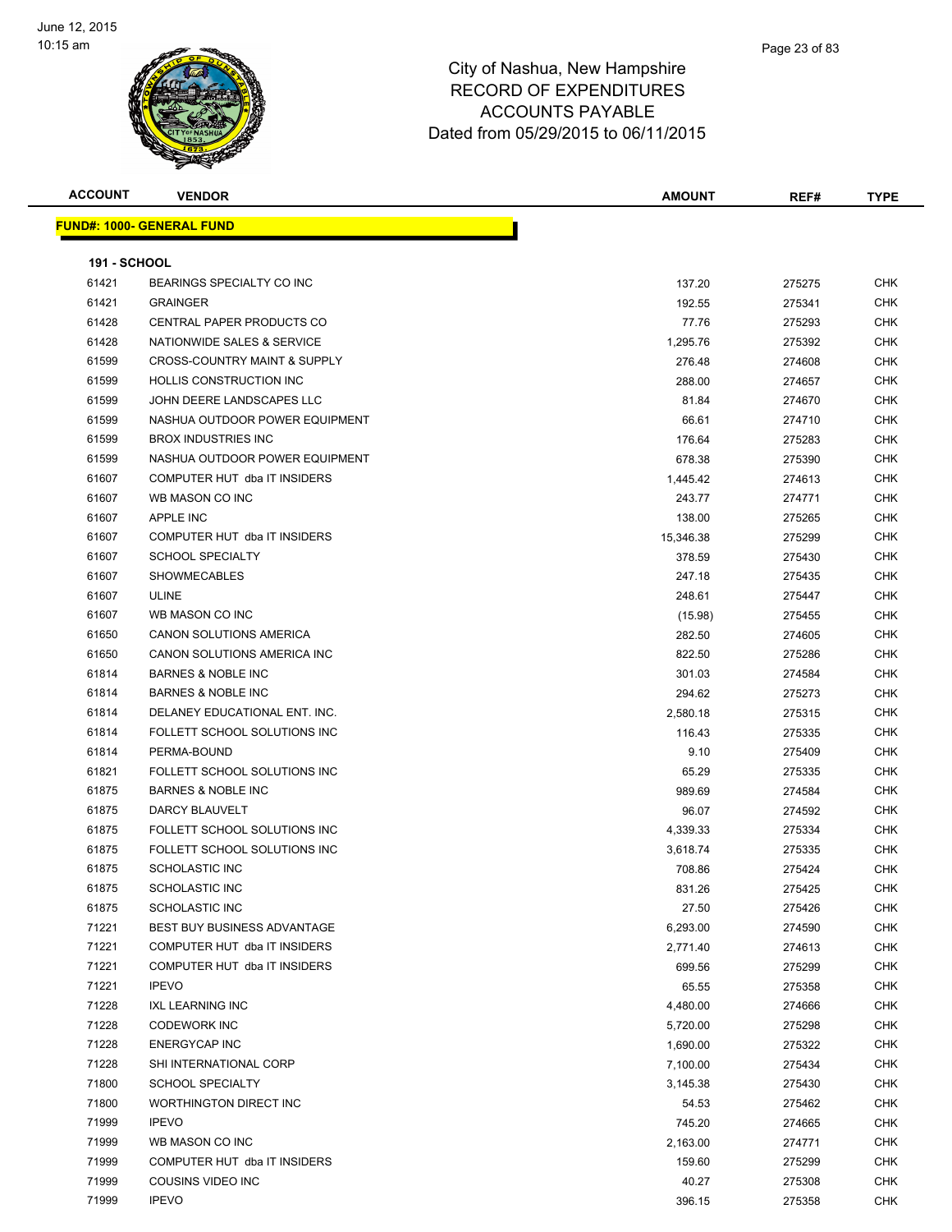City of Nashua, New Hampshire
RECORD OF EXPENDITURES
ACCOUNTS PAYABLE
Dated from 05/29/2015 to 06/11/2015

June 12, 2015
10:15 am

| ACCOUNT | VENDOR | AMOUNT | REF# | TYPE |
|---|---|---|---|---|

**FUND#: 1000- GENERAL FUND**

**191 - SCHOOL**

| ACCOUNT | VENDOR | AMOUNT | REF# | TYPE |
|---|---|---|---|---|
| 61421 | BEARINGS SPECIALTY CO INC | 137.20 | 275275 | CHK |
| 61421 | GRAINGER | 192.55 | 275341 | CHK |
| 61428 | CENTRAL PAPER PRODUCTS CO | 77.76 | 275293 | CHK |
| 61428 | NATIONWIDE SALES & SERVICE | 1,295.76 | 275392 | CHK |
| 61599 | CROSS-COUNTRY MAINT & SUPPLY | 276.48 | 274608 | CHK |
| 61599 | HOLLIS CONSTRUCTION INC | 288.00 | 274657 | CHK |
| 61599 | JOHN DEERE LANDSCAPES LLC | 81.84 | 274670 | CHK |
| 61599 | NASHUA OUTDOOR POWER EQUIPMENT | 66.61 | 274710 | CHK |
| 61599 | BROX INDUSTRIES INC | 176.64 | 275283 | CHK |
| 61599 | NASHUA OUTDOOR POWER EQUIPMENT | 678.38 | 275390 | CHK |
| 61607 | COMPUTER HUT dba IT INSIDERS | 1,445.42 | 274613 | CHK |
| 61607 | WB MASON CO INC | 243.77 | 274771 | CHK |
| 61607 | APPLE INC | 138.00 | 275265 | CHK |
| 61607 | COMPUTER HUT dba IT INSIDERS | 15,346.38 | 275299 | CHK |
| 61607 | SCHOOL SPECIALTY | 378.59 | 275430 | CHK |
| 61607 | SHOWMECABLES | 247.18 | 275435 | CHK |
| 61607 | ULINE | 248.61 | 275447 | CHK |
| 61607 | WB MASON CO INC | (15.98) | 275455 | CHK |
| 61650 | CANON SOLUTIONS AMERICA | 282.50 | 274605 | CHK |
| 61650 | CANON SOLUTIONS AMERICA INC | 822.50 | 275286 | CHK |
| 61814 | BARNES & NOBLE INC | 301.03 | 274584 | CHK |
| 61814 | BARNES & NOBLE INC | 294.62 | 275273 | CHK |
| 61814 | DELANEY EDUCATIONAL ENT. INC. | 2,580.18 | 275315 | CHK |
| 61814 | FOLLETT SCHOOL SOLUTIONS INC | 116.43 | 275335 | CHK |
| 61814 | PERMA-BOUND | 9.10 | 275409 | CHK |
| 61821 | FOLLETT SCHOOL SOLUTIONS INC | 65.29 | 275335 | CHK |
| 61875 | BARNES & NOBLE INC | 989.69 | 274584 | CHK |
| 61875 | DARCY BLAUVELT | 96.07 | 274592 | CHK |
| 61875 | FOLLETT SCHOOL SOLUTIONS INC | 4,339.33 | 275334 | CHK |
| 61875 | FOLLETT SCHOOL SOLUTIONS INC | 3,618.74 | 275335 | CHK |
| 61875 | SCHOLASTIC INC | 708.86 | 275424 | CHK |
| 61875 | SCHOLASTIC INC | 831.26 | 275425 | CHK |
| 61875 | SCHOLASTIC INC | 27.50 | 275426 | CHK |
| 71221 | BEST BUY BUSINESS ADVANTAGE | 6,293.00 | 274590 | CHK |
| 71221 | COMPUTER HUT dba IT INSIDERS | 2,771.40 | 274613 | CHK |
| 71221 | COMPUTER HUT dba IT INSIDERS | 699.56 | 275299 | CHK |
| 71221 | IPEVO | 65.55 | 275358 | CHK |
| 71228 | IXL LEARNING INC | 4,480.00 | 274666 | CHK |
| 71228 | CODEWORK INC | 5,720.00 | 275298 | CHK |
| 71228 | ENERGYCAP INC | 1,690.00 | 275322 | CHK |
| 71228 | SHI INTERNATIONAL CORP | 7,100.00 | 275434 | CHK |
| 71800 | SCHOOL SPECIALTY | 3,145.38 | 275430 | CHK |
| 71800 | WORTHINGTON DIRECT INC | 54.53 | 275462 | CHK |
| 71999 | IPEVO | 745.20 | 274665 | CHK |
| 71999 | WB MASON CO INC | 2,163.00 | 274771 | CHK |
| 71999 | COMPUTER HUT dba IT INSIDERS | 159.60 | 275299 | CHK |
| 71999 | COUSINS VIDEO INC | 40.27 | 275308 | CHK |
| 71999 | IPEVO | 396.15 | 275358 | CHK |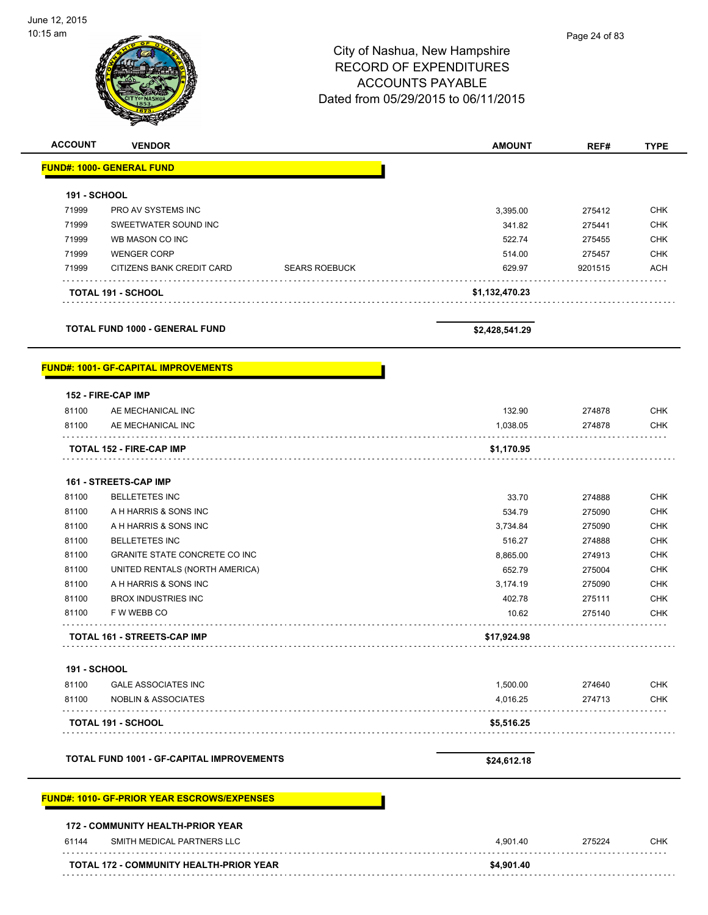June 12, 2015
10:15 am

# City of Nashua, New Hampshire
# RECORD OF EXPENDITURES
# ACCOUNTS PAYABLE
# Dated from 05/29/2015 to 06/11/2015

| ACCOUNT | VENDOR | | AMOUNT | REF# | TYPE |
|---|---|---|---|---|---|
| **FUND#: 1000- GENERAL FUND** | | | | | |
| **191 - SCHOOL** | | | | | |
| 71999 | PRO AV SYSTEMS INC | | 3,395.00 | 275412 | CHK |
| 71999 | SWEETWATER SOUND INC | | 341.82 | 275441 | CHK |
| 71999 | WB MASON CO INC | | 522.74 | 275455 | CHK |
| 71999 | WENGER CORP | | 514.00 | 275457 | CHK |
| 71999 | CITIZENS BANK CREDIT CARD | SEARS ROEBUCK | 629.97 | 9201515 | ACH |
| **TOTAL 191 - SCHOOL** | | | **$1,132,470.23** | | |
| **TOTAL FUND 1000 - GENERAL FUND** | | | **$2,428,541.29** | | |
| **FUND#: 1001- GF-CAPITAL IMPROVEMENTS** | | | | | |
| **152 - FIRE-CAP IMP** | | | | | |
| 81100 | AE MECHANICAL INC | | 132.90 | 274878 | CHK |
| 81100 | AE MECHANICAL INC | | 1,038.05 | 274878 | CHK |
| **TOTAL 152 - FIRE-CAP IMP** | | | **$1,170.95** | | |
| **161 - STREETS-CAP IMP** | | | | | |
| 81100 | BELLETETES INC | | 33.70 | 274888 | CHK |
| 81100 | A H HARRIS & SONS INC | | 534.79 | 275090 | CHK |
| 81100 | A H HARRIS & SONS INC | | 3,734.84 | 275090 | CHK |
| 81100 | BELLETETES INC | | 516.27 | 274888 | CHK |
| 81100 | GRANITE STATE CONCRETE CO INC | | 8,865.00 | 274913 | CHK |
| 81100 | UNITED RENTALS (NORTH AMERICA) | | 652.79 | 275004 | CHK |
| 81100 | A H HARRIS & SONS INC | | 3,174.19 | 275090 | CHK |
| 81100 | BROX INDUSTRIES INC | | 402.78 | 275111 | CHK |
| 81100 | F W WEBB CO | | 10.62 | 275140 | CHK |
| **TOTAL 161 - STREETS-CAP IMP** | | | **$17,924.98** | | |
| **191 - SCHOOL** | | | | | |
| 81100 | GALE ASSOCIATES INC | | 1,500.00 | 274640 | CHK |
| 81100 | NOBLIN & ASSOCIATES | | 4,016.25 | 274713 | CHK |
| **TOTAL 191 - SCHOOL** | | | **$5,516.25** | | |
| **TOTAL FUND 1001 - GF-CAPITAL IMPROVEMENTS** | | | **$24,612.18** | | |
| **FUND#: 1010- GF-PRIOR YEAR ESCROWS/EXPENSES** | | | | | |
| **172 - COMMUNITY HEALTH-PRIOR YEAR** | | | | | |
| 61144 | SMITH MEDICAL PARTNERS LLC | | 4,901.40 | 275224 | CHK |
| **TOTAL 172 - COMMUNITY HEALTH-PRIOR YEAR** | | | **$4,901.40** | | |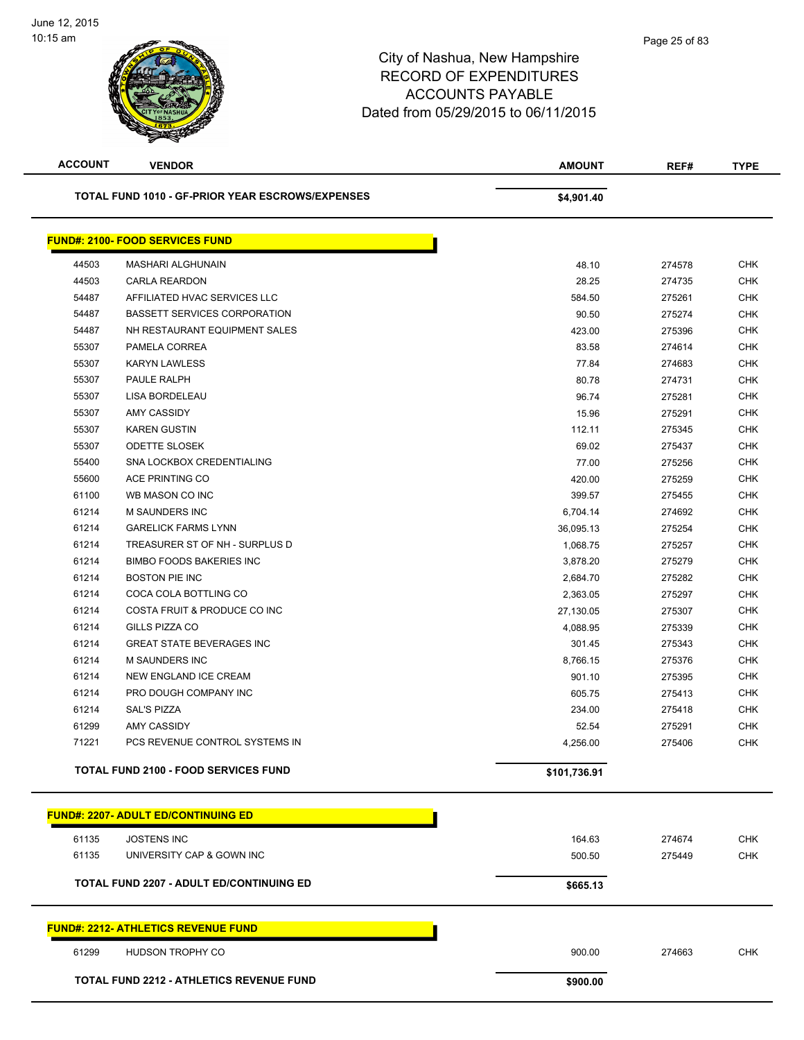City of Nashua, New Hampshire
RECORD OF EXPENDITURES
ACCOUNTS PAYABLE
Dated from 05/29/2015 to 06/11/2015

| ACCOUNT | VENDOR | AMOUNT | REF# | TYPE |
|---|---|---|---|---|
| | **TOTAL FUND 1010 - GF-PRIOR YEAR ESCROWS/EXPENSES** | **$4,901.40** | | |

**FUND#: 2100- FOOD SERVICES FUND**

| ACCOUNT | VENDOR | AMOUNT | REF# | TYPE |
|---|---|---|---|---|
| 44503 | MASHARI ALGHUNAIN | 48.10 | 274578 | CHK |
| 44503 | CARLA REARDON | 28.25 | 274735 | CHK |
| 54487 | AFFILIATED HVAC SERVICES LLC | 584.50 | 275261 | CHK |
| 54487 | BASSETT SERVICES CORPORATION | 90.50 | 275274 | CHK |
| 54487 | NH RESTAURANT EQUIPMENT SALES | 423.00 | 275396 | CHK |
| 55307 | PAMELA CORREA | 83.58 | 274614 | CHK |
| 55307 | KARYN LAWLESS | 77.84 | 274683 | CHK |
| 55307 | PAULE RALPH | 80.78 | 274731 | CHK |
| 55307 | LISA BORDELEAU | 96.74 | 275281 | CHK |
| 55307 | AMY CASSIDY | 15.96 | 275291 | CHK |
| 55307 | KAREN GUSTIN | 112.11 | 275345 | CHK |
| 55307 | ODETTE SLOSEK | 69.02 | 275437 | CHK |
| 55400 | SNA LOCKBOX CREDENTIALING | 77.00 | 275256 | CHK |
| 55600 | ACE PRINTING CO | 420.00 | 275259 | CHK |
| 61100 | WB MASON CO INC | 399.57 | 275455 | CHK |
| 61214 | M SAUNDERS INC | 6,704.14 | 274692 | CHK |
| 61214 | GARELICK FARMS LYNN | 36,095.13 | 275254 | CHK |
| 61214 | TREASURER ST OF NH - SURPLUS D | 1,068.75 | 275257 | CHK |
| 61214 | BIMBO FOODS BAKERIES INC | 3,878.20 | 275279 | CHK |
| 61214 | BOSTON PIE INC | 2,684.70 | 275282 | CHK |
| 61214 | COCA COLA BOTTLING CO | 2,363.05 | 275297 | CHK |
| 61214 | COSTA FRUIT & PRODUCE CO INC | 27,130.05 | 275307 | CHK |
| 61214 | GILLS PIZZA CO | 4,088.95 | 275339 | CHK |
| 61214 | GREAT STATE BEVERAGES INC | 301.45 | 275343 | CHK |
| 61214 | M SAUNDERS INC | 8,766.15 | 275376 | CHK |
| 61214 | NEW ENGLAND ICE CREAM | 901.10 | 275395 | CHK |
| 61214 | PRO DOUGH COMPANY INC | 605.75 | 275413 | CHK |
| 61214 | SAL'S PIZZA | 234.00 | 275418 | CHK |
| 61299 | AMY CASSIDY | 52.54 | 275291 | CHK |
| 71221 | PCS REVENUE CONTROL SYSTEMS IN | 4,256.00 | 275406 | CHK |
| | **TOTAL FUND 2100 - FOOD SERVICES FUND** | **$101,736.91** | | |

**FUND#: 2207- ADULT ED/CONTINUING ED**

| ACCOUNT | VENDOR | AMOUNT | REF# | TYPE |
|---|---|---|---|---|
| 61135 | JOSTENS INC | 164.63 | 274674 | CHK |
| 61135 | UNIVERSITY CAP & GOWN INC | 500.50 | 275449 | CHK |
| | **TOTAL FUND 2207 - ADULT ED/CONTINUING ED** | **$665.13** | | |

**FUND#: 2212- ATHLETICS REVENUE FUND**

| ACCOUNT | VENDOR | AMOUNT | REF# | TYPE |
|---|---|---|---|---|
| 61299 | HUDSON TROPHY CO | 900.00 | 274663 | CHK |
| | **TOTAL FUND 2212 - ATHLETICS REVENUE FUND** | **$900.00** | | |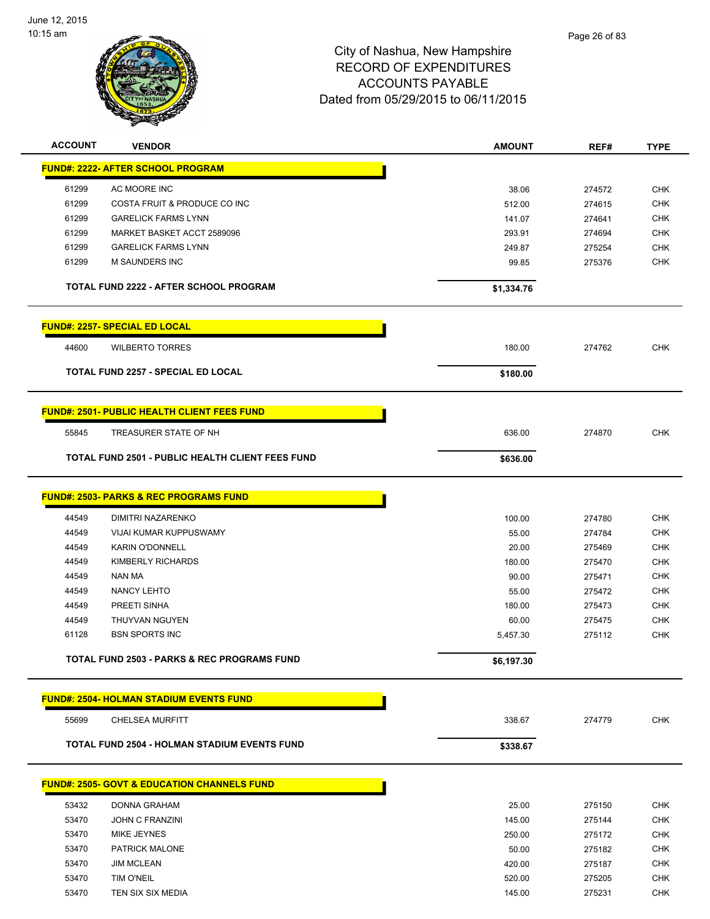City of Nashua, New Hampshire
RECORD OF EXPENDITURES
ACCOUNTS PAYABLE
Dated from 05/29/2015 to 06/11/2015

June 12, 2015
10:15 am

| ACCOUNT | VENDOR | AMOUNT | REF# | TYPE |
|---|---|---|---|---|
| **FUND#: 2222- AFTER SCHOOL PROGRAM** | | | | |
| 61299 | AC MOORE INC | 38.06 | 274572 | CHK |
| 61299 | COSTA FRUIT & PRODUCE CO INC | 512.00 | 274615 | CHK |
| 61299 | GARELICK FARMS LYNN | 141.07 | 274641 | CHK |
| 61299 | MARKET BASKET ACCT 2589096 | 293.91 | 274694 | CHK |
| 61299 | GARELICK FARMS LYNN | 249.87 | 275254 | CHK |
| 61299 | M SAUNDERS INC | 99.85 | 275376 | CHK |
| | **TOTAL FUND 2222 - AFTER SCHOOL PROGRAM** | **$1,334.76** | | |
| **FUND#: 2257- SPECIAL ED LOCAL** | | | | |
| 44600 | WILBERTO TORRES | 180.00 | 274762 | CHK |
| | **TOTAL FUND 2257 - SPECIAL ED LOCAL** | **$180.00** | | |
| **FUND#: 2501- PUBLIC HEALTH CLIENT FEES FUND** | | | | |
| 55845 | TREASURER STATE OF NH | 636.00 | 274870 | CHK |
| | **TOTAL FUND 2501 - PUBLIC HEALTH CLIENT FEES FUND** | **$636.00** | | |
| **FUND#: 2503- PARKS & REC PROGRAMS FUND** | | | | |
| 44549 | DIMITRI NAZARENKO | 100.00 | 274780 | CHK |
| 44549 | VIJAI KUMAR KUPPUSWAMY | 55.00 | 274784 | CHK |
| 44549 | KARIN O'DONNELL | 20.00 | 275469 | CHK |
| 44549 | KIMBERLY RICHARDS | 180.00 | 275470 | CHK |
| 44549 | NAN MA | 90.00 | 275471 | CHK |
| 44549 | NANCY LEHTO | 55.00 | 275472 | CHK |
| 44549 | PREETI SINHA | 180.00 | 275473 | CHK |
| 44549 | THUYVAN NGUYEN | 60.00 | 275475 | CHK |
| 61128 | BSN SPORTS INC | 5,457.30 | 275112 | CHK |
| | **TOTAL FUND 2503 - PARKS & REC PROGRAMS FUND** | **$6,197.30** | | |
| **FUND#: 2504- HOLMAN STADIUM EVENTS FUND** | | | | |
| 55699 | CHELSEA MURFITT | 338.67 | 274779 | CHK |
| | **TOTAL FUND 2504 - HOLMAN STADIUM EVENTS FUND** | **$338.67** | | |
| **FUND#: 2505- GOVT & EDUCATION CHANNELS FUND** | | | | |
| 53432 | DONNA GRAHAM | 25.00 | 275150 | CHK |
| 53470 | JOHN C FRANZINI | 145.00 | 275144 | CHK |
| 53470 | MIKE JEYNES | 250.00 | 275172 | CHK |
| 53470 | PATRICK MALONE | 50.00 | 275182 | CHK |
| 53470 | JIM MCLEAN | 420.00 | 275187 | CHK |
| 53470 | TIM O'NEIL | 520.00 | 275205 | CHK |
| 53470 | TEN SIX SIX MEDIA | 145.00 | 275231 | CHK |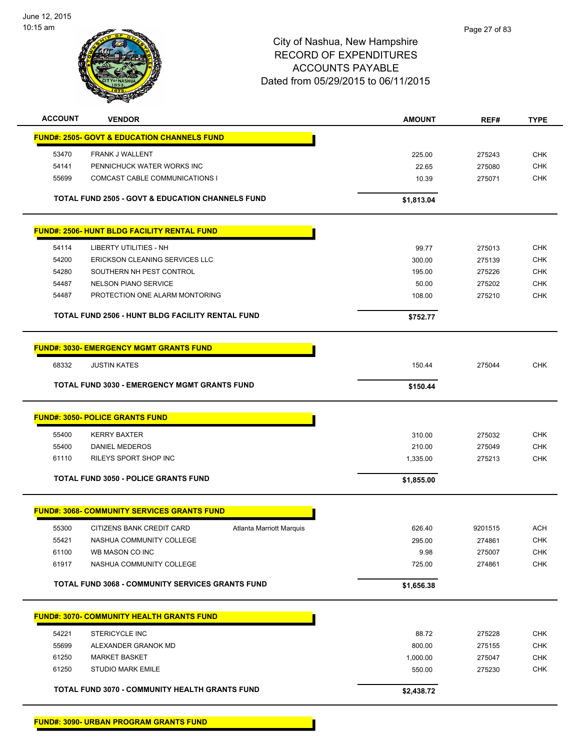# City of Nashua, New Hampshire
## RECORD OF EXPENDITURES
## ACCOUNTS PAYABLE
## Dated from 05/29/2015 to 06/11/2015

| ACCOUNT | VENDOR | | AMOUNT | REF# | TYPE |
|---|---|---|---|---|---|
| **FUND#: 2505- GOVT & EDUCATION CHANNELS FUND** | | | | | |
| 53470 | FRANK J WALLENT | | 225.00 | 275243 | CHK |
| 54141 | PENNICHUCK WATER WORKS INC | | 22.65 | 275080 | CHK |
| 55699 | COMCAST CABLE COMMUNICATIONS I | | 10.39 | 275071 | CHK |
| | **TOTAL FUND 2505 - GOVT & EDUCATION CHANNELS FUND** | | **$1,813.04** | | |
| **FUND#: 2506- HUNT BLDG FACILITY RENTAL FUND** | | | | | |
| 54114 | LIBERTY UTILITIES - NH | | 99.77 | 275013 | CHK |
| 54200 | ERICKSON CLEANING SERVICES LLC | | 300.00 | 275139 | CHK |
| 54280 | SOUTHERN NH PEST CONTROL | | 195.00 | 275226 | CHK |
| 54487 | NELSON PIANO SERVICE | | 50.00 | 275202 | CHK |
| 54487 | PROTECTION ONE ALARM MONTORING | | 108.00 | 275210 | CHK |
| | **TOTAL FUND 2506 - HUNT BLDG FACILITY RENTAL FUND** | | **$752.77** | | |
| **FUND#: 3030- EMERGENCY MGMT GRANTS FUND** | | | | | |
| 68332 | JUSTIN KATES | | 150.44 | 275044 | CHK |
| | **TOTAL FUND 3030 - EMERGENCY MGMT GRANTS FUND** | | **$150.44** | | |
| **FUND#: 3050- POLICE GRANTS FUND** | | | | | |
| 55400 | KERRY BAXTER | | 310.00 | 275032 | CHK |
| 55400 | DANIEL MEDEROS | | 210.00 | 275049 | CHK |
| 61110 | RILEYS SPORT SHOP INC | | 1,335.00 | 275213 | CHK |
| | **TOTAL FUND 3050 - POLICE GRANTS FUND** | | **$1,855.00** | | |
| **FUND#: 3068- COMMUNITY SERVICES GRANTS FUND** | | | | | |
| 55300 | CITIZENS BANK CREDIT CARD | Atlanta Marriott Marquis | 626.40 | 9201515 | ACH |
| 55421 | NASHUA COMMUNITY COLLEGE | | 295.00 | 274861 | CHK |
| 61100 | WB MASON CO INC | | 9.98 | 275007 | CHK |
| 61917 | NASHUA COMMUNITY COLLEGE | | 725.00 | 274861 | CHK |
| | **TOTAL FUND 3068 - COMMUNITY SERVICES GRANTS FUND** | | **$1,656.38** | | |
| **FUND#: 3070- COMMUNITY HEALTH GRANTS FUND** | | | | | |
| 54221 | STERICYCLE INC | | 88.72 | 275228 | CHK |
| 55699 | ALEXANDER GRANOK MD | | 800.00 | 275155 | CHK |
| 61250 | MARKET BASKET | | 1,000.00 | 275047 | CHK |
| 61250 | STUDIO MARK EMILE | | 550.00 | 275230 | CHK |
| | **TOTAL FUND 3070 - COMMUNITY HEALTH GRANTS FUND** | | **$2,438.72** | | |
| **FUND#: 3090- URBAN PROGRAM GRANTS FUND** | | | | | |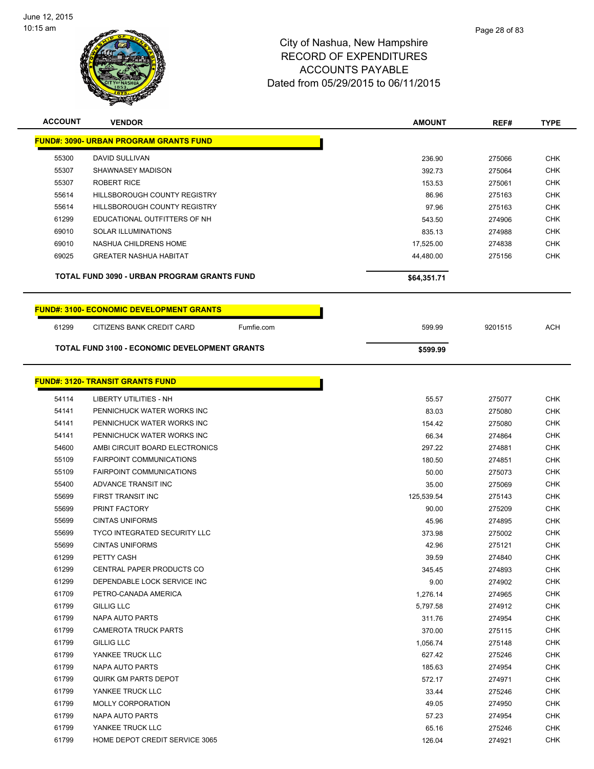# City of Nashua, New Hampshire
## RECORD OF EXPENDITURES
## ACCOUNTS PAYABLE
## Dated from 05/29/2015 to 06/11/2015

| ACCOUNT | VENDOR | | AMOUNT | REF# | TYPE |
|---|---|---|---|---|---|
| **FUND#: 3090- URBAN PROGRAM GRANTS FUND** | | | | | |
| 55300 | DAVID SULLIVAN | | 236.90 | 275066 | CHK |
| 55307 | SHAWNASEY MADISON | | 392.73 | 275064 | CHK |
| 55307 | ROBERT RICE | | 153.53 | 275061 | CHK |
| 55614 | HILLSBOROUGH COUNTY REGISTRY | | 86.96 | 275163 | CHK |
| 55614 | HILLSBOROUGH COUNTY REGISTRY | | 97.96 | 275163 | CHK |
| 61299 | EDUCATIONAL OUTFITTERS OF NH | | 543.50 | 274906 | CHK |
| 69010 | SOLAR ILLUMINATIONS | | 835.13 | 274988 | CHK |
| 69010 | NASHUA CHILDRENS HOME | | 17,525.00 | 274838 | CHK |
| 69025 | GREATER NASHUA HABITAT | | 44,480.00 | 275156 | CHK |
| **TOTAL FUND 3090 - URBAN PROGRAM GRANTS FUND** | | | **$64,351.71** | | |
| **FUND#: 3100- ECONOMIC DEVELOPMENT GRANTS** | | | | | |
| 61299 | CITIZENS BANK CREDIT CARD | Fumfie.com | 599.99 | 9201515 | ACH |
| **TOTAL FUND 3100 - ECONOMIC DEVELOPMENT GRANTS** | | | **$599.99** | | |
| **FUND#: 3120- TRANSIT GRANTS FUND** | | | | | |
| 54114 | LIBERTY UTILITIES - NH | | 55.57 | 275077 | CHK |
| 54141 | PENNICHUCK WATER WORKS INC | | 83.03 | 275080 | CHK |
| 54141 | PENNICHUCK WATER WORKS INC | | 154.42 | 275080 | CHK |
| 54141 | PENNICHUCK WATER WORKS INC | | 66.34 | 274864 | CHK |
| 54600 | AMBI CIRCUIT BOARD ELECTRONICS | | 297.22 | 274881 | CHK |
| 55109 | FAIRPOINT COMMUNICATIONS | | 180.50 | 274851 | CHK |
| 55109 | FAIRPOINT COMMUNICATIONS | | 50.00 | 275073 | CHK |
| 55400 | ADVANCE TRANSIT INC | | 35.00 | 275069 | CHK |
| 55699 | FIRST TRANSIT INC | | 125,539.54 | 275143 | CHK |
| 55699 | PRINT FACTORY | | 90.00 | 275209 | CHK |
| 55699 | CINTAS UNIFORMS | | 45.96 | 274895 | CHK |
| 55699 | TYCO INTEGRATED SECURITY LLC | | 373.98 | 275002 | CHK |
| 55699 | CINTAS UNIFORMS | | 42.96 | 275121 | CHK |
| 61299 | PETTY CASH | | 39.59 | 274840 | CHK |
| 61299 | CENTRAL PAPER PRODUCTS CO | | 345.45 | 274893 | CHK |
| 61299 | DEPENDABLE LOCK SERVICE INC | | 9.00 | 274902 | CHK |
| 61709 | PETRO-CANADA AMERICA | | 1,276.14 | 274965 | CHK |
| 61799 | GILLIG LLC | | 5,797.58 | 274912 | CHK |
| 61799 | NAPA AUTO PARTS | | 311.76 | 274954 | CHK |
| 61799 | CAMEROTA TRUCK PARTS | | 370.00 | 275115 | CHK |
| 61799 | GILLIG LLC | | 1,056.74 | 275148 | CHK |
| 61799 | YANKEE TRUCK LLC | | 627.42 | 275246 | CHK |
| 61799 | NAPA AUTO PARTS | | 185.63 | 274954 | CHK |
| 61799 | QUIRK GM PARTS DEPOT | | 572.17 | 274971 | CHK |
| 61799 | YANKEE TRUCK LLC | | 33.44 | 275246 | CHK |
| 61799 | MOLLY CORPORATION | | 49.05 | 274950 | CHK |
| 61799 | NAPA AUTO PARTS | | 57.23 | 274954 | CHK |
| 61799 | YANKEE TRUCK LLC | | 65.16 | 275246 | CHK |
| 61799 | HOME DEPOT CREDIT SERVICE 3065 | | 126.04 | 274921 | CHK |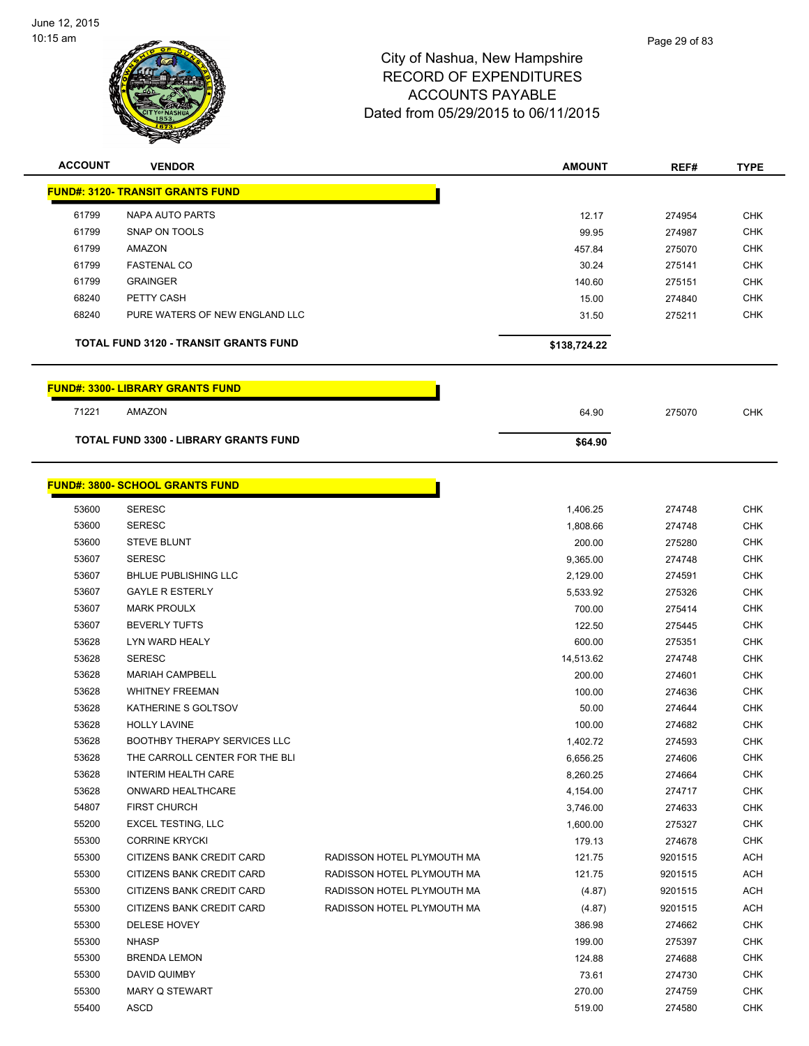# City of Nashua, New Hampshire
# RECORD OF EXPENDITURES
# ACCOUNTS PAYABLE
# Dated from 05/29/2015 to 06/11/2015

| ACCOUNT | VENDOR | | AMOUNT | REF# | TYPE |
|---|---|---|---|---|---|
| **FUND#: 3120- TRANSIT GRANTS FUND** | | | | | |
| 61799 | NAPA AUTO PARTS | | 12.17 | 274954 | CHK |
| 61799 | SNAP ON TOOLS | | 99.95 | 274987 | CHK |
| 61799 | AMAZON | | 457.84 | 275070 | CHK |
| 61799 | FASTENAL CO | | 30.24 | 275141 | CHK |
| 61799 | GRAINGER | | 140.60 | 275151 | CHK |
| 68240 | PETTY CASH | | 15.00 | 274840 | CHK |
| 68240 | PURE WATERS OF NEW ENGLAND LLC | | 31.50 | 275211 | CHK |
| | **TOTAL FUND 3120 - TRANSIT GRANTS FUND** | | **$138,724.22** | | |
| **FUND#: 3300- LIBRARY GRANTS FUND** | | | | | |
| 71221 | AMAZON | | 64.90 | 275070 | CHK |
| | **TOTAL FUND 3300 - LIBRARY GRANTS FUND** | | **$64.90** | | |
| **FUND#: 3800- SCHOOL GRANTS FUND** | | | | | |
| 53600 | SERESC | | 1,406.25 | 274748 | CHK |
| 53600 | SERESC | | 1,808.66 | 274748 | CHK |
| 53600 | STEVE BLUNT | | 200.00 | 275280 | CHK |
| 53607 | SERESC | | 9,365.00 | 274748 | CHK |
| 53607 | BHLUE PUBLISHING LLC | | 2,129.00 | 274591 | CHK |
| 53607 | GAYLE R ESTERLY | | 5,533.92 | 275326 | CHK |
| 53607 | MARK PROULX | | 700.00 | 275414 | CHK |
| 53607 | BEVERLY TUFTS | | 122.50 | 275445 | CHK |
| 53628 | LYN WARD HEALY | | 600.00 | 275351 | CHK |
| 53628 | SERESC | | 14,513.62 | 274748 | CHK |
| 53628 | MARIAH CAMPBELL | | 200.00 | 274601 | CHK |
| 53628 | WHITNEY FREEMAN | | 100.00 | 274636 | CHK |
| 53628 | KATHERINE S GOLTSOV | | 50.00 | 274644 | CHK |
| 53628 | HOLLY LAVINE | | 100.00 | 274682 | CHK |
| 53628 | BOOTHBY THERAPY SERVICES LLC | | 1,402.72 | 274593 | CHK |
| 53628 | THE CARROLL CENTER FOR THE BLI | | 6,656.25 | 274606 | CHK |
| 53628 | INTERIM HEALTH CARE | | 8,260.25 | 274664 | CHK |
| 53628 | ONWARD HEALTHCARE | | 4,154.00 | 274717 | CHK |
| 54807 | FIRST CHURCH | | 3,746.00 | 274633 | CHK |
| 55200 | EXCEL TESTING, LLC | | 1,600.00 | 275327 | CHK |
| 55300 | CORRINE KRYCKI | | 179.13 | 274678 | CHK |
| 55300 | CITIZENS BANK CREDIT CARD | RADISSON HOTEL PLYMOUTH MA | 121.75 | 9201515 | ACH |
| 55300 | CITIZENS BANK CREDIT CARD | RADISSON HOTEL PLYMOUTH MA | 121.75 | 9201515 | ACH |
| 55300 | CITIZENS BANK CREDIT CARD | RADISSON HOTEL PLYMOUTH MA | (4.87) | 9201515 | ACH |
| 55300 | CITIZENS BANK CREDIT CARD | RADISSON HOTEL PLYMOUTH MA | (4.87) | 9201515 | ACH |
| 55300 | DELESE HOVEY | | 386.98 | 274662 | CHK |
| 55300 | NHASP | | 199.00 | 275397 | CHK |
| 55300 | BRENDA LEMON | | 124.88 | 274688 | CHK |
| 55300 | DAVID QUIMBY | | 73.61 | 274730 | CHK |
| 55300 | MARY Q STEWART | | 270.00 | 274759 | CHK |
| 55400 | ASCD | | 519.00 | 274580 | CHK |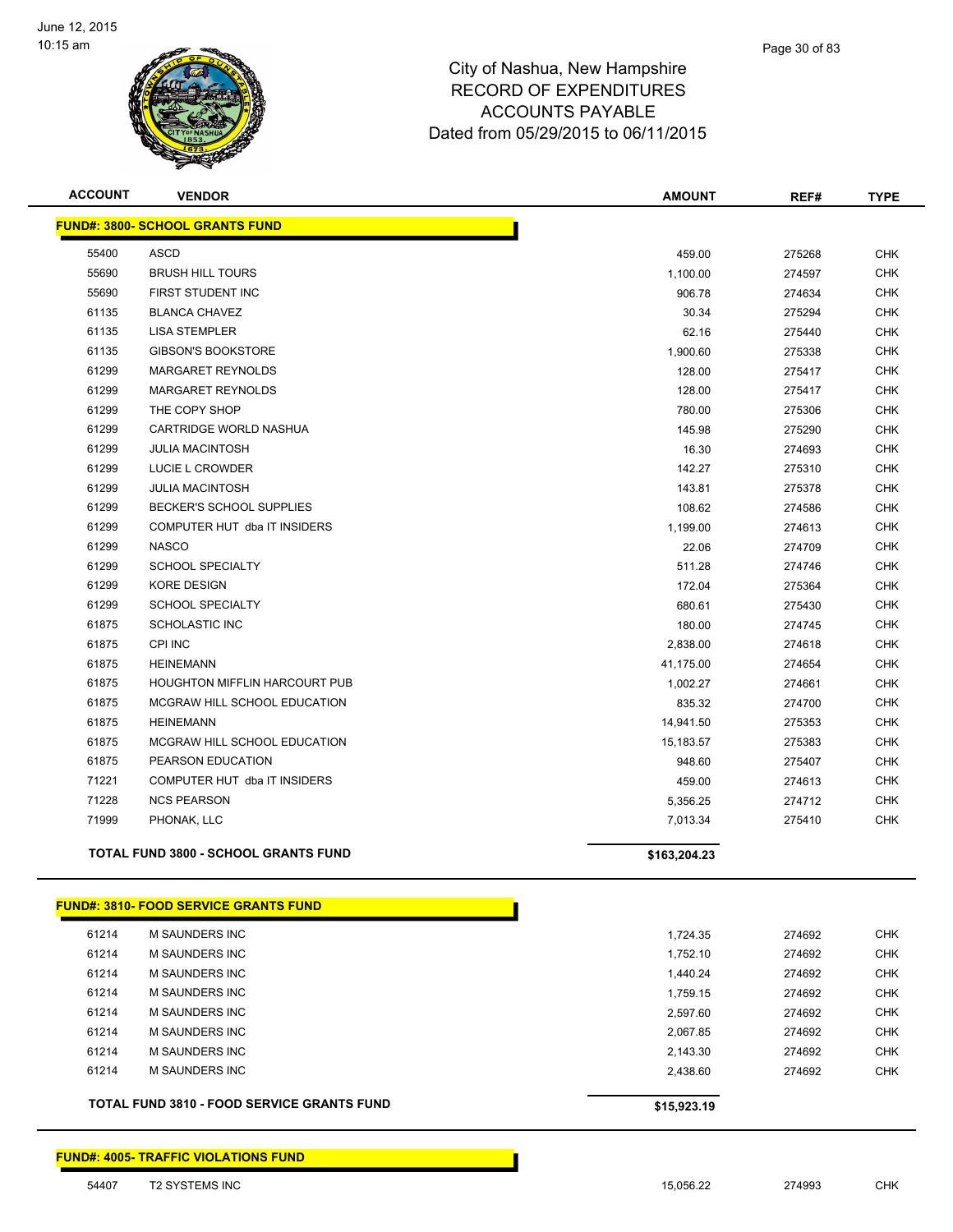June 12, 2015
10:15 am

# City of Nashua, New Hampshire
## RECORD OF EXPENDITURES
## ACCOUNTS PAYABLE
## Dated from 05/29/2015 to 06/11/2015

| ACCOUNT | VENDOR | AMOUNT | REF# | TYPE |
|---|---|---|---|---|
| **FUND#: 3800- SCHOOL GRANTS FUND** | | | | |
| 55400 | ASCD | 459.00 | 275268 | CHK |
| 55690 | BRUSH HILL TOURS | 1,100.00 | 274597 | CHK |
| 55690 | FIRST STUDENT INC | 906.78 | 274634 | CHK |
| 61135 | BLANCA CHAVEZ | 30.34 | 275294 | CHK |
| 61135 | LISA STEMPLER | 62.16 | 275440 | CHK |
| 61135 | GIBSON'S BOOKSTORE | 1,900.60 | 275338 | CHK |
| 61299 | MARGARET REYNOLDS | 128.00 | 275417 | CHK |
| 61299 | MARGARET REYNOLDS | 128.00 | 275417 | CHK |
| 61299 | THE COPY SHOP | 780.00 | 275306 | CHK |
| 61299 | CARTRIDGE WORLD NASHUA | 145.98 | 275290 | CHK |
| 61299 | JULIA MACINTOSH | 16.30 | 274693 | CHK |
| 61299 | LUCIE L CROWDER | 142.27 | 275310 | CHK |
| 61299 | JULIA MACINTOSH | 143.81 | 275378 | CHK |
| 61299 | BECKER'S SCHOOL SUPPLIES | 108.62 | 274586 | CHK |
| 61299 | COMPUTER HUT dba IT INSIDERS | 1,199.00 | 274613 | CHK |
| 61299 | NASCO | 22.06 | 274709 | CHK |
| 61299 | SCHOOL SPECIALTY | 511.28 | 274746 | CHK |
| 61299 | KORE DESIGN | 172.04 | 275364 | CHK |
| 61299 | SCHOOL SPECIALTY | 680.61 | 275430 | CHK |
| 61875 | SCHOLASTIC INC | 180.00 | 274745 | CHK |
| 61875 | CPI INC | 2,838.00 | 274618 | CHK |
| 61875 | HEINEMANN | 41,175.00 | 274654 | CHK |
| 61875 | HOUGHTON MIFFLIN HARCOURT PUB | 1,002.27 | 274661 | CHK |
| 61875 | MCGRAW HILL SCHOOL EDUCATION | 835.32 | 274700 | CHK |
| 61875 | HEINEMANN | 14,941.50 | 275353 | CHK |
| 61875 | MCGRAW HILL SCHOOL EDUCATION | 15,183.57 | 275383 | CHK |
| 61875 | PEARSON EDUCATION | 948.60 | 275407 | CHK |
| 71221 | COMPUTER HUT dba IT INSIDERS | 459.00 | 274613 | CHK |
| 71228 | NCS PEARSON | 5,356.25 | 274712 | CHK |
| 71999 | PHONAK, LLC | 7,013.34 | 275410 | CHK |
| **TOTAL FUND 3800 - SCHOOL GRANTS FUND** | | **$163,204.23** | | |
| **FUND#: 3810- FOOD SERVICE GRANTS FUND** | | | | |
| 61214 | M SAUNDERS INC | 1,724.35 | 274692 | CHK |
| 61214 | M SAUNDERS INC | 1,752.10 | 274692 | CHK |
| 61214 | M SAUNDERS INC | 1,440.24 | 274692 | CHK |
| 61214 | M SAUNDERS INC | 1,759.15 | 274692 | CHK |
| 61214 | M SAUNDERS INC | 2,597.60 | 274692 | CHK |
| 61214 | M SAUNDERS INC | 2,067.85 | 274692 | CHK |
| 61214 | M SAUNDERS INC | 2,143.30 | 274692 | CHK |
| 61214 | M SAUNDERS INC | 2,438.60 | 274692 | CHK |
| **TOTAL FUND 3810 - FOOD SERVICE GRANTS FUND** | | **$15,923.19** | | |
| **FUND#: 4005- TRAFFIC VIOLATIONS FUND** | | | | |
| 54407 | T2 SYSTEMS INC | 15,056.22 | 274993 | CHK |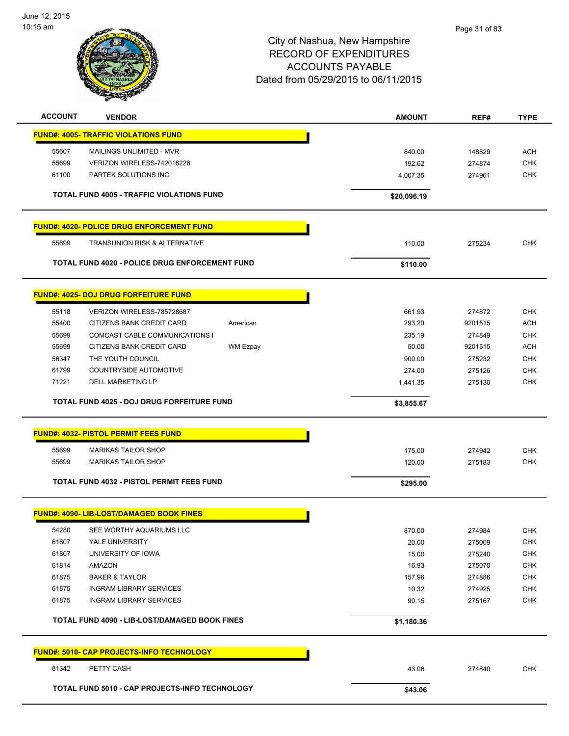June 12, 2015
10:15 am

City of Nashua, New Hampshire
RECORD OF EXPENDITURES
ACCOUNTS PAYABLE
Dated from 05/29/2015 to 06/11/2015

| ACCOUNT | VENDOR | | AMOUNT | REF# | TYPE |
|---|---|---|---|---|---|
| **FUND#: 4005- TRAFFIC VIOLATIONS FUND** | | | | | |
| 55607 | MAILINGS UNLIMITED - MVR | | 840.00 | 148829 | ACH |
| 55699 | VERIZON WIRELESS-742016226 | | 192.62 | 274874 | CHK |
| 61100 | PARTEK SOLUTIONS INC | | 4,007.35 | 274961 | CHK |
| **TOTAL FUND 4005 - TRAFFIC VIOLATIONS FUND** | | | **$20,096.19** | | |
| **FUND#: 4020- POLICE DRUG ENFORCEMENT FUND** | | | | | |
| 55699 | TRANSUNION RISK & ALTERNATIVE | | 110.00 | 275234 | CHK |
| **TOTAL FUND 4020 - POLICE DRUG ENFORCEMENT FUND** | | | **$110.00** | | |
| **FUND#: 4025- DOJ DRUG FORFEITURE FUND** | | | | | |
| 55118 | VERIZON WIRELESS-785728687 | | 661.93 | 274872 | CHK |
| 55400 | CITIZENS BANK CREDIT CARD | American | 293.20 | 9201515 | ACH |
| 55699 | COMCAST CABLE COMMUNICATIONS I | | 235.19 | 274849 | CHK |
| 55699 | CITIZENS BANK CREDIT CARD | WM Ezpay | 50.00 | 9201515 | ACH |
| 56347 | THE YOUTH COUNCIL | | 900.00 | 275232 | CHK |
| 61799 | COUNTRYSIDE AUTOMOTIVE | | 274.00 | 275126 | CHK |
| 71221 | DELL MARKETING LP | | 1,441.35 | 275130 | CHK |
| **TOTAL FUND 4025 - DOJ DRUG FORFEITURE FUND** | | | **$3,855.67** | | |
| **FUND#: 4032- PISTOL PERMIT FEES FUND** | | | | | |
| 55699 | MARIKAS TAILOR SHOP | | 175.00 | 274942 | CHK |
| 55699 | MARIKAS TAILOR SHOP | | 120.00 | 275183 | CHK |
| **TOTAL FUND 4032 - PISTOL PERMIT FEES FUND** | | | **$295.00** | | |
| **FUND#: 4090- LIB-LOST/DAMAGED BOOK FINES** | | | | | |
| 54280 | SEE WORTHY AQUARIUMS LLC | | 870.00 | 274984 | CHK |
| 61807 | YALE UNIVERSITY | | 20.00 | 275009 | CHK |
| 61807 | UNIVERSITY OF IOWA | | 15.00 | 275240 | CHK |
| 61814 | AMAZON | | 16.93 | 275070 | CHK |
| 61875 | BAKER & TAYLOR | | 157.96 | 274886 | CHK |
| 61875 | INGRAM LIBRARY SERVICES | | 10.32 | 274925 | CHK |
| 61875 | INGRAM LIBRARY SERVICES | | 90.15 | 275167 | CHK |
| **TOTAL FUND 4090 - LIB-LOST/DAMAGED BOOK FINES** | | | **$1,180.36** | | |
| **FUND#: 5010- CAP PROJECTS-INFO TECHNOLOGY** | | | | | |
| 81342 | PETTY CASH | | 43.06 | 274840 | CHK |
| **TOTAL FUND 5010 - CAP PROJECTS-INFO TECHNOLOGY** | | | **$43.06** | | |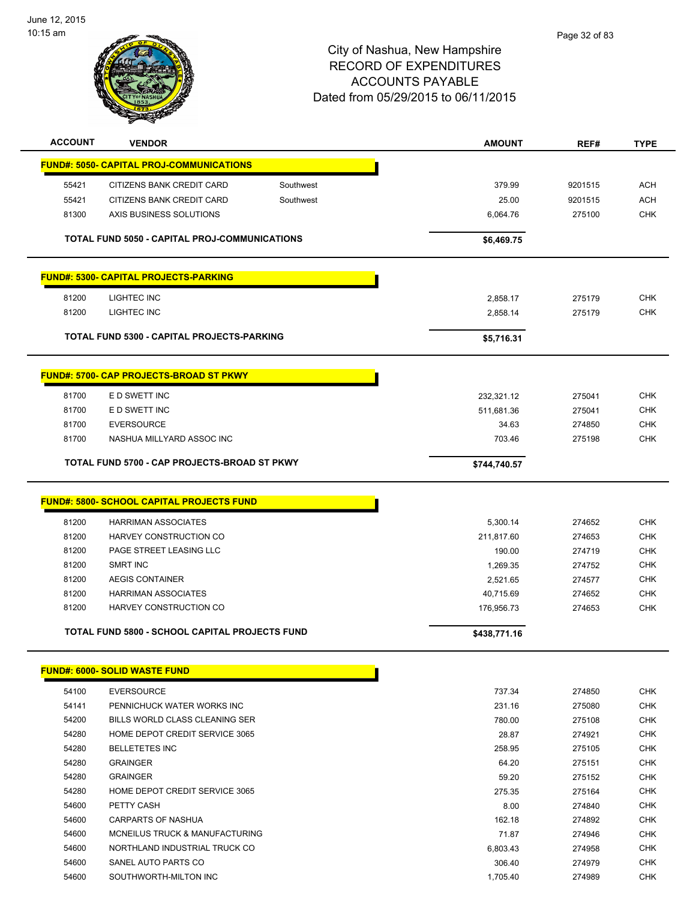City of Nashua, New Hampshire
RECORD OF EXPENDITURES
ACCOUNTS PAYABLE
Dated from 05/29/2015 to 06/11/2015

June 12, 2015
10:15 am

| ACCOUNT | VENDOR | | AMOUNT | REF# | TYPE |
|---|---|---|---|---|---|
| **FUND#: 5050- CAPITAL PROJ-COMMUNICATIONS** | | | | | |
| 55421 | CITIZENS BANK CREDIT CARD | Southwest | 379.99 | 9201515 | ACH |
| 55421 | CITIZENS BANK CREDIT CARD | Southwest | 25.00 | 9201515 | ACH |
| 81300 | AXIS BUSINESS SOLUTIONS | | 6,064.76 | 275100 | CHK |
| **TOTAL FUND 5050 - CAPITAL PROJ-COMMUNICATIONS** | | | **$6,469.75** | | |
| **FUND#: 5300- CAPITAL PROJECTS-PARKING** | | | | | |
| 81200 | LIGHTEC INC | | 2,858.17 | 275179 | CHK |
| 81200 | LIGHTEC INC | | 2,858.14 | 275179 | CHK |
| **TOTAL FUND 5300 - CAPITAL PROJECTS-PARKING** | | | **$5,716.31** | | |
| **FUND#: 5700- CAP PROJECTS-BROAD ST PKWY** | | | | | |
| 81700 | E D SWETT INC | | 232,321.12 | 275041 | CHK |
| 81700 | E D SWETT INC | | 511,681.36 | 275041 | CHK |
| 81700 | EVERSOURCE | | 34.63 | 274850 | CHK |
| 81700 | NASHUA MILLYARD ASSOC INC | | 703.46 | 275198 | CHK |
| **TOTAL FUND 5700 - CAP PROJECTS-BROAD ST PKWY** | | | **$744,740.57** | | |
| **FUND#: 5800- SCHOOL CAPITAL PROJECTS FUND** | | | | | |
| 81200 | HARRIMAN ASSOCIATES | | 5,300.14 | 274652 | CHK |
| 81200 | HARVEY CONSTRUCTION CO | | 211,817.60 | 274653 | CHK |
| 81200 | PAGE STREET LEASING LLC | | 190.00 | 274719 | CHK |
| 81200 | SMRT INC | | 1,269.35 | 274752 | CHK |
| 81200 | AEGIS CONTAINER | | 2,521.65 | 274577 | CHK |
| 81200 | HARRIMAN ASSOCIATES | | 40,715.69 | 274652 | CHK |
| 81200 | HARVEY CONSTRUCTION CO | | 176,956.73 | 274653 | CHK |
| **TOTAL FUND 5800 - SCHOOL CAPITAL PROJECTS FUND** | | | **$438,771.16** | | |
| **FUND#: 6000- SOLID WASTE FUND** | | | | | |
| 54100 | EVERSOURCE | | 737.34 | 274850 | CHK |
| 54141 | PENNICHUCK WATER WORKS INC | | 231.16 | 275080 | CHK |
| 54200 | BILLS WORLD CLASS CLEANING SER | | 780.00 | 275108 | CHK |
| 54280 | HOME DEPOT CREDIT SERVICE 3065 | | 28.87 | 274921 | CHK |
| 54280 | BELLETETES INC | | 258.95 | 275105 | CHK |
| 54280 | GRAINGER | | 64.20 | 275151 | CHK |
| 54280 | GRAINGER | | 59.20 | 275152 | CHK |
| 54280 | HOME DEPOT CREDIT SERVICE 3065 | | 275.35 | 275164 | CHK |
| 54600 | PETTY CASH | | 8.00 | 274840 | CHK |
| 54600 | CARPARTS OF NASHUA | | 162.18 | 274892 | CHK |
| 54600 | MCNEILUS TRUCK & MANUFACTURING | | 71.87 | 274946 | CHK |
| 54600 | NORTHLAND INDUSTRIAL TRUCK CO | | 6,803.43 | 274958 | CHK |
| 54600 | SANEL AUTO PARTS CO | | 306.40 | 274979 | CHK |
| 54600 | SOUTHWORTH-MILTON INC | | 1,705.40 | 274989 | CHK |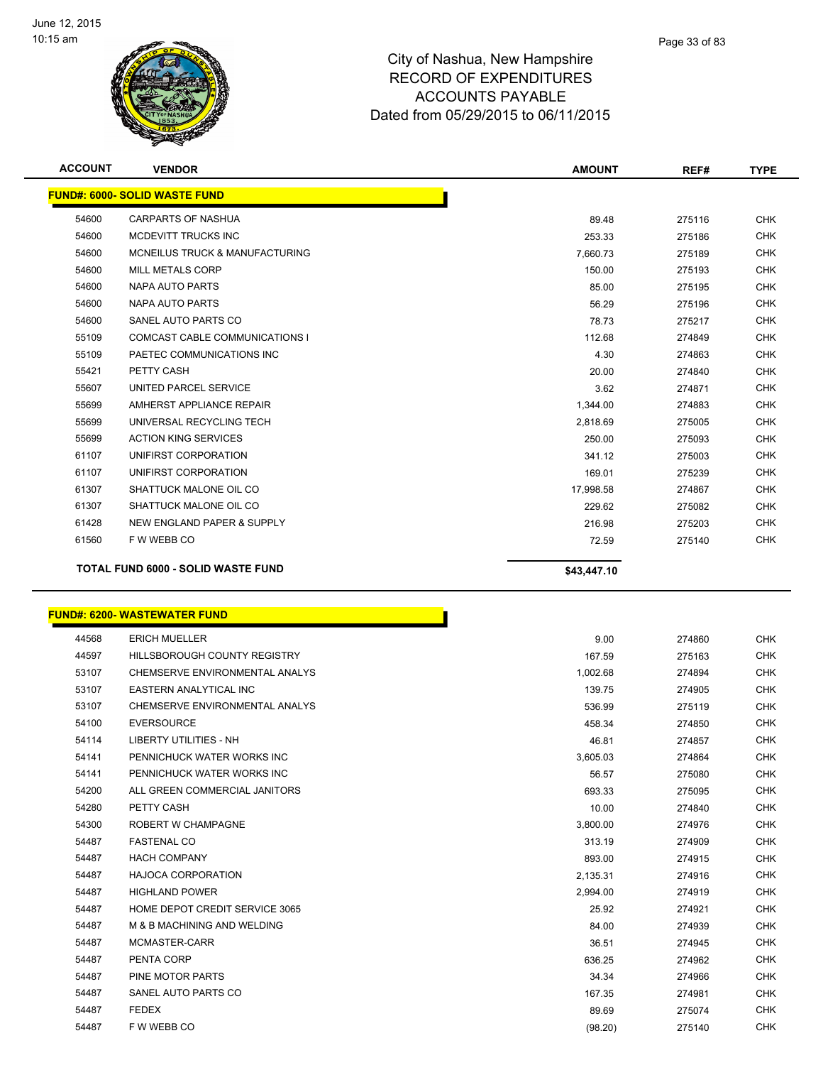City of Nashua, New Hampshire
RECORD OF EXPENDITURES
ACCOUNTS PAYABLE
Dated from 05/29/2015 to 06/11/2015

| ACCOUNT | VENDOR | AMOUNT | REF# | TYPE |
|---|---|---|---|---|
| **FUND#: 6000- SOLID WASTE FUND** | | | | |
| 54600 | CARPARTS OF NASHUA | 89.48 | 275116 | CHK |
| 54600 | MCDEVITT TRUCKS INC | 253.33 | 275186 | CHK |
| 54600 | MCNEILUS TRUCK & MANUFACTURING | 7,660.73 | 275189 | CHK |
| 54600 | MILL METALS CORP | 150.00 | 275193 | CHK |
| 54600 | NAPA AUTO PARTS | 85.00 | 275195 | CHK |
| 54600 | NAPA AUTO PARTS | 56.29 | 275196 | CHK |
| 54600 | SANEL AUTO PARTS CO | 78.73 | 275217 | CHK |
| 55109 | COMCAST CABLE COMMUNICATIONS I | 112.68 | 274849 | CHK |
| 55109 | PAETEC COMMUNICATIONS INC | 4.30 | 274863 | CHK |
| 55421 | PETTY CASH | 20.00 | 274840 | CHK |
| 55607 | UNITED PARCEL SERVICE | 3.62 | 274871 | CHK |
| 55699 | AMHERST APPLIANCE REPAIR | 1,344.00 | 274883 | CHK |
| 55699 | UNIVERSAL RECYCLING TECH | 2,818.69 | 275005 | CHK |
| 55699 | ACTION KING SERVICES | 250.00 | 275093 | CHK |
| 61107 | UNIFIRST CORPORATION | 341.12 | 275003 | CHK |
| 61107 | UNIFIRST CORPORATION | 169.01 | 275239 | CHK |
| 61307 | SHATTUCK MALONE OIL CO | 17,998.58 | 274867 | CHK |
| 61307 | SHATTUCK MALONE OIL CO | 229.62 | 275082 | CHK |
| 61428 | NEW ENGLAND PAPER & SUPPLY | 216.98 | 275203 | CHK |
| 61560 | F W WEBB CO | 72.59 | 275140 | CHK |
| | **TOTAL FUND 6000 - SOLID WASTE FUND** | **$43,447.10** | | |

| ACCOUNT | VENDOR | AMOUNT | REF# | TYPE |
|---|---|---|---|---|
| **FUND#: 6200- WASTEWATER FUND** | | | | |
| 44568 | ERICH MUELLER | 9.00 | 274860 | CHK |
| 44597 | HILLSBOROUGH COUNTY REGISTRY | 167.59 | 275163 | CHK |
| 53107 | CHEMSERVE ENVIRONMENTAL ANALYS | 1,002.68 | 274894 | CHK |
| 53107 | EASTERN ANALYTICAL INC | 139.75 | 274905 | CHK |
| 53107 | CHEMSERVE ENVIRONMENTAL ANALYS | 536.99 | 275119 | CHK |
| 54100 | EVERSOURCE | 458.34 | 274850 | CHK |
| 54114 | LIBERTY UTILITIES - NH | 46.81 | 274857 | CHK |
| 54141 | PENNICHUCK WATER WORKS INC | 3,605.03 | 274864 | CHK |
| 54141 | PENNICHUCK WATER WORKS INC | 56.57 | 275080 | CHK |
| 54200 | ALL GREEN COMMERCIAL JANITORS | 693.33 | 275095 | CHK |
| 54280 | PETTY CASH | 10.00 | 274840 | CHK |
| 54300 | ROBERT W CHAMPAGNE | 3,800.00 | 274976 | CHK |
| 54487 | FASTENAL CO | 313.19 | 274909 | CHK |
| 54487 | HACH COMPANY | 893.00 | 274915 | CHK |
| 54487 | HAJOCA CORPORATION | 2,135.31 | 274916 | CHK |
| 54487 | HIGHLAND POWER | 2,994.00 | 274919 | CHK |
| 54487 | HOME DEPOT CREDIT SERVICE 3065 | 25.92 | 274921 | CHK |
| 54487 | M & B MACHINING AND WELDING | 84.00 | 274939 | CHK |
| 54487 | MCMASTER-CARR | 36.51 | 274945 | CHK |
| 54487 | PENTA CORP | 636.25 | 274962 | CHK |
| 54487 | PINE MOTOR PARTS | 34.34 | 274966 | CHK |
| 54487 | SANEL AUTO PARTS CO | 167.35 | 274981 | CHK |
| 54487 | FEDEX | 89.69 | 275074 | CHK |
| 54487 | F W WEBB CO | (98.20) | 275140 | CHK |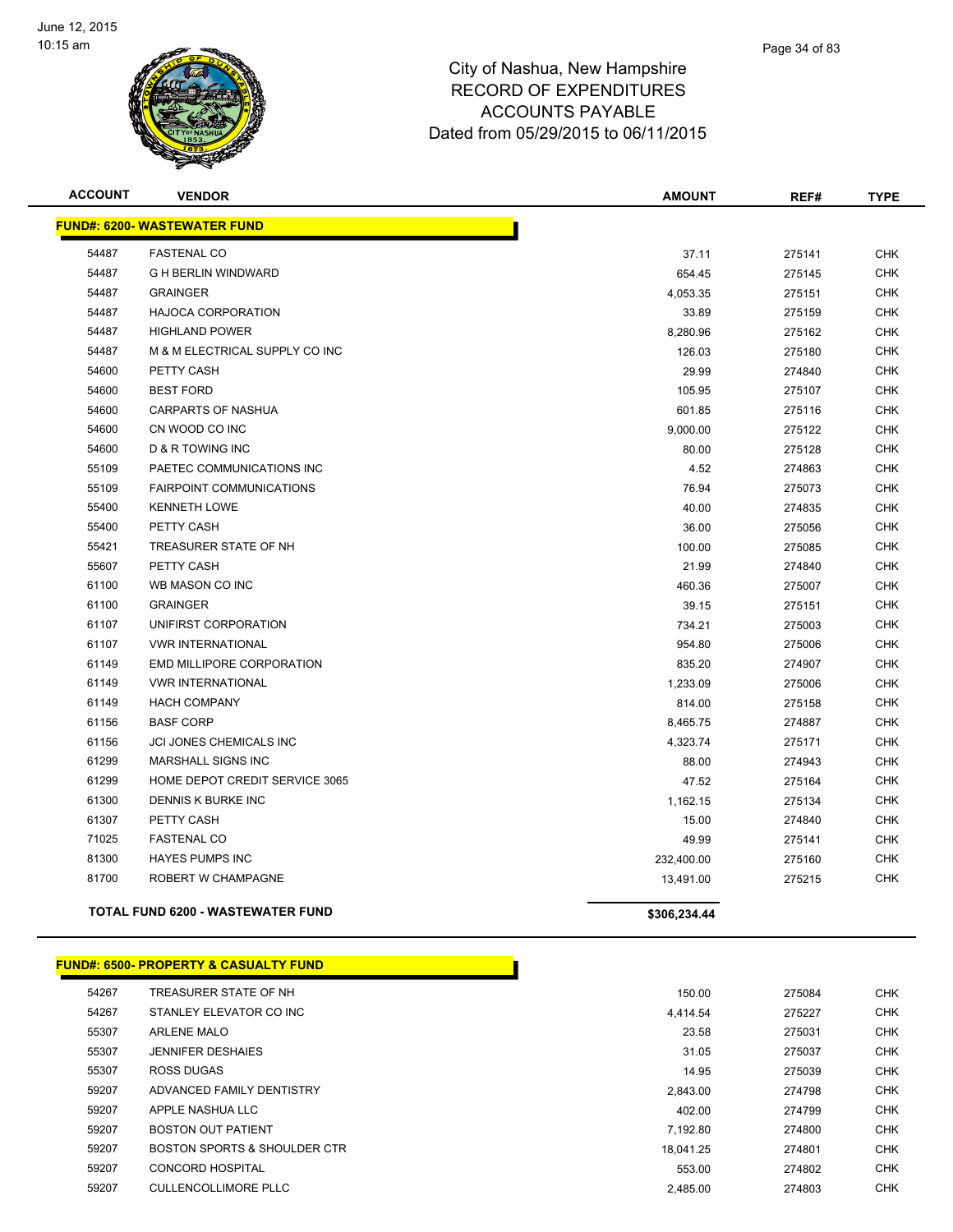City of Nashua, New Hampshire
RECORD OF EXPENDITURES
ACCOUNTS PAYABLE
Dated from 05/29/2015 to 06/11/2015

June 12, 2015
10:15 am

| ACCOUNT | VENDOR | AMOUNT | REF# | TYPE |
|---|---|---|---|---|
| **FUND#: 6200- WASTEWATER FUND** | | | | |
| 54487 | FASTENAL CO | 37.11 | 275141 | CHK |
| 54487 | G H BERLIN WINDWARD | 654.45 | 275145 | CHK |
| 54487 | GRAINGER | 4,053.35 | 275151 | CHK |
| 54487 | HAJOCA CORPORATION | 33.89 | 275159 | CHK |
| 54487 | HIGHLAND POWER | 8,280.96 | 275162 | CHK |
| 54487 | M & M ELECTRICAL SUPPLY CO INC | 126.03 | 275180 | CHK |
| 54600 | PETTY CASH | 29.99 | 274840 | CHK |
| 54600 | BEST FORD | 105.95 | 275107 | CHK |
| 54600 | CARPARTS OF NASHUA | 601.85 | 275116 | CHK |
| 54600 | CN WOOD CO INC | 9,000.00 | 275122 | CHK |
| 54600 | D & R TOWING INC | 80.00 | 275128 | CHK |
| 55109 | PAETEC COMMUNICATIONS INC | 4.52 | 274863 | CHK |
| 55109 | FAIRPOINT COMMUNICATIONS | 76.94 | 275073 | CHK |
| 55400 | KENNETH LOWE | 40.00 | 274835 | CHK |
| 55400 | PETTY CASH | 36.00 | 275056 | CHK |
| 55421 | TREASURER STATE OF NH | 100.00 | 275085 | CHK |
| 55607 | PETTY CASH | 21.99 | 274840 | CHK |
| 61100 | WB MASON CO INC | 460.36 | 275007 | CHK |
| 61100 | GRAINGER | 39.15 | 275151 | CHK |
| 61107 | UNIFIRST CORPORATION | 734.21 | 275003 | CHK |
| 61107 | VWR INTERNATIONAL | 954.80 | 275006 | CHK |
| 61149 | EMD MILLIPORE CORPORATION | 835.20 | 274907 | CHK |
| 61149 | VWR INTERNATIONAL | 1,233.09 | 275006 | CHK |
| 61149 | HACH COMPANY | 814.00 | 275158 | CHK |
| 61156 | BASF CORP | 8,465.75 | 274887 | CHK |
| 61156 | JCI JONES CHEMICALS INC | 4,323.74 | 275171 | CHK |
| 61299 | MARSHALL SIGNS INC | 88.00 | 274943 | CHK |
| 61299 | HOME DEPOT CREDIT SERVICE 3065 | 47.52 | 275164 | CHK |
| 61300 | DENNIS K BURKE INC | 1,162.15 | 275134 | CHK |
| 61307 | PETTY CASH | 15.00 | 274840 | CHK |
| 71025 | FASTENAL CO | 49.99 | 275141 | CHK |
| 81300 | HAYES PUMPS INC | 232,400.00 | 275160 | CHK |
| 81700 | ROBERT W CHAMPAGNE | 13,491.00 | 275215 | CHK |
| **TOTAL FUND 6200 - WASTEWATER FUND** | | **$306,234.44** | | |

| ACCOUNT | VENDOR | AMOUNT | REF# | TYPE |
|---|---|---|---|---|
| **FUND#: 6500- PROPERTY & CASUALTY FUND** | | | | |
| 54267 | TREASURER STATE OF NH | 150.00 | 275084 | CHK |
| 54267 | STANLEY ELEVATOR CO INC | 4,414.54 | 275227 | CHK |
| 55307 | ARLENE MALO | 23.58 | 275031 | CHK |
| 55307 | JENNIFER DESHAIES | 31.05 | 275037 | CHK |
| 55307 | ROSS DUGAS | 14.95 | 275039 | CHK |
| 59207 | ADVANCED FAMILY DENTISTRY | 2,843.00 | 274798 | CHK |
| 59207 | APPLE NASHUA LLC | 402.00 | 274799 | CHK |
| 59207 | BOSTON OUT PATIENT | 7,192.80 | 274800 | CHK |
| 59207 | BOSTON SPORTS & SHOULDER CTR | 18,041.25 | 274801 | CHK |
| 59207 | CONCORD HOSPITAL | 553.00 | 274802 | CHK |
| 59207 | CULLENCOLLIMORE PLLC | 2,485.00 | 274803 | CHK |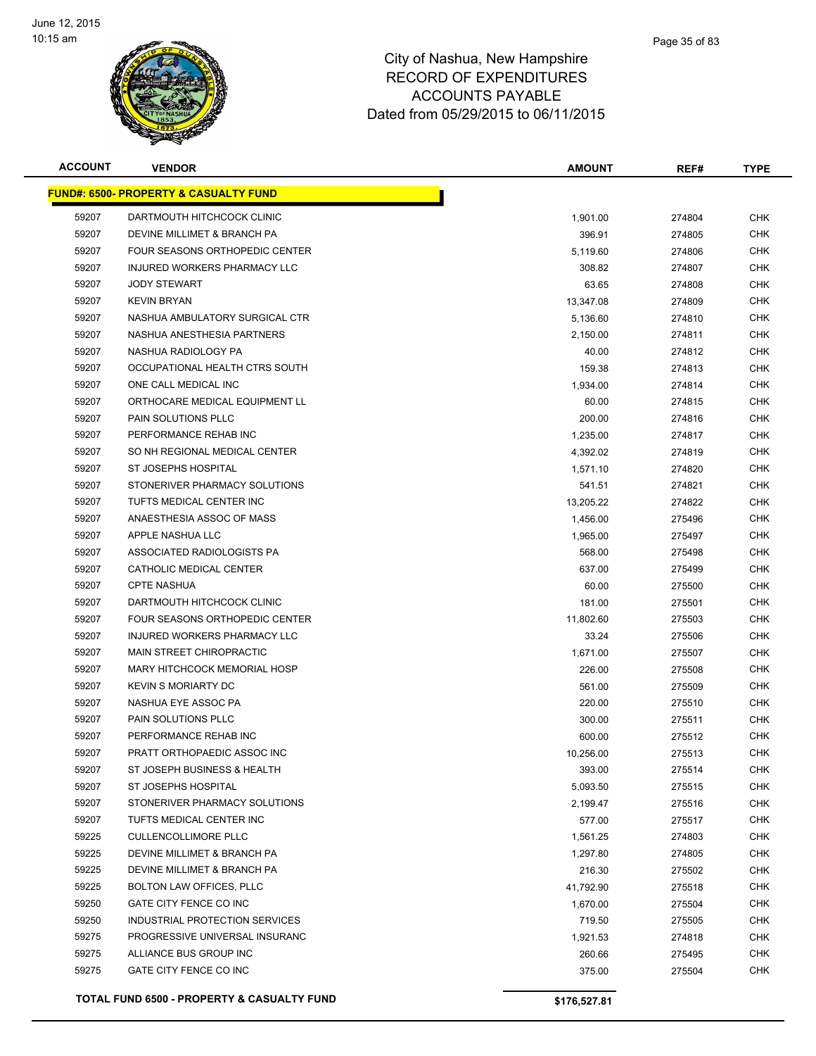# City of Nashua, New Hampshire
## RECORD OF EXPENDITURES
## ACCOUNTS PAYABLE
## Dated from 05/29/2015 to 06/11/2015

| ACCOUNT | VENDOR | AMOUNT | REF# | TYPE |
|---|---|---|---|---|
| **FUND#: 6500- PROPERTY & CASUALTY FUND** | | | | |
| 59207 | DARTMOUTH HITCHCOCK CLINIC | 1,901.00 | 274804 | CHK |
| 59207 | DEVINE MILLIMET & BRANCH PA | 396.91 | 274805 | CHK |
| 59207 | FOUR SEASONS ORTHOPEDIC CENTER | 5,119.60 | 274806 | CHK |
| 59207 | INJURED WORKERS PHARMACY LLC | 308.82 | 274807 | CHK |
| 59207 | JODY STEWART | 63.65 | 274808 | CHK |
| 59207 | KEVIN BRYAN | 13,347.08 | 274809 | CHK |
| 59207 | NASHUA AMBULATORY SURGICAL CTR | 5,136.60 | 274810 | CHK |
| 59207 | NASHUA ANESTHESIA PARTNERS | 2,150.00 | 274811 | CHK |
| 59207 | NASHUA RADIOLOGY PA | 40.00 | 274812 | CHK |
| 59207 | OCCUPATIONAL HEALTH CTRS SOUTH | 159.38 | 274813 | CHK |
| 59207 | ONE CALL MEDICAL INC | 1,934.00 | 274814 | CHK |
| 59207 | ORTHOCARE MEDICAL EQUIPMENT LL | 60.00 | 274815 | CHK |
| 59207 | PAIN SOLUTIONS PLLC | 200.00 | 274816 | CHK |
| 59207 | PERFORMANCE REHAB INC | 1,235.00 | 274817 | CHK |
| 59207 | SO NH REGIONAL MEDICAL CENTER | 4,392.02 | 274819 | CHK |
| 59207 | ST JOSEPHS HOSPITAL | 1,571.10 | 274820 | CHK |
| 59207 | STONERIVER PHARMACY SOLUTIONS | 541.51 | 274821 | CHK |
| 59207 | TUFTS MEDICAL CENTER INC | 13,205.22 | 274822 | CHK |
| 59207 | ANAESTHESIA ASSOC OF MASS | 1,456.00 | 275496 | CHK |
| 59207 | APPLE NASHUA LLC | 1,965.00 | 275497 | CHK |
| 59207 | ASSOCIATED RADIOLOGISTS PA | 568.00 | 275498 | CHK |
| 59207 | CATHOLIC MEDICAL CENTER | 637.00 | 275499 | CHK |
| 59207 | CPTE NASHUA | 60.00 | 275500 | CHK |
| 59207 | DARTMOUTH HITCHCOCK CLINIC | 181.00 | 275501 | CHK |
| 59207 | FOUR SEASONS ORTHOPEDIC CENTER | 11,802.60 | 275503 | CHK |
| 59207 | INJURED WORKERS PHARMACY LLC | 33.24 | 275506 | CHK |
| 59207 | MAIN STREET CHIROPRACTIC | 1,671.00 | 275507 | CHK |
| 59207 | MARY HITCHCOCK MEMORIAL HOSP | 226.00 | 275508 | CHK |
| 59207 | KEVIN S MORIARTY DC | 561.00 | 275509 | CHK |
| 59207 | NASHUA EYE ASSOC PA | 220.00 | 275510 | CHK |
| 59207 | PAIN SOLUTIONS PLLC | 300.00 | 275511 | CHK |
| 59207 | PERFORMANCE REHAB INC | 600.00 | 275512 | CHK |
| 59207 | PRATT ORTHOPAEDIC ASSOC INC | 10,256.00 | 275513 | CHK |
| 59207 | ST JOSEPH BUSINESS & HEALTH | 393.00 | 275514 | CHK |
| 59207 | ST JOSEPHS HOSPITAL | 5,093.50 | 275515 | CHK |
| 59207 | STONERIVER PHARMACY SOLUTIONS | 2,199.47 | 275516 | CHK |
| 59207 | TUFTS MEDICAL CENTER INC | 577.00 | 275517 | CHK |
| 59225 | CULLENCOLLIMORE PLLC | 1,561.25 | 274803 | CHK |
| 59225 | DEVINE MILLIMET & BRANCH PA | 1,297.80 | 274805 | CHK |
| 59225 | DEVINE MILLIMET & BRANCH PA | 216.30 | 275502 | CHK |
| 59225 | BOLTON LAW OFFICES, PLLC | 41,792.90 | 275518 | CHK |
| 59250 | GATE CITY FENCE CO INC | 1,670.00 | 275504 | CHK |
| 59250 | INDUSTRIAL PROTECTION SERVICES | 719.50 | 275505 | CHK |
| 59275 | PROGRESSIVE UNIVERSAL INSURANC | 1,921.53 | 274818 | CHK |
| 59275 | ALLIANCE BUS GROUP INC | 260.66 | 275495 | CHK |
| 59275 | GATE CITY FENCE CO INC | 375.00 | 275504 | CHK |
| **TOTAL FUND 6500 - PROPERTY & CASUALTY FUND** | | **$176,527.81** | | |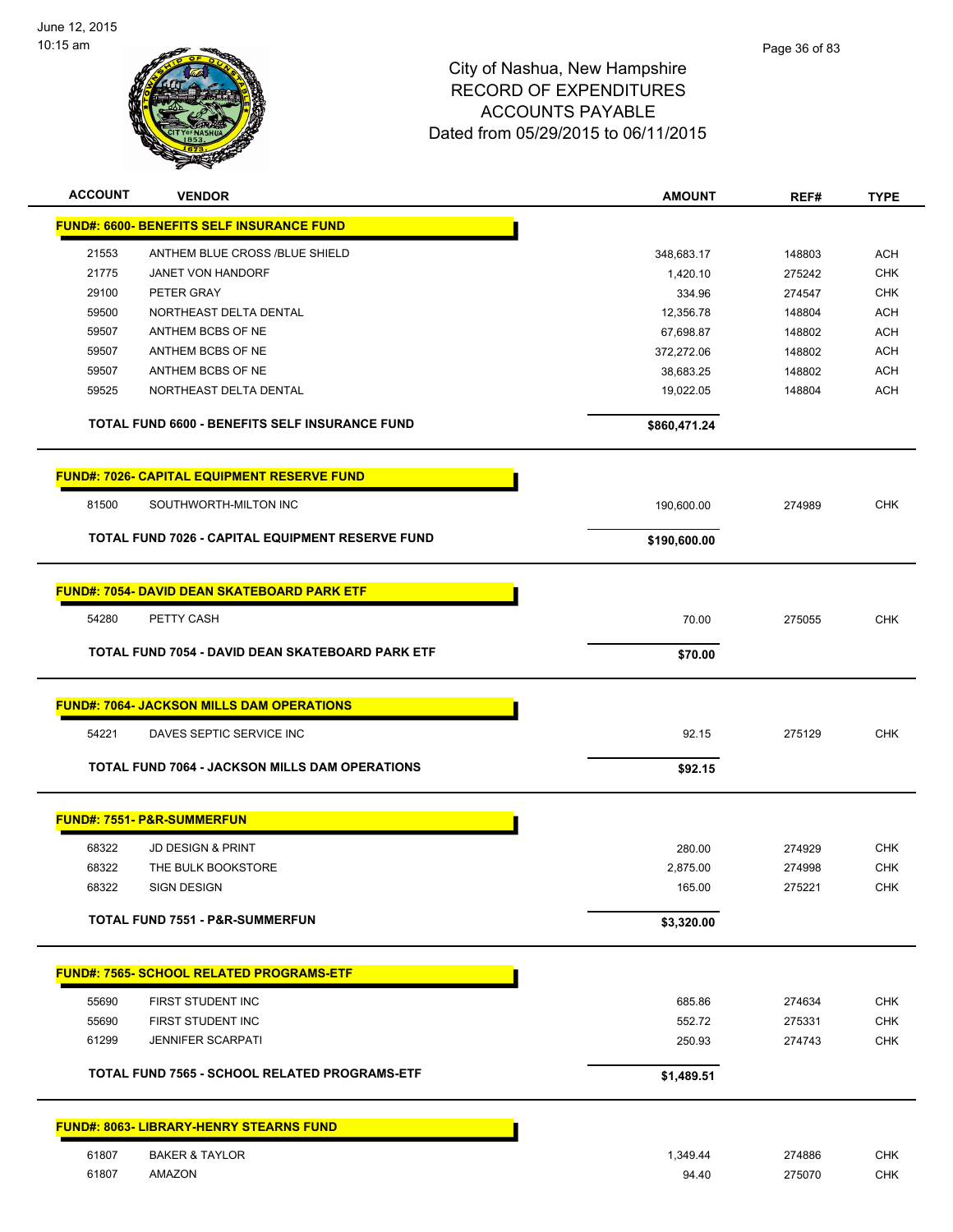# City of Nashua, New Hampshire
## RECORD OF EXPENDITURES
## ACCOUNTS PAYABLE
## Dated from 05/29/2015 to 06/11/2015

| ACCOUNT | VENDOR | AMOUNT | REF# | TYPE |
|---|---|---|---|---|
| **FUND#: 6600- BENEFITS SELF INSURANCE FUND** | | | | |
| 21553 | ANTHEM BLUE CROSS /BLUE SHIELD | 348,683.17 | 148803 | ACH |
| 21775 | JANET VON HANDORF | 1,420.10 | 275242 | CHK |
| 29100 | PETER GRAY | 334.96 | 274547 | CHK |
| 59500 | NORTHEAST DELTA DENTAL | 12,356.78 | 148804 | ACH |
| 59507 | ANTHEM BCBS OF NE | 67,698.87 | 148802 | ACH |
| 59507 | ANTHEM BCBS OF NE | 372,272.06 | 148802 | ACH |
| 59507 | ANTHEM BCBS OF NE | 38,683.25 | 148802 | ACH |
| 59525 | NORTHEAST DELTA DENTAL | 19,022.05 | 148804 | ACH |
| | **TOTAL FUND 6600 - BENEFITS SELF INSURANCE FUND** | **$860,471.24** | | |
| **FUND#: 7026- CAPITAL EQUIPMENT RESERVE FUND** | | | | |
| 81500 | SOUTHWORTH-MILTON INC | 190,600.00 | 274989 | CHK |
| | **TOTAL FUND 7026 - CAPITAL EQUIPMENT RESERVE FUND** | **$190,600.00** | | |
| **FUND#: 7054- DAVID DEAN SKATEBOARD PARK ETF** | | | | |
| 54280 | PETTY CASH | 70.00 | 275055 | CHK |
| | **TOTAL FUND 7054 - DAVID DEAN SKATEBOARD PARK ETF** | **$70.00** | | |
| **FUND#: 7064- JACKSON MILLS DAM OPERATIONS** | | | | |
| 54221 | DAVES SEPTIC SERVICE INC | 92.15 | 275129 | CHK |
| | **TOTAL FUND 7064 - JACKSON MILLS DAM OPERATIONS** | **$92.15** | | |
| **FUND#: 7551- P&R-SUMMERFUN** | | | | |
| 68322 | JD DESIGN & PRINT | 280.00 | 274929 | CHK |
| 68322 | THE BULK BOOKSTORE | 2,875.00 | 274998 | CHK |
| 68322 | SIGN DESIGN | 165.00 | 275221 | CHK |
| | **TOTAL FUND 7551 - P&R-SUMMERFUN** | **$3,320.00** | | |
| **FUND#: 7565- SCHOOL RELATED PROGRAMS-ETF** | | | | |
| 55690 | FIRST STUDENT INC | 685.86 | 274634 | CHK |
| 55690 | FIRST STUDENT INC | 552.72 | 275331 | CHK |
| 61299 | JENNIFER SCARPATI | 250.93 | 274743 | CHK |
| | **TOTAL FUND 7565 - SCHOOL RELATED PROGRAMS-ETF** | **$1,489.51** | | |
| **FUND#: 8063- LIBRARY-HENRY STEARNS FUND** | | | | |
| 61807 | BAKER & TAYLOR | 1,349.44 | 274886 | CHK |
| 61807 | AMAZON | 94.40 | 275070 | CHK |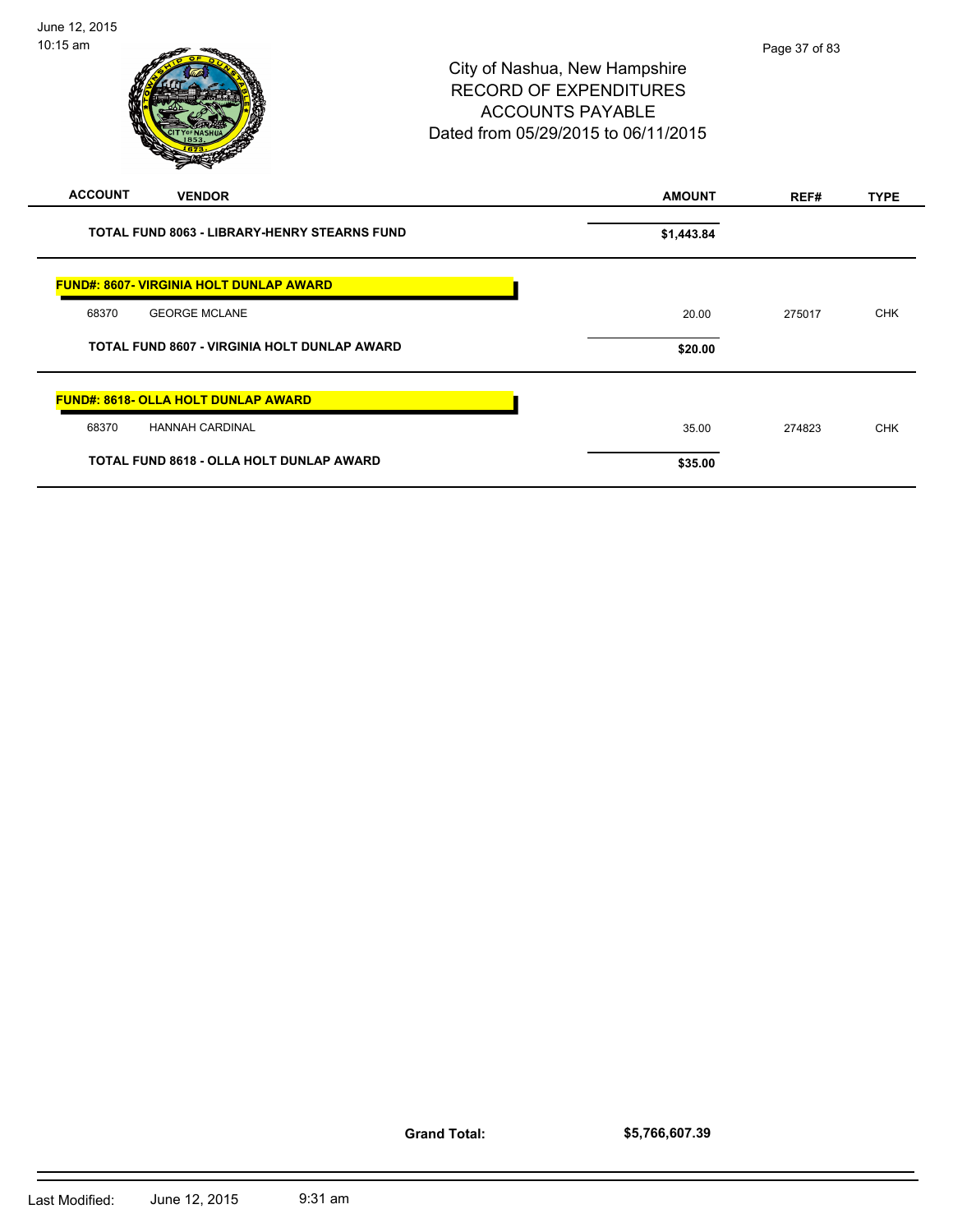# City of Nashua, New Hampshire
# RECORD OF EXPENDITURES
# ACCOUNTS PAYABLE
# Dated from 05/29/2015 to 06/11/2015

| ACCOUNT | VENDOR | AMOUNT | REF# | TYPE |
|---|---|---|---|---|
| | **TOTAL FUND 8063 - LIBRARY-HENRY STEARNS FUND** | **$1,443.84** | | |
| **FUND#: 8607- VIRGINIA HOLT DUNLAP AWARD** | | | | |
| 68370 | GEORGE MCLANE | 20.00 | 275017 | CHK |
| | **TOTAL FUND 8607 - VIRGINIA HOLT DUNLAP AWARD** | **$20.00** | | |
| **FUND#: 8618- OLLA HOLT DUNLAP AWARD** | | | | |
| 68370 | HANNAH CARDINAL | 35.00 | 274823 | CHK |
| | **TOTAL FUND 8618 - OLLA HOLT DUNLAP AWARD** | **$35.00** | | |

**Grand Total:** **$5,766,607.39**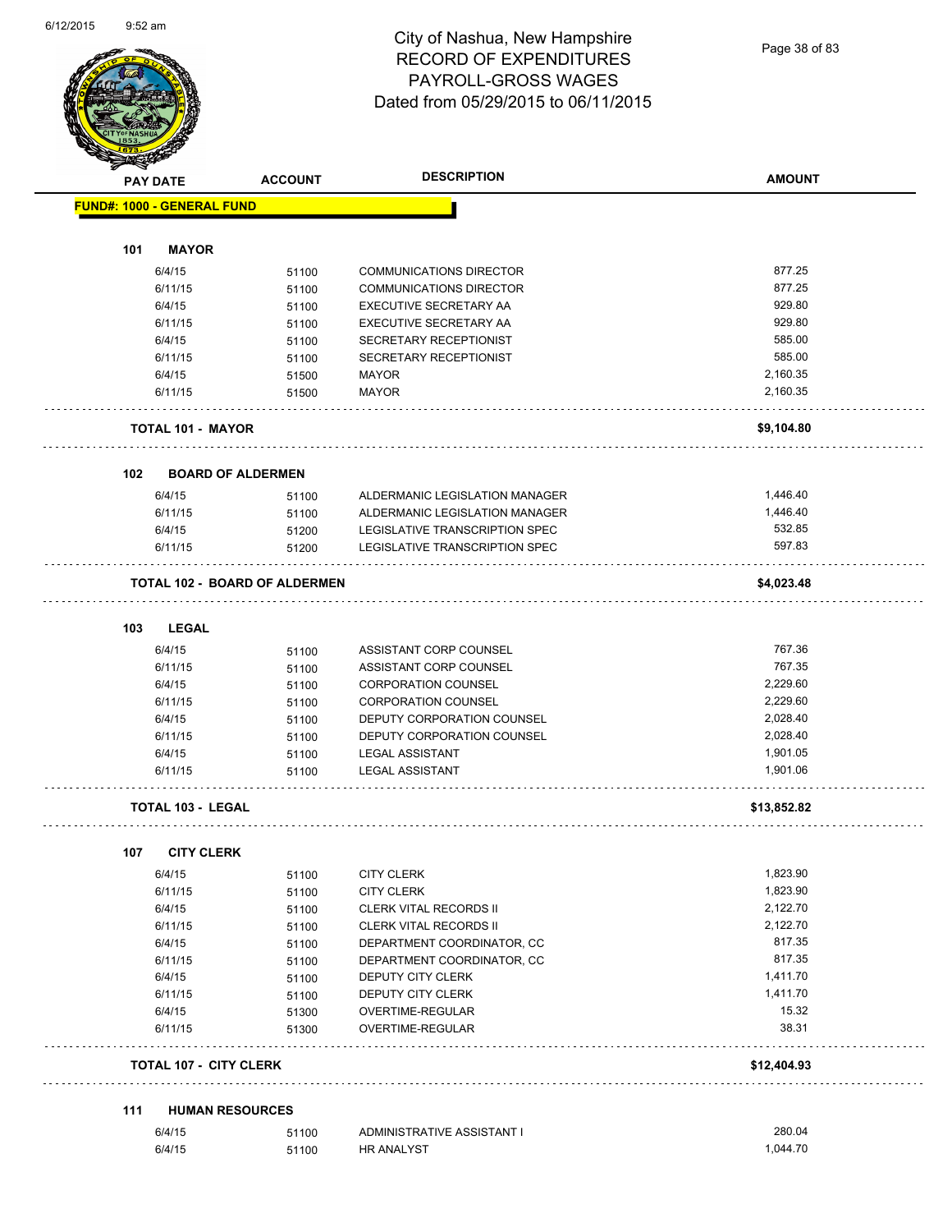# City of Nashua, New Hampshire
## RECORD OF EXPENDITURES
## PAYROLL-GROSS WAGES
## Dated from 05/29/2015 to 06/11/2015

| PAY DATE | ACCOUNT | DESCRIPTION | AMOUNT |
|---|---|---|---|
| **FUND#: 1000 - GENERAL FUND** | | | |
| **101 MAYOR** | | | |
| 6/4/15 | 51100 | COMMUNICATIONS DIRECTOR | 877.25 |
| 6/11/15 | 51100 | COMMUNICATIONS DIRECTOR | 877.25 |
| 6/4/15 | 51100 | EXECUTIVE SECRETARY AA | 929.80 |
| 6/11/15 | 51100 | EXECUTIVE SECRETARY AA | 929.80 |
| 6/4/15 | 51100 | SECRETARY RECEPTIONIST | 585.00 |
| 6/11/15 | 51100 | SECRETARY RECEPTIONIST | 585.00 |
| 6/4/15 | 51500 | MAYOR | 2,160.35 |
| 6/11/15 | 51500 | MAYOR | 2,160.35 |
| **TOTAL 101 - MAYOR** | | | **$9,104.80** |
| **102 BOARD OF ALDERMEN** | | | |
| 6/4/15 | 51100 | ALDERMANIC LEGISLATION MANAGER | 1,446.40 |
| 6/11/15 | 51100 | ALDERMANIC LEGISLATION MANAGER | 1,446.40 |
| 6/4/15 | 51200 | LEGISLATIVE TRANSCRIPTION SPEC | 532.85 |
| 6/11/15 | 51200 | LEGISLATIVE TRANSCRIPTION SPEC | 597.83 |
| **TOTAL 102 - BOARD OF ALDERMEN** | | | **$4,023.48** |
| **103 LEGAL** | | | |
| 6/4/15 | 51100 | ASSISTANT CORP COUNSEL | 767.36 |
| 6/11/15 | 51100 | ASSISTANT CORP COUNSEL | 767.35 |
| 6/4/15 | 51100 | CORPORATION COUNSEL | 2,229.60 |
| 6/11/15 | 51100 | CORPORATION COUNSEL | 2,229.60 |
| 6/4/15 | 51100 | DEPUTY CORPORATION COUNSEL | 2,028.40 |
| 6/11/15 | 51100 | DEPUTY CORPORATION COUNSEL | 2,028.40 |
| 6/4/15 | 51100 | LEGAL ASSISTANT | 1,901.05 |
| 6/11/15 | 51100 | LEGAL ASSISTANT | 1,901.06 |
| **TOTAL 103 - LEGAL** | | | **$13,852.82** |
| **107 CITY CLERK** | | | |
| 6/4/15 | 51100 | CITY CLERK | 1,823.90 |
| 6/11/15 | 51100 | CITY CLERK | 1,823.90 |
| 6/4/15 | 51100 | CLERK VITAL RECORDS II | 2,122.70 |
| 6/11/15 | 51100 | CLERK VITAL RECORDS II | 2,122.70 |
| 6/4/15 | 51100 | DEPARTMENT COORDINATOR, CC | 817.35 |
| 6/11/15 | 51100 | DEPARTMENT COORDINATOR, CC | 817.35 |
| 6/4/15 | 51100 | DEPUTY CITY CLERK | 1,411.70 |
| 6/11/15 | 51100 | DEPUTY CITY CLERK | 1,411.70 |
| 6/4/15 | 51300 | OVERTIME-REGULAR | 15.32 |
| 6/11/15 | 51300 | OVERTIME-REGULAR | 38.31 |
| **TOTAL 107 - CITY CLERK** | | | **$12,404.93** |
| **111 HUMAN RESOURCES** | | | |
| 6/4/15 | 51100 | ADMINISTRATIVE ASSISTANT I | 280.04 |
| 6/4/15 | 51100 | HR ANALYST | 1,044.70 |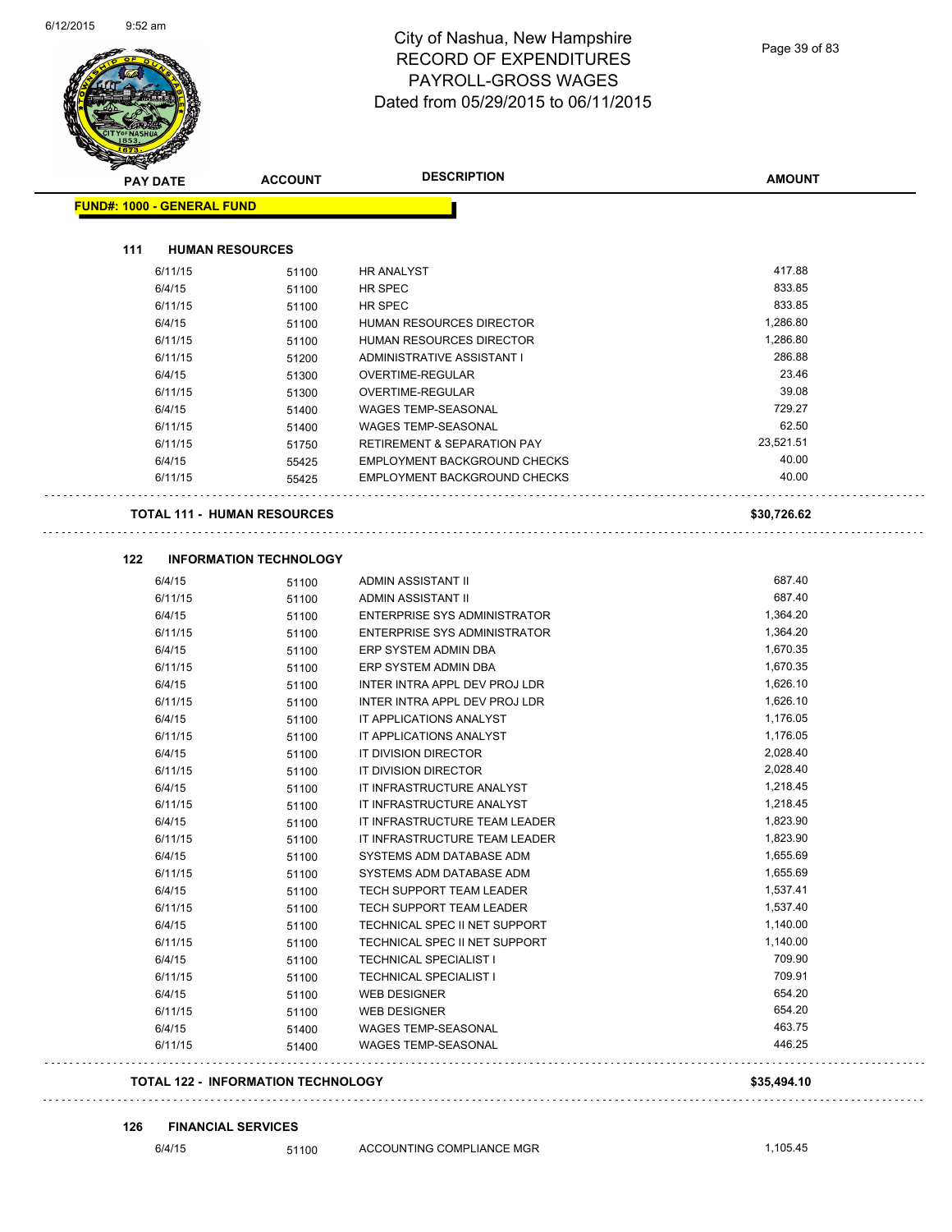# City of Nashua, New Hampshire
## RECORD OF EXPENDITURES
## PAYROLL-GROSS WAGES
## Dated from 05/29/2015 to 06/11/2015

| PAY DATE | ACCOUNT | DESCRIPTION | AMOUNT |
|---|---|---|---|

**FUND#: 1000 - GENERAL FUND**

**111 HUMAN RESOURCES**

| PAY DATE | ACCOUNT | DESCRIPTION | AMOUNT |
|---|---|---|---|
| 6/11/15 | 51100 | HR ANALYST | 417.88 |
| 6/4/15 | 51100 | HR SPEC | 833.85 |
| 6/11/15 | 51100 | HR SPEC | 833.85 |
| 6/4/15 | 51100 | HUMAN RESOURCES DIRECTOR | 1,286.80 |
| 6/11/15 | 51100 | HUMAN RESOURCES DIRECTOR | 1,286.80 |
| 6/11/15 | 51200 | ADMINISTRATIVE ASSISTANT I | 286.88 |
| 6/4/15 | 51300 | OVERTIME-REGULAR | 23.46 |
| 6/11/15 | 51300 | OVERTIME-REGULAR | 39.08 |
| 6/4/15 | 51400 | WAGES TEMP-SEASONAL | 729.27 |
| 6/11/15 | 51400 | WAGES TEMP-SEASONAL | 62.50 |
| 6/11/15 | 51750 | RETIREMENT & SEPARATION PAY | 23,521.51 |
| 6/4/15 | 55425 | EMPLOYMENT BACKGROUND CHECKS | 40.00 |
| 6/11/15 | 55425 | EMPLOYMENT BACKGROUND CHECKS | 40.00 |

**TOTAL 111 - HUMAN RESOURCES** **$30,726.62**

**122 INFORMATION TECHNOLOGY**

| PAY DATE | ACCOUNT | DESCRIPTION | AMOUNT |
|---|---|---|---|
| 6/4/15 | 51100 | ADMIN ASSISTANT II | 687.40 |
| 6/11/15 | 51100 | ADMIN ASSISTANT II | 687.40 |
| 6/4/15 | 51100 | ENTERPRISE SYS ADMINISTRATOR | 1,364.20 |
| 6/11/15 | 51100 | ENTERPRISE SYS ADMINISTRATOR | 1,364.20 |
| 6/4/15 | 51100 | ERP SYSTEM ADMIN DBA | 1,670.35 |
| 6/11/15 | 51100 | ERP SYSTEM ADMIN DBA | 1,670.35 |
| 6/4/15 | 51100 | INTER INTRA APPL DEV PROJ LDR | 1,626.10 |
| 6/11/15 | 51100 | INTER INTRA APPL DEV PROJ LDR | 1,626.10 |
| 6/4/15 | 51100 | IT APPLICATIONS ANALYST | 1,176.05 |
| 6/11/15 | 51100 | IT APPLICATIONS ANALYST | 1,176.05 |
| 6/4/15 | 51100 | IT DIVISION DIRECTOR | 2,028.40 |
| 6/11/15 | 51100 | IT DIVISION DIRECTOR | 2,028.40 |
| 6/4/15 | 51100 | IT INFRASTRUCTURE ANALYST | 1,218.45 |
| 6/11/15 | 51100 | IT INFRASTRUCTURE ANALYST | 1,218.45 |
| 6/4/15 | 51100 | IT INFRASTRUCTURE TEAM LEADER | 1,823.90 |
| 6/11/15 | 51100 | IT INFRASTRUCTURE TEAM LEADER | 1,823.90 |
| 6/4/15 | 51100 | SYSTEMS ADM DATABASE ADM | 1,655.69 |
| 6/11/15 | 51100 | SYSTEMS ADM DATABASE ADM | 1,655.69 |
| 6/4/15 | 51100 | TECH SUPPORT TEAM LEADER | 1,537.41 |
| 6/11/15 | 51100 | TECH SUPPORT TEAM LEADER | 1,537.40 |
| 6/4/15 | 51100 | TECHNICAL SPEC II NET SUPPORT | 1,140.00 |
| 6/11/15 | 51100 | TECHNICAL SPEC II NET SUPPORT | 1,140.00 |
| 6/4/15 | 51100 | TECHNICAL SPECIALIST I | 709.90 |
| 6/11/15 | 51100 | TECHNICAL SPECIALIST I | 709.91 |
| 6/4/15 | 51100 | WEB DESIGNER | 654.20 |
| 6/11/15 | 51100 | WEB DESIGNER | 654.20 |
| 6/4/15 | 51400 | WAGES TEMP-SEASONAL | 463.75 |
| 6/11/15 | 51400 | WAGES TEMP-SEASONAL | 446.25 |

**TOTAL 122 - INFORMATION TECHNOLOGY** **$35,494.10**

**126 FINANCIAL SERVICES**

| PAY DATE | ACCOUNT | DESCRIPTION | AMOUNT |
|---|---|---|---|
| 6/4/15 | 51100 | ACCOUNTING COMPLIANCE MGR | 1,105.45 |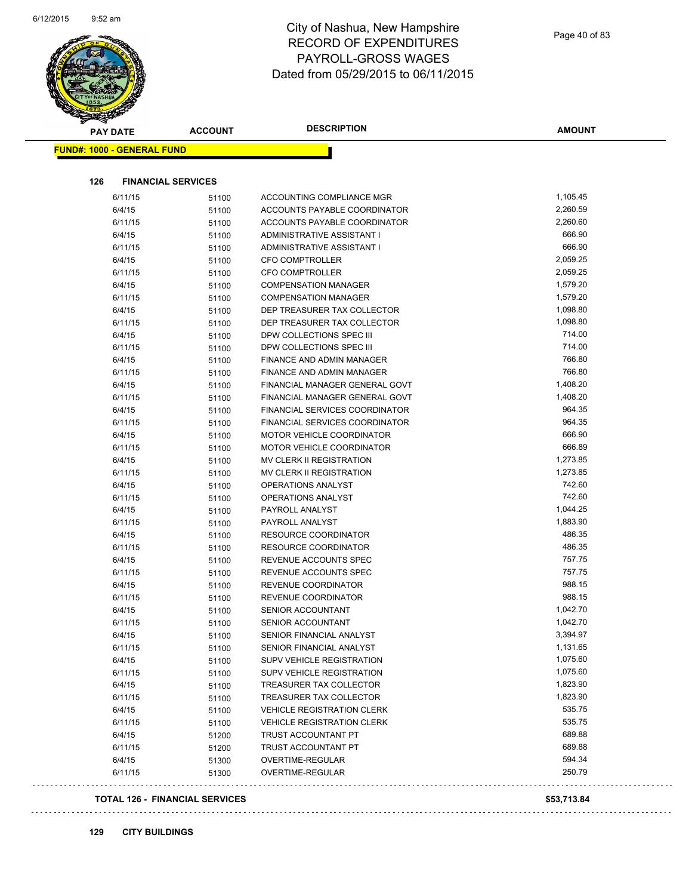# City of Nashua, New Hampshire
# RECORD OF EXPENDITURES
# PAYROLL-GROSS WAGES
# Dated from 05/29/2015 to 06/11/2015

| PAY DATE | ACCOUNT | DESCRIPTION | AMOUNT |
|---|---|---|---|

**FUND#: 1000 - GENERAL FUND**

**126 FINANCIAL SERVICES**

| PAY DATE | ACCOUNT | DESCRIPTION | AMOUNT |
|---|---|---|---|
| 6/11/15 | 51100 | ACCOUNTING COMPLIANCE MGR | 1,105.45 |
| 6/4/15 | 51100 | ACCOUNTS PAYABLE COORDINATOR | 2,260.59 |
| 6/11/15 | 51100 | ACCOUNTS PAYABLE COORDINATOR | 2,260.60 |
| 6/4/15 | 51100 | ADMINISTRATIVE ASSISTANT I | 666.90 |
| 6/11/15 | 51100 | ADMINISTRATIVE ASSISTANT I | 666.90 |
| 6/4/15 | 51100 | CFO COMPTROLLER | 2,059.25 |
| 6/11/15 | 51100 | CFO COMPTROLLER | 2,059.25 |
| 6/4/15 | 51100 | COMPENSATION MANAGER | 1,579.20 |
| 6/11/15 | 51100 | COMPENSATION MANAGER | 1,579.20 |
| 6/4/15 | 51100 | DEP TREASURER TAX COLLECTOR | 1,098.80 |
| 6/11/15 | 51100 | DEP TREASURER TAX COLLECTOR | 1,098.80 |
| 6/4/15 | 51100 | DPW COLLECTIONS SPEC III | 714.00 |
| 6/11/15 | 51100 | DPW COLLECTIONS SPEC III | 714.00 |
| 6/4/15 | 51100 | FINANCE AND ADMIN MANAGER | 766.80 |
| 6/11/15 | 51100 | FINANCE AND ADMIN MANAGER | 766.80 |
| 6/4/15 | 51100 | FINANCIAL MANAGER GENERAL GOVT | 1,408.20 |
| 6/11/15 | 51100 | FINANCIAL MANAGER GENERAL GOVT | 1,408.20 |
| 6/4/15 | 51100 | FINANCIAL SERVICES COORDINATOR | 964.35 |
| 6/11/15 | 51100 | FINANCIAL SERVICES COORDINATOR | 964.35 |
| 6/4/15 | 51100 | MOTOR VEHICLE COORDINATOR | 666.90 |
| 6/11/15 | 51100 | MOTOR VEHICLE COORDINATOR | 666.89 |
| 6/4/15 | 51100 | MV CLERK II REGISTRATION | 1,273.85 |
| 6/11/15 | 51100 | MV CLERK II REGISTRATION | 1,273.85 |
| 6/4/15 | 51100 | OPERATIONS ANALYST | 742.60 |
| 6/11/15 | 51100 | OPERATIONS ANALYST | 742.60 |
| 6/4/15 | 51100 | PAYROLL ANALYST | 1,044.25 |
| 6/11/15 | 51100 | PAYROLL ANALYST | 1,883.90 |
| 6/4/15 | 51100 | RESOURCE COORDINATOR | 486.35 |
| 6/11/15 | 51100 | RESOURCE COORDINATOR | 486.35 |
| 6/4/15 | 51100 | REVENUE ACCOUNTS SPEC | 757.75 |
| 6/11/15 | 51100 | REVENUE ACCOUNTS SPEC | 757.75 |
| 6/4/15 | 51100 | REVENUE COORDINATOR | 988.15 |
| 6/11/15 | 51100 | REVENUE COORDINATOR | 988.15 |
| 6/4/15 | 51100 | SENIOR ACCOUNTANT | 1,042.70 |
| 6/11/15 | 51100 | SENIOR ACCOUNTANT | 1,042.70 |
| 6/4/15 | 51100 | SENIOR FINANCIAL ANALYST | 3,394.97 |
| 6/11/15 | 51100 | SENIOR FINANCIAL ANALYST | 1,131.65 |
| 6/4/15 | 51100 | SUPV VEHICLE REGISTRATION | 1,075.60 |
| 6/11/15 | 51100 | SUPV VEHICLE REGISTRATION | 1,075.60 |
| 6/4/15 | 51100 | TREASURER TAX COLLECTOR | 1,823.90 |
| 6/11/15 | 51100 | TREASURER TAX COLLECTOR | 1,823.90 |
| 6/4/15 | 51100 | VEHICLE REGISTRATION CLERK | 535.75 |
| 6/11/15 | 51100 | VEHICLE REGISTRATION CLERK | 535.75 |
| 6/4/15 | 51200 | TRUST ACCOUNTANT PT | 689.88 |
| 6/11/15 | 51200 | TRUST ACCOUNTANT PT | 689.88 |
| 6/4/15 | 51300 | OVERTIME-REGULAR | 594.34 |
| 6/11/15 | 51300 | OVERTIME-REGULAR | 250.79 |

**TOTAL 126 - FINANCIAL SERVICES** **$53,713.84**

**129 CITY BUILDINGS**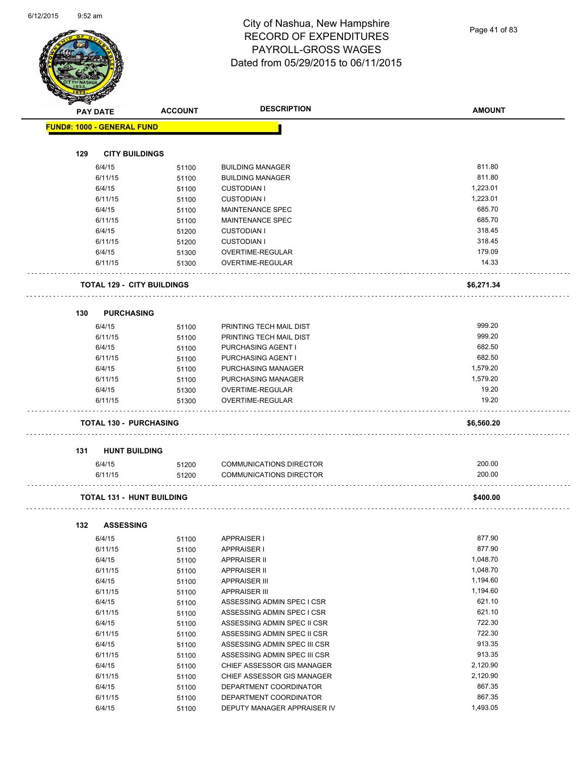# City of Nashua, New Hampshire
# RECORD OF EXPENDITURES
# PAYROLL-GROSS WAGES
# Dated from 05/29/2015 to 06/11/2015

**FUND#: 1000 - GENERAL FUND**

**129 CITY BUILDINGS**

| PAY DATE | ACCOUNT | DESCRIPTION | AMOUNT |
|---|---|---|---|
| 6/4/15 | 51100 | BUILDING MANAGER | 811.80 |
| 6/11/15 | 51100 | BUILDING MANAGER | 811.80 |
| 6/4/15 | 51100 | CUSTODIAN I | 1,223.01 |
| 6/11/15 | 51100 | CUSTODIAN I | 1,223.01 |
| 6/4/15 | 51100 | MAINTENANCE SPEC | 685.70 |
| 6/11/15 | 51100 | MAINTENANCE SPEC | 685.70 |
| 6/4/15 | 51200 | CUSTODIAN I | 318.45 |
| 6/11/15 | 51200 | CUSTODIAN I | 318.45 |
| 6/4/15 | 51300 | OVERTIME-REGULAR | 179.09 |
| 6/11/15 | 51300 | OVERTIME-REGULAR | 14.33 |

**TOTAL 129 - CITY BUILDINGS** **$6,271.34**

**130 PURCHASING**

| PAY DATE | ACCOUNT | DESCRIPTION | AMOUNT |
|---|---|---|---|
| 6/4/15 | 51100 | PRINTING TECH MAIL DIST | 999.20 |
| 6/11/15 | 51100 | PRINTING TECH MAIL DIST | 999.20 |
| 6/4/15 | 51100 | PURCHASING AGENT I | 682.50 |
| 6/11/15 | 51100 | PURCHASING AGENT I | 682.50 |
| 6/4/15 | 51100 | PURCHASING MANAGER | 1,579.20 |
| 6/11/15 | 51100 | PURCHASING MANAGER | 1,579.20 |
| 6/4/15 | 51300 | OVERTIME-REGULAR | 19.20 |
| 6/11/15 | 51300 | OVERTIME-REGULAR | 19.20 |

**TOTAL 130 - PURCHASING** **$6,560.20**

**131 HUNT BUILDING**

| PAY DATE | ACCOUNT | DESCRIPTION | AMOUNT |
|---|---|---|---|
| 6/4/15 | 51200 | COMMUNICATIONS DIRECTOR | 200.00 |
| 6/11/15 | 51200 | COMMUNICATIONS DIRECTOR | 200.00 |

**TOTAL 131 - HUNT BUILDING** **$400.00**

**132 ASSESSING**

| PAY DATE | ACCOUNT | DESCRIPTION | AMOUNT |
|---|---|---|---|
| 6/4/15 | 51100 | APPRAISER I | 877.90 |
| 6/11/15 | 51100 | APPRAISER I | 877.90 |
| 6/4/15 | 51100 | APPRAISER II | 1,048.70 |
| 6/11/15 | 51100 | APPRAISER II | 1,048.70 |
| 6/4/15 | 51100 | APPRAISER III | 1,194.60 |
| 6/11/15 | 51100 | APPRAISER III | 1,194.60 |
| 6/4/15 | 51100 | ASSESSING ADMIN SPEC I CSR | 621.10 |
| 6/11/15 | 51100 | ASSESSING ADMIN SPEC I CSR | 621.10 |
| 6/4/15 | 51100 | ASSESSING ADMIN SPEC II CSR | 722.30 |
| 6/11/15 | 51100 | ASSESSING ADMIN SPEC II CSR | 722.30 |
| 6/4/15 | 51100 | ASSESSING ADMIN SPEC III CSR | 913.35 |
| 6/11/15 | 51100 | ASSESSING ADMIN SPEC III CSR | 913.35 |
| 6/4/15 | 51100 | CHIEF ASSESSOR GIS MANAGER | 2,120.90 |
| 6/11/15 | 51100 | CHIEF ASSESSOR GIS MANAGER | 2,120.90 |
| 6/4/15 | 51100 | DEPARTMENT COORDINATOR | 867.35 |
| 6/11/15 | 51100 | DEPARTMENT COORDINATOR | 867.35 |
| 6/4/15 | 51100 | DEPUTY MANAGER APPRAISER IV | 1,493.05 |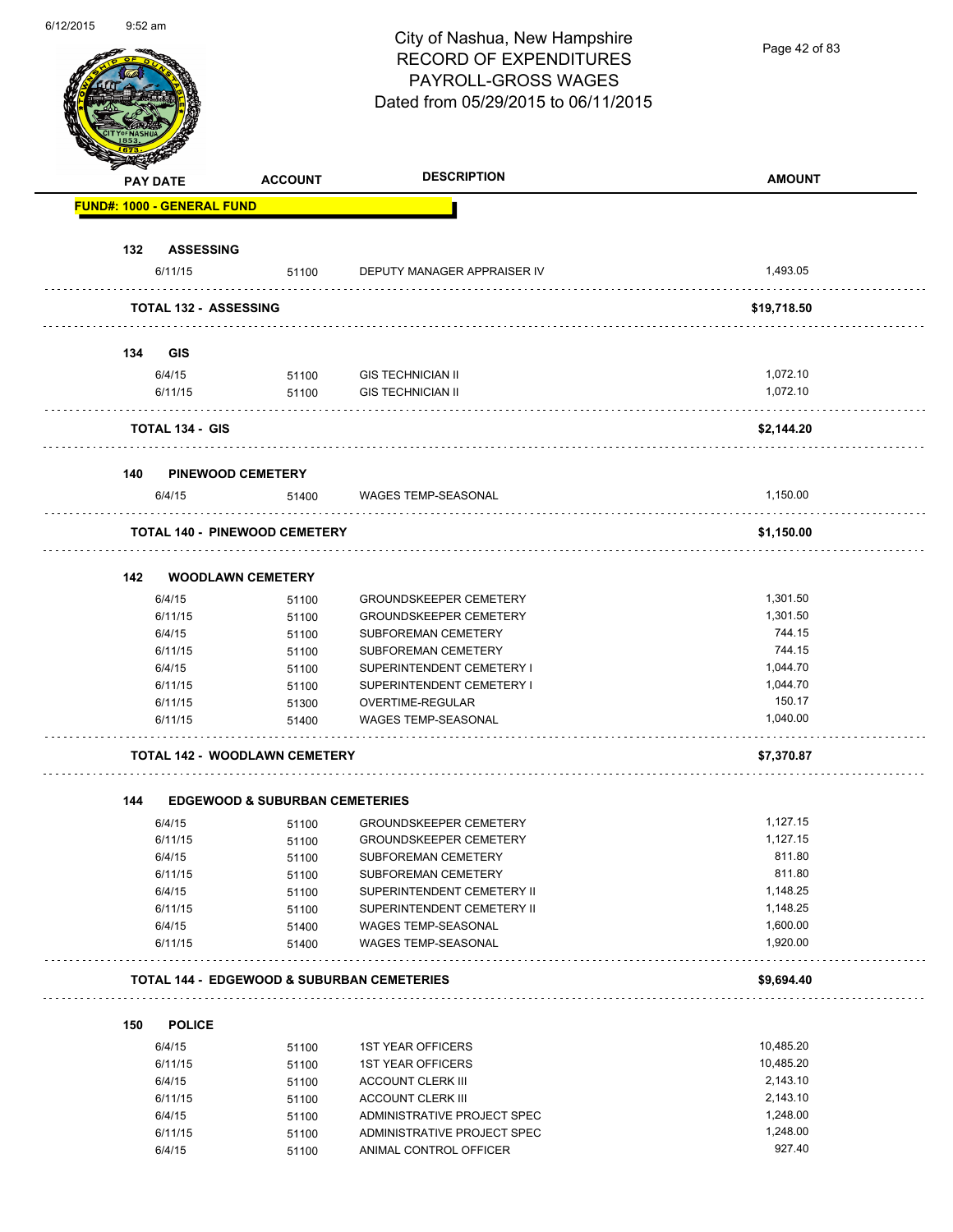# City of Nashua, New Hampshire
## RECORD OF EXPENDITURES
## PAYROLL-GROSS WAGES
## Dated from 05/29/2015 to 06/11/2015

**FUND#: 1000 - GENERAL FUND**

| PAY DATE | ACCOUNT | DESCRIPTION | AMOUNT |
|---|---|---|---|
| **132 ASSESSING** | | | |
| 6/11/15 | 51100 | DEPUTY MANAGER APPRAISER IV | 1,493.05 |
| **TOTAL 132 - ASSESSING** | | | **$19,718.50** |
| **134 GIS** | | | |
| 6/4/15 | 51100 | GIS TECHNICIAN II | 1,072.10 |
| 6/11/15 | 51100 | GIS TECHNICIAN II | 1,072.10 |
| **TOTAL 134 - GIS** | | | **$2,144.20** |
| **140 PINEWOOD CEMETERY** | | | |
| 6/4/15 | 51400 | WAGES TEMP-SEASONAL | 1,150.00 |
| **TOTAL 140 - PINEWOOD CEMETERY** | | | **$1,150.00** |
| **142 WOODLAWN CEMETERY** | | | |
| 6/4/15 | 51100 | GROUNDSKEEPER CEMETERY | 1,301.50 |
| 6/11/15 | 51100 | GROUNDSKEEPER CEMETERY | 1,301.50 |
| 6/4/15 | 51100 | SUBFOREMAN CEMETERY | 744.15 |
| 6/11/15 | 51100 | SUBFOREMAN CEMETERY | 744.15 |
| 6/4/15 | 51100 | SUPERINTENDENT CEMETERY I | 1,044.70 |
| 6/11/15 | 51100 | SUPERINTENDENT CEMETERY I | 1,044.70 |
| 6/11/15 | 51300 | OVERTIME-REGULAR | 150.17 |
| 6/11/15 | 51400 | WAGES TEMP-SEASONAL | 1,040.00 |
| **TOTAL 142 - WOODLAWN CEMETERY** | | | **$7,370.87** |
| **144 EDGEWOOD & SUBURBAN CEMETERIES** | | | |
| 6/4/15 | 51100 | GROUNDSKEEPER CEMETERY | 1,127.15 |
| 6/11/15 | 51100 | GROUNDSKEEPER CEMETERY | 1,127.15 |
| 6/4/15 | 51100 | SUBFOREMAN CEMETERY | 811.80 |
| 6/11/15 | 51100 | SUBFOREMAN CEMETERY | 811.80 |
| 6/4/15 | 51100 | SUPERINTENDENT CEMETERY II | 1,148.25 |
| 6/11/15 | 51100 | SUPERINTENDENT CEMETERY II | 1,148.25 |
| 6/4/15 | 51400 | WAGES TEMP-SEASONAL | 1,600.00 |
| 6/11/15 | 51400 | WAGES TEMP-SEASONAL | 1,920.00 |
| **TOTAL 144 - EDGEWOOD & SUBURBAN CEMETERIES** | | | **$9,694.40** |
| **150 POLICE** | | | |
| 6/4/15 | 51100 | 1ST YEAR OFFICERS | 10,485.20 |
| 6/11/15 | 51100 | 1ST YEAR OFFICERS | 10,485.20 |
| 6/4/15 | 51100 | ACCOUNT CLERK III | 2,143.10 |
| 6/11/15 | 51100 | ACCOUNT CLERK III | 2,143.10 |
| 6/4/15 | 51100 | ADMINISTRATIVE PROJECT SPEC | 1,248.00 |
| 6/11/15 | 51100 | ADMINISTRATIVE PROJECT SPEC | 1,248.00 |
| 6/4/15 | 51100 | ANIMAL CONTROL OFFICER | 927.40 |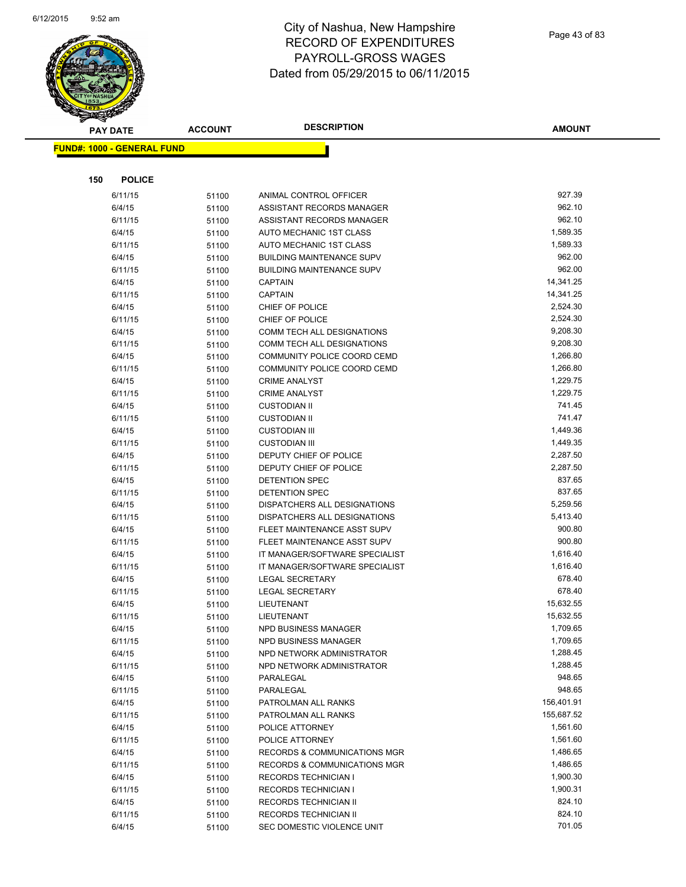# City of Nashua, New Hampshire
## RECORD OF EXPENDITURES
## PAYROLL-GROSS WAGES
## Dated from 05/29/2015 to 06/11/2015

**FUND#: 1000 - GENERAL FUND**

**150 POLICE**

| PAY DATE | ACCOUNT | DESCRIPTION | AMOUNT |
|---|---|---|---|
| 6/11/15 | 51100 | ANIMAL CONTROL OFFICER | 927.39 |
| 6/4/15 | 51100 | ASSISTANT RECORDS MANAGER | 962.10 |
| 6/11/15 | 51100 | ASSISTANT RECORDS MANAGER | 962.10 |
| 6/4/15 | 51100 | AUTO MECHANIC 1ST CLASS | 1,589.35 |
| 6/11/15 | 51100 | AUTO MECHANIC 1ST CLASS | 1,589.33 |
| 6/4/15 | 51100 | BUILDING MAINTENANCE SUPV | 962.00 |
| 6/11/15 | 51100 | BUILDING MAINTENANCE SUPV | 962.00 |
| 6/4/15 | 51100 | CAPTAIN | 14,341.25 |
| 6/11/15 | 51100 | CAPTAIN | 14,341.25 |
| 6/4/15 | 51100 | CHIEF OF POLICE | 2,524.30 |
| 6/11/15 | 51100 | CHIEF OF POLICE | 2,524.30 |
| 6/4/15 | 51100 | COMM TECH ALL DESIGNATIONS | 9,208.30 |
| 6/11/15 | 51100 | COMM TECH ALL DESIGNATIONS | 9,208.30 |
| 6/4/15 | 51100 | COMMUNITY POLICE COORD CEMD | 1,266.80 |
| 6/11/15 | 51100 | COMMUNITY POLICE COORD CEMD | 1,266.80 |
| 6/4/15 | 51100 | CRIME ANALYST | 1,229.75 |
| 6/11/15 | 51100 | CRIME ANALYST | 1,229.75 |
| 6/4/15 | 51100 | CUSTODIAN II | 741.45 |
| 6/11/15 | 51100 | CUSTODIAN II | 741.47 |
| 6/4/15 | 51100 | CUSTODIAN III | 1,449.36 |
| 6/11/15 | 51100 | CUSTODIAN III | 1,449.35 |
| 6/4/15 | 51100 | DEPUTY CHIEF OF POLICE | 2,287.50 |
| 6/11/15 | 51100 | DEPUTY CHIEF OF POLICE | 2,287.50 |
| 6/4/15 | 51100 | DETENTION SPEC | 837.65 |
| 6/11/15 | 51100 | DETENTION SPEC | 837.65 |
| 6/4/15 | 51100 | DISPATCHERS ALL DESIGNATIONS | 5,259.56 |
| 6/11/15 | 51100 | DISPATCHERS ALL DESIGNATIONS | 5,413.40 |
| 6/4/15 | 51100 | FLEET MAINTENANCE ASST SUPV | 900.80 |
| 6/11/15 | 51100 | FLEET MAINTENANCE ASST SUPV | 900.80 |
| 6/4/15 | 51100 | IT MANAGER/SOFTWARE SPECIALIST | 1,616.40 |
| 6/11/15 | 51100 | IT MANAGER/SOFTWARE SPECIALIST | 1,616.40 |
| 6/4/15 | 51100 | LEGAL SECRETARY | 678.40 |
| 6/11/15 | 51100 | LEGAL SECRETARY | 678.40 |
| 6/4/15 | 51100 | LIEUTENANT | 15,632.55 |
| 6/11/15 | 51100 | LIEUTENANT | 15,632.55 |
| 6/4/15 | 51100 | NPD BUSINESS MANAGER | 1,709.65 |
| 6/11/15 | 51100 | NPD BUSINESS MANAGER | 1,709.65 |
| 6/4/15 | 51100 | NPD NETWORK ADMINISTRATOR | 1,288.45 |
| 6/11/15 | 51100 | NPD NETWORK ADMINISTRATOR | 1,288.45 |
| 6/4/15 | 51100 | PARALEGAL | 948.65 |
| 6/11/15 | 51100 | PARALEGAL | 948.65 |
| 6/4/15 | 51100 | PATROLMAN ALL RANKS | 156,401.91 |
| 6/11/15 | 51100 | PATROLMAN ALL RANKS | 155,687.52 |
| 6/4/15 | 51100 | POLICE ATTORNEY | 1,561.60 |
| 6/11/15 | 51100 | POLICE ATTORNEY | 1,561.60 |
| 6/4/15 | 51100 | RECORDS & COMMUNICATIONS MGR | 1,486.65 |
| 6/11/15 | 51100 | RECORDS & COMMUNICATIONS MGR | 1,486.65 |
| 6/4/15 | 51100 | RECORDS TECHNICIAN I | 1,900.30 |
| 6/11/15 | 51100 | RECORDS TECHNICIAN I | 1,900.31 |
| 6/4/15 | 51100 | RECORDS TECHNICIAN II | 824.10 |
| 6/11/15 | 51100 | RECORDS TECHNICIAN II | 824.10 |
| 6/4/15 | 51100 | SEC DOMESTIC VIOLENCE UNIT | 701.05 |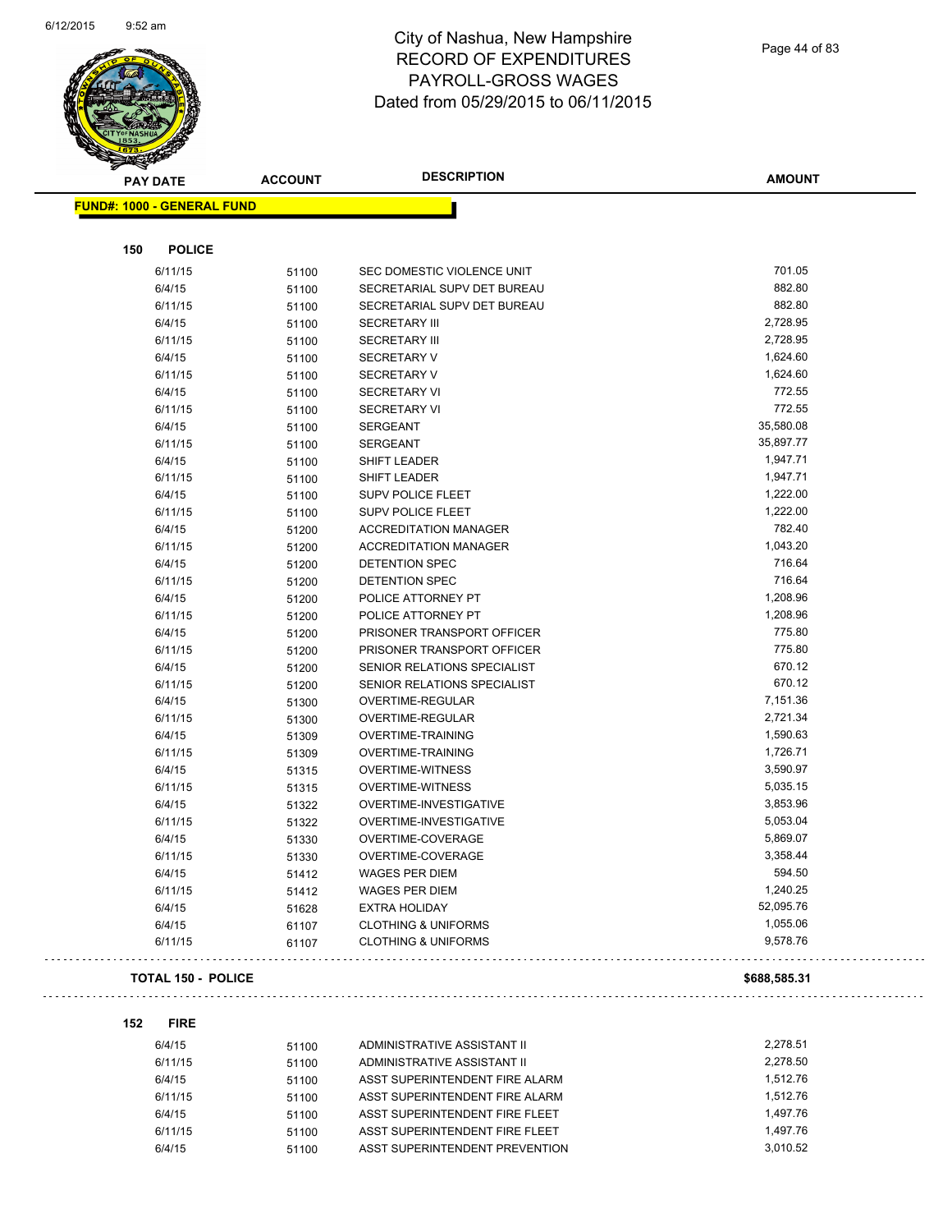# City of Nashua, New Hampshire
# RECORD OF EXPENDITURES
# PAYROLL-GROSS WAGES
# Dated from 05/29/2015 to 06/11/2015

**FUND#: 1000 - GENERAL FUND**

**150 POLICE**

| PAY DATE | ACCOUNT | DESCRIPTION | AMOUNT |
|---|---|---|---|
| 6/11/15 | 51100 | SEC DOMESTIC VIOLENCE UNIT | 701.05 |
| 6/4/15 | 51100 | SECRETARIAL SUPV DET BUREAU | 882.80 |
| 6/11/15 | 51100 | SECRETARIAL SUPV DET BUREAU | 882.80 |
| 6/4/15 | 51100 | SECRETARY III | 2,728.95 |
| 6/11/15 | 51100 | SECRETARY III | 2,728.95 |
| 6/4/15 | 51100 | SECRETARY V | 1,624.60 |
| 6/11/15 | 51100 | SECRETARY V | 1,624.60 |
| 6/4/15 | 51100 | SECRETARY VI | 772.55 |
| 6/11/15 | 51100 | SECRETARY VI | 772.55 |
| 6/4/15 | 51100 | SERGEANT | 35,580.08 |
| 6/11/15 | 51100 | SERGEANT | 35,897.77 |
| 6/4/15 | 51100 | SHIFT LEADER | 1,947.71 |
| 6/11/15 | 51100 | SHIFT LEADER | 1,947.71 |
| 6/4/15 | 51100 | SUPV POLICE FLEET | 1,222.00 |
| 6/11/15 | 51100 | SUPV POLICE FLEET | 1,222.00 |
| 6/4/15 | 51200 | ACCREDITATION MANAGER | 782.40 |
| 6/11/15 | 51200 | ACCREDITATION MANAGER | 1,043.20 |
| 6/4/15 | 51200 | DETENTION SPEC | 716.64 |
| 6/11/15 | 51200 | DETENTION SPEC | 716.64 |
| 6/4/15 | 51200 | POLICE ATTORNEY PT | 1,208.96 |
| 6/11/15 | 51200 | POLICE ATTORNEY PT | 1,208.96 |
| 6/4/15 | 51200 | PRISONER TRANSPORT OFFICER | 775.80 |
| 6/11/15 | 51200 | PRISONER TRANSPORT OFFICER | 775.80 |
| 6/4/15 | 51200 | SENIOR RELATIONS SPECIALIST | 670.12 |
| 6/11/15 | 51200 | SENIOR RELATIONS SPECIALIST | 670.12 |
| 6/4/15 | 51300 | OVERTIME-REGULAR | 7,151.36 |
| 6/11/15 | 51300 | OVERTIME-REGULAR | 2,721.34 |
| 6/4/15 | 51309 | OVERTIME-TRAINING | 1,590.63 |
| 6/11/15 | 51309 | OVERTIME-TRAINING | 1,726.71 |
| 6/4/15 | 51315 | OVERTIME-WITNESS | 3,590.97 |
| 6/11/15 | 51315 | OVERTIME-WITNESS | 5,035.15 |
| 6/4/15 | 51322 | OVERTIME-INVESTIGATIVE | 3,853.96 |
| 6/11/15 | 51322 | OVERTIME-INVESTIGATIVE | 5,053.04 |
| 6/4/15 | 51330 | OVERTIME-COVERAGE | 5,869.07 |
| 6/11/15 | 51330 | OVERTIME-COVERAGE | 3,358.44 |
| 6/4/15 | 51412 | WAGES PER DIEM | 594.50 |
| 6/11/15 | 51412 | WAGES PER DIEM | 1,240.25 |
| 6/4/15 | 51628 | EXTRA HOLIDAY | 52,095.76 |
| 6/4/15 | 61107 | CLOTHING & UNIFORMS | 1,055.06 |
| 6/11/15 | 61107 | CLOTHING & UNIFORMS | 9,578.76 |

**TOTAL 150 - POLICE** **$688,585.31**

**152 FIRE**

| PAY DATE | ACCOUNT | DESCRIPTION | AMOUNT |
|---|---|---|---|
| 6/4/15 | 51100 | ADMINISTRATIVE ASSISTANT II | 2,278.51 |
| 6/11/15 | 51100 | ADMINISTRATIVE ASSISTANT II | 2,278.50 |
| 6/4/15 | 51100 | ASST SUPERINTENDENT FIRE ALARM | 1,512.76 |
| 6/11/15 | 51100 | ASST SUPERINTENDENT FIRE ALARM | 1,512.76 |
| 6/4/15 | 51100 | ASST SUPERINTENDENT FIRE FLEET | 1,497.76 |
| 6/11/15 | 51100 | ASST SUPERINTENDENT FIRE FLEET | 1,497.76 |
| 6/4/15 | 51100 | ASST SUPERINTENDENT PREVENTION | 3,010.52 |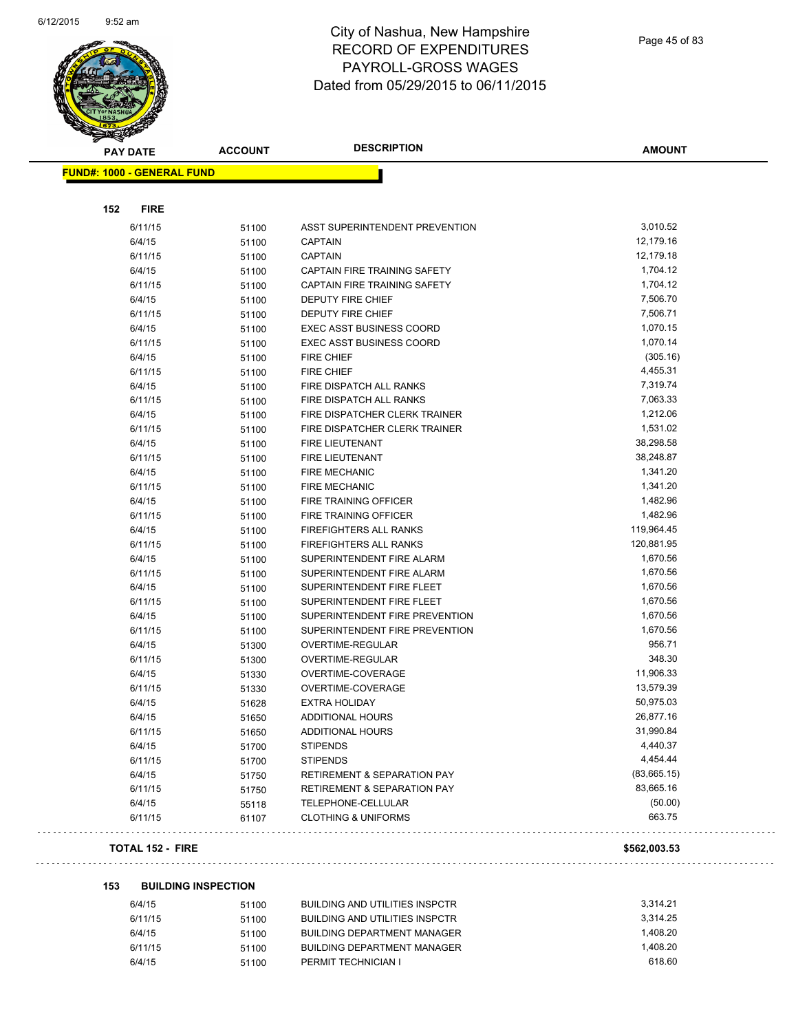# City of Nashua, New Hampshire
## RECORD OF EXPENDITURES
## PAYROLL-GROSS WAGES
## Dated from 05/29/2015 to 06/11/2015

| PAY DATE | ACCOUNT | DESCRIPTION | AMOUNT |
|---|---|---|---|

**FUND#: 1000 - GENERAL FUND**

**152 FIRE**

| PAY DATE | ACCOUNT | DESCRIPTION | AMOUNT |
|---|---|---|---|
| 6/11/15 | 51100 | ASST SUPERINTENDENT PREVENTION | 3,010.52 |
| 6/4/15 | 51100 | CAPTAIN | 12,179.16 |
| 6/11/15 | 51100 | CAPTAIN | 12,179.18 |
| 6/4/15 | 51100 | CAPTAIN FIRE TRAINING SAFETY | 1,704.12 |
| 6/11/15 | 51100 | CAPTAIN FIRE TRAINING SAFETY | 1,704.12 |
| 6/4/15 | 51100 | DEPUTY FIRE CHIEF | 7,506.70 |
| 6/11/15 | 51100 | DEPUTY FIRE CHIEF | 7,506.71 |
| 6/4/15 | 51100 | EXEC ASST BUSINESS COORD | 1,070.15 |
| 6/11/15 | 51100 | EXEC ASST BUSINESS COORD | 1,070.14 |
| 6/4/15 | 51100 | FIRE CHIEF | (305.16) |
| 6/11/15 | 51100 | FIRE CHIEF | 4,455.31 |
| 6/4/15 | 51100 | FIRE DISPATCH ALL RANKS | 7,319.74 |
| 6/11/15 | 51100 | FIRE DISPATCH ALL RANKS | 7,063.33 |
| 6/4/15 | 51100 | FIRE DISPATCHER CLERK TRAINER | 1,212.06 |
| 6/11/15 | 51100 | FIRE DISPATCHER CLERK TRAINER | 1,531.02 |
| 6/4/15 | 51100 | FIRE LIEUTENANT | 38,298.58 |
| 6/11/15 | 51100 | FIRE LIEUTENANT | 38,248.87 |
| 6/4/15 | 51100 | FIRE MECHANIC | 1,341.20 |
| 6/11/15 | 51100 | FIRE MECHANIC | 1,341.20 |
| 6/4/15 | 51100 | FIRE TRAINING OFFICER | 1,482.96 |
| 6/11/15 | 51100 | FIRE TRAINING OFFICER | 1,482.96 |
| 6/4/15 | 51100 | FIREFIGHTERS ALL RANKS | 119,964.45 |
| 6/11/15 | 51100 | FIREFIGHTERS ALL RANKS | 120,881.95 |
| 6/4/15 | 51100 | SUPERINTENDENT FIRE ALARM | 1,670.56 |
| 6/11/15 | 51100 | SUPERINTENDENT FIRE ALARM | 1,670.56 |
| 6/4/15 | 51100 | SUPERINTENDENT FIRE FLEET | 1,670.56 |
| 6/11/15 | 51100 | SUPERINTENDENT FIRE FLEET | 1,670.56 |
| 6/4/15 | 51100 | SUPERINTENDENT FIRE PREVENTION | 1,670.56 |
| 6/11/15 | 51100 | SUPERINTENDENT FIRE PREVENTION | 1,670.56 |
| 6/4/15 | 51300 | OVERTIME-REGULAR | 956.71 |
| 6/11/15 | 51300 | OVERTIME-REGULAR | 348.30 |
| 6/4/15 | 51330 | OVERTIME-COVERAGE | 11,906.33 |
| 6/11/15 | 51330 | OVERTIME-COVERAGE | 13,579.39 |
| 6/4/15 | 51628 | EXTRA HOLIDAY | 50,975.03 |
| 6/4/15 | 51650 | ADDITIONAL HOURS | 26,877.16 |
| 6/11/15 | 51650 | ADDITIONAL HOURS | 31,990.84 |
| 6/4/15 | 51700 | STIPENDS | 4,440.37 |
| 6/11/15 | 51700 | STIPENDS | 4,454.44 |
| 6/4/15 | 51750 | RETIREMENT & SEPARATION PAY | (83,665.15) |
| 6/11/15 | 51750 | RETIREMENT & SEPARATION PAY | 83,665.16 |
| 6/4/15 | 55118 | TELEPHONE-CELLULAR | (50.00) |
| 6/11/15 | 61107 | CLOTHING & UNIFORMS | 663.75 |

**TOTAL 152 - FIRE** **$562,003.53**

**153 BUILDING INSPECTION**

| PAY DATE | ACCOUNT | DESCRIPTION | AMOUNT |
|---|---|---|---|
| 6/4/15 | 51100 | BUILDING AND UTILITIES INSPCTR | 3,314.21 |
| 6/11/15 | 51100 | BUILDING AND UTILITIES INSPCTR | 3,314.25 |
| 6/4/15 | 51100 | BUILDING DEPARTMENT MANAGER | 1,408.20 |
| 6/11/15 | 51100 | BUILDING DEPARTMENT MANAGER | 1,408.20 |
| 6/4/15 | 51100 | PERMIT TECHNICIAN I | 618.60 |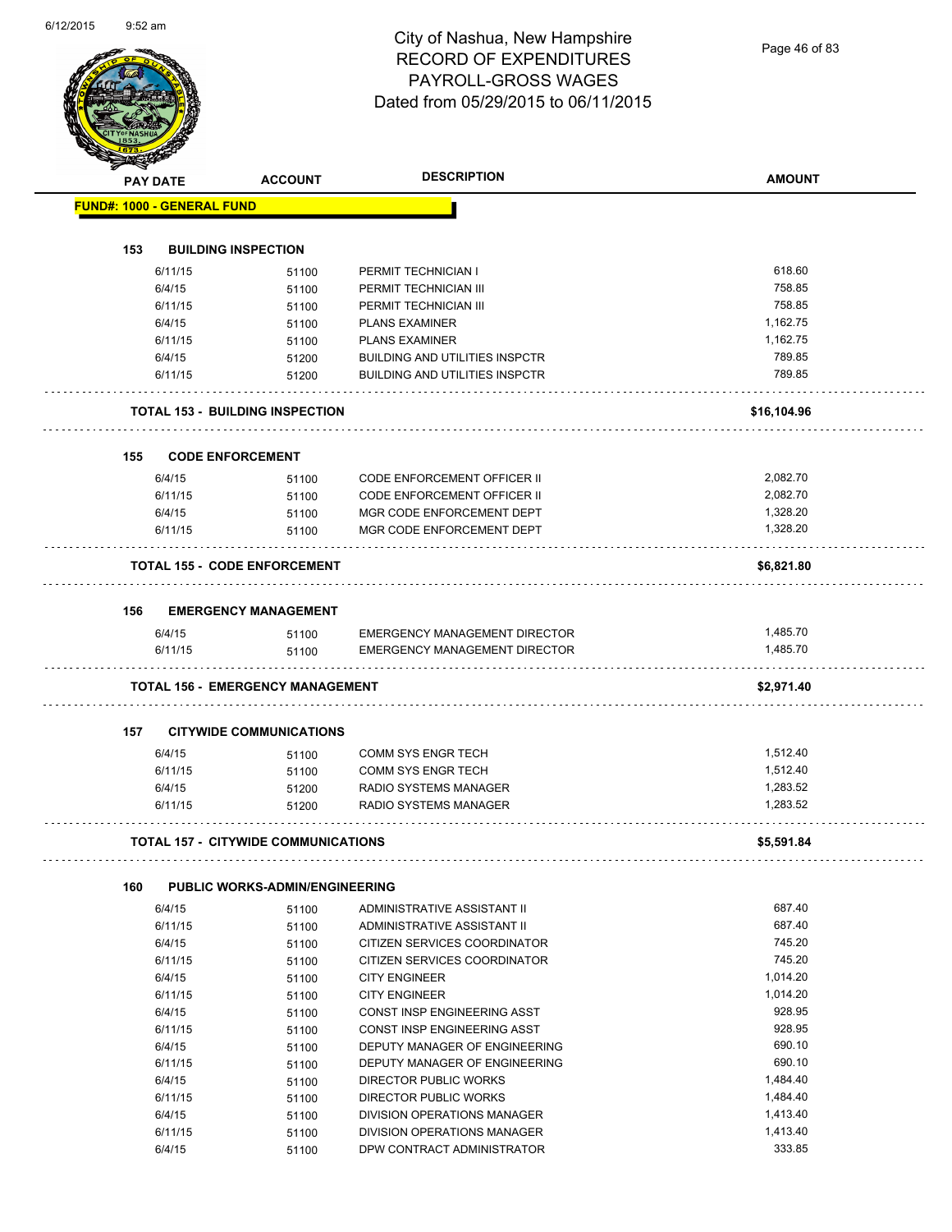# City of Nashua, New Hampshire
## RECORD OF EXPENDITURES
## PAYROLL-GROSS WAGES
## Dated from 05/29/2015 to 06/11/2015

**FUND#: 1000 - GENERAL FUND**

| PAY DATE | ACCOUNT | DESCRIPTION | AMOUNT |
|---|---|---|---|
| **153 BUILDING INSPECTION** | | | |
| 6/11/15 | 51100 | PERMIT TECHNICIAN I | 618.60 |
| 6/4/15 | 51100 | PERMIT TECHNICIAN III | 758.85 |
| 6/11/15 | 51100 | PERMIT TECHNICIAN III | 758.85 |
| 6/4/15 | 51100 | PLANS EXAMINER | 1,162.75 |
| 6/11/15 | 51100 | PLANS EXAMINER | 1,162.75 |
| 6/4/15 | 51200 | BUILDING AND UTILITIES INSPCTR | 789.85 |
| 6/11/15 | 51200 | BUILDING AND UTILITIES INSPCTR | 789.85 |
| **TOTAL 153 - BUILDING INSPECTION** | | | **$16,104.96** |
| **155 CODE ENFORCEMENT** | | | |
| 6/4/15 | 51100 | CODE ENFORCEMENT OFFICER II | 2,082.70 |
| 6/11/15 | 51100 | CODE ENFORCEMENT OFFICER II | 2,082.70 |
| 6/4/15 | 51100 | MGR CODE ENFORCEMENT DEPT | 1,328.20 |
| 6/11/15 | 51100 | MGR CODE ENFORCEMENT DEPT | 1,328.20 |
| **TOTAL 155 - CODE ENFORCEMENT** | | | **$6,821.80** |
| **156 EMERGENCY MANAGEMENT** | | | |
| 6/4/15 | 51100 | EMERGENCY MANAGEMENT DIRECTOR | 1,485.70 |
| 6/11/15 | 51100 | EMERGENCY MANAGEMENT DIRECTOR | 1,485.70 |
| **TOTAL 156 - EMERGENCY MANAGEMENT** | | | **$2,971.40** |
| **157 CITYWIDE COMMUNICATIONS** | | | |
| 6/4/15 | 51100 | COMM SYS ENGR TECH | 1,512.40 |
| 6/11/15 | 51100 | COMM SYS ENGR TECH | 1,512.40 |
| 6/4/15 | 51200 | RADIO SYSTEMS MANAGER | 1,283.52 |
| 6/11/15 | 51200 | RADIO SYSTEMS MANAGER | 1,283.52 |
| **TOTAL 157 - CITYWIDE COMMUNICATIONS** | | | **$5,591.84** |
| **160 PUBLIC WORKS-ADMIN/ENGINEERING** | | | |
| 6/4/15 | 51100 | ADMINISTRATIVE ASSISTANT II | 687.40 |
| 6/11/15 | 51100 | ADMINISTRATIVE ASSISTANT II | 687.40 |
| 6/4/15 | 51100 | CITIZEN SERVICES COORDINATOR | 745.20 |
| 6/11/15 | 51100 | CITIZEN SERVICES COORDINATOR | 745.20 |
| 6/4/15 | 51100 | CITY ENGINEER | 1,014.20 |
| 6/11/15 | 51100 | CITY ENGINEER | 1,014.20 |
| 6/4/15 | 51100 | CONST INSP ENGINEERING ASST | 928.95 |
| 6/11/15 | 51100 | CONST INSP ENGINEERING ASST | 928.95 |
| 6/4/15 | 51100 | DEPUTY MANAGER OF ENGINEERING | 690.10 |
| 6/11/15 | 51100 | DEPUTY MANAGER OF ENGINEERING | 690.10 |
| 6/4/15 | 51100 | DIRECTOR PUBLIC WORKS | 1,484.40 |
| 6/11/15 | 51100 | DIRECTOR PUBLIC WORKS | 1,484.40 |
| 6/4/15 | 51100 | DIVISION OPERATIONS MANAGER | 1,413.40 |
| 6/11/15 | 51100 | DIVISION OPERATIONS MANAGER | 1,413.40 |
| 6/4/15 | 51100 | DPW CONTRACT ADMINISTRATOR | 333.85 |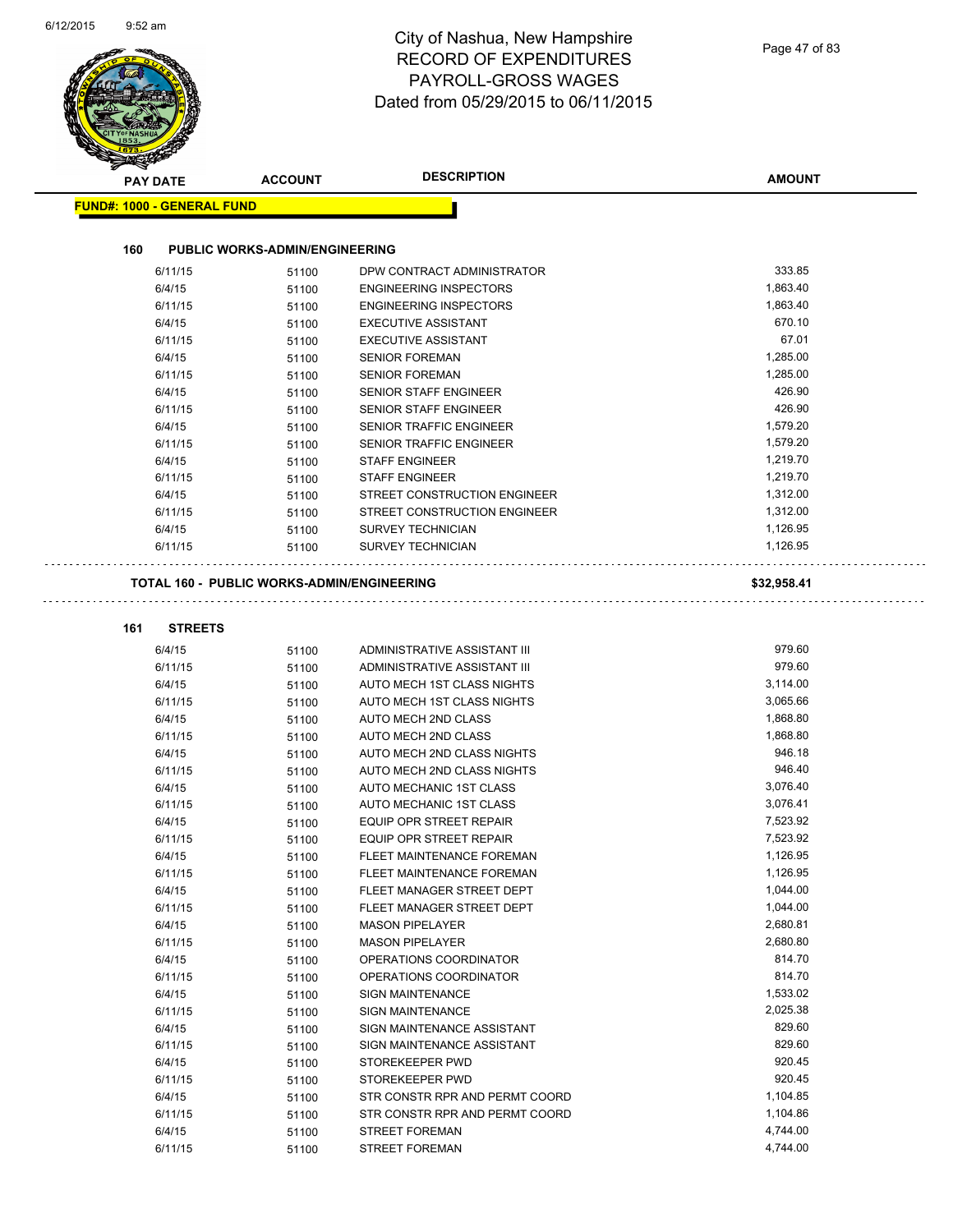# City of Nashua, New Hampshire
# RECORD OF EXPENDITURES
# PAYROLL-GROSS WAGES
# Dated from 05/29/2015 to 06/11/2015

**FUND#: 1000 - GENERAL FUND**

### 160 PUBLIC WORKS-ADMIN/ENGINEERING

| PAY DATE | ACCOUNT | DESCRIPTION | AMOUNT |
|---|---|---|---|
| 6/11/15 | 51100 | DPW CONTRACT ADMINISTRATOR | 333.85 |
| 6/4/15 | 51100 | ENGINEERING INSPECTORS | 1,863.40 |
| 6/11/15 | 51100 | ENGINEERING INSPECTORS | 1,863.40 |
| 6/4/15 | 51100 | EXECUTIVE ASSISTANT | 670.10 |
| 6/11/15 | 51100 | EXECUTIVE ASSISTANT | 67.01 |
| 6/4/15 | 51100 | SENIOR FOREMAN | 1,285.00 |
| 6/11/15 | 51100 | SENIOR FOREMAN | 1,285.00 |
| 6/4/15 | 51100 | SENIOR STAFF ENGINEER | 426.90 |
| 6/11/15 | 51100 | SENIOR STAFF ENGINEER | 426.90 |
| 6/4/15 | 51100 | SENIOR TRAFFIC ENGINEER | 1,579.20 |
| 6/11/15 | 51100 | SENIOR TRAFFIC ENGINEER | 1,579.20 |
| 6/4/15 | 51100 | STAFF ENGINEER | 1,219.70 |
| 6/11/15 | 51100 | STAFF ENGINEER | 1,219.70 |
| 6/4/15 | 51100 | STREET CONSTRUCTION ENGINEER | 1,312.00 |
| 6/11/15 | 51100 | STREET CONSTRUCTION ENGINEER | 1,312.00 |
| 6/4/15 | 51100 | SURVEY TECHNICIAN | 1,126.95 |
| 6/11/15 | 51100 | SURVEY TECHNICIAN | 1,126.95 |

**TOTAL 160 - PUBLIC WORKS-ADMIN/ENGINEERING** **$32,958.41**

### 161 STREETS

| PAY DATE | ACCOUNT | DESCRIPTION | AMOUNT |
|---|---|---|---|
| 6/4/15 | 51100 | ADMINISTRATIVE ASSISTANT III | 979.60 |
| 6/11/15 | 51100 | ADMINISTRATIVE ASSISTANT III | 979.60 |
| 6/4/15 | 51100 | AUTO MECH 1ST CLASS NIGHTS | 3,114.00 |
| 6/11/15 | 51100 | AUTO MECH 1ST CLASS NIGHTS | 3,065.66 |
| 6/4/15 | 51100 | AUTO MECH 2ND CLASS | 1,868.80 |
| 6/11/15 | 51100 | AUTO MECH 2ND CLASS | 1,868.80 |
| 6/4/15 | 51100 | AUTO MECH 2ND CLASS NIGHTS | 946.18 |
| 6/11/15 | 51100 | AUTO MECH 2ND CLASS NIGHTS | 946.40 |
| 6/4/15 | 51100 | AUTO MECHANIC 1ST CLASS | 3,076.40 |
| 6/11/15 | 51100 | AUTO MECHANIC 1ST CLASS | 3,076.41 |
| 6/4/15 | 51100 | EQUIP OPR STREET REPAIR | 7,523.92 |
| 6/11/15 | 51100 | EQUIP OPR STREET REPAIR | 7,523.92 |
| 6/4/15 | 51100 | FLEET MAINTENANCE FOREMAN | 1,126.95 |
| 6/11/15 | 51100 | FLEET MAINTENANCE FOREMAN | 1,126.95 |
| 6/4/15 | 51100 | FLEET MANAGER STREET DEPT | 1,044.00 |
| 6/11/15 | 51100 | FLEET MANAGER STREET DEPT | 1,044.00 |
| 6/4/15 | 51100 | MASON PIPELAYER | 2,680.81 |
| 6/11/15 | 51100 | MASON PIPELAYER | 2,680.80 |
| 6/4/15 | 51100 | OPERATIONS COORDINATOR | 814.70 |
| 6/11/15 | 51100 | OPERATIONS COORDINATOR | 814.70 |
| 6/4/15 | 51100 | SIGN MAINTENANCE | 1,533.02 |
| 6/11/15 | 51100 | SIGN MAINTENANCE | 2,025.38 |
| 6/4/15 | 51100 | SIGN MAINTENANCE ASSISTANT | 829.60 |
| 6/11/15 | 51100 | SIGN MAINTENANCE ASSISTANT | 829.60 |
| 6/4/15 | 51100 | STOREKEEPER PWD | 920.45 |
| 6/11/15 | 51100 | STOREKEEPER PWD | 920.45 |
| 6/4/15 | 51100 | STR CONSTR RPR AND PERMT COORD | 1,104.85 |
| 6/11/15 | 51100 | STR CONSTR RPR AND PERMT COORD | 1,104.86 |
| 6/4/15 | 51100 | STREET FOREMAN | 4,744.00 |
| 6/11/15 | 51100 | STREET FOREMAN | 4,744.00 |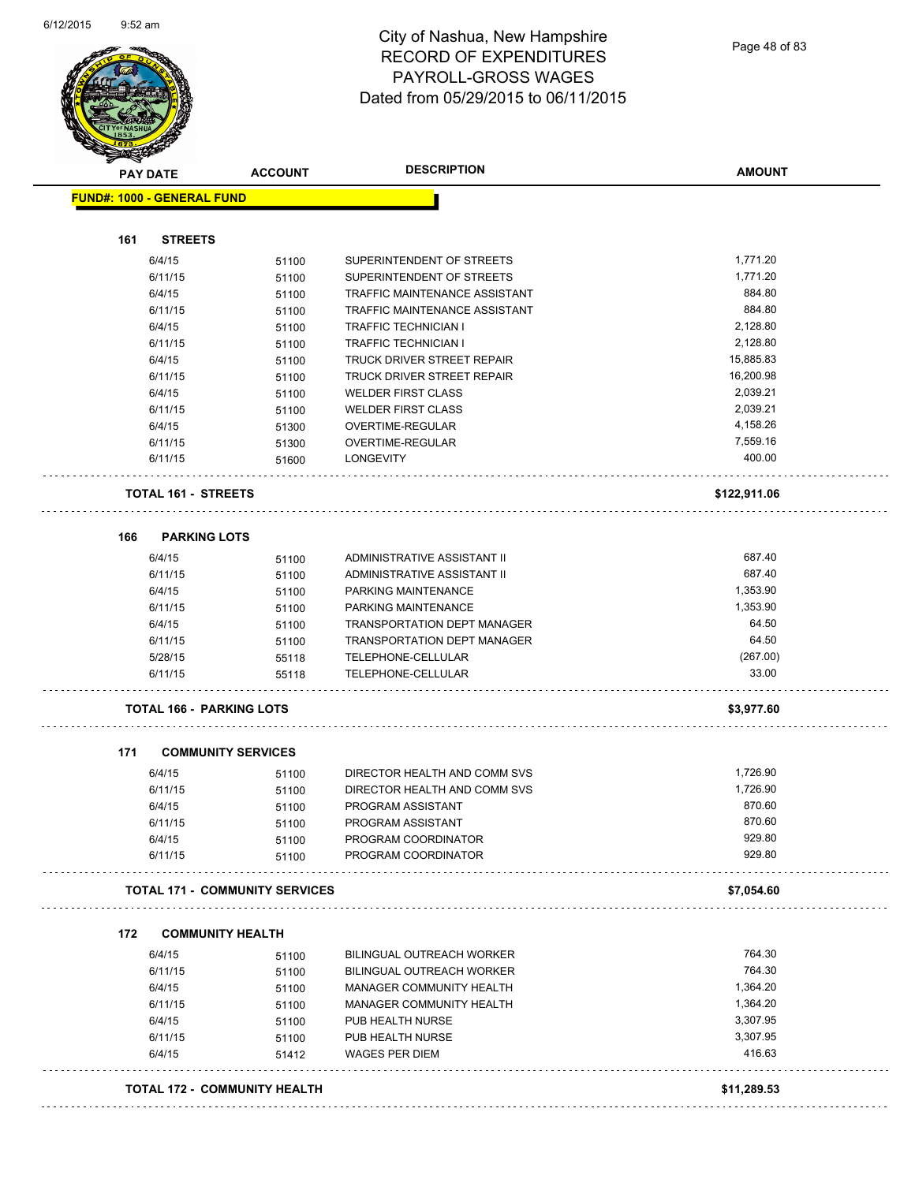# City of Nashua, New Hampshire
## RECORD OF EXPENDITURES
## PAYROLL-GROSS WAGES
## Dated from 05/29/2015 to 06/11/2015

6/12/2015 9:52 am

| PAY DATE | ACCOUNT | DESCRIPTION | AMOUNT |
|---|---|---|---|
| **FUND#: 1000 - GENERAL FUND** | | | |
| **161 STREETS** | | | |
| 6/4/15 | 51100 | SUPERINTENDENT OF STREETS | 1,771.20 |
| 6/11/15 | 51100 | SUPERINTENDENT OF STREETS | 1,771.20 |
| 6/4/15 | 51100 | TRAFFIC MAINTENANCE ASSISTANT | 884.80 |
| 6/11/15 | 51100 | TRAFFIC MAINTENANCE ASSISTANT | 884.80 |
| 6/4/15 | 51100 | TRAFFIC TECHNICIAN I | 2,128.80 |
| 6/11/15 | 51100 | TRAFFIC TECHNICIAN I | 2,128.80 |
| 6/4/15 | 51100 | TRUCK DRIVER STREET REPAIR | 15,885.83 |
| 6/11/15 | 51100 | TRUCK DRIVER STREET REPAIR | 16,200.98 |
| 6/4/15 | 51100 | WELDER FIRST CLASS | 2,039.21 |
| 6/11/15 | 51100 | WELDER FIRST CLASS | 2,039.21 |
| 6/4/15 | 51300 | OVERTIME-REGULAR | 4,158.26 |
| 6/11/15 | 51300 | OVERTIME-REGULAR | 7,559.16 |
| 6/11/15 | 51600 | LONGEVITY | 400.00 |
| **TOTAL 161 - STREETS** | | | **$122,911.06** |
| **166 PARKING LOTS** | | | |
| 6/4/15 | 51100 | ADMINISTRATIVE ASSISTANT II | 687.40 |
| 6/11/15 | 51100 | ADMINISTRATIVE ASSISTANT II | 687.40 |
| 6/4/15 | 51100 | PARKING MAINTENANCE | 1,353.90 |
| 6/11/15 | 51100 | PARKING MAINTENANCE | 1,353.90 |
| 6/4/15 | 51100 | TRANSPORTATION DEPT MANAGER | 64.50 |
| 6/11/15 | 51100 | TRANSPORTATION DEPT MANAGER | 64.50 |
| 5/28/15 | 55118 | TELEPHONE-CELLULAR | (267.00) |
| 6/11/15 | 55118 | TELEPHONE-CELLULAR | 33.00 |
| **TOTAL 166 - PARKING LOTS** | | | **$3,977.60** |
| **171 COMMUNITY SERVICES** | | | |
| 6/4/15 | 51100 | DIRECTOR HEALTH AND COMM SVS | 1,726.90 |
| 6/11/15 | 51100 | DIRECTOR HEALTH AND COMM SVS | 1,726.90 |
| 6/4/15 | 51100 | PROGRAM ASSISTANT | 870.60 |
| 6/11/15 | 51100 | PROGRAM ASSISTANT | 870.60 |
| 6/4/15 | 51100 | PROGRAM COORDINATOR | 929.80 |
| 6/11/15 | 51100 | PROGRAM COORDINATOR | 929.80 |
| **TOTAL 171 - COMMUNITY SERVICES** | | | **$7,054.60** |
| **172 COMMUNITY HEALTH** | | | |
| 6/4/15 | 51100 | BILINGUAL OUTREACH WORKER | 764.30 |
| 6/11/15 | 51100 | BILINGUAL OUTREACH WORKER | 764.30 |
| 6/4/15 | 51100 | MANAGER COMMUNITY HEALTH | 1,364.20 |
| 6/11/15 | 51100 | MANAGER COMMUNITY HEALTH | 1,364.20 |
| 6/4/15 | 51100 | PUB HEALTH NURSE | 3,307.95 |
| 6/11/15 | 51100 | PUB HEALTH NURSE | 3,307.95 |
| 6/4/15 | 51412 | WAGES PER DIEM | 416.63 |
| **TOTAL 172 - COMMUNITY HEALTH** | | | **$11,289.53** |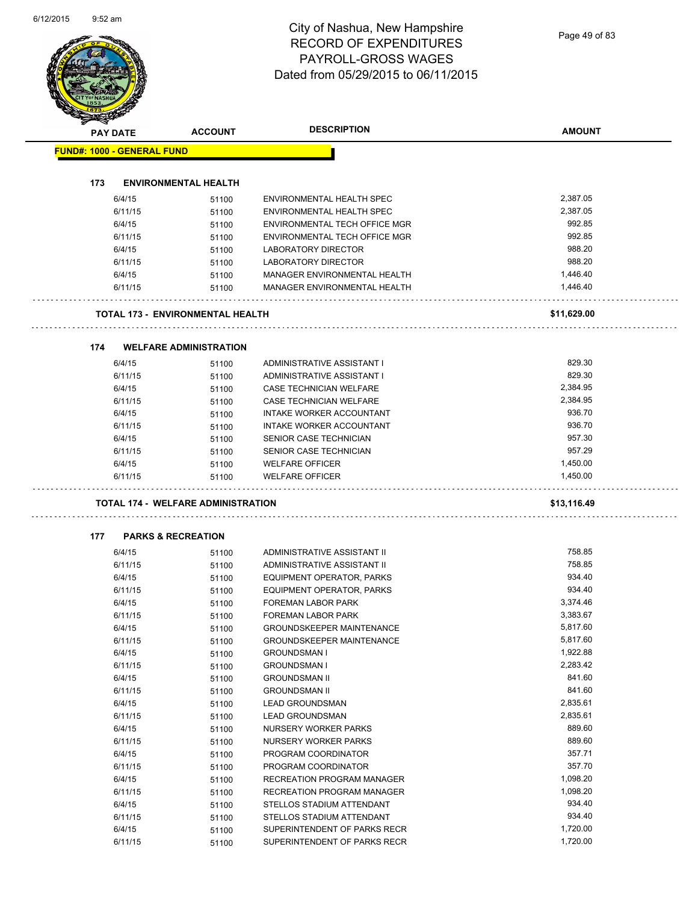# City of Nashua, New Hampshire
## RECORD OF EXPENDITURES
## PAYROLL-GROSS WAGES
## Dated from 05/29/2015 to 06/11/2015

| PAY DATE | ACCOUNT | DESCRIPTION | AMOUNT |
|---|---|---|---|

**FUND#: 1000 - GENERAL FUND**

**173 ENVIRONMENTAL HEALTH**

| PAY DATE | ACCOUNT | DESCRIPTION | AMOUNT |
|---|---|---|---|
| 6/4/15 | 51100 | ENVIRONMENTAL HEALTH SPEC | 2,387.05 |
| 6/11/15 | 51100 | ENVIRONMENTAL HEALTH SPEC | 2,387.05 |
| 6/4/15 | 51100 | ENVIRONMENTAL TECH OFFICE MGR | 992.85 |
| 6/11/15 | 51100 | ENVIRONMENTAL TECH OFFICE MGR | 992.85 |
| 6/4/15 | 51100 | LABORATORY DIRECTOR | 988.20 |
| 6/11/15 | 51100 | LABORATORY DIRECTOR | 988.20 |
| 6/4/15 | 51100 | MANAGER ENVIRONMENTAL HEALTH | 1,446.40 |
| 6/11/15 | 51100 | MANAGER ENVIRONMENTAL HEALTH | 1,446.40 |

**TOTAL 173 - ENVIRONMENTAL HEALTH** **$11,629.00**

**174 WELFARE ADMINISTRATION**

| PAY DATE | ACCOUNT | DESCRIPTION | AMOUNT |
|---|---|---|---|
| 6/4/15 | 51100 | ADMINISTRATIVE ASSISTANT I | 829.30 |
| 6/11/15 | 51100 | ADMINISTRATIVE ASSISTANT I | 829.30 |
| 6/4/15 | 51100 | CASE TECHNICIAN WELFARE | 2,384.95 |
| 6/11/15 | 51100 | CASE TECHNICIAN WELFARE | 2,384.95 |
| 6/4/15 | 51100 | INTAKE WORKER ACCOUNTANT | 936.70 |
| 6/11/15 | 51100 | INTAKE WORKER ACCOUNTANT | 936.70 |
| 6/4/15 | 51100 | SENIOR CASE TECHNICIAN | 957.30 |
| 6/11/15 | 51100 | SENIOR CASE TECHNICIAN | 957.29 |
| 6/4/15 | 51100 | WELFARE OFFICER | 1,450.00 |
| 6/11/15 | 51100 | WELFARE OFFICER | 1,450.00 |

**TOTAL 174 - WELFARE ADMINISTRATION** **$13,116.49**

**177 PARKS & RECREATION**

| PAY DATE | ACCOUNT | DESCRIPTION | AMOUNT |
|---|---|---|---|
| 6/4/15 | 51100 | ADMINISTRATIVE ASSISTANT II | 758.85 |
| 6/11/15 | 51100 | ADMINISTRATIVE ASSISTANT II | 758.85 |
| 6/4/15 | 51100 | EQUIPMENT OPERATOR, PARKS | 934.40 |
| 6/11/15 | 51100 | EQUIPMENT OPERATOR, PARKS | 934.40 |
| 6/4/15 | 51100 | FOREMAN LABOR PARK | 3,374.46 |
| 6/11/15 | 51100 | FOREMAN LABOR PARK | 3,383.67 |
| 6/4/15 | 51100 | GROUNDSKEEPER MAINTENANCE | 5,817.60 |
| 6/11/15 | 51100 | GROUNDSKEEPER MAINTENANCE | 5,817.60 |
| 6/4/15 | 51100 | GROUNDSMAN I | 1,922.88 |
| 6/11/15 | 51100 | GROUNDSMAN I | 2,283.42 |
| 6/4/15 | 51100 | GROUNDSMAN II | 841.60 |
| 6/11/15 | 51100 | GROUNDSMAN II | 841.60 |
| 6/4/15 | 51100 | LEAD GROUNDSMAN | 2,835.61 |
| 6/11/15 | 51100 | LEAD GROUNDSMAN | 2,835.61 |
| 6/4/15 | 51100 | NURSERY WORKER PARKS | 889.60 |
| 6/11/15 | 51100 | NURSERY WORKER PARKS | 889.60 |
| 6/4/15 | 51100 | PROGRAM COORDINATOR | 357.71 |
| 6/11/15 | 51100 | PROGRAM COORDINATOR | 357.70 |
| 6/4/15 | 51100 | RECREATION PROGRAM MANAGER | 1,098.20 |
| 6/11/15 | 51100 | RECREATION PROGRAM MANAGER | 1,098.20 |
| 6/4/15 | 51100 | STELLOS STADIUM ATTENDANT | 934.40 |
| 6/11/15 | 51100 | STELLOS STADIUM ATTENDANT | 934.40 |
| 6/4/15 | 51100 | SUPERINTENDENT OF PARKS RECR | 1,720.00 |
| 6/11/15 | 51100 | SUPERINTENDENT OF PARKS RECR | 1,720.00 |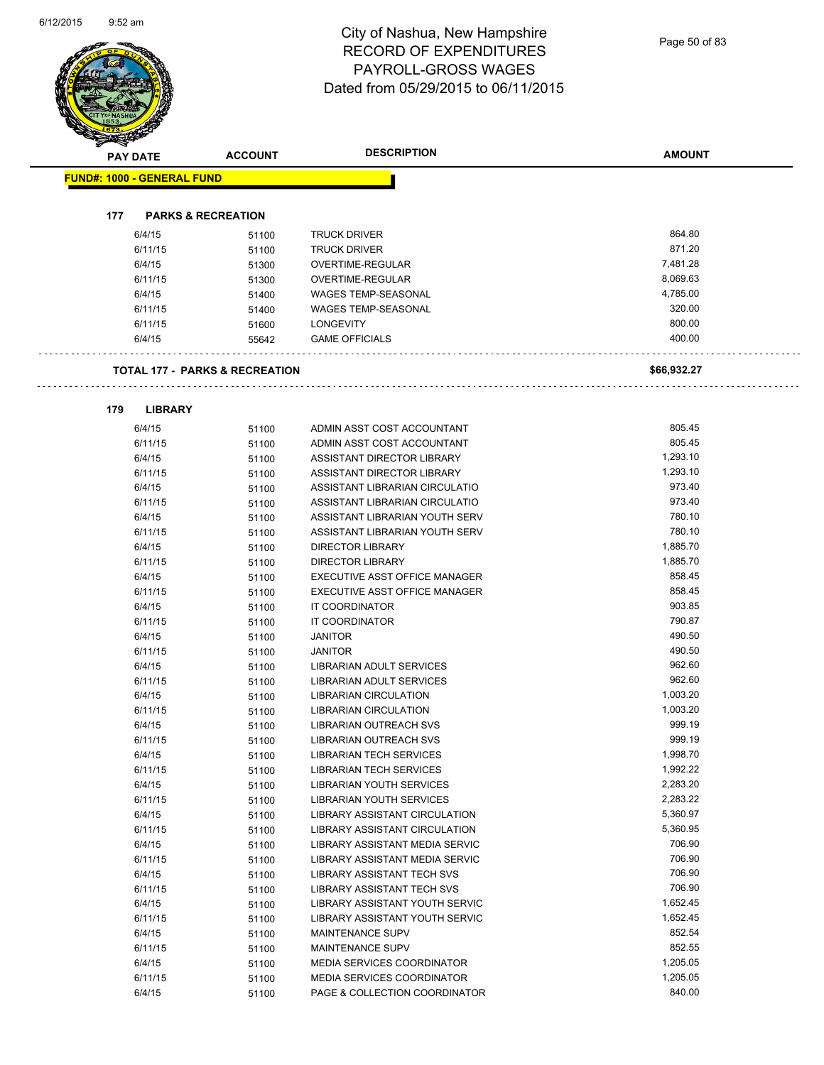# City of Nashua, New Hampshire
# RECORD OF EXPENDITURES
# PAYROLL-GROSS WAGES
# Dated from 05/29/2015 to 06/11/2015

| PAY DATE | ACCOUNT | DESCRIPTION | AMOUNT |
|---|---|---|---|

**FUND#: 1000 - GENERAL FUND**

**177 PARKS & RECREATION**

| PAY DATE | ACCOUNT | DESCRIPTION | AMOUNT |
|---|---|---|---|
| 6/4/15 | 51100 | TRUCK DRIVER | 864.80 |
| 6/11/15 | 51100 | TRUCK DRIVER | 871.20 |
| 6/4/15 | 51300 | OVERTIME-REGULAR | 7,481.28 |
| 6/11/15 | 51300 | OVERTIME-REGULAR | 8,069.63 |
| 6/4/15 | 51400 | WAGES TEMP-SEASONAL | 4,785.00 |
| 6/11/15 | 51400 | WAGES TEMP-SEASONAL | 320.00 |
| 6/11/15 | 51600 | LONGEVITY | 800.00 |
| 6/4/15 | 55642 | GAME OFFICIALS | 400.00 |

**TOTAL 177 - PARKS & RECREATION** **$66,932.27**

**179 LIBRARY**

| PAY DATE | ACCOUNT | DESCRIPTION | AMOUNT |
|---|---|---|---|
| 6/4/15 | 51100 | ADMIN ASST COST ACCOUNTANT | 805.45 |
| 6/11/15 | 51100 | ADMIN ASST COST ACCOUNTANT | 805.45 |
| 6/4/15 | 51100 | ASSISTANT DIRECTOR LIBRARY | 1,293.10 |
| 6/11/15 | 51100 | ASSISTANT DIRECTOR LIBRARY | 1,293.10 |
| 6/4/15 | 51100 | ASSISTANT LIBRARIAN CIRCULATIO | 973.40 |
| 6/11/15 | 51100 | ASSISTANT LIBRARIAN CIRCULATIO | 973.40 |
| 6/4/15 | 51100 | ASSISTANT LIBRARIAN YOUTH SERV | 780.10 |
| 6/11/15 | 51100 | ASSISTANT LIBRARIAN YOUTH SERV | 780.10 |
| 6/4/15 | 51100 | DIRECTOR LIBRARY | 1,885.70 |
| 6/11/15 | 51100 | DIRECTOR LIBRARY | 1,885.70 |
| 6/4/15 | 51100 | EXECUTIVE ASST OFFICE MANAGER | 858.45 |
| 6/11/15 | 51100 | EXECUTIVE ASST OFFICE MANAGER | 858.45 |
| 6/4/15 | 51100 | IT COORDINATOR | 903.85 |
| 6/11/15 | 51100 | IT COORDINATOR | 790.87 |
| 6/4/15 | 51100 | JANITOR | 490.50 |
| 6/11/15 | 51100 | JANITOR | 490.50 |
| 6/4/15 | 51100 | LIBRARIAN ADULT SERVICES | 962.60 |
| 6/11/15 | 51100 | LIBRARIAN ADULT SERVICES | 962.60 |
| 6/4/15 | 51100 | LIBRARIAN CIRCULATION | 1,003.20 |
| 6/11/15 | 51100 | LIBRARIAN CIRCULATION | 1,003.20 |
| 6/4/15 | 51100 | LIBRARIAN OUTREACH SVS | 999.19 |
| 6/11/15 | 51100 | LIBRARIAN OUTREACH SVS | 999.19 |
| 6/4/15 | 51100 | LIBRARIAN TECH SERVICES | 1,998.70 |
| 6/11/15 | 51100 | LIBRARIAN TECH SERVICES | 1,992.22 |
| 6/4/15 | 51100 | LIBRARIAN YOUTH SERVICES | 2,283.20 |
| 6/11/15 | 51100 | LIBRARIAN YOUTH SERVICES | 2,283.22 |
| 6/4/15 | 51100 | LIBRARY ASSISTANT CIRCULATION | 5,360.97 |
| 6/11/15 | 51100 | LIBRARY ASSISTANT CIRCULATION | 5,360.95 |
| 6/4/15 | 51100 | LIBRARY ASSISTANT MEDIA SERVIC | 706.90 |
| 6/11/15 | 51100 | LIBRARY ASSISTANT MEDIA SERVIC | 706.90 |
| 6/4/15 | 51100 | LIBRARY ASSISTANT TECH SVS | 706.90 |
| 6/11/15 | 51100 | LIBRARY ASSISTANT TECH SVS | 706.90 |
| 6/4/15 | 51100 | LIBRARY ASSISTANT YOUTH SERVIC | 1,652.45 |
| 6/11/15 | 51100 | LIBRARY ASSISTANT YOUTH SERVIC | 1,652.45 |
| 6/4/15 | 51100 | MAINTENANCE SUPV | 852.54 |
| 6/11/15 | 51100 | MAINTENANCE SUPV | 852.55 |
| 6/4/15 | 51100 | MEDIA SERVICES COORDINATOR | 1,205.05 |
| 6/11/15 | 51100 | MEDIA SERVICES COORDINATOR | 1,205.05 |
| 6/4/15 | 51100 | PAGE & COLLECTION COORDINATOR | 840.00 |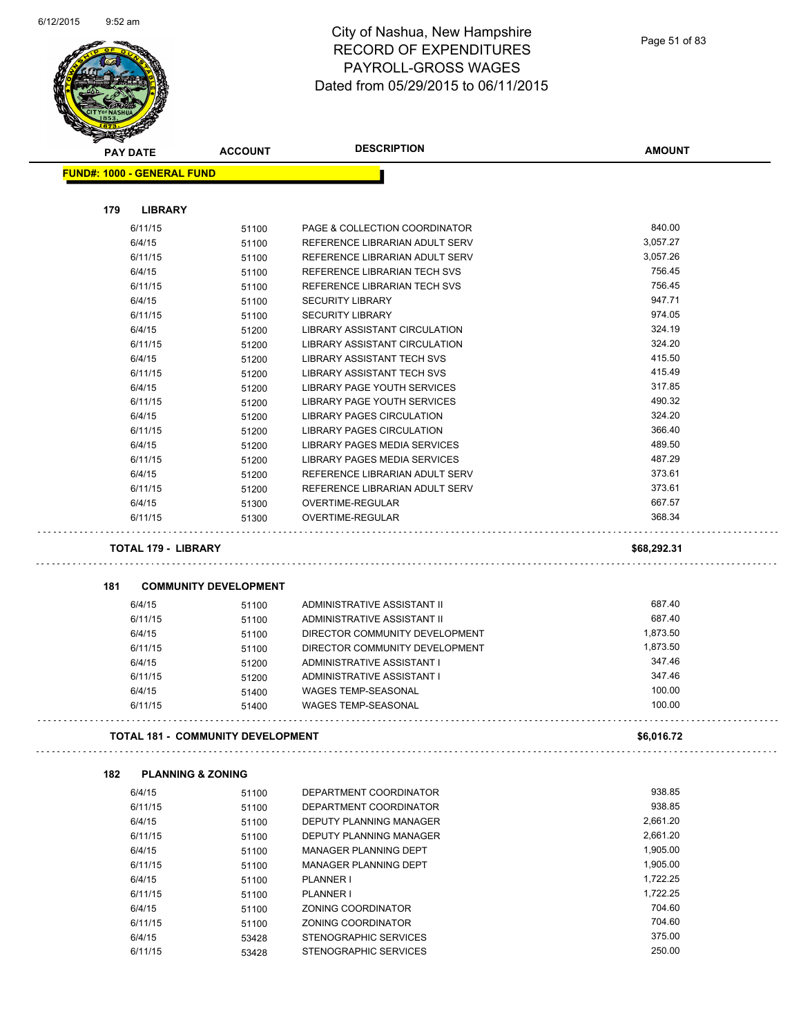# City of Nashua, New Hampshire
# RECORD OF EXPENDITURES
# PAYROLL-GROSS WAGES
# Dated from 05/29/2015 to 06/11/2015

**FUND#: 1000 - GENERAL FUND**

### 179 LIBRARY

| PAY DATE | ACCOUNT | DESCRIPTION | AMOUNT |
|---|---|---|---|
| 6/11/15 | 51100 | PAGE & COLLECTION COORDINATOR | 840.00 |
| 6/4/15 | 51100 | REFERENCE LIBRARIAN ADULT SERV | 3,057.27 |
| 6/11/15 | 51100 | REFERENCE LIBRARIAN ADULT SERV | 3,057.26 |
| 6/4/15 | 51100 | REFERENCE LIBRARIAN TECH SVS | 756.45 |
| 6/11/15 | 51100 | REFERENCE LIBRARIAN TECH SVS | 756.45 |
| 6/4/15 | 51100 | SECURITY LIBRARY | 947.71 |
| 6/11/15 | 51100 | SECURITY LIBRARY | 974.05 |
| 6/4/15 | 51200 | LIBRARY ASSISTANT CIRCULATION | 324.19 |
| 6/11/15 | 51200 | LIBRARY ASSISTANT CIRCULATION | 324.20 |
| 6/4/15 | 51200 | LIBRARY ASSISTANT TECH SVS | 415.50 |
| 6/11/15 | 51200 | LIBRARY ASSISTANT TECH SVS | 415.49 |
| 6/4/15 | 51200 | LIBRARY PAGE YOUTH SERVICES | 317.85 |
| 6/11/15 | 51200 | LIBRARY PAGE YOUTH SERVICES | 490.32 |
| 6/4/15 | 51200 | LIBRARY PAGES CIRCULATION | 324.20 |
| 6/11/15 | 51200 | LIBRARY PAGES CIRCULATION | 366.40 |
| 6/4/15 | 51200 | LIBRARY PAGES MEDIA SERVICES | 489.50 |
| 6/11/15 | 51200 | LIBRARY PAGES MEDIA SERVICES | 487.29 |
| 6/4/15 | 51200 | REFERENCE LIBRARIAN ADULT SERV | 373.61 |
| 6/11/15 | 51200 | REFERENCE LIBRARIAN ADULT SERV | 373.61 |
| 6/4/15 | 51300 | OVERTIME-REGULAR | 667.57 |
| 6/11/15 | 51300 | OVERTIME-REGULAR | 368.34 |

**TOTAL 179 - LIBRARY** **$68,292.31**

### 181 COMMUNITY DEVELOPMENT

| PAY DATE | ACCOUNT | DESCRIPTION | AMOUNT |
|---|---|---|---|
| 6/4/15 | 51100 | ADMINISTRATIVE ASSISTANT II | 687.40 |
| 6/11/15 | 51100 | ADMINISTRATIVE ASSISTANT II | 687.40 |
| 6/4/15 | 51100 | DIRECTOR COMMUNITY DEVELOPMENT | 1,873.50 |
| 6/11/15 | 51100 | DIRECTOR COMMUNITY DEVELOPMENT | 1,873.50 |
| 6/4/15 | 51200 | ADMINISTRATIVE ASSISTANT I | 347.46 |
| 6/11/15 | 51200 | ADMINISTRATIVE ASSISTANT I | 347.46 |
| 6/4/15 | 51400 | WAGES TEMP-SEASONAL | 100.00 |
| 6/11/15 | 51400 | WAGES TEMP-SEASONAL | 100.00 |

**TOTAL 181 - COMMUNITY DEVELOPMENT** **$6,016.72**

### 182 PLANNING & ZONING

| PAY DATE | ACCOUNT | DESCRIPTION | AMOUNT |
|---|---|---|---|
| 6/4/15 | 51100 | DEPARTMENT COORDINATOR | 938.85 |
| 6/11/15 | 51100 | DEPARTMENT COORDINATOR | 938.85 |
| 6/4/15 | 51100 | DEPUTY PLANNING MANAGER | 2,661.20 |
| 6/11/15 | 51100 | DEPUTY PLANNING MANAGER | 2,661.20 |
| 6/4/15 | 51100 | MANAGER PLANNING DEPT | 1,905.00 |
| 6/11/15 | 51100 | MANAGER PLANNING DEPT | 1,905.00 |
| 6/4/15 | 51100 | PLANNER I | 1,722.25 |
| 6/11/15 | 51100 | PLANNER I | 1,722.25 |
| 6/4/15 | 51100 | ZONING COORDINATOR | 704.60 |
| 6/11/15 | 51100 | ZONING COORDINATOR | 704.60 |
| 6/4/15 | 53428 | STENOGRAPHIC SERVICES | 375.00 |
| 6/11/15 | 53428 | STENOGRAPHIC SERVICES | 250.00 |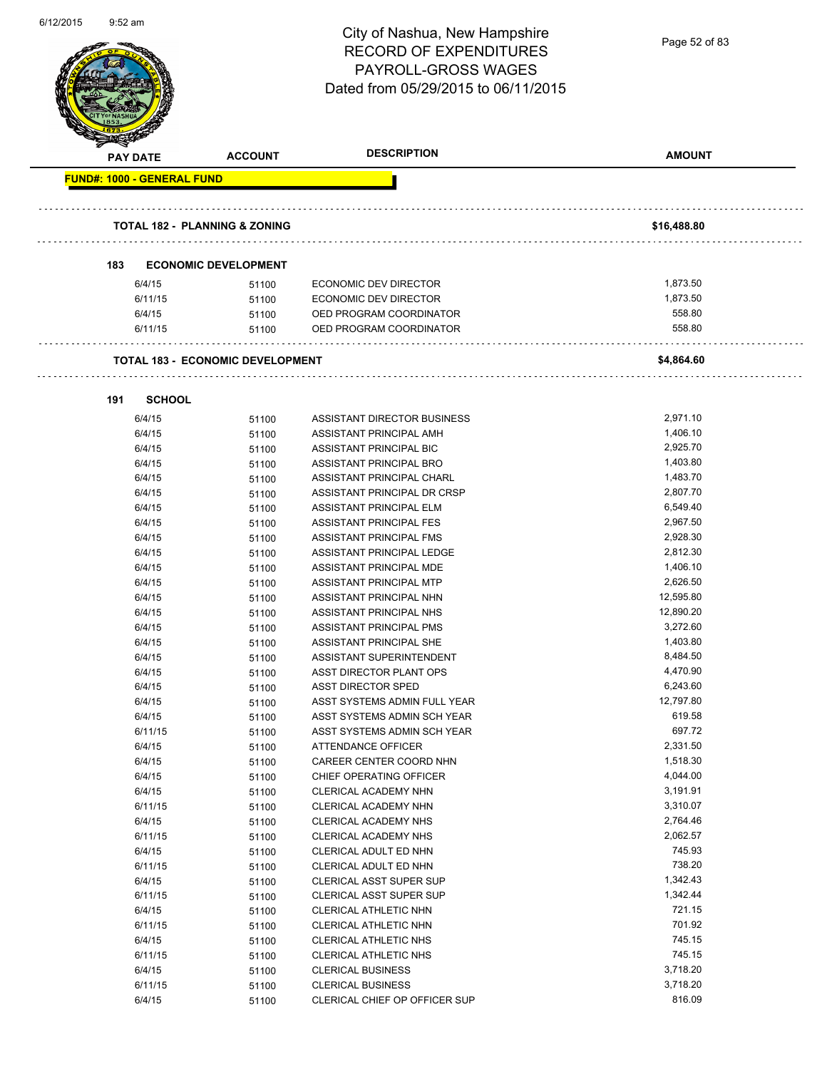City of Nashua, New Hampshire
RECORD OF EXPENDITURES
PAYROLL-GROSS WAGES
Dated from 05/29/2015 to 06/11/2015

| PAY DATE | ACCOUNT | DESCRIPTION | AMOUNT |
|---|---|---|---|
| **FUND#: 1000 - GENERAL FUND** | | | |
| **TOTAL 182 - PLANNING & ZONING** | | | **$16,488.80** |
| **183 ECONOMIC DEVELOPMENT** | | | |
| 6/4/15 | 51100 | ECONOMIC DEV DIRECTOR | 1,873.50 |
| 6/11/15 | 51100 | ECONOMIC DEV DIRECTOR | 1,873.50 |
| 6/4/15 | 51100 | OED PROGRAM COORDINATOR | 558.80 |
| 6/11/15 | 51100 | OED PROGRAM COORDINATOR | 558.80 |
| **TOTAL 183 - ECONOMIC DEVELOPMENT** | | | **$4,864.60** |
| **191 SCHOOL** | | | |
| 6/4/15 | 51100 | ASSISTANT DIRECTOR BUSINESS | 2,971.10 |
| 6/4/15 | 51100 | ASSISTANT PRINCIPAL AMH | 1,406.10 |
| 6/4/15 | 51100 | ASSISTANT PRINCIPAL BIC | 2,925.70 |
| 6/4/15 | 51100 | ASSISTANT PRINCIPAL BRO | 1,403.80 |
| 6/4/15 | 51100 | ASSISTANT PRINCIPAL CHARL | 1,483.70 |
| 6/4/15 | 51100 | ASSISTANT PRINCIPAL DR CRSP | 2,807.70 |
| 6/4/15 | 51100 | ASSISTANT PRINCIPAL ELM | 6,549.40 |
| 6/4/15 | 51100 | ASSISTANT PRINCIPAL FES | 2,967.50 |
| 6/4/15 | 51100 | ASSISTANT PRINCIPAL FMS | 2,928.30 |
| 6/4/15 | 51100 | ASSISTANT PRINCIPAL LEDGE | 2,812.30 |
| 6/4/15 | 51100 | ASSISTANT PRINCIPAL MDE | 1,406.10 |
| 6/4/15 | 51100 | ASSISTANT PRINCIPAL MTP | 2,626.50 |
| 6/4/15 | 51100 | ASSISTANT PRINCIPAL NHN | 12,595.80 |
| 6/4/15 | 51100 | ASSISTANT PRINCIPAL NHS | 12,890.20 |
| 6/4/15 | 51100 | ASSISTANT PRINCIPAL PMS | 3,272.60 |
| 6/4/15 | 51100 | ASSISTANT PRINCIPAL SHE | 1,403.80 |
| 6/4/15 | 51100 | ASSISTANT SUPERINTENDENT | 8,484.50 |
| 6/4/15 | 51100 | ASST DIRECTOR PLANT OPS | 4,470.90 |
| 6/4/15 | 51100 | ASST DIRECTOR SPED | 6,243.60 |
| 6/4/15 | 51100 | ASST SYSTEMS ADMIN FULL YEAR | 12,797.80 |
| 6/4/15 | 51100 | ASST SYSTEMS ADMIN SCH YEAR | 619.58 |
| 6/11/15 | 51100 | ASST SYSTEMS ADMIN SCH YEAR | 697.72 |
| 6/4/15 | 51100 | ATTENDANCE OFFICER | 2,331.50 |
| 6/4/15 | 51100 | CAREER CENTER COORD NHN | 1,518.30 |
| 6/4/15 | 51100 | CHIEF OPERATING OFFICER | 4,044.00 |
| 6/4/15 | 51100 | CLERICAL ACADEMY NHN | 3,191.91 |
| 6/11/15 | 51100 | CLERICAL ACADEMY NHN | 3,310.07 |
| 6/4/15 | 51100 | CLERICAL ACADEMY NHS | 2,764.46 |
| 6/11/15 | 51100 | CLERICAL ACADEMY NHS | 2,062.57 |
| 6/4/15 | 51100 | CLERICAL ADULT ED NHN | 745.93 |
| 6/11/15 | 51100 | CLERICAL ADULT ED NHN | 738.20 |
| 6/4/15 | 51100 | CLERICAL ASST SUPER SUP | 1,342.43 |
| 6/11/15 | 51100 | CLERICAL ASST SUPER SUP | 1,342.44 |
| 6/4/15 | 51100 | CLERICAL ATHLETIC NHN | 721.15 |
| 6/11/15 | 51100 | CLERICAL ATHLETIC NHN | 701.92 |
| 6/4/15 | 51100 | CLERICAL ATHLETIC NHS | 745.15 |
| 6/11/15 | 51100 | CLERICAL ATHLETIC NHS | 745.15 |
| 6/4/15 | 51100 | CLERICAL BUSINESS | 3,718.20 |
| 6/11/15 | 51100 | CLERICAL BUSINESS | 3,718.20 |
| 6/4/15 | 51100 | CLERICAL CHIEF OP OFFICER SUP | 816.09 |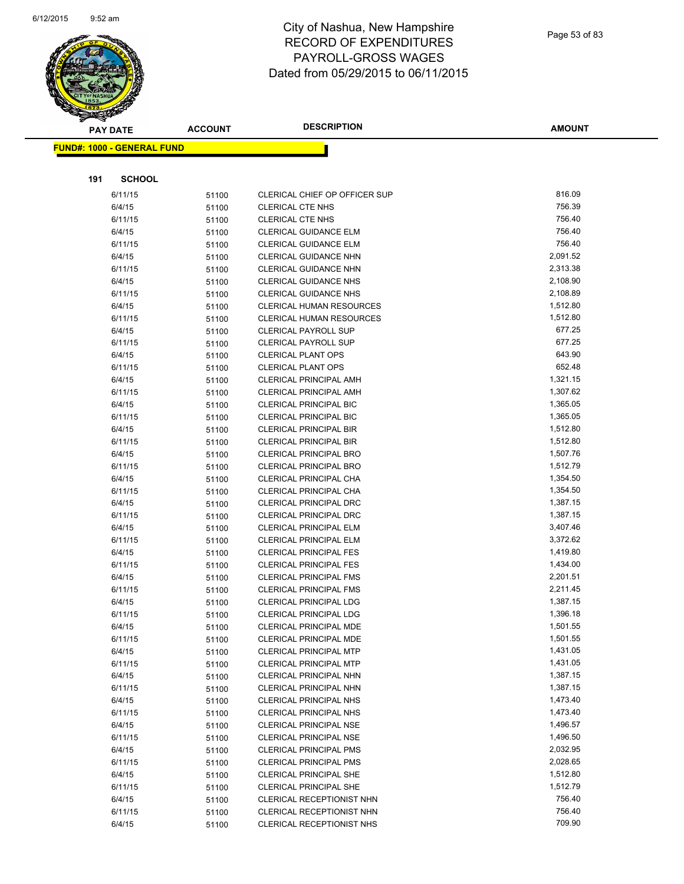# City of Nashua, New Hampshire
# RECORD OF EXPENDITURES
# PAYROLL-GROSS WAGES
# Dated from 05/29/2015 to 06/11/2015

**FUND#: 1000 - GENERAL FUND**

**191 SCHOOL**

| PAY DATE | ACCOUNT | DESCRIPTION | AMOUNT |
|---|---|---|---|
| 6/11/15 | 51100 | CLERICAL CHIEF OP OFFICER SUP | 816.09 |
| 6/4/15 | 51100 | CLERICAL CTE NHS | 756.39 |
| 6/11/15 | 51100 | CLERICAL CTE NHS | 756.40 |
| 6/4/15 | 51100 | CLERICAL GUIDANCE ELM | 756.40 |
| 6/11/15 | 51100 | CLERICAL GUIDANCE ELM | 756.40 |
| 6/4/15 | 51100 | CLERICAL GUIDANCE NHN | 2,091.52 |
| 6/11/15 | 51100 | CLERICAL GUIDANCE NHN | 2,313.38 |
| 6/4/15 | 51100 | CLERICAL GUIDANCE NHS | 2,108.90 |
| 6/11/15 | 51100 | CLERICAL GUIDANCE NHS | 2,108.89 |
| 6/4/15 | 51100 | CLERICAL HUMAN RESOURCES | 1,512.80 |
| 6/11/15 | 51100 | CLERICAL HUMAN RESOURCES | 1,512.80 |
| 6/4/15 | 51100 | CLERICAL PAYROLL SUP | 677.25 |
| 6/11/15 | 51100 | CLERICAL PAYROLL SUP | 677.25 |
| 6/4/15 | 51100 | CLERICAL PLANT OPS | 643.90 |
| 6/11/15 | 51100 | CLERICAL PLANT OPS | 652.48 |
| 6/4/15 | 51100 | CLERICAL PRINCIPAL AMH | 1,321.15 |
| 6/11/15 | 51100 | CLERICAL PRINCIPAL AMH | 1,307.62 |
| 6/4/15 | 51100 | CLERICAL PRINCIPAL BIC | 1,365.05 |
| 6/11/15 | 51100 | CLERICAL PRINCIPAL BIC | 1,365.05 |
| 6/4/15 | 51100 | CLERICAL PRINCIPAL BIR | 1,512.80 |
| 6/11/15 | 51100 | CLERICAL PRINCIPAL BIR | 1,512.80 |
| 6/4/15 | 51100 | CLERICAL PRINCIPAL BRO | 1,507.76 |
| 6/11/15 | 51100 | CLERICAL PRINCIPAL BRO | 1,512.79 |
| 6/4/15 | 51100 | CLERICAL PRINCIPAL CHA | 1,354.50 |
| 6/11/15 | 51100 | CLERICAL PRINCIPAL CHA | 1,354.50 |
| 6/4/15 | 51100 | CLERICAL PRINCIPAL DRC | 1,387.15 |
| 6/11/15 | 51100 | CLERICAL PRINCIPAL DRC | 1,387.15 |
| 6/4/15 | 51100 | CLERICAL PRINCIPAL ELM | 3,407.46 |
| 6/11/15 | 51100 | CLERICAL PRINCIPAL ELM | 3,372.62 |
| 6/4/15 | 51100 | CLERICAL PRINCIPAL FES | 1,419.80 |
| 6/11/15 | 51100 | CLERICAL PRINCIPAL FES | 1,434.00 |
| 6/4/15 | 51100 | CLERICAL PRINCIPAL FMS | 2,201.51 |
| 6/11/15 | 51100 | CLERICAL PRINCIPAL FMS | 2,211.45 |
| 6/4/15 | 51100 | CLERICAL PRINCIPAL LDG | 1,387.15 |
| 6/11/15 | 51100 | CLERICAL PRINCIPAL LDG | 1,396.18 |
| 6/4/15 | 51100 | CLERICAL PRINCIPAL MDE | 1,501.55 |
| 6/11/15 | 51100 | CLERICAL PRINCIPAL MDE | 1,501.55 |
| 6/4/15 | 51100 | CLERICAL PRINCIPAL MTP | 1,431.05 |
| 6/11/15 | 51100 | CLERICAL PRINCIPAL MTP | 1,431.05 |
| 6/4/15 | 51100 | CLERICAL PRINCIPAL NHN | 1,387.15 |
| 6/11/15 | 51100 | CLERICAL PRINCIPAL NHN | 1,387.15 |
| 6/4/15 | 51100 | CLERICAL PRINCIPAL NHS | 1,473.40 |
| 6/11/15 | 51100 | CLERICAL PRINCIPAL NHS | 1,473.40 |
| 6/4/15 | 51100 | CLERICAL PRINCIPAL NSE | 1,496.57 |
| 6/11/15 | 51100 | CLERICAL PRINCIPAL NSE | 1,496.50 |
| 6/4/15 | 51100 | CLERICAL PRINCIPAL PMS | 2,032.95 |
| 6/11/15 | 51100 | CLERICAL PRINCIPAL PMS | 2,028.65 |
| 6/4/15 | 51100 | CLERICAL PRINCIPAL SHE | 1,512.80 |
| 6/11/15 | 51100 | CLERICAL PRINCIPAL SHE | 1,512.79 |
| 6/4/15 | 51100 | CLERICAL RECEPTIONIST NHN | 756.40 |
| 6/11/15 | 51100 | CLERICAL RECEPTIONIST NHN | 756.40 |
| 6/4/15 | 51100 | CLERICAL RECEPTIONIST NHS | 709.90 |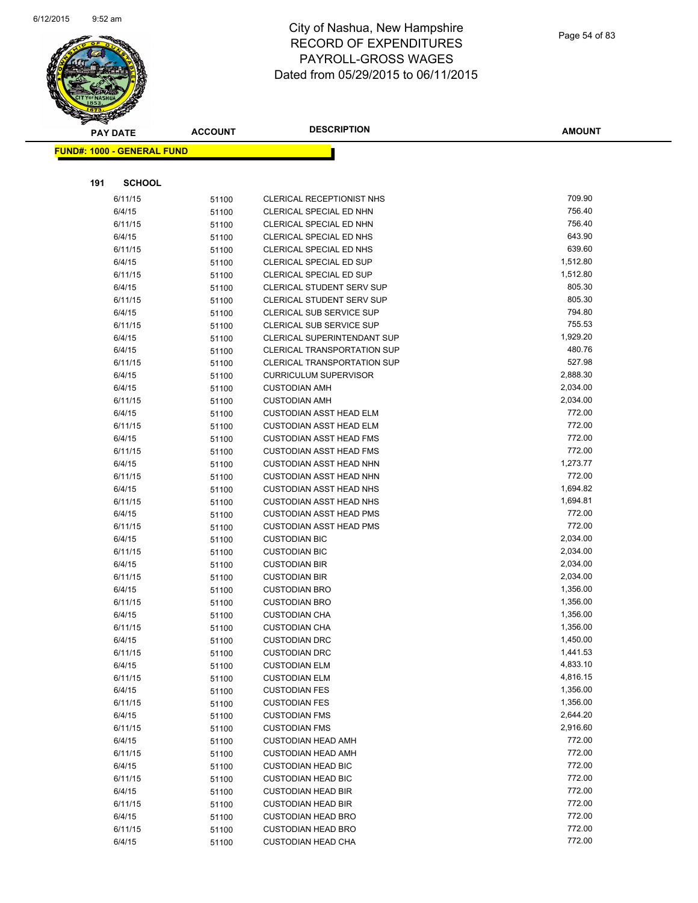# City of Nashua, New Hampshire
# RECORD OF EXPENDITURES
# PAYROLL-GROSS WAGES
# Dated from 05/29/2015 to 06/11/2015

**FUND#: 1000 - GENERAL FUND**

**191 SCHOOL**

| PAY DATE | ACCOUNT | DESCRIPTION | AMOUNT |
|---|---|---|---|
| 6/11/15 | 51100 | CLERICAL RECEPTIONIST NHS | 709.90 |
| 6/4/15 | 51100 | CLERICAL SPECIAL ED NHN | 756.40 |
| 6/11/15 | 51100 | CLERICAL SPECIAL ED NHN | 756.40 |
| 6/4/15 | 51100 | CLERICAL SPECIAL ED NHS | 643.90 |
| 6/11/15 | 51100 | CLERICAL SPECIAL ED NHS | 639.60 |
| 6/4/15 | 51100 | CLERICAL SPECIAL ED SUP | 1,512.80 |
| 6/11/15 | 51100 | CLERICAL SPECIAL ED SUP | 1,512.80 |
| 6/4/15 | 51100 | CLERICAL STUDENT SERV SUP | 805.30 |
| 6/11/15 | 51100 | CLERICAL STUDENT SERV SUP | 805.30 |
| 6/4/15 | 51100 | CLERICAL SUB SERVICE SUP | 794.80 |
| 6/11/15 | 51100 | CLERICAL SUB SERVICE SUP | 755.53 |
| 6/4/15 | 51100 | CLERICAL SUPERINTENDANT SUP | 1,929.20 |
| 6/4/15 | 51100 | CLERICAL TRANSPORTATION SUP | 480.76 |
| 6/11/15 | 51100 | CLERICAL TRANSPORTATION SUP | 527.98 |
| 6/4/15 | 51100 | CURRICULUM SUPERVISOR | 2,888.30 |
| 6/4/15 | 51100 | CUSTODIAN AMH | 2,034.00 |
| 6/11/15 | 51100 | CUSTODIAN AMH | 2,034.00 |
| 6/4/15 | 51100 | CUSTODIAN ASST HEAD ELM | 772.00 |
| 6/11/15 | 51100 | CUSTODIAN ASST HEAD ELM | 772.00 |
| 6/4/15 | 51100 | CUSTODIAN ASST HEAD FMS | 772.00 |
| 6/11/15 | 51100 | CUSTODIAN ASST HEAD FMS | 772.00 |
| 6/4/15 | 51100 | CUSTODIAN ASST HEAD NHN | 1,273.77 |
| 6/11/15 | 51100 | CUSTODIAN ASST HEAD NHN | 772.00 |
| 6/4/15 | 51100 | CUSTODIAN ASST HEAD NHS | 1,694.82 |
| 6/11/15 | 51100 | CUSTODIAN ASST HEAD NHS | 1,694.81 |
| 6/4/15 | 51100 | CUSTODIAN ASST HEAD PMS | 772.00 |
| 6/11/15 | 51100 | CUSTODIAN ASST HEAD PMS | 772.00 |
| 6/4/15 | 51100 | CUSTODIAN BIC | 2,034.00 |
| 6/11/15 | 51100 | CUSTODIAN BIC | 2,034.00 |
| 6/4/15 | 51100 | CUSTODIAN BIR | 2,034.00 |
| 6/11/15 | 51100 | CUSTODIAN BIR | 2,034.00 |
| 6/4/15 | 51100 | CUSTODIAN BRO | 1,356.00 |
| 6/11/15 | 51100 | CUSTODIAN BRO | 1,356.00 |
| 6/4/15 | 51100 | CUSTODIAN CHA | 1,356.00 |
| 6/11/15 | 51100 | CUSTODIAN CHA | 1,356.00 |
| 6/4/15 | 51100 | CUSTODIAN DRC | 1,450.00 |
| 6/11/15 | 51100 | CUSTODIAN DRC | 1,441.53 |
| 6/4/15 | 51100 | CUSTODIAN ELM | 4,833.10 |
| 6/11/15 | 51100 | CUSTODIAN ELM | 4,816.15 |
| 6/4/15 | 51100 | CUSTODIAN FES | 1,356.00 |
| 6/11/15 | 51100 | CUSTODIAN FES | 1,356.00 |
| 6/4/15 | 51100 | CUSTODIAN FMS | 2,644.20 |
| 6/11/15 | 51100 | CUSTODIAN FMS | 2,916.60 |
| 6/4/15 | 51100 | CUSTODIAN HEAD AMH | 772.00 |
| 6/11/15 | 51100 | CUSTODIAN HEAD AMH | 772.00 |
| 6/4/15 | 51100 | CUSTODIAN HEAD BIC | 772.00 |
| 6/11/15 | 51100 | CUSTODIAN HEAD BIC | 772.00 |
| 6/4/15 | 51100 | CUSTODIAN HEAD BIR | 772.00 |
| 6/11/15 | 51100 | CUSTODIAN HEAD BIR | 772.00 |
| 6/4/15 | 51100 | CUSTODIAN HEAD BRO | 772.00 |
| 6/11/15 | 51100 | CUSTODIAN HEAD BRO | 772.00 |
| 6/4/15 | 51100 | CUSTODIAN HEAD CHA | 772.00 |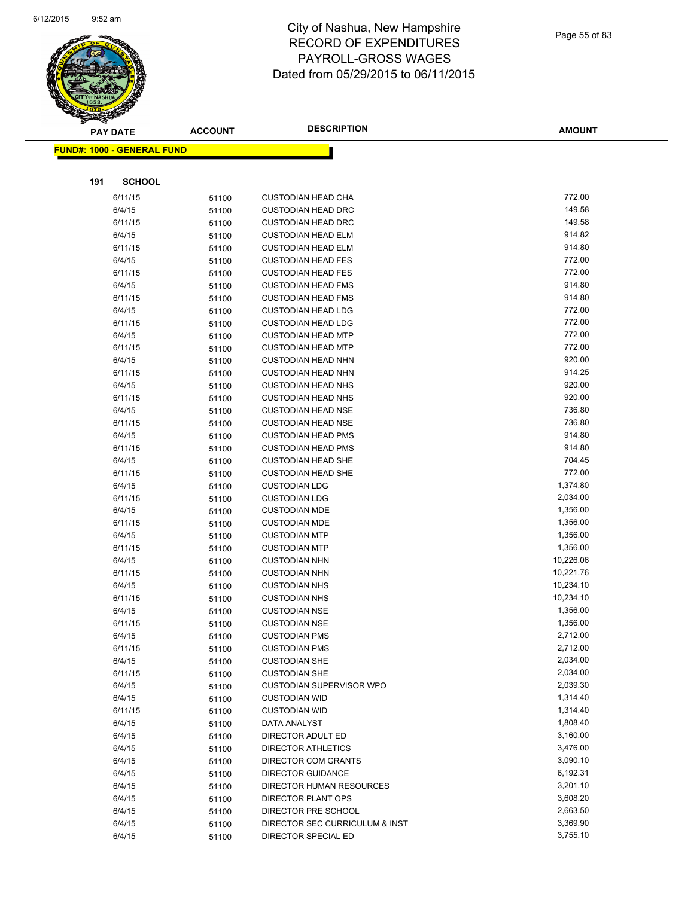# City of Nashua, New Hampshire
## RECORD OF EXPENDITURES
## PAYROLL-GROSS WAGES
## Dated from 05/29/2015 to 06/11/2015

**FUND#: 1000 - GENERAL FUND**

**191 SCHOOL**

| PAY DATE | ACCOUNT | DESCRIPTION | AMOUNT |
|---|---|---|---|
| 6/11/15 | 51100 | CUSTODIAN HEAD CHA | 772.00 |
| 6/4/15 | 51100 | CUSTODIAN HEAD DRC | 149.58 |
| 6/11/15 | 51100 | CUSTODIAN HEAD DRC | 149.58 |
| 6/4/15 | 51100 | CUSTODIAN HEAD ELM | 914.82 |
| 6/11/15 | 51100 | CUSTODIAN HEAD ELM | 914.80 |
| 6/4/15 | 51100 | CUSTODIAN HEAD FES | 772.00 |
| 6/11/15 | 51100 | CUSTODIAN HEAD FES | 772.00 |
| 6/4/15 | 51100 | CUSTODIAN HEAD FMS | 914.80 |
| 6/11/15 | 51100 | CUSTODIAN HEAD FMS | 914.80 |
| 6/4/15 | 51100 | CUSTODIAN HEAD LDG | 772.00 |
| 6/11/15 | 51100 | CUSTODIAN HEAD LDG | 772.00 |
| 6/4/15 | 51100 | CUSTODIAN HEAD MTP | 772.00 |
| 6/11/15 | 51100 | CUSTODIAN HEAD MTP | 772.00 |
| 6/4/15 | 51100 | CUSTODIAN HEAD NHN | 920.00 |
| 6/11/15 | 51100 | CUSTODIAN HEAD NHN | 914.25 |
| 6/4/15 | 51100 | CUSTODIAN HEAD NHS | 920.00 |
| 6/11/15 | 51100 | CUSTODIAN HEAD NHS | 920.00 |
| 6/4/15 | 51100 | CUSTODIAN HEAD NSE | 736.80 |
| 6/11/15 | 51100 | CUSTODIAN HEAD NSE | 736.80 |
| 6/4/15 | 51100 | CUSTODIAN HEAD PMS | 914.80 |
| 6/11/15 | 51100 | CUSTODIAN HEAD PMS | 914.80 |
| 6/4/15 | 51100 | CUSTODIAN HEAD SHE | 704.45 |
| 6/11/15 | 51100 | CUSTODIAN HEAD SHE | 772.00 |
| 6/4/15 | 51100 | CUSTODIAN LDG | 1,374.80 |
| 6/11/15 | 51100 | CUSTODIAN LDG | 2,034.00 |
| 6/4/15 | 51100 | CUSTODIAN MDE | 1,356.00 |
| 6/11/15 | 51100 | CUSTODIAN MDE | 1,356.00 |
| 6/4/15 | 51100 | CUSTODIAN MTP | 1,356.00 |
| 6/11/15 | 51100 | CUSTODIAN MTP | 1,356.00 |
| 6/4/15 | 51100 | CUSTODIAN NHN | 10,226.06 |
| 6/11/15 | 51100 | CUSTODIAN NHN | 10,221.76 |
| 6/4/15 | 51100 | CUSTODIAN NHS | 10,234.10 |
| 6/11/15 | 51100 | CUSTODIAN NHS | 10,234.10 |
| 6/4/15 | 51100 | CUSTODIAN NSE | 1,356.00 |
| 6/11/15 | 51100 | CUSTODIAN NSE | 1,356.00 |
| 6/4/15 | 51100 | CUSTODIAN PMS | 2,712.00 |
| 6/11/15 | 51100 | CUSTODIAN PMS | 2,712.00 |
| 6/4/15 | 51100 | CUSTODIAN SHE | 2,034.00 |
| 6/11/15 | 51100 | CUSTODIAN SHE | 2,034.00 |
| 6/4/15 | 51100 | CUSTODIAN SUPERVISOR WPO | 2,039.30 |
| 6/4/15 | 51100 | CUSTODIAN WID | 1,314.40 |
| 6/11/15 | 51100 | CUSTODIAN WID | 1,314.40 |
| 6/4/15 | 51100 | DATA ANALYST | 1,808.40 |
| 6/4/15 | 51100 | DIRECTOR ADULT ED | 3,160.00 |
| 6/4/15 | 51100 | DIRECTOR ATHLETICS | 3,476.00 |
| 6/4/15 | 51100 | DIRECTOR COM GRANTS | 3,090.10 |
| 6/4/15 | 51100 | DIRECTOR GUIDANCE | 6,192.31 |
| 6/4/15 | 51100 | DIRECTOR HUMAN RESOURCES | 3,201.10 |
| 6/4/15 | 51100 | DIRECTOR PLANT OPS | 3,608.20 |
| 6/4/15 | 51100 | DIRECTOR PRE SCHOOL | 2,663.50 |
| 6/4/15 | 51100 | DIRECTOR SEC CURRICULUM & INST | 3,369.90 |
| 6/4/15 | 51100 | DIRECTOR SPECIAL ED | 3,755.10 |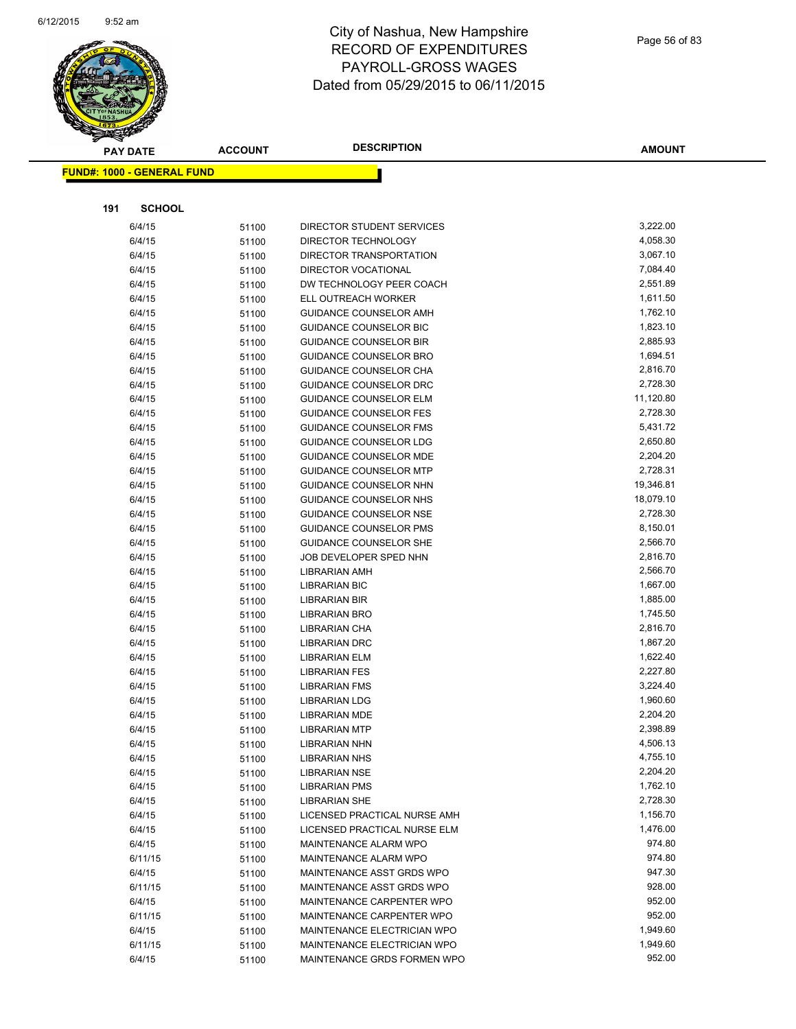# City of Nashua, New Hampshire
# RECORD OF EXPENDITURES
# PAYROLL-GROSS WAGES
# Dated from 05/29/2015 to 06/11/2015

| PAY DATE | ACCOUNT | DESCRIPTION | AMOUNT |
|---|---|---|---|

**FUND#: 1000 - GENERAL FUND**

**191 SCHOOL**

| PAY DATE | ACCOUNT | DESCRIPTION | AMOUNT |
|---|---|---|---|
| 6/4/15 | 51100 | DIRECTOR STUDENT SERVICES | 3,222.00 |
| 6/4/15 | 51100 | DIRECTOR TECHNOLOGY | 4,058.30 |
| 6/4/15 | 51100 | DIRECTOR TRANSPORTATION | 3,067.10 |
| 6/4/15 | 51100 | DIRECTOR VOCATIONAL | 7,084.40 |
| 6/4/15 | 51100 | DW TECHNOLOGY PEER COACH | 2,551.89 |
| 6/4/15 | 51100 | ELL OUTREACH WORKER | 1,611.50 |
| 6/4/15 | 51100 | GUIDANCE COUNSELOR AMH | 1,762.10 |
| 6/4/15 | 51100 | GUIDANCE COUNSELOR BIC | 1,823.10 |
| 6/4/15 | 51100 | GUIDANCE COUNSELOR BIR | 2,885.93 |
| 6/4/15 | 51100 | GUIDANCE COUNSELOR BRO | 1,694.51 |
| 6/4/15 | 51100 | GUIDANCE COUNSELOR CHA | 2,816.70 |
| 6/4/15 | 51100 | GUIDANCE COUNSELOR DRC | 2,728.30 |
| 6/4/15 | 51100 | GUIDANCE COUNSELOR ELM | 11,120.80 |
| 6/4/15 | 51100 | GUIDANCE COUNSELOR FES | 2,728.30 |
| 6/4/15 | 51100 | GUIDANCE COUNSELOR FMS | 5,431.72 |
| 6/4/15 | 51100 | GUIDANCE COUNSELOR LDG | 2,650.80 |
| 6/4/15 | 51100 | GUIDANCE COUNSELOR MDE | 2,204.20 |
| 6/4/15 | 51100 | GUIDANCE COUNSELOR MTP | 2,728.31 |
| 6/4/15 | 51100 | GUIDANCE COUNSELOR NHN | 19,346.81 |
| 6/4/15 | 51100 | GUIDANCE COUNSELOR NHS | 18,079.10 |
| 6/4/15 | 51100 | GUIDANCE COUNSELOR NSE | 2,728.30 |
| 6/4/15 | 51100 | GUIDANCE COUNSELOR PMS | 8,150.01 |
| 6/4/15 | 51100 | GUIDANCE COUNSELOR SHE | 2,566.70 |
| 6/4/15 | 51100 | JOB DEVELOPER SPED NHN | 2,816.70 |
| 6/4/15 | 51100 | LIBRARIAN AMH | 2,566.70 |
| 6/4/15 | 51100 | LIBRARIAN BIC | 1,667.00 |
| 6/4/15 | 51100 | LIBRARIAN BIR | 1,885.00 |
| 6/4/15 | 51100 | LIBRARIAN BRO | 1,745.50 |
| 6/4/15 | 51100 | LIBRARIAN CHA | 2,816.70 |
| 6/4/15 | 51100 | LIBRARIAN DRC | 1,867.20 |
| 6/4/15 | 51100 | LIBRARIAN ELM | 1,622.40 |
| 6/4/15 | 51100 | LIBRARIAN FES | 2,227.80 |
| 6/4/15 | 51100 | LIBRARIAN FMS | 3,224.40 |
| 6/4/15 | 51100 | LIBRARIAN LDG | 1,960.60 |
| 6/4/15 | 51100 | LIBRARIAN MDE | 2,204.20 |
| 6/4/15 | 51100 | LIBRARIAN MTP | 2,398.89 |
| 6/4/15 | 51100 | LIBRARIAN NHN | 4,506.13 |
| 6/4/15 | 51100 | LIBRARIAN NHS | 4,755.10 |
| 6/4/15 | 51100 | LIBRARIAN NSE | 2,204.20 |
| 6/4/15 | 51100 | LIBRARIAN PMS | 1,762.10 |
| 6/4/15 | 51100 | LIBRARIAN SHE | 2,728.30 |
| 6/4/15 | 51100 | LICENSED PRACTICAL NURSE AMH | 1,156.70 |
| 6/4/15 | 51100 | LICENSED PRACTICAL NURSE ELM | 1,476.00 |
| 6/4/15 | 51100 | MAINTENANCE ALARM WPO | 974.80 |
| 6/11/15 | 51100 | MAINTENANCE ALARM WPO | 974.80 |
| 6/4/15 | 51100 | MAINTENANCE ASST GRDS WPO | 947.30 |
| 6/11/15 | 51100 | MAINTENANCE ASST GRDS WPO | 928.00 |
| 6/4/15 | 51100 | MAINTENANCE CARPENTER WPO | 952.00 |
| 6/11/15 | 51100 | MAINTENANCE CARPENTER WPO | 952.00 |
| 6/4/15 | 51100 | MAINTENANCE ELECTRICIAN WPO | 1,949.60 |
| 6/11/15 | 51100 | MAINTENANCE ELECTRICIAN WPO | 1,949.60 |
| 6/4/15 | 51100 | MAINTENANCE GRDS FORMEN WPO | 952.00 |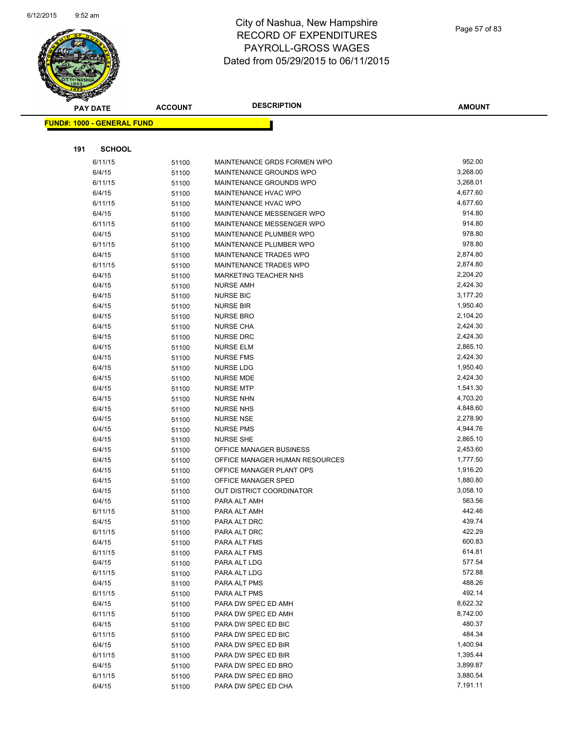# City of Nashua, New Hampshire
# RECORD OF EXPENDITURES
# PAYROLL-GROSS WAGES
# Dated from 05/29/2015 to 06/11/2015

**FUND#: 1000 - GENERAL FUND**

**191 SCHOOL**

| PAY DATE | ACCOUNT | DESCRIPTION | AMOUNT |
|---|---|---|---|
| 6/11/15 | 51100 | MAINTENANCE GRDS FORMEN WPO | 952.00 |
| 6/4/15 | 51100 | MAINTENANCE GROUNDS WPO | 3,268.00 |
| 6/11/15 | 51100 | MAINTENANCE GROUNDS WPO | 3,268.01 |
| 6/4/15 | 51100 | MAINTENANCE HVAC WPO | 4,677.60 |
| 6/11/15 | 51100 | MAINTENANCE HVAC WPO | 4,677.60 |
| 6/4/15 | 51100 | MAINTENANCE MESSENGER WPO | 914.80 |
| 6/11/15 | 51100 | MAINTENANCE MESSENGER WPO | 914.80 |
| 6/4/15 | 51100 | MAINTENANCE PLUMBER WPO | 978.80 |
| 6/11/15 | 51100 | MAINTENANCE PLUMBER WPO | 978.80 |
| 6/4/15 | 51100 | MAINTENANCE TRADES WPO | 2,874.80 |
| 6/11/15 | 51100 | MAINTENANCE TRADES WPO | 2,874.80 |
| 6/4/15 | 51100 | MARKETING TEACHER NHS | 2,204.20 |
| 6/4/15 | 51100 | NURSE AMH | 2,424.30 |
| 6/4/15 | 51100 | NURSE BIC | 3,177.20 |
| 6/4/15 | 51100 | NURSE BIR | 1,950.40 |
| 6/4/15 | 51100 | NURSE BRO | 2,104.20 |
| 6/4/15 | 51100 | NURSE CHA | 2,424.30 |
| 6/4/15 | 51100 | NURSE DRC | 2,424.30 |
| 6/4/15 | 51100 | NURSE ELM | 2,865.10 |
| 6/4/15 | 51100 | NURSE FMS | 2,424.30 |
| 6/4/15 | 51100 | NURSE LDG | 1,950.40 |
| 6/4/15 | 51100 | NURSE MDE | 2,424.30 |
| 6/4/15 | 51100 | NURSE MTP | 1,541.30 |
| 6/4/15 | 51100 | NURSE NHN | 4,703.20 |
| 6/4/15 | 51100 | NURSE NHS | 4,848.60 |
| 6/4/15 | 51100 | NURSE NSE | 2,278.90 |
| 6/4/15 | 51100 | NURSE PMS | 4,944.76 |
| 6/4/15 | 51100 | NURSE SHE | 2,865.10 |
| 6/4/15 | 51100 | OFFICE MANAGER BUSINESS | 2,453.60 |
| 6/4/15 | 51100 | OFFICE MANAGER HUMAN RESOURCES | 1,777.50 |
| 6/4/15 | 51100 | OFFICE MANAGER PLANT OPS | 1,916.20 |
| 6/4/15 | 51100 | OFFICE MANAGER SPED | 1,880.80 |
| 6/4/15 | 51100 | OUT DISTRICT COORDINATOR | 3,058.10 |
| 6/4/15 | 51100 | PARA ALT AMH | 563.56 |
| 6/11/15 | 51100 | PARA ALT AMH | 442.46 |
| 6/4/15 | 51100 | PARA ALT DRC | 439.74 |
| 6/11/15 | 51100 | PARA ALT DRC | 422.29 |
| 6/4/15 | 51100 | PARA ALT FMS | 600.83 |
| 6/11/15 | 51100 | PARA ALT FMS | 614.81 |
| 6/4/15 | 51100 | PARA ALT LDG | 577.54 |
| 6/11/15 | 51100 | PARA ALT LDG | 572.88 |
| 6/4/15 | 51100 | PARA ALT PMS | 488.26 |
| 6/11/15 | 51100 | PARA ALT PMS | 492.14 |
| 6/4/15 | 51100 | PARA DW SPEC ED AMH | 8,622.32 |
| 6/11/15 | 51100 | PARA DW SPEC ED AMH | 8,742.00 |
| 6/4/15 | 51100 | PARA DW SPEC ED BIC | 480.37 |
| 6/11/15 | 51100 | PARA DW SPEC ED BIC | 484.34 |
| 6/4/15 | 51100 | PARA DW SPEC ED BIR | 1,400.94 |
| 6/11/15 | 51100 | PARA DW SPEC ED BIR | 1,395.44 |
| 6/4/15 | 51100 | PARA DW SPEC ED BRO | 3,899.87 |
| 6/11/15 | 51100 | PARA DW SPEC ED BRO | 3,880.54 |
| 6/4/15 | 51100 | PARA DW SPEC ED CHA | 7,191.11 |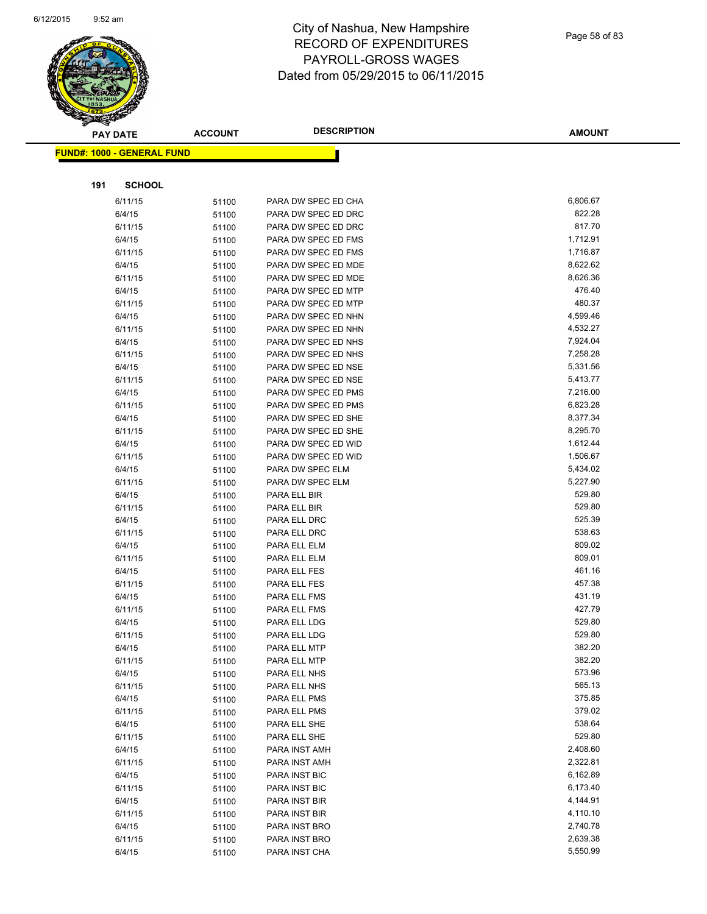# City of Nashua, New Hampshire
## RECORD OF EXPENDITURES
## PAYROLL-GROSS WAGES
## Dated from 05/29/2015 to 06/11/2015

| PAY DATE | ACCOUNT | DESCRIPTION | AMOUNT |
|---|---|---|---|
| **FUND#: 1000 - GENERAL FUND** | | | |
| **191 SCHOOL** | | | |
| 6/11/15 | 51100 | PARA DW SPEC ED CHA | 6,806.67 |
| 6/4/15 | 51100 | PARA DW SPEC ED DRC | 822.28 |
| 6/11/15 | 51100 | PARA DW SPEC ED DRC | 817.70 |
| 6/4/15 | 51100 | PARA DW SPEC ED FMS | 1,712.91 |
| 6/11/15 | 51100 | PARA DW SPEC ED FMS | 1,716.87 |
| 6/4/15 | 51100 | PARA DW SPEC ED MDE | 8,622.62 |
| 6/11/15 | 51100 | PARA DW SPEC ED MDE | 8,626.36 |
| 6/4/15 | 51100 | PARA DW SPEC ED MTP | 476.40 |
| 6/11/15 | 51100 | PARA DW SPEC ED MTP | 480.37 |
| 6/4/15 | 51100 | PARA DW SPEC ED NHN | 4,599.46 |
| 6/11/15 | 51100 | PARA DW SPEC ED NHN | 4,532.27 |
| 6/4/15 | 51100 | PARA DW SPEC ED NHS | 7,924.04 |
| 6/11/15 | 51100 | PARA DW SPEC ED NHS | 7,258.28 |
| 6/4/15 | 51100 | PARA DW SPEC ED NSE | 5,331.56 |
| 6/11/15 | 51100 | PARA DW SPEC ED NSE | 5,413.77 |
| 6/4/15 | 51100 | PARA DW SPEC ED PMS | 7,216.00 |
| 6/11/15 | 51100 | PARA DW SPEC ED PMS | 6,823.28 |
| 6/4/15 | 51100 | PARA DW SPEC ED SHE | 8,377.34 |
| 6/11/15 | 51100 | PARA DW SPEC ED SHE | 8,295.70 |
| 6/4/15 | 51100 | PARA DW SPEC ED WID | 1,612.44 |
| 6/11/15 | 51100 | PARA DW SPEC ED WID | 1,506.67 |
| 6/4/15 | 51100 | PARA DW SPEC ELM | 5,434.02 |
| 6/11/15 | 51100 | PARA DW SPEC ELM | 5,227.90 |
| 6/4/15 | 51100 | PARA ELL BIR | 529.80 |
| 6/11/15 | 51100 | PARA ELL BIR | 529.80 |
| 6/4/15 | 51100 | PARA ELL DRC | 525.39 |
| 6/11/15 | 51100 | PARA ELL DRC | 538.63 |
| 6/4/15 | 51100 | PARA ELL ELM | 809.02 |
| 6/11/15 | 51100 | PARA ELL ELM | 809.01 |
| 6/4/15 | 51100 | PARA ELL FES | 461.16 |
| 6/11/15 | 51100 | PARA ELL FES | 457.38 |
| 6/4/15 | 51100 | PARA ELL FMS | 431.19 |
| 6/11/15 | 51100 | PARA ELL FMS | 427.79 |
| 6/4/15 | 51100 | PARA ELL LDG | 529.80 |
| 6/11/15 | 51100 | PARA ELL LDG | 529.80 |
| 6/4/15 | 51100 | PARA ELL MTP | 382.20 |
| 6/11/15 | 51100 | PARA ELL MTP | 382.20 |
| 6/4/15 | 51100 | PARA ELL NHS | 573.96 |
| 6/11/15 | 51100 | PARA ELL NHS | 565.13 |
| 6/4/15 | 51100 | PARA ELL PMS | 375.85 |
| 6/11/15 | 51100 | PARA ELL PMS | 379.02 |
| 6/4/15 | 51100 | PARA ELL SHE | 538.64 |
| 6/11/15 | 51100 | PARA ELL SHE | 529.80 |
| 6/4/15 | 51100 | PARA INST AMH | 2,408.60 |
| 6/11/15 | 51100 | PARA INST AMH | 2,322.81 |
| 6/4/15 | 51100 | PARA INST BIC | 6,162.89 |
| 6/11/15 | 51100 | PARA INST BIC | 6,173.40 |
| 6/4/15 | 51100 | PARA INST BIR | 4,144.91 |
| 6/11/15 | 51100 | PARA INST BIR | 4,110.10 |
| 6/4/15 | 51100 | PARA INST BRO | 2,740.78 |
| 6/11/15 | 51100 | PARA INST BRO | 2,639.38 |
| 6/4/15 | 51100 | PARA INST CHA | 5,550.99 |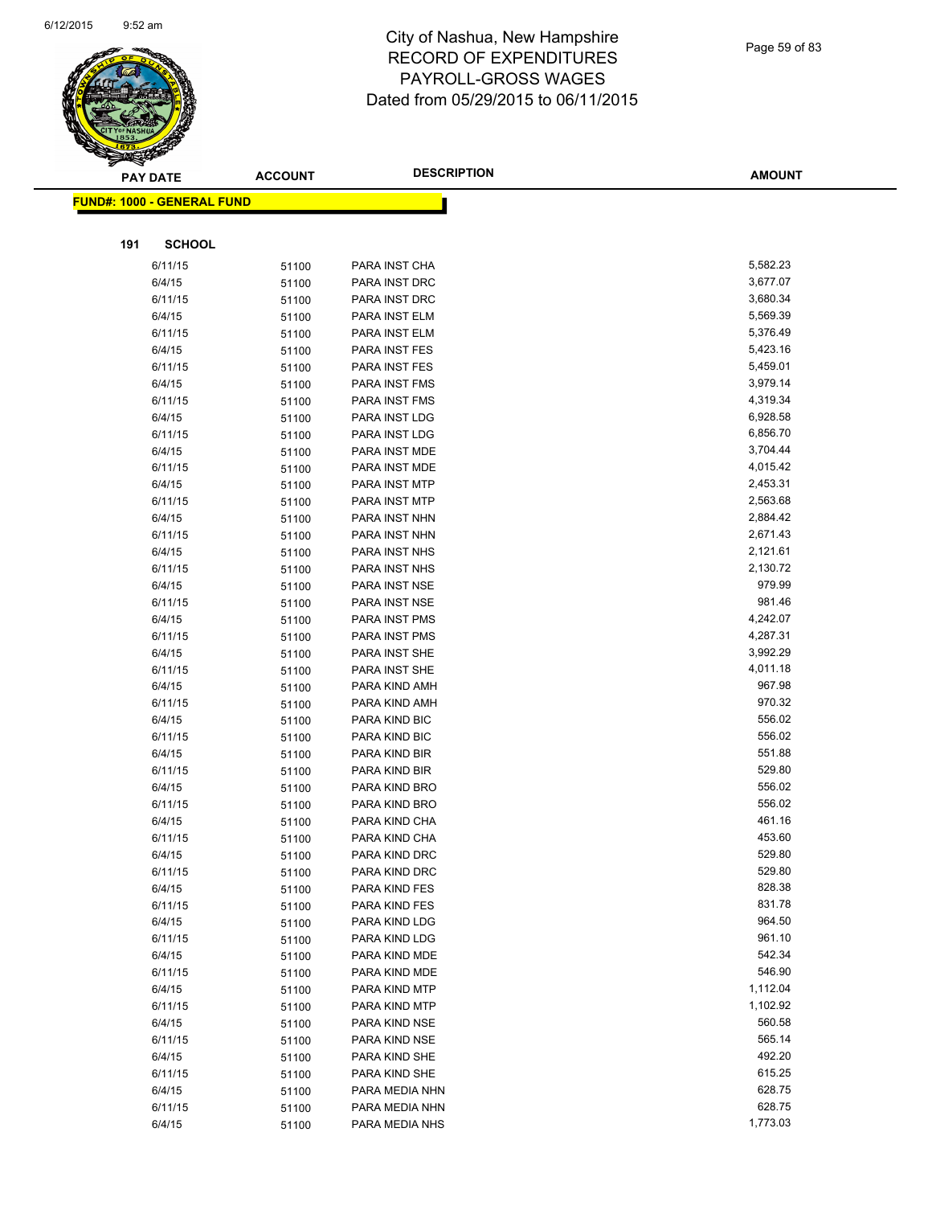# City of Nashua, New Hampshire
## RECORD OF EXPENDITURES
## PAYROLL-GROSS WAGES
## Dated from 05/29/2015 to 06/11/2015

**FUND#: 1000 - GENERAL FUND**

**191 SCHOOL**

| PAY DATE | ACCOUNT | DESCRIPTION | AMOUNT |
|---|---|---|---|
| 6/11/15 | 51100 | PARA INST CHA | 5,582.23 |
| 6/4/15 | 51100 | PARA INST DRC | 3,677.07 |
| 6/11/15 | 51100 | PARA INST DRC | 3,680.34 |
| 6/4/15 | 51100 | PARA INST ELM | 5,569.39 |
| 6/11/15 | 51100 | PARA INST ELM | 5,376.49 |
| 6/4/15 | 51100 | PARA INST FES | 5,423.16 |
| 6/11/15 | 51100 | PARA INST FES | 5,459.01 |
| 6/4/15 | 51100 | PARA INST FMS | 3,979.14 |
| 6/11/15 | 51100 | PARA INST FMS | 4,319.34 |
| 6/4/15 | 51100 | PARA INST LDG | 6,928.58 |
| 6/11/15 | 51100 | PARA INST LDG | 6,856.70 |
| 6/4/15 | 51100 | PARA INST MDE | 3,704.44 |
| 6/11/15 | 51100 | PARA INST MDE | 4,015.42 |
| 6/4/15 | 51100 | PARA INST MTP | 2,453.31 |
| 6/11/15 | 51100 | PARA INST MTP | 2,563.68 |
| 6/4/15 | 51100 | PARA INST NHN | 2,884.42 |
| 6/11/15 | 51100 | PARA INST NHN | 2,671.43 |
| 6/4/15 | 51100 | PARA INST NHS | 2,121.61 |
| 6/11/15 | 51100 | PARA INST NHS | 2,130.72 |
| 6/4/15 | 51100 | PARA INST NSE | 979.99 |
| 6/11/15 | 51100 | PARA INST NSE | 981.46 |
| 6/4/15 | 51100 | PARA INST PMS | 4,242.07 |
| 6/11/15 | 51100 | PARA INST PMS | 4,287.31 |
| 6/4/15 | 51100 | PARA INST SHE | 3,992.29 |
| 6/11/15 | 51100 | PARA INST SHE | 4,011.18 |
| 6/4/15 | 51100 | PARA KIND AMH | 967.98 |
| 6/11/15 | 51100 | PARA KIND AMH | 970.32 |
| 6/4/15 | 51100 | PARA KIND BIC | 556.02 |
| 6/11/15 | 51100 | PARA KIND BIC | 556.02 |
| 6/4/15 | 51100 | PARA KIND BIR | 551.88 |
| 6/11/15 | 51100 | PARA KIND BIR | 529.80 |
| 6/4/15 | 51100 | PARA KIND BRO | 556.02 |
| 6/11/15 | 51100 | PARA KIND BRO | 556.02 |
| 6/4/15 | 51100 | PARA KIND CHA | 461.16 |
| 6/11/15 | 51100 | PARA KIND CHA | 453.60 |
| 6/4/15 | 51100 | PARA KIND DRC | 529.80 |
| 6/11/15 | 51100 | PARA KIND DRC | 529.80 |
| 6/4/15 | 51100 | PARA KIND FES | 828.38 |
| 6/11/15 | 51100 | PARA KIND FES | 831.78 |
| 6/4/15 | 51100 | PARA KIND LDG | 964.50 |
| 6/11/15 | 51100 | PARA KIND LDG | 961.10 |
| 6/4/15 | 51100 | PARA KIND MDE | 542.34 |
| 6/11/15 | 51100 | PARA KIND MDE | 546.90 |
| 6/4/15 | 51100 | PARA KIND MTP | 1,112.04 |
| 6/11/15 | 51100 | PARA KIND MTP | 1,102.92 |
| 6/4/15 | 51100 | PARA KIND NSE | 560.58 |
| 6/11/15 | 51100 | PARA KIND NSE | 565.14 |
| 6/4/15 | 51100 | PARA KIND SHE | 492.20 |
| 6/11/15 | 51100 | PARA KIND SHE | 615.25 |
| 6/4/15 | 51100 | PARA MEDIA NHN | 628.75 |
| 6/11/15 | 51100 | PARA MEDIA NHN | 628.75 |
| 6/4/15 | 51100 | PARA MEDIA NHS | 1,773.03 |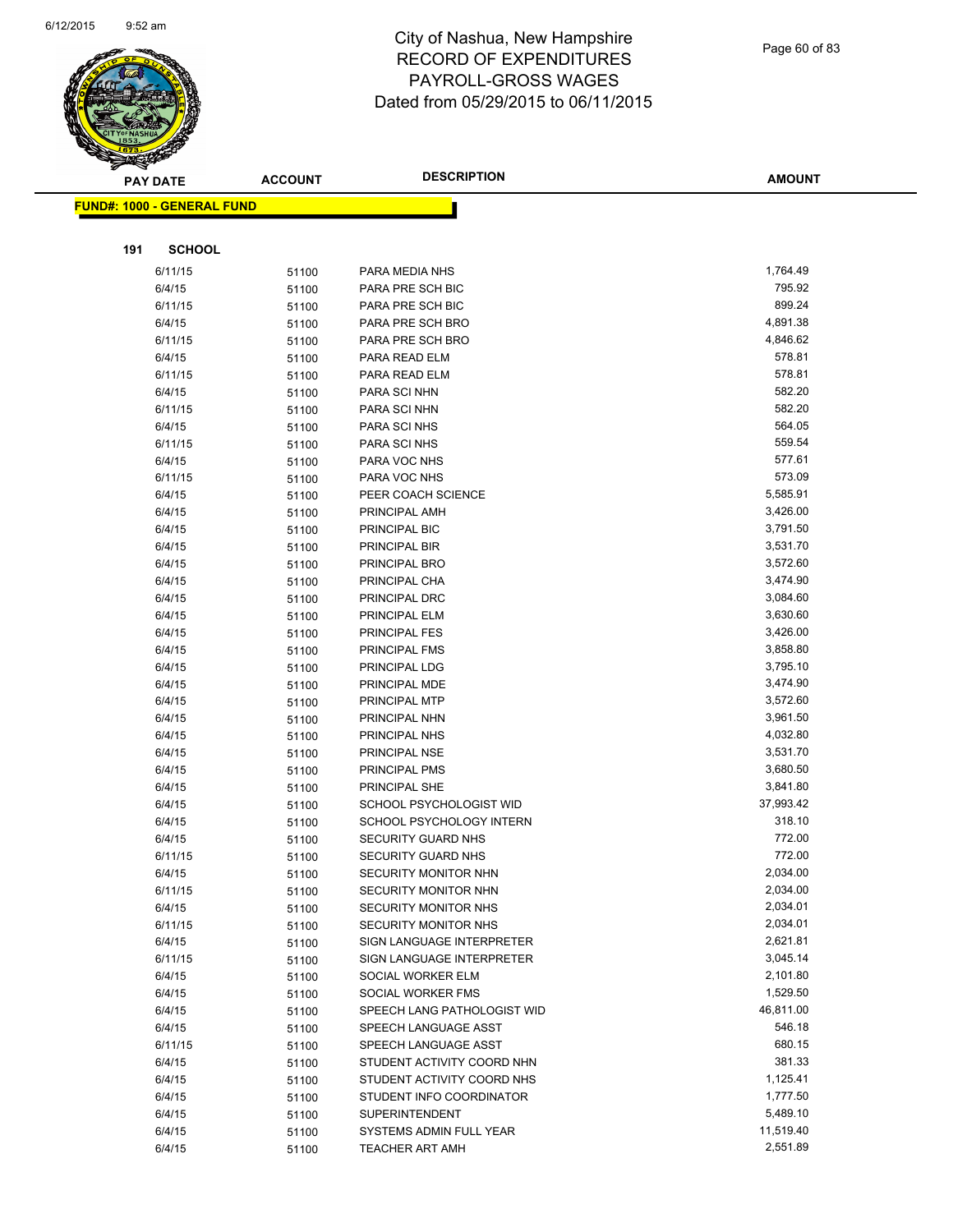# City of Nashua, New Hampshire
# RECORD OF EXPENDITURES
# PAYROLL-GROSS WAGES
# Dated from 05/29/2015 to 06/11/2015

**FUND#: 1000 - GENERAL FUND**

**191 SCHOOL**

| PAY DATE | ACCOUNT | DESCRIPTION | AMOUNT |
|---|---|---|---|
| 6/11/15 | 51100 | PARA MEDIA NHS | 1,764.49 |
| 6/4/15 | 51100 | PARA PRE SCH BIC | 795.92 |
| 6/11/15 | 51100 | PARA PRE SCH BIC | 899.24 |
| 6/4/15 | 51100 | PARA PRE SCH BRO | 4,891.38 |
| 6/11/15 | 51100 | PARA PRE SCH BRO | 4,846.62 |
| 6/4/15 | 51100 | PARA READ ELM | 578.81 |
| 6/11/15 | 51100 | PARA READ ELM | 578.81 |
| 6/4/15 | 51100 | PARA SCI NHN | 582.20 |
| 6/11/15 | 51100 | PARA SCI NHN | 582.20 |
| 6/4/15 | 51100 | PARA SCI NHS | 564.05 |
| 6/11/15 | 51100 | PARA SCI NHS | 559.54 |
| 6/4/15 | 51100 | PARA VOC NHS | 577.61 |
| 6/11/15 | 51100 | PARA VOC NHS | 573.09 |
| 6/4/15 | 51100 | PEER COACH SCIENCE | 5,585.91 |
| 6/4/15 | 51100 | PRINCIPAL AMH | 3,426.00 |
| 6/4/15 | 51100 | PRINCIPAL BIC | 3,791.50 |
| 6/4/15 | 51100 | PRINCIPAL BIR | 3,531.70 |
| 6/4/15 | 51100 | PRINCIPAL BRO | 3,572.60 |
| 6/4/15 | 51100 | PRINCIPAL CHA | 3,474.90 |
| 6/4/15 | 51100 | PRINCIPAL DRC | 3,084.60 |
| 6/4/15 | 51100 | PRINCIPAL ELM | 3,630.60 |
| 6/4/15 | 51100 | PRINCIPAL FES | 3,426.00 |
| 6/4/15 | 51100 | PRINCIPAL FMS | 3,858.80 |
| 6/4/15 | 51100 | PRINCIPAL LDG | 3,795.10 |
| 6/4/15 | 51100 | PRINCIPAL MDE | 3,474.90 |
| 6/4/15 | 51100 | PRINCIPAL MTP | 3,572.60 |
| 6/4/15 | 51100 | PRINCIPAL NHN | 3,961.50 |
| 6/4/15 | 51100 | PRINCIPAL NHS | 4,032.80 |
| 6/4/15 | 51100 | PRINCIPAL NSE | 3,531.70 |
| 6/4/15 | 51100 | PRINCIPAL PMS | 3,680.50 |
| 6/4/15 | 51100 | PRINCIPAL SHE | 3,841.80 |
| 6/4/15 | 51100 | SCHOOL PSYCHOLOGIST WID | 37,993.42 |
| 6/4/15 | 51100 | SCHOOL PSYCHOLOGY INTERN | 318.10 |
| 6/4/15 | 51100 | SECURITY GUARD NHS | 772.00 |
| 6/11/15 | 51100 | SECURITY GUARD NHS | 772.00 |
| 6/4/15 | 51100 | SECURITY MONITOR NHN | 2,034.00 |
| 6/11/15 | 51100 | SECURITY MONITOR NHN | 2,034.00 |
| 6/4/15 | 51100 | SECURITY MONITOR NHS | 2,034.01 |
| 6/11/15 | 51100 | SECURITY MONITOR NHS | 2,034.01 |
| 6/4/15 | 51100 | SIGN LANGUAGE INTERPRETER | 2,621.81 |
| 6/11/15 | 51100 | SIGN LANGUAGE INTERPRETER | 3,045.14 |
| 6/4/15 | 51100 | SOCIAL WORKER ELM | 2,101.80 |
| 6/4/15 | 51100 | SOCIAL WORKER FMS | 1,529.50 |
| 6/4/15 | 51100 | SPEECH LANG PATHOLOGIST WID | 46,811.00 |
| 6/4/15 | 51100 | SPEECH LANGUAGE ASST | 546.18 |
| 6/11/15 | 51100 | SPEECH LANGUAGE ASST | 680.15 |
| 6/4/15 | 51100 | STUDENT ACTIVITY COORD NHN | 381.33 |
| 6/4/15 | 51100 | STUDENT ACTIVITY COORD NHS | 1,125.41 |
| 6/4/15 | 51100 | STUDENT INFO COORDINATOR | 1,777.50 |
| 6/4/15 | 51100 | SUPERINTENDENT | 5,489.10 |
| 6/4/15 | 51100 | SYSTEMS ADMIN FULL YEAR | 11,519.40 |
| 6/4/15 | 51100 | TEACHER ART AMH | 2,551.89 |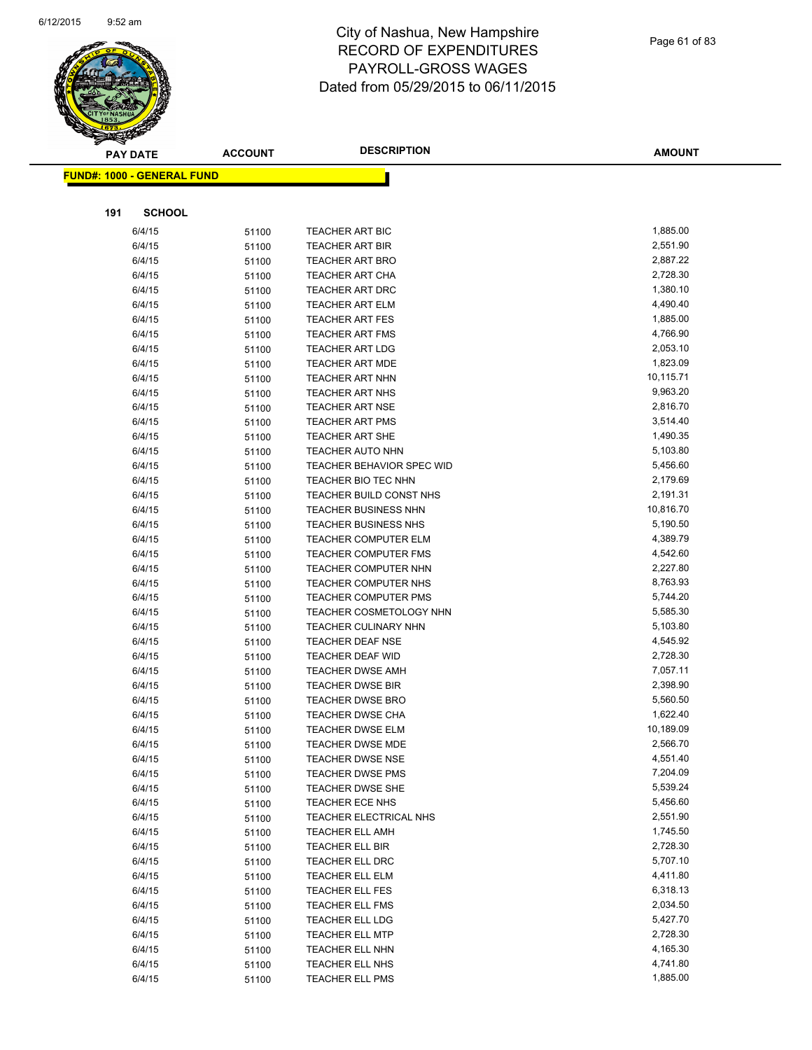# City of Nashua, New Hampshire
# RECORD OF EXPENDITURES
# PAYROLL-GROSS WAGES
# Dated from 05/29/2015 to 06/11/2015

**FUND#: 1000 - GENERAL FUND**

**191 SCHOOL**

| PAY DATE | ACCOUNT | DESCRIPTION | AMOUNT |
|---|---|---|---|
| 6/4/15 | 51100 | TEACHER ART BIC | 1,885.00 |
| 6/4/15 | 51100 | TEACHER ART BIR | 2,551.90 |
| 6/4/15 | 51100 | TEACHER ART BRO | 2,887.22 |
| 6/4/15 | 51100 | TEACHER ART CHA | 2,728.30 |
| 6/4/15 | 51100 | TEACHER ART DRC | 1,380.10 |
| 6/4/15 | 51100 | TEACHER ART ELM | 4,490.40 |
| 6/4/15 | 51100 | TEACHER ART FES | 1,885.00 |
| 6/4/15 | 51100 | TEACHER ART FMS | 4,766.90 |
| 6/4/15 | 51100 | TEACHER ART LDG | 2,053.10 |
| 6/4/15 | 51100 | TEACHER ART MDE | 1,823.09 |
| 6/4/15 | 51100 | TEACHER ART NHN | 10,115.71 |
| 6/4/15 | 51100 | TEACHER ART NHS | 9,963.20 |
| 6/4/15 | 51100 | TEACHER ART NSE | 2,816.70 |
| 6/4/15 | 51100 | TEACHER ART PMS | 3,514.40 |
| 6/4/15 | 51100 | TEACHER ART SHE | 1,490.35 |
| 6/4/15 | 51100 | TEACHER AUTO NHN | 5,103.80 |
| 6/4/15 | 51100 | TEACHER BEHAVIOR SPEC WID | 5,456.60 |
| 6/4/15 | 51100 | TEACHER BIO TEC NHN | 2,179.69 |
| 6/4/15 | 51100 | TEACHER BUILD CONST NHS | 2,191.31 |
| 6/4/15 | 51100 | TEACHER BUSINESS NHN | 10,816.70 |
| 6/4/15 | 51100 | TEACHER BUSINESS NHS | 5,190.50 |
| 6/4/15 | 51100 | TEACHER COMPUTER ELM | 4,389.79 |
| 6/4/15 | 51100 | TEACHER COMPUTER FMS | 4,542.60 |
| 6/4/15 | 51100 | TEACHER COMPUTER NHN | 2,227.80 |
| 6/4/15 | 51100 | TEACHER COMPUTER NHS | 8,763.93 |
| 6/4/15 | 51100 | TEACHER COMPUTER PMS | 5,744.20 |
| 6/4/15 | 51100 | TEACHER COSMETOLOGY NHN | 5,585.30 |
| 6/4/15 | 51100 | TEACHER CULINARY NHN | 5,103.80 |
| 6/4/15 | 51100 | TEACHER DEAF NSE | 4,545.92 |
| 6/4/15 | 51100 | TEACHER DEAF WID | 2,728.30 |
| 6/4/15 | 51100 | TEACHER DWSE AMH | 7,057.11 |
| 6/4/15 | 51100 | TEACHER DWSE BIR | 2,398.90 |
| 6/4/15 | 51100 | TEACHER DWSE BRO | 5,560.50 |
| 6/4/15 | 51100 | TEACHER DWSE CHA | 1,622.40 |
| 6/4/15 | 51100 | TEACHER DWSE ELM | 10,189.09 |
| 6/4/15 | 51100 | TEACHER DWSE MDE | 2,566.70 |
| 6/4/15 | 51100 | TEACHER DWSE NSE | 4,551.40 |
| 6/4/15 | 51100 | TEACHER DWSE PMS | 7,204.09 |
| 6/4/15 | 51100 | TEACHER DWSE SHE | 5,539.24 |
| 6/4/15 | 51100 | TEACHER ECE NHS | 5,456.60 |
| 6/4/15 | 51100 | TEACHER ELECTRICAL NHS | 2,551.90 |
| 6/4/15 | 51100 | TEACHER ELL AMH | 1,745.50 |
| 6/4/15 | 51100 | TEACHER ELL BIR | 2,728.30 |
| 6/4/15 | 51100 | TEACHER ELL DRC | 5,707.10 |
| 6/4/15 | 51100 | TEACHER ELL ELM | 4,411.80 |
| 6/4/15 | 51100 | TEACHER ELL FES | 6,318.13 |
| 6/4/15 | 51100 | TEACHER ELL FMS | 2,034.50 |
| 6/4/15 | 51100 | TEACHER ELL LDG | 5,427.70 |
| 6/4/15 | 51100 | TEACHER ELL MTP | 2,728.30 |
| 6/4/15 | 51100 | TEACHER ELL NHN | 4,165.30 |
| 6/4/15 | 51100 | TEACHER ELL NHS | 4,741.80 |
| 6/4/15 | 51100 | TEACHER ELL PMS | 1,885.00 |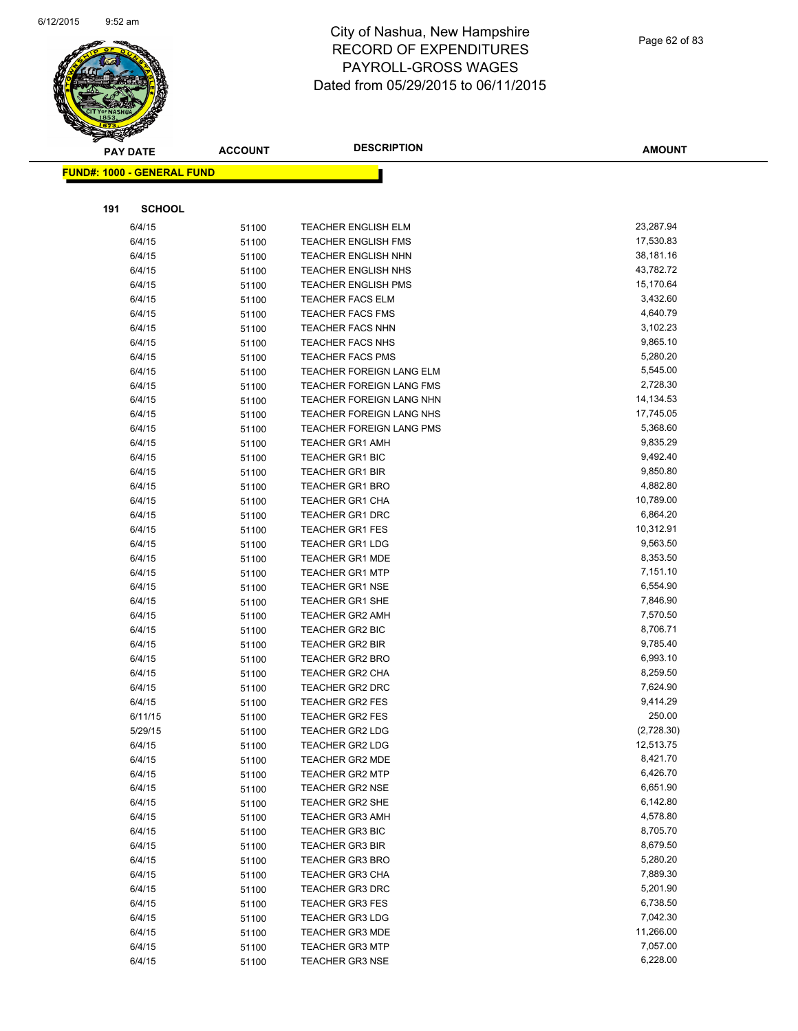# City of Nashua, New Hampshire
# RECORD OF EXPENDITURES
# PAYROLL-GROSS WAGES
# Dated from 05/29/2015 to 06/11/2015

**FUND#: 1000 - GENERAL FUND**

**191 SCHOOL**

| PAY DATE | ACCOUNT | DESCRIPTION | AMOUNT |
|---|---|---|---|
| 6/4/15 | 51100 | TEACHER ENGLISH ELM | 23,287.94 |
| 6/4/15 | 51100 | TEACHER ENGLISH FMS | 17,530.83 |
| 6/4/15 | 51100 | TEACHER ENGLISH NHN | 38,181.16 |
| 6/4/15 | 51100 | TEACHER ENGLISH NHS | 43,782.72 |
| 6/4/15 | 51100 | TEACHER ENGLISH PMS | 15,170.64 |
| 6/4/15 | 51100 | TEACHER FACS ELM | 3,432.60 |
| 6/4/15 | 51100 | TEACHER FACS FMS | 4,640.79 |
| 6/4/15 | 51100 | TEACHER FACS NHN | 3,102.23 |
| 6/4/15 | 51100 | TEACHER FACS NHS | 9,865.10 |
| 6/4/15 | 51100 | TEACHER FACS PMS | 5,280.20 |
| 6/4/15 | 51100 | TEACHER FOREIGN LANG ELM | 5,545.00 |
| 6/4/15 | 51100 | TEACHER FOREIGN LANG FMS | 2,728.30 |
| 6/4/15 | 51100 | TEACHER FOREIGN LANG NHN | 14,134.53 |
| 6/4/15 | 51100 | TEACHER FOREIGN LANG NHS | 17,745.05 |
| 6/4/15 | 51100 | TEACHER FOREIGN LANG PMS | 5,368.60 |
| 6/4/15 | 51100 | TEACHER GR1 AMH | 9,835.29 |
| 6/4/15 | 51100 | TEACHER GR1 BIC | 9,492.40 |
| 6/4/15 | 51100 | TEACHER GR1 BIR | 9,850.80 |
| 6/4/15 | 51100 | TEACHER GR1 BRO | 4,882.80 |
| 6/4/15 | 51100 | TEACHER GR1 CHA | 10,789.00 |
| 6/4/15 | 51100 | TEACHER GR1 DRC | 6,864.20 |
| 6/4/15 | 51100 | TEACHER GR1 FES | 10,312.91 |
| 6/4/15 | 51100 | TEACHER GR1 LDG | 9,563.50 |
| 6/4/15 | 51100 | TEACHER GR1 MDE | 8,353.50 |
| 6/4/15 | 51100 | TEACHER GR1 MTP | 7,151.10 |
| 6/4/15 | 51100 | TEACHER GR1 NSE | 6,554.90 |
| 6/4/15 | 51100 | TEACHER GR1 SHE | 7,846.90 |
| 6/4/15 | 51100 | TEACHER GR2 AMH | 7,570.50 |
| 6/4/15 | 51100 | TEACHER GR2 BIC | 8,706.71 |
| 6/4/15 | 51100 | TEACHER GR2 BIR | 9,785.40 |
| 6/4/15 | 51100 | TEACHER GR2 BRO | 6,993.10 |
| 6/4/15 | 51100 | TEACHER GR2 CHA | 8,259.50 |
| 6/4/15 | 51100 | TEACHER GR2 DRC | 7,624.90 |
| 6/4/15 | 51100 | TEACHER GR2 FES | 9,414.29 |
| 6/11/15 | 51100 | TEACHER GR2 FES | 250.00 |
| 5/29/15 | 51100 | TEACHER GR2 LDG | (2,728.30) |
| 6/4/15 | 51100 | TEACHER GR2 LDG | 12,513.75 |
| 6/4/15 | 51100 | TEACHER GR2 MDE | 8,421.70 |
| 6/4/15 | 51100 | TEACHER GR2 MTP | 6,426.70 |
| 6/4/15 | 51100 | TEACHER GR2 NSE | 6,651.90 |
| 6/4/15 | 51100 | TEACHER GR2 SHE | 6,142.80 |
| 6/4/15 | 51100 | TEACHER GR3 AMH | 4,578.80 |
| 6/4/15 | 51100 | TEACHER GR3 BIC | 8,705.70 |
| 6/4/15 | 51100 | TEACHER GR3 BIR | 8,679.50 |
| 6/4/15 | 51100 | TEACHER GR3 BRO | 5,280.20 |
| 6/4/15 | 51100 | TEACHER GR3 CHA | 7,889.30 |
| 6/4/15 | 51100 | TEACHER GR3 DRC | 5,201.90 |
| 6/4/15 | 51100 | TEACHER GR3 FES | 6,738.50 |
| 6/4/15 | 51100 | TEACHER GR3 LDG | 7,042.30 |
| 6/4/15 | 51100 | TEACHER GR3 MDE | 11,266.00 |
| 6/4/15 | 51100 | TEACHER GR3 MTP | 7,057.00 |
| 6/4/15 | 51100 | TEACHER GR3 NSE | 6,228.00 |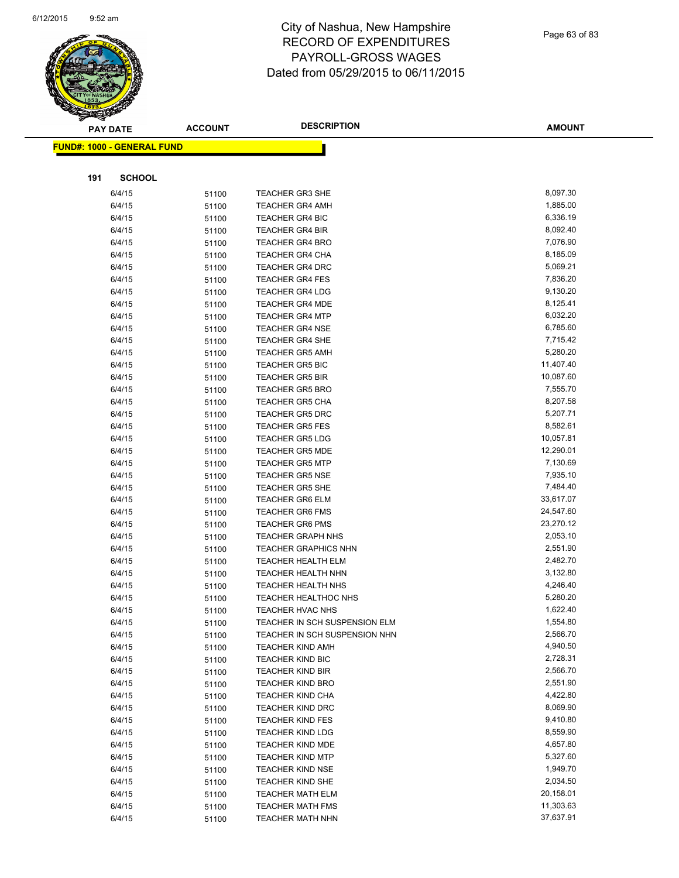# City of Nashua, New Hampshire
## RECORD OF EXPENDITURES
## PAYROLL-GROSS WAGES
## Dated from 05/29/2015 to 06/11/2015

**FUND#: 1000 - GENERAL FUND**

**191 SCHOOL**

| PAY DATE | ACCOUNT | DESCRIPTION | AMOUNT |
|---|---|---|---|
| 6/4/15 | 51100 | TEACHER GR3 SHE | 8,097.30 |
| 6/4/15 | 51100 | TEACHER GR4 AMH | 1,885.00 |
| 6/4/15 | 51100 | TEACHER GR4 BIC | 6,336.19 |
| 6/4/15 | 51100 | TEACHER GR4 BIR | 8,092.40 |
| 6/4/15 | 51100 | TEACHER GR4 BRO | 7,076.90 |
| 6/4/15 | 51100 | TEACHER GR4 CHA | 8,185.09 |
| 6/4/15 | 51100 | TEACHER GR4 DRC | 5,069.21 |
| 6/4/15 | 51100 | TEACHER GR4 FES | 7,836.20 |
| 6/4/15 | 51100 | TEACHER GR4 LDG | 9,130.20 |
| 6/4/15 | 51100 | TEACHER GR4 MDE | 8,125.41 |
| 6/4/15 | 51100 | TEACHER GR4 MTP | 6,032.20 |
| 6/4/15 | 51100 | TEACHER GR4 NSE | 6,785.60 |
| 6/4/15 | 51100 | TEACHER GR4 SHE | 7,715.42 |
| 6/4/15 | 51100 | TEACHER GR5 AMH | 5,280.20 |
| 6/4/15 | 51100 | TEACHER GR5 BIC | 11,407.40 |
| 6/4/15 | 51100 | TEACHER GR5 BIR | 10,087.60 |
| 6/4/15 | 51100 | TEACHER GR5 BRO | 7,555.70 |
| 6/4/15 | 51100 | TEACHER GR5 CHA | 8,207.58 |
| 6/4/15 | 51100 | TEACHER GR5 DRC | 5,207.71 |
| 6/4/15 | 51100 | TEACHER GR5 FES | 8,582.61 |
| 6/4/15 | 51100 | TEACHER GR5 LDG | 10,057.81 |
| 6/4/15 | 51100 | TEACHER GR5 MDE | 12,290.01 |
| 6/4/15 | 51100 | TEACHER GR5 MTP | 7,130.69 |
| 6/4/15 | 51100 | TEACHER GR5 NSE | 7,935.10 |
| 6/4/15 | 51100 | TEACHER GR5 SHE | 7,484.40 |
| 6/4/15 | 51100 | TEACHER GR6 ELM | 33,617.07 |
| 6/4/15 | 51100 | TEACHER GR6 FMS | 24,547.60 |
| 6/4/15 | 51100 | TEACHER GR6 PMS | 23,270.12 |
| 6/4/15 | 51100 | TEACHER GRAPH NHS | 2,053.10 |
| 6/4/15 | 51100 | TEACHER GRAPHICS NHN | 2,551.90 |
| 6/4/15 | 51100 | TEACHER HEALTH ELM | 2,482.70 |
| 6/4/15 | 51100 | TEACHER HEALTH NHN | 3,132.80 |
| 6/4/15 | 51100 | TEACHER HEALTH NHS | 4,246.40 |
| 6/4/15 | 51100 | TEACHER HEALTHOC NHS | 5,280.20 |
| 6/4/15 | 51100 | TEACHER HVAC NHS | 1,622.40 |
| 6/4/15 | 51100 | TEACHER IN SCH SUSPENSION ELM | 1,554.80 |
| 6/4/15 | 51100 | TEACHER IN SCH SUSPENSION NHN | 2,566.70 |
| 6/4/15 | 51100 | TEACHER KIND AMH | 4,940.50 |
| 6/4/15 | 51100 | TEACHER KIND BIC | 2,728.31 |
| 6/4/15 | 51100 | TEACHER KIND BIR | 2,566.70 |
| 6/4/15 | 51100 | TEACHER KIND BRO | 2,551.90 |
| 6/4/15 | 51100 | TEACHER KIND CHA | 4,422.80 |
| 6/4/15 | 51100 | TEACHER KIND DRC | 8,069.90 |
| 6/4/15 | 51100 | TEACHER KIND FES | 9,410.80 |
| 6/4/15 | 51100 | TEACHER KIND LDG | 8,559.90 |
| 6/4/15 | 51100 | TEACHER KIND MDE | 4,657.80 |
| 6/4/15 | 51100 | TEACHER KIND MTP | 5,327.60 |
| 6/4/15 | 51100 | TEACHER KIND NSE | 1,949.70 |
| 6/4/15 | 51100 | TEACHER KIND SHE | 2,034.50 |
| 6/4/15 | 51100 | TEACHER MATH ELM | 20,158.01 |
| 6/4/15 | 51100 | TEACHER MATH FMS | 11,303.63 |
| 6/4/15 | 51100 | TEACHER MATH NHN | 37,637.91 |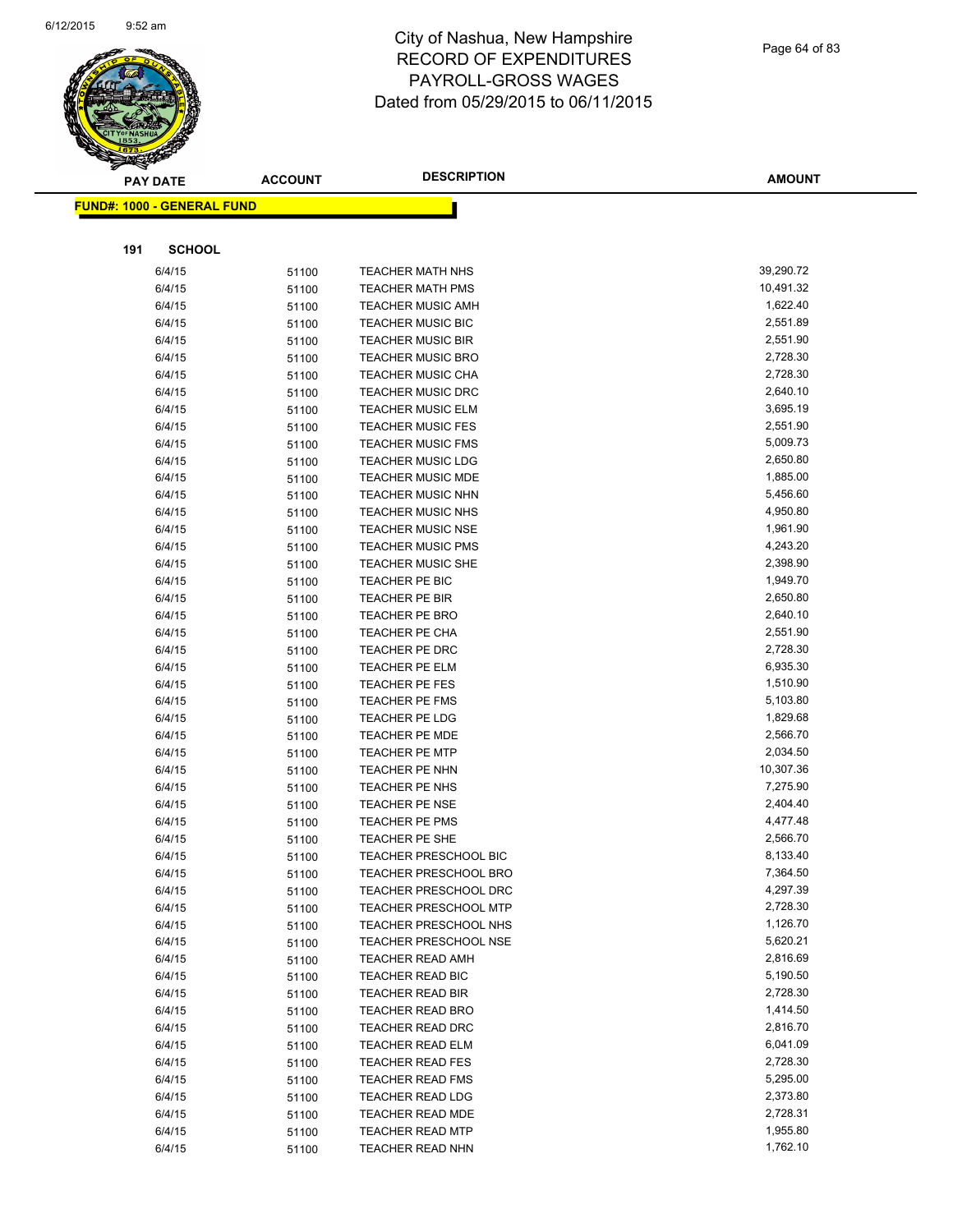# City of Nashua, New Hampshire
## RECORD OF EXPENDITURES
## PAYROLL-GROSS WAGES
## Dated from 05/29/2015 to 06/11/2015

**FUND#: 1000 - GENERAL FUND**

**191 SCHOOL**

| PAY DATE | ACCOUNT | DESCRIPTION | AMOUNT |
|---|---|---|---|
| 6/4/15 | 51100 | TEACHER MATH NHS | 39,290.72 |
| 6/4/15 | 51100 | TEACHER MATH PMS | 10,491.32 |
| 6/4/15 | 51100 | TEACHER MUSIC AMH | 1,622.40 |
| 6/4/15 | 51100 | TEACHER MUSIC BIC | 2,551.89 |
| 6/4/15 | 51100 | TEACHER MUSIC BIR | 2,551.90 |
| 6/4/15 | 51100 | TEACHER MUSIC BRO | 2,728.30 |
| 6/4/15 | 51100 | TEACHER MUSIC CHA | 2,728.30 |
| 6/4/15 | 51100 | TEACHER MUSIC DRC | 2,640.10 |
| 6/4/15 | 51100 | TEACHER MUSIC ELM | 3,695.19 |
| 6/4/15 | 51100 | TEACHER MUSIC FES | 2,551.90 |
| 6/4/15 | 51100 | TEACHER MUSIC FMS | 5,009.73 |
| 6/4/15 | 51100 | TEACHER MUSIC LDG | 2,650.80 |
| 6/4/15 | 51100 | TEACHER MUSIC MDE | 1,885.00 |
| 6/4/15 | 51100 | TEACHER MUSIC NHN | 5,456.60 |
| 6/4/15 | 51100 | TEACHER MUSIC NHS | 4,950.80 |
| 6/4/15 | 51100 | TEACHER MUSIC NSE | 1,961.90 |
| 6/4/15 | 51100 | TEACHER MUSIC PMS | 4,243.20 |
| 6/4/15 | 51100 | TEACHER MUSIC SHE | 2,398.90 |
| 6/4/15 | 51100 | TEACHER PE BIC | 1,949.70 |
| 6/4/15 | 51100 | TEACHER PE BIR | 2,650.80 |
| 6/4/15 | 51100 | TEACHER PE BRO | 2,640.10 |
| 6/4/15 | 51100 | TEACHER PE CHA | 2,551.90 |
| 6/4/15 | 51100 | TEACHER PE DRC | 2,728.30 |
| 6/4/15 | 51100 | TEACHER PE ELM | 6,935.30 |
| 6/4/15 | 51100 | TEACHER PE FES | 1,510.90 |
| 6/4/15 | 51100 | TEACHER PE FMS | 5,103.80 |
| 6/4/15 | 51100 | TEACHER PE LDG | 1,829.68 |
| 6/4/15 | 51100 | TEACHER PE MDE | 2,566.70 |
| 6/4/15 | 51100 | TEACHER PE MTP | 2,034.50 |
| 6/4/15 | 51100 | TEACHER PE NHN | 10,307.36 |
| 6/4/15 | 51100 | TEACHER PE NHS | 7,275.90 |
| 6/4/15 | 51100 | TEACHER PE NSE | 2,404.40 |
| 6/4/15 | 51100 | TEACHER PE PMS | 4,477.48 |
| 6/4/15 | 51100 | TEACHER PE SHE | 2,566.70 |
| 6/4/15 | 51100 | TEACHER PRESCHOOL BIC | 8,133.40 |
| 6/4/15 | 51100 | TEACHER PRESCHOOL BRO | 7,364.50 |
| 6/4/15 | 51100 | TEACHER PRESCHOOL DRC | 4,297.39 |
| 6/4/15 | 51100 | TEACHER PRESCHOOL MTP | 2,728.30 |
| 6/4/15 | 51100 | TEACHER PRESCHOOL NHS | 1,126.70 |
| 6/4/15 | 51100 | TEACHER PRESCHOOL NSE | 5,620.21 |
| 6/4/15 | 51100 | TEACHER READ AMH | 2,816.69 |
| 6/4/15 | 51100 | TEACHER READ BIC | 5,190.50 |
| 6/4/15 | 51100 | TEACHER READ BIR | 2,728.30 |
| 6/4/15 | 51100 | TEACHER READ BRO | 1,414.50 |
| 6/4/15 | 51100 | TEACHER READ DRC | 2,816.70 |
| 6/4/15 | 51100 | TEACHER READ ELM | 6,041.09 |
| 6/4/15 | 51100 | TEACHER READ FES | 2,728.30 |
| 6/4/15 | 51100 | TEACHER READ FMS | 5,295.00 |
| 6/4/15 | 51100 | TEACHER READ LDG | 2,373.80 |
| 6/4/15 | 51100 | TEACHER READ MDE | 2,728.31 |
| 6/4/15 | 51100 | TEACHER READ MTP | 1,955.80 |
| 6/4/15 | 51100 | TEACHER READ NHN | 1,762.10 |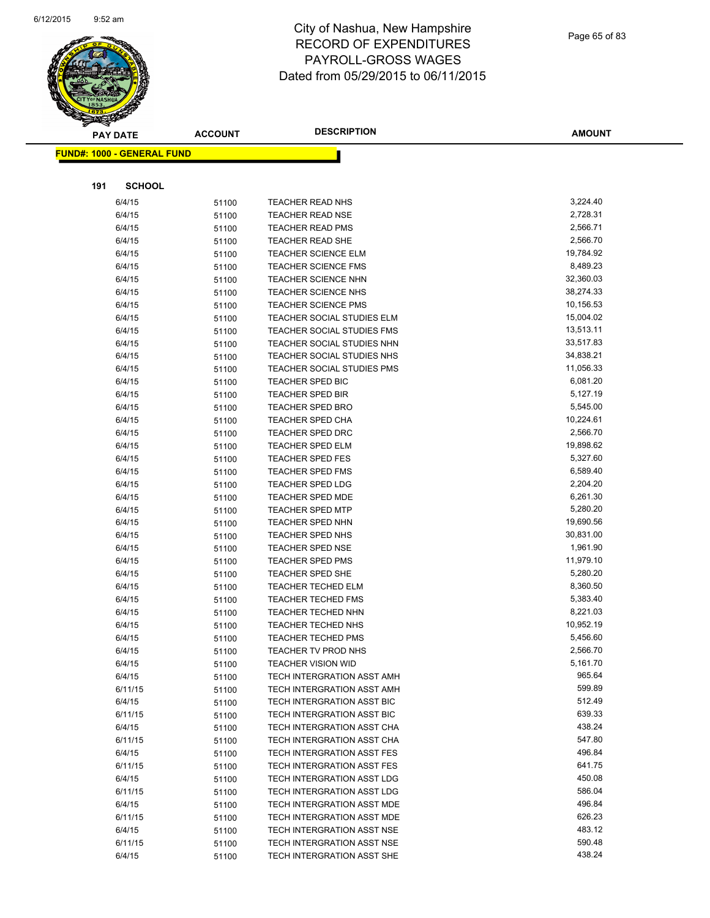# City of Nashua, New Hampshire
# RECORD OF EXPENDITURES
# PAYROLL-GROSS WAGES
# Dated from 05/29/2015 to 06/11/2015

**FUND#: 1000 - GENERAL FUND**

**191 SCHOOL**

| PAY DATE | ACCOUNT | DESCRIPTION | AMOUNT |
|---|---|---|---|
| 6/4/15 | 51100 | TEACHER READ NHS | 3,224.40 |
| 6/4/15 | 51100 | TEACHER READ NSE | 2,728.31 |
| 6/4/15 | 51100 | TEACHER READ PMS | 2,566.71 |
| 6/4/15 | 51100 | TEACHER READ SHE | 2,566.70 |
| 6/4/15 | 51100 | TEACHER SCIENCE ELM | 19,784.92 |
| 6/4/15 | 51100 | TEACHER SCIENCE FMS | 8,489.23 |
| 6/4/15 | 51100 | TEACHER SCIENCE NHN | 32,360.03 |
| 6/4/15 | 51100 | TEACHER SCIENCE NHS | 38,274.33 |
| 6/4/15 | 51100 | TEACHER SCIENCE PMS | 10,156.53 |
| 6/4/15 | 51100 | TEACHER SOCIAL STUDIES ELM | 15,004.02 |
| 6/4/15 | 51100 | TEACHER SOCIAL STUDIES FMS | 13,513.11 |
| 6/4/15 | 51100 | TEACHER SOCIAL STUDIES NHN | 33,517.83 |
| 6/4/15 | 51100 | TEACHER SOCIAL STUDIES NHS | 34,838.21 |
| 6/4/15 | 51100 | TEACHER SOCIAL STUDIES PMS | 11,056.33 |
| 6/4/15 | 51100 | TEACHER SPED BIC | 6,081.20 |
| 6/4/15 | 51100 | TEACHER SPED BIR | 5,127.19 |
| 6/4/15 | 51100 | TEACHER SPED BRO | 5,545.00 |
| 6/4/15 | 51100 | TEACHER SPED CHA | 10,224.61 |
| 6/4/15 | 51100 | TEACHER SPED DRC | 2,566.70 |
| 6/4/15 | 51100 | TEACHER SPED ELM | 19,898.62 |
| 6/4/15 | 51100 | TEACHER SPED FES | 5,327.60 |
| 6/4/15 | 51100 | TEACHER SPED FMS | 6,589.40 |
| 6/4/15 | 51100 | TEACHER SPED LDG | 2,204.20 |
| 6/4/15 | 51100 | TEACHER SPED MDE | 6,261.30 |
| 6/4/15 | 51100 | TEACHER SPED MTP | 5,280.20 |
| 6/4/15 | 51100 | TEACHER SPED NHN | 19,690.56 |
| 6/4/15 | 51100 | TEACHER SPED NHS | 30,831.00 |
| 6/4/15 | 51100 | TEACHER SPED NSE | 1,961.90 |
| 6/4/15 | 51100 | TEACHER SPED PMS | 11,979.10 |
| 6/4/15 | 51100 | TEACHER SPED SHE | 5,280.20 |
| 6/4/15 | 51100 | TEACHER TECHED ELM | 8,360.50 |
| 6/4/15 | 51100 | TEACHER TECHED FMS | 5,383.40 |
| 6/4/15 | 51100 | TEACHER TECHED NHN | 8,221.03 |
| 6/4/15 | 51100 | TEACHER TECHED NHS | 10,952.19 |
| 6/4/15 | 51100 | TEACHER TECHED PMS | 5,456.60 |
| 6/4/15 | 51100 | TEACHER TV PROD NHS | 2,566.70 |
| 6/4/15 | 51100 | TEACHER VISION WID | 5,161.70 |
| 6/4/15 | 51100 | TECH INTERGRATION ASST AMH | 965.64 |
| 6/11/15 | 51100 | TECH INTERGRATION ASST AMH | 599.89 |
| 6/4/15 | 51100 | TECH INTERGRATION ASST BIC | 512.49 |
| 6/11/15 | 51100 | TECH INTERGRATION ASST BIC | 639.33 |
| 6/4/15 | 51100 | TECH INTERGRATION ASST CHA | 438.24 |
| 6/11/15 | 51100 | TECH INTERGRATION ASST CHA | 547.80 |
| 6/4/15 | 51100 | TECH INTERGRATION ASST FES | 496.84 |
| 6/11/15 | 51100 | TECH INTERGRATION ASST FES | 641.75 |
| 6/4/15 | 51100 | TECH INTERGRATION ASST LDG | 450.08 |
| 6/11/15 | 51100 | TECH INTERGRATION ASST LDG | 586.04 |
| 6/4/15 | 51100 | TECH INTERGRATION ASST MDE | 496.84 |
| 6/11/15 | 51100 | TECH INTERGRATION ASST MDE | 626.23 |
| 6/4/15 | 51100 | TECH INTERGRATION ASST NSE | 483.12 |
| 6/11/15 | 51100 | TECH INTERGRATION ASST NSE | 590.48 |
| 6/4/15 | 51100 | TECH INTERGRATION ASST SHE | 438.24 |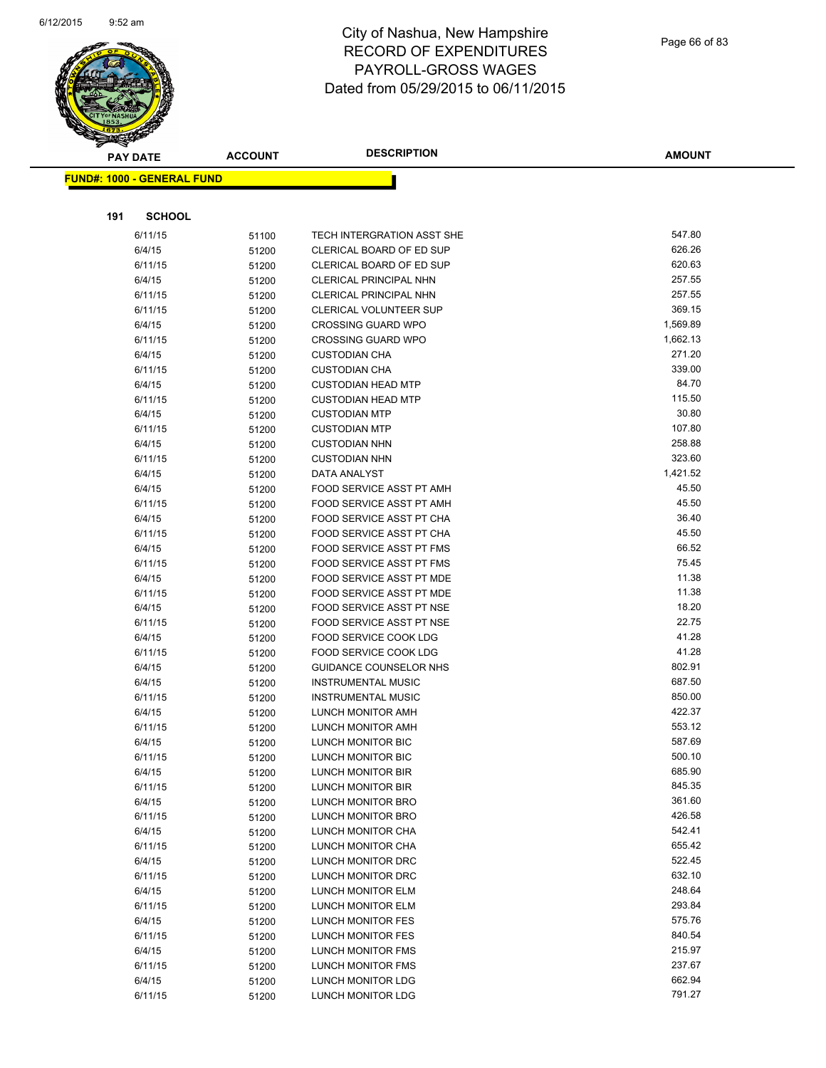# City of Nashua, New Hampshire
# RECORD OF EXPENDITURES
# PAYROLL-GROSS WAGES
# Dated from 05/29/2015 to 06/11/2015

| PAY DATE | ACCOUNT | DESCRIPTION | AMOUNT |
|---|---|---|---|

**FUND#: 1000 - GENERAL FUND**

**191 SCHOOL**

| | | | |
|---|---|---|---|
| 6/11/15 | 51100 | TECH INTERGRATION ASST SHE | 547.80 |
| 6/4/15 | 51200 | CLERICAL BOARD OF ED SUP | 626.26 |
| 6/11/15 | 51200 | CLERICAL BOARD OF ED SUP | 620.63 |
| 6/4/15 | 51200 | CLERICAL PRINCIPAL NHN | 257.55 |
| 6/11/15 | 51200 | CLERICAL PRINCIPAL NHN | 257.55 |
| 6/11/15 | 51200 | CLERICAL VOLUNTEER SUP | 369.15 |
| 6/4/15 | 51200 | CROSSING GUARD WPO | 1,569.89 |
| 6/11/15 | 51200 | CROSSING GUARD WPO | 1,662.13 |
| 6/4/15 | 51200 | CUSTODIAN CHA | 271.20 |
| 6/11/15 | 51200 | CUSTODIAN CHA | 339.00 |
| 6/4/15 | 51200 | CUSTODIAN HEAD MTP | 84.70 |
| 6/11/15 | 51200 | CUSTODIAN HEAD MTP | 115.50 |
| 6/4/15 | 51200 | CUSTODIAN MTP | 30.80 |
| 6/11/15 | 51200 | CUSTODIAN MTP | 107.80 |
| 6/4/15 | 51200 | CUSTODIAN NHN | 258.88 |
| 6/11/15 | 51200 | CUSTODIAN NHN | 323.60 |
| 6/4/15 | 51200 | DATA ANALYST | 1,421.52 |
| 6/4/15 | 51200 | FOOD SERVICE ASST PT AMH | 45.50 |
| 6/11/15 | 51200 | FOOD SERVICE ASST PT AMH | 45.50 |
| 6/4/15 | 51200 | FOOD SERVICE ASST PT CHA | 36.40 |
| 6/11/15 | 51200 | FOOD SERVICE ASST PT CHA | 45.50 |
| 6/4/15 | 51200 | FOOD SERVICE ASST PT FMS | 66.52 |
| 6/11/15 | 51200 | FOOD SERVICE ASST PT FMS | 75.45 |
| 6/4/15 | 51200 | FOOD SERVICE ASST PT MDE | 11.38 |
| 6/11/15 | 51200 | FOOD SERVICE ASST PT MDE | 11.38 |
| 6/4/15 | 51200 | FOOD SERVICE ASST PT NSE | 18.20 |
| 6/11/15 | 51200 | FOOD SERVICE ASST PT NSE | 22.75 |
| 6/4/15 | 51200 | FOOD SERVICE COOK LDG | 41.28 |
| 6/11/15 | 51200 | FOOD SERVICE COOK LDG | 41.28 |
| 6/4/15 | 51200 | GUIDANCE COUNSELOR NHS | 802.91 |
| 6/4/15 | 51200 | INSTRUMENTAL MUSIC | 687.50 |
| 6/11/15 | 51200 | INSTRUMENTAL MUSIC | 850.00 |
| 6/4/15 | 51200 | LUNCH MONITOR AMH | 422.37 |
| 6/11/15 | 51200 | LUNCH MONITOR AMH | 553.12 |
| 6/4/15 | 51200 | LUNCH MONITOR BIC | 587.69 |
| 6/11/15 | 51200 | LUNCH MONITOR BIC | 500.10 |
| 6/4/15 | 51200 | LUNCH MONITOR BIR | 685.90 |
| 6/11/15 | 51200 | LUNCH MONITOR BIR | 845.35 |
| 6/4/15 | 51200 | LUNCH MONITOR BRO | 361.60 |
| 6/11/15 | 51200 | LUNCH MONITOR BRO | 426.58 |
| 6/4/15 | 51200 | LUNCH MONITOR CHA | 542.41 |
| 6/11/15 | 51200 | LUNCH MONITOR CHA | 655.42 |
| 6/4/15 | 51200 | LUNCH MONITOR DRC | 522.45 |
| 6/11/15 | 51200 | LUNCH MONITOR DRC | 632.10 |
| 6/4/15 | 51200 | LUNCH MONITOR ELM | 248.64 |
| 6/11/15 | 51200 | LUNCH MONITOR ELM | 293.84 |
| 6/4/15 | 51200 | LUNCH MONITOR FES | 575.76 |
| 6/11/15 | 51200 | LUNCH MONITOR FES | 840.54 |
| 6/4/15 | 51200 | LUNCH MONITOR FMS | 215.97 |
| 6/11/15 | 51200 | LUNCH MONITOR FMS | 237.67 |
| 6/4/15 | 51200 | LUNCH MONITOR LDG | 662.94 |
| 6/11/15 | 51200 | LUNCH MONITOR LDG | 791.27 |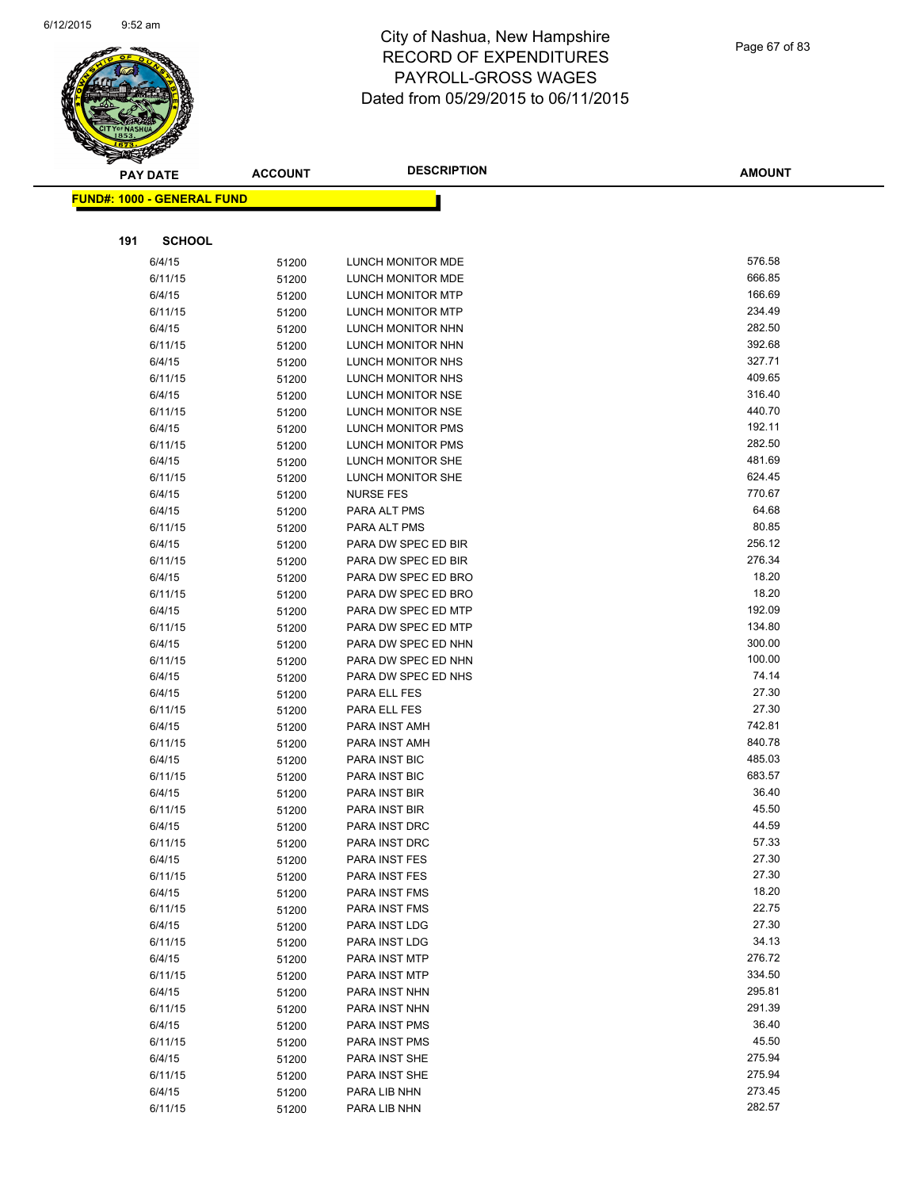# City of Nashua, New Hampshire
## RECORD OF EXPENDITURES
## PAYROLL-GROSS WAGES
## Dated from 05/29/2015 to 06/11/2015

**FUND#: 1000 - GENERAL FUND**

**191 SCHOOL**

| PAY DATE | ACCOUNT | DESCRIPTION | AMOUNT |
|---|---|---|---|
| 6/4/15 | 51200 | LUNCH MONITOR MDE | 576.58 |
| 6/11/15 | 51200 | LUNCH MONITOR MDE | 666.85 |
| 6/4/15 | 51200 | LUNCH MONITOR MTP | 166.69 |
| 6/11/15 | 51200 | LUNCH MONITOR MTP | 234.49 |
| 6/4/15 | 51200 | LUNCH MONITOR NHN | 282.50 |
| 6/11/15 | 51200 | LUNCH MONITOR NHN | 392.68 |
| 6/4/15 | 51200 | LUNCH MONITOR NHS | 327.71 |
| 6/11/15 | 51200 | LUNCH MONITOR NHS | 409.65 |
| 6/4/15 | 51200 | LUNCH MONITOR NSE | 316.40 |
| 6/11/15 | 51200 | LUNCH MONITOR NSE | 440.70 |
| 6/4/15 | 51200 | LUNCH MONITOR PMS | 192.11 |
| 6/11/15 | 51200 | LUNCH MONITOR PMS | 282.50 |
| 6/4/15 | 51200 | LUNCH MONITOR SHE | 481.69 |
| 6/11/15 | 51200 | LUNCH MONITOR SHE | 624.45 |
| 6/4/15 | 51200 | NURSE FES | 770.67 |
| 6/4/15 | 51200 | PARA ALT PMS | 64.68 |
| 6/11/15 | 51200 | PARA ALT PMS | 80.85 |
| 6/4/15 | 51200 | PARA DW SPEC ED BIR | 256.12 |
| 6/11/15 | 51200 | PARA DW SPEC ED BIR | 276.34 |
| 6/4/15 | 51200 | PARA DW SPEC ED BRO | 18.20 |
| 6/11/15 | 51200 | PARA DW SPEC ED BRO | 18.20 |
| 6/4/15 | 51200 | PARA DW SPEC ED MTP | 192.09 |
| 6/11/15 | 51200 | PARA DW SPEC ED MTP | 134.80 |
| 6/4/15 | 51200 | PARA DW SPEC ED NHN | 300.00 |
| 6/11/15 | 51200 | PARA DW SPEC ED NHN | 100.00 |
| 6/4/15 | 51200 | PARA DW SPEC ED NHS | 74.14 |
| 6/4/15 | 51200 | PARA ELL FES | 27.30 |
| 6/11/15 | 51200 | PARA ELL FES | 27.30 |
| 6/4/15 | 51200 | PARA INST AMH | 742.81 |
| 6/11/15 | 51200 | PARA INST AMH | 840.78 |
| 6/4/15 | 51200 | PARA INST BIC | 485.03 |
| 6/11/15 | 51200 | PARA INST BIC | 683.57 |
| 6/4/15 | 51200 | PARA INST BIR | 36.40 |
| 6/11/15 | 51200 | PARA INST BIR | 45.50 |
| 6/4/15 | 51200 | PARA INST DRC | 44.59 |
| 6/11/15 | 51200 | PARA INST DRC | 57.33 |
| 6/4/15 | 51200 | PARA INST FES | 27.30 |
| 6/11/15 | 51200 | PARA INST FES | 27.30 |
| 6/4/15 | 51200 | PARA INST FMS | 18.20 |
| 6/11/15 | 51200 | PARA INST FMS | 22.75 |
| 6/4/15 | 51200 | PARA INST LDG | 27.30 |
| 6/11/15 | 51200 | PARA INST LDG | 34.13 |
| 6/4/15 | 51200 | PARA INST MTP | 276.72 |
| 6/11/15 | 51200 | PARA INST MTP | 334.50 |
| 6/4/15 | 51200 | PARA INST NHN | 295.81 |
| 6/11/15 | 51200 | PARA INST NHN | 291.39 |
| 6/4/15 | 51200 | PARA INST PMS | 36.40 |
| 6/11/15 | 51200 | PARA INST PMS | 45.50 |
| 6/4/15 | 51200 | PARA INST SHE | 275.94 |
| 6/11/15 | 51200 | PARA INST SHE | 275.94 |
| 6/4/15 | 51200 | PARA LIB NHN | 273.45 |
| 6/11/15 | 51200 | PARA LIB NHN | 282.57 |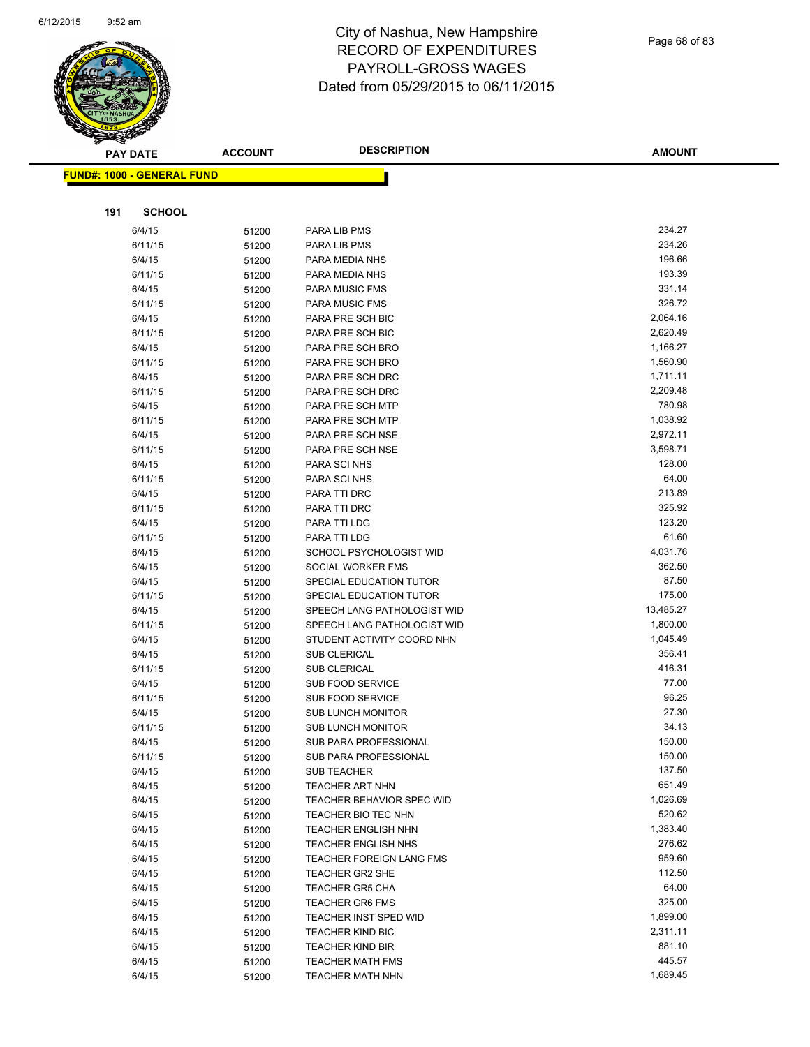City of Nashua, New Hampshire
RECORD OF EXPENDITURES
PAYROLL-GROSS WAGES
Dated from 05/29/2015 to 06/11/2015

**FUND#: 1000 - GENERAL FUND**

**191 SCHOOL**

| PAY DATE | ACCOUNT | DESCRIPTION | AMOUNT |
|---|---|---|---|
| 6/4/15 | 51200 | PARA LIB PMS | 234.27 |
| 6/11/15 | 51200 | PARA LIB PMS | 234.26 |
| 6/4/15 | 51200 | PARA MEDIA NHS | 196.66 |
| 6/11/15 | 51200 | PARA MEDIA NHS | 193.39 |
| 6/4/15 | 51200 | PARA MUSIC FMS | 331.14 |
| 6/11/15 | 51200 | PARA MUSIC FMS | 326.72 |
| 6/4/15 | 51200 | PARA PRE SCH BIC | 2,064.16 |
| 6/11/15 | 51200 | PARA PRE SCH BIC | 2,620.49 |
| 6/4/15 | 51200 | PARA PRE SCH BRO | 1,166.27 |
| 6/11/15 | 51200 | PARA PRE SCH BRO | 1,560.90 |
| 6/4/15 | 51200 | PARA PRE SCH DRC | 1,711.11 |
| 6/11/15 | 51200 | PARA PRE SCH DRC | 2,209.48 |
| 6/4/15 | 51200 | PARA PRE SCH MTP | 780.98 |
| 6/11/15 | 51200 | PARA PRE SCH MTP | 1,038.92 |
| 6/4/15 | 51200 | PARA PRE SCH NSE | 2,972.11 |
| 6/11/15 | 51200 | PARA PRE SCH NSE | 3,598.71 |
| 6/4/15 | 51200 | PARA SCI NHS | 128.00 |
| 6/11/15 | 51200 | PARA SCI NHS | 64.00 |
| 6/4/15 | 51200 | PARA TTI DRC | 213.89 |
| 6/11/15 | 51200 | PARA TTI DRC | 325.92 |
| 6/4/15 | 51200 | PARA TTI LDG | 123.20 |
| 6/11/15 | 51200 | PARA TTI LDG | 61.60 |
| 6/4/15 | 51200 | SCHOOL PSYCHOLOGIST WID | 4,031.76 |
| 6/4/15 | 51200 | SOCIAL WORKER FMS | 362.50 |
| 6/4/15 | 51200 | SPECIAL EDUCATION TUTOR | 87.50 |
| 6/11/15 | 51200 | SPECIAL EDUCATION TUTOR | 175.00 |
| 6/4/15 | 51200 | SPEECH LANG PATHOLOGIST WID | 13,485.27 |
| 6/11/15 | 51200 | SPEECH LANG PATHOLOGIST WID | 1,800.00 |
| 6/4/15 | 51200 | STUDENT ACTIVITY COORD NHN | 1,045.49 |
| 6/4/15 | 51200 | SUB CLERICAL | 356.41 |
| 6/11/15 | 51200 | SUB CLERICAL | 416.31 |
| 6/4/15 | 51200 | SUB FOOD SERVICE | 77.00 |
| 6/11/15 | 51200 | SUB FOOD SERVICE | 96.25 |
| 6/4/15 | 51200 | SUB LUNCH MONITOR | 27.30 |
| 6/11/15 | 51200 | SUB LUNCH MONITOR | 34.13 |
| 6/4/15 | 51200 | SUB PARA PROFESSIONAL | 150.00 |
| 6/11/15 | 51200 | SUB PARA PROFESSIONAL | 150.00 |
| 6/4/15 | 51200 | SUB TEACHER | 137.50 |
| 6/4/15 | 51200 | TEACHER ART NHN | 651.49 |
| 6/4/15 | 51200 | TEACHER BEHAVIOR SPEC WID | 1,026.69 |
| 6/4/15 | 51200 | TEACHER BIO TEC NHN | 520.62 |
| 6/4/15 | 51200 | TEACHER ENGLISH NHN | 1,383.40 |
| 6/4/15 | 51200 | TEACHER ENGLISH NHS | 276.62 |
| 6/4/15 | 51200 | TEACHER FOREIGN LANG FMS | 959.60 |
| 6/4/15 | 51200 | TEACHER GR2 SHE | 112.50 |
| 6/4/15 | 51200 | TEACHER GR5 CHA | 64.00 |
| 6/4/15 | 51200 | TEACHER GR6 FMS | 325.00 |
| 6/4/15 | 51200 | TEACHER INST SPED WID | 1,899.00 |
| 6/4/15 | 51200 | TEACHER KIND BIC | 2,311.11 |
| 6/4/15 | 51200 | TEACHER KIND BIR | 881.10 |
| 6/4/15 | 51200 | TEACHER MATH FMS | 445.57 |
| 6/4/15 | 51200 | TEACHER MATH NHN | 1,689.45 |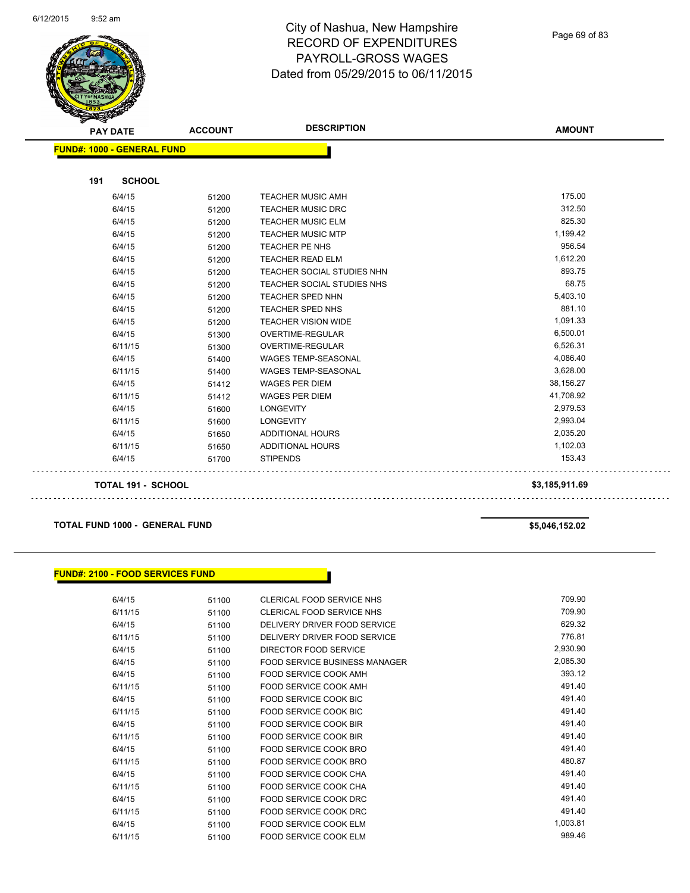# City of Nashua, New Hampshire
# RECORD OF EXPENDITURES
# PAYROLL-GROSS WAGES
# Dated from 05/29/2015 to 06/11/2015

| PAY DATE | ACCOUNT | DESCRIPTION | AMOUNT |
|---|---|---|---|

**FUND#: 1000 - GENERAL FUND**

**191 SCHOOL**

| PAY DATE | ACCOUNT | DESCRIPTION | AMOUNT |
|---|---|---|---|
| 6/4/15 | 51200 | TEACHER MUSIC AMH | 175.00 |
| 6/4/15 | 51200 | TEACHER MUSIC DRC | 312.50 |
| 6/4/15 | 51200 | TEACHER MUSIC ELM | 825.30 |
| 6/4/15 | 51200 | TEACHER MUSIC MTP | 1,199.42 |
| 6/4/15 | 51200 | TEACHER PE NHS | 956.54 |
| 6/4/15 | 51200 | TEACHER READ ELM | 1,612.20 |
| 6/4/15 | 51200 | TEACHER SOCIAL STUDIES NHN | 893.75 |
| 6/4/15 | 51200 | TEACHER SOCIAL STUDIES NHS | 68.75 |
| 6/4/15 | 51200 | TEACHER SPED NHN | 5,403.10 |
| 6/4/15 | 51200 | TEACHER SPED NHS | 881.10 |
| 6/4/15 | 51200 | TEACHER VISION WIDE | 1,091.33 |
| 6/4/15 | 51300 | OVERTIME-REGULAR | 6,500.01 |
| 6/11/15 | 51300 | OVERTIME-REGULAR | 6,526.31 |
| 6/4/15 | 51400 | WAGES TEMP-SEASONAL | 4,086.40 |
| 6/11/15 | 51400 | WAGES TEMP-SEASONAL | 3,628.00 |
| 6/4/15 | 51412 | WAGES PER DIEM | 38,156.27 |
| 6/11/15 | 51412 | WAGES PER DIEM | 41,708.92 |
| 6/4/15 | 51600 | LONGEVITY | 2,979.53 |
| 6/11/15 | 51600 | LONGEVITY | 2,993.04 |
| 6/4/15 | 51650 | ADDITIONAL HOURS | 2,035.20 |
| 6/11/15 | 51650 | ADDITIONAL HOURS | 1,102.03 |
| 6/4/15 | 51700 | STIPENDS | 153.43 |

**TOTAL 191 - SCHOOL** **$3,185,911.69**

**TOTAL FUND 1000 - GENERAL FUND** **$5,046,152.02**

**FUND#: 2100 - FOOD SERVICES FUND**

| PAY DATE | ACCOUNT | DESCRIPTION | AMOUNT |
|---|---|---|---|
| 6/4/15 | 51100 | CLERICAL FOOD SERVICE NHS | 709.90 |
| 6/11/15 | 51100 | CLERICAL FOOD SERVICE NHS | 709.90 |
| 6/4/15 | 51100 | DELIVERY DRIVER FOOD SERVICE | 629.32 |
| 6/11/15 | 51100 | DELIVERY DRIVER FOOD SERVICE | 776.81 |
| 6/4/15 | 51100 | DIRECTOR FOOD SERVICE | 2,930.90 |
| 6/4/15 | 51100 | FOOD SERVICE BUSINESS MANAGER | 2,085.30 |
| 6/4/15 | 51100 | FOOD SERVICE COOK AMH | 393.12 |
| 6/11/15 | 51100 | FOOD SERVICE COOK AMH | 491.40 |
| 6/4/15 | 51100 | FOOD SERVICE COOK BIC | 491.40 |
| 6/11/15 | 51100 | FOOD SERVICE COOK BIC | 491.40 |
| 6/4/15 | 51100 | FOOD SERVICE COOK BIR | 491.40 |
| 6/11/15 | 51100 | FOOD SERVICE COOK BIR | 491.40 |
| 6/4/15 | 51100 | FOOD SERVICE COOK BRO | 491.40 |
| 6/11/15 | 51100 | FOOD SERVICE COOK BRO | 480.87 |
| 6/4/15 | 51100 | FOOD SERVICE COOK CHA | 491.40 |
| 6/11/15 | 51100 | FOOD SERVICE COOK CHA | 491.40 |
| 6/4/15 | 51100 | FOOD SERVICE COOK DRC | 491.40 |
| 6/11/15 | 51100 | FOOD SERVICE COOK DRC | 491.40 |
| 6/4/15 | 51100 | FOOD SERVICE COOK ELM | 1,003.81 |
| 6/11/15 | 51100 | FOOD SERVICE COOK ELM | 989.46 |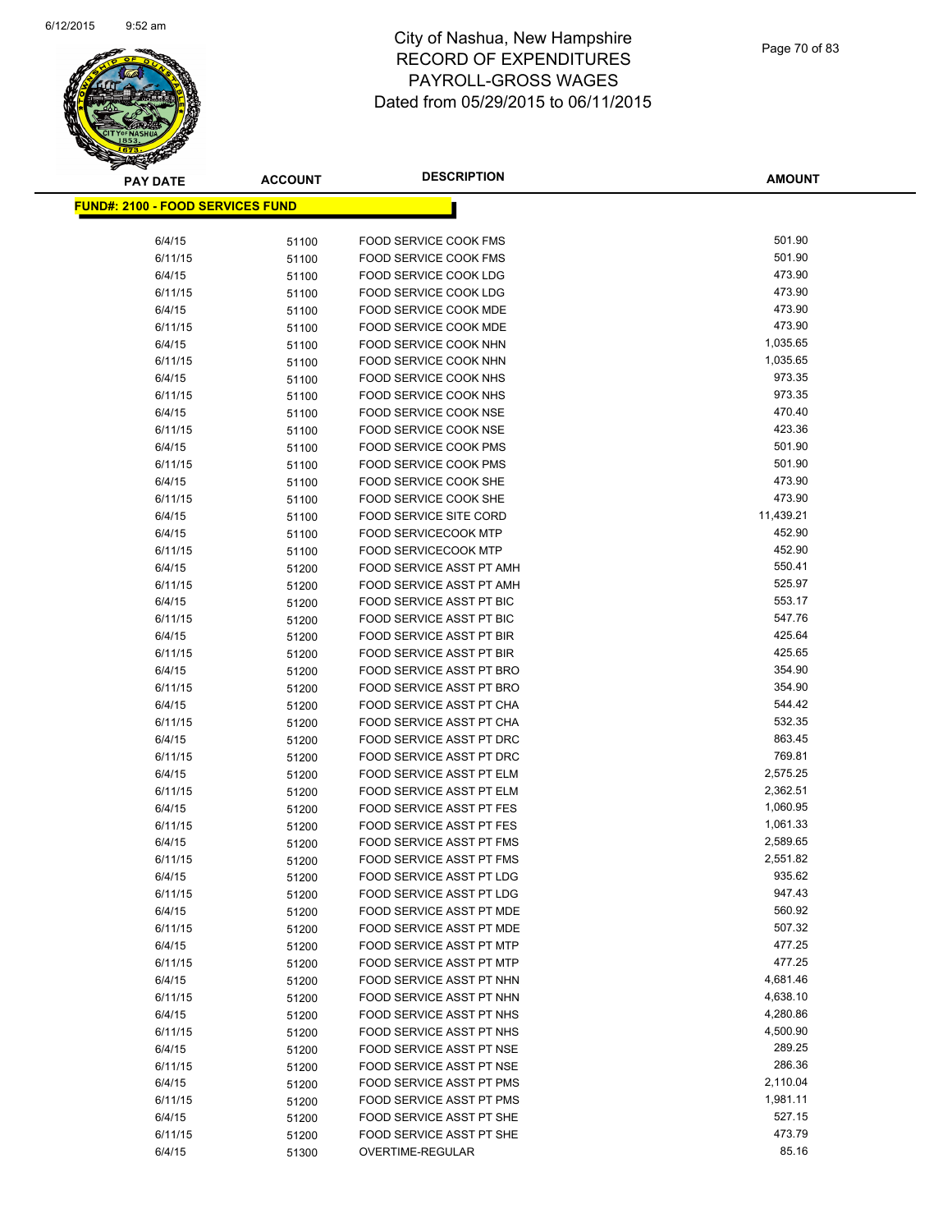# City of Nashua, New Hampshire
# RECORD OF EXPENDITURES
# PAYROLL-GROSS WAGES
# Dated from 05/29/2015 to 06/11/2015

**FUND#: 2100 - FOOD SERVICES FUND**

| PAY DATE | ACCOUNT | DESCRIPTION | AMOUNT |
|---|---|---|---|
| 6/4/15 | 51100 | FOOD SERVICE COOK FMS | 501.90 |
| 6/11/15 | 51100 | FOOD SERVICE COOK FMS | 501.90 |
| 6/4/15 | 51100 | FOOD SERVICE COOK LDG | 473.90 |
| 6/11/15 | 51100 | FOOD SERVICE COOK LDG | 473.90 |
| 6/4/15 | 51100 | FOOD SERVICE COOK MDE | 473.90 |
| 6/11/15 | 51100 | FOOD SERVICE COOK MDE | 473.90 |
| 6/4/15 | 51100 | FOOD SERVICE COOK NHN | 1,035.65 |
| 6/11/15 | 51100 | FOOD SERVICE COOK NHN | 1,035.65 |
| 6/4/15 | 51100 | FOOD SERVICE COOK NHS | 973.35 |
| 6/11/15 | 51100 | FOOD SERVICE COOK NHS | 973.35 |
| 6/4/15 | 51100 | FOOD SERVICE COOK NSE | 470.40 |
| 6/11/15 | 51100 | FOOD SERVICE COOK NSE | 423.36 |
| 6/4/15 | 51100 | FOOD SERVICE COOK PMS | 501.90 |
| 6/11/15 | 51100 | FOOD SERVICE COOK PMS | 501.90 |
| 6/4/15 | 51100 | FOOD SERVICE COOK SHE | 473.90 |
| 6/11/15 | 51100 | FOOD SERVICE COOK SHE | 473.90 |
| 6/4/15 | 51100 | FOOD SERVICE SITE CORD | 11,439.21 |
| 6/4/15 | 51100 | FOOD SERVICECOOK MTP | 452.90 |
| 6/11/15 | 51100 | FOOD SERVICECOOK MTP | 452.90 |
| 6/4/15 | 51200 | FOOD SERVICE ASST PT AMH | 550.41 |
| 6/11/15 | 51200 | FOOD SERVICE ASST PT AMH | 525.97 |
| 6/4/15 | 51200 | FOOD SERVICE ASST PT BIC | 553.17 |
| 6/11/15 | 51200 | FOOD SERVICE ASST PT BIC | 547.76 |
| 6/4/15 | 51200 | FOOD SERVICE ASST PT BIR | 425.64 |
| 6/11/15 | 51200 | FOOD SERVICE ASST PT BIR | 425.65 |
| 6/4/15 | 51200 | FOOD SERVICE ASST PT BRO | 354.90 |
| 6/11/15 | 51200 | FOOD SERVICE ASST PT BRO | 354.90 |
| 6/4/15 | 51200 | FOOD SERVICE ASST PT CHA | 544.42 |
| 6/11/15 | 51200 | FOOD SERVICE ASST PT CHA | 532.35 |
| 6/4/15 | 51200 | FOOD SERVICE ASST PT DRC | 863.45 |
| 6/11/15 | 51200 | FOOD SERVICE ASST PT DRC | 769.81 |
| 6/4/15 | 51200 | FOOD SERVICE ASST PT ELM | 2,575.25 |
| 6/11/15 | 51200 | FOOD SERVICE ASST PT ELM | 2,362.51 |
| 6/4/15 | 51200 | FOOD SERVICE ASST PT FES | 1,060.95 |
| 6/11/15 | 51200 | FOOD SERVICE ASST PT FES | 1,061.33 |
| 6/4/15 | 51200 | FOOD SERVICE ASST PT FMS | 2,589.65 |
| 6/11/15 | 51200 | FOOD SERVICE ASST PT FMS | 2,551.82 |
| 6/4/15 | 51200 | FOOD SERVICE ASST PT LDG | 935.62 |
| 6/11/15 | 51200 | FOOD SERVICE ASST PT LDG | 947.43 |
| 6/4/15 | 51200 | FOOD SERVICE ASST PT MDE | 560.92 |
| 6/11/15 | 51200 | FOOD SERVICE ASST PT MDE | 507.32 |
| 6/4/15 | 51200 | FOOD SERVICE ASST PT MTP | 477.25 |
| 6/11/15 | 51200 | FOOD SERVICE ASST PT MTP | 477.25 |
| 6/4/15 | 51200 | FOOD SERVICE ASST PT NHN | 4,681.46 |
| 6/11/15 | 51200 | FOOD SERVICE ASST PT NHN | 4,638.10 |
| 6/4/15 | 51200 | FOOD SERVICE ASST PT NHS | 4,280.86 |
| 6/11/15 | 51200 | FOOD SERVICE ASST PT NHS | 4,500.90 |
| 6/4/15 | 51200 | FOOD SERVICE ASST PT NSE | 289.25 |
| 6/11/15 | 51200 | FOOD SERVICE ASST PT NSE | 286.36 |
| 6/4/15 | 51200 | FOOD SERVICE ASST PT PMS | 2,110.04 |
| 6/11/15 | 51200 | FOOD SERVICE ASST PT PMS | 1,981.11 |
| 6/4/15 | 51200 | FOOD SERVICE ASST PT SHE | 527.15 |
| 6/11/15 | 51200 | FOOD SERVICE ASST PT SHE | 473.79 |
| 6/4/15 | 51300 | OVERTIME-REGULAR | 85.16 |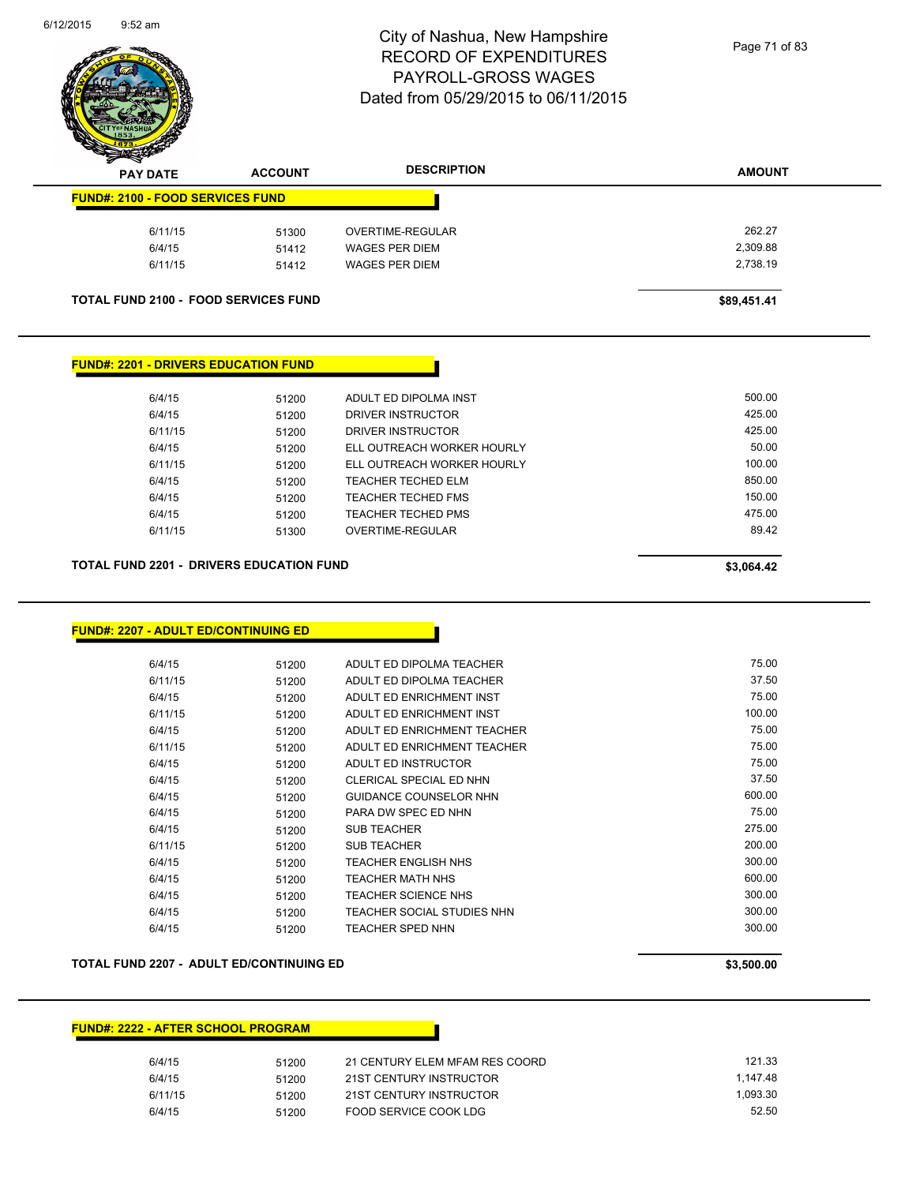City of Nashua, New Hampshire
RECORD OF EXPENDITURES
PAYROLL-GROSS WAGES
Dated from 05/29/2015 to 06/11/2015

| PAY DATE | ACCOUNT | DESCRIPTION | AMOUNT |
|---|---|---|---|

**FUND#: 2100 - FOOD SERVICES FUND**

| PAY DATE | ACCOUNT | DESCRIPTION | AMOUNT |
|---|---|---|---|
| 6/11/15 | 51300 | OVERTIME-REGULAR | 262.27 |
| 6/4/15 | 51412 | WAGES PER DIEM | 2,309.88 |
| 6/11/15 | 51412 | WAGES PER DIEM | 2,738.19 |

**TOTAL FUND 2100 - FOOD SERVICES FUND** **$89,451.41**

**FUND#: 2201 - DRIVERS EDUCATION FUND**

| PAY DATE | ACCOUNT | DESCRIPTION | AMOUNT |
|---|---|---|---|
| 6/4/15 | 51200 | ADULT ED DIPOLMA INST | 500.00 |
| 6/4/15 | 51200 | DRIVER INSTRUCTOR | 425.00 |
| 6/11/15 | 51200 | DRIVER INSTRUCTOR | 425.00 |
| 6/4/15 | 51200 | ELL OUTREACH WORKER HOURLY | 50.00 |
| 6/11/15 | 51200 | ELL OUTREACH WORKER HOURLY | 100.00 |
| 6/4/15 | 51200 | TEACHER TECHED ELM | 850.00 |
| 6/4/15 | 51200 | TEACHER TECHED FMS | 150.00 |
| 6/4/15 | 51200 | TEACHER TECHED PMS | 475.00 |
| 6/11/15 | 51300 | OVERTIME-REGULAR | 89.42 |

**TOTAL FUND 2201 - DRIVERS EDUCATION FUND** **$3,064.42**

**FUND#: 2207 - ADULT ED/CONTINUING ED**

| PAY DATE | ACCOUNT | DESCRIPTION | AMOUNT |
|---|---|---|---|
| 6/4/15 | 51200 | ADULT ED DIPOLMA TEACHER | 75.00 |
| 6/11/15 | 51200 | ADULT ED DIPOLMA TEACHER | 37.50 |
| 6/4/15 | 51200 | ADULT ED ENRICHMENT INST | 75.00 |
| 6/11/15 | 51200 | ADULT ED ENRICHMENT INST | 100.00 |
| 6/4/15 | 51200 | ADULT ED ENRICHMENT TEACHER | 75.00 |
| 6/11/15 | 51200 | ADULT ED ENRICHMENT TEACHER | 75.00 |
| 6/4/15 | 51200 | ADULT ED INSTRUCTOR | 75.00 |
| 6/4/15 | 51200 | CLERICAL SPECIAL ED NHN | 37.50 |
| 6/4/15 | 51200 | GUIDANCE COUNSELOR NHN | 600.00 |
| 6/4/15 | 51200 | PARA DW SPEC ED NHN | 75.00 |
| 6/4/15 | 51200 | SUB TEACHER | 275.00 |
| 6/11/15 | 51200 | SUB TEACHER | 200.00 |
| 6/4/15 | 51200 | TEACHER ENGLISH NHS | 300.00 |
| 6/4/15 | 51200 | TEACHER MATH NHS | 600.00 |
| 6/4/15 | 51200 | TEACHER SCIENCE NHS | 300.00 |
| 6/4/15 | 51200 | TEACHER SOCIAL STUDIES NHN | 300.00 |
| 6/4/15 | 51200 | TEACHER SPED NHN | 300.00 |

**TOTAL FUND 2207 - ADULT ED/CONTINUING ED** **$3,500.00**

**FUND#: 2222 - AFTER SCHOOL PROGRAM**

| PAY DATE | ACCOUNT | DESCRIPTION | AMOUNT |
|---|---|---|---|
| 6/4/15 | 51200 | 21 CENTURY ELEM MFAM RES COORD | 121.33 |
| 6/4/15 | 51200 | 21ST CENTURY INSTRUCTOR | 1,147.48 |
| 6/11/15 | 51200 | 21ST CENTURY INSTRUCTOR | 1,093.30 |
| 6/4/15 | 51200 | FOOD SERVICE COOK LDG | 52.50 |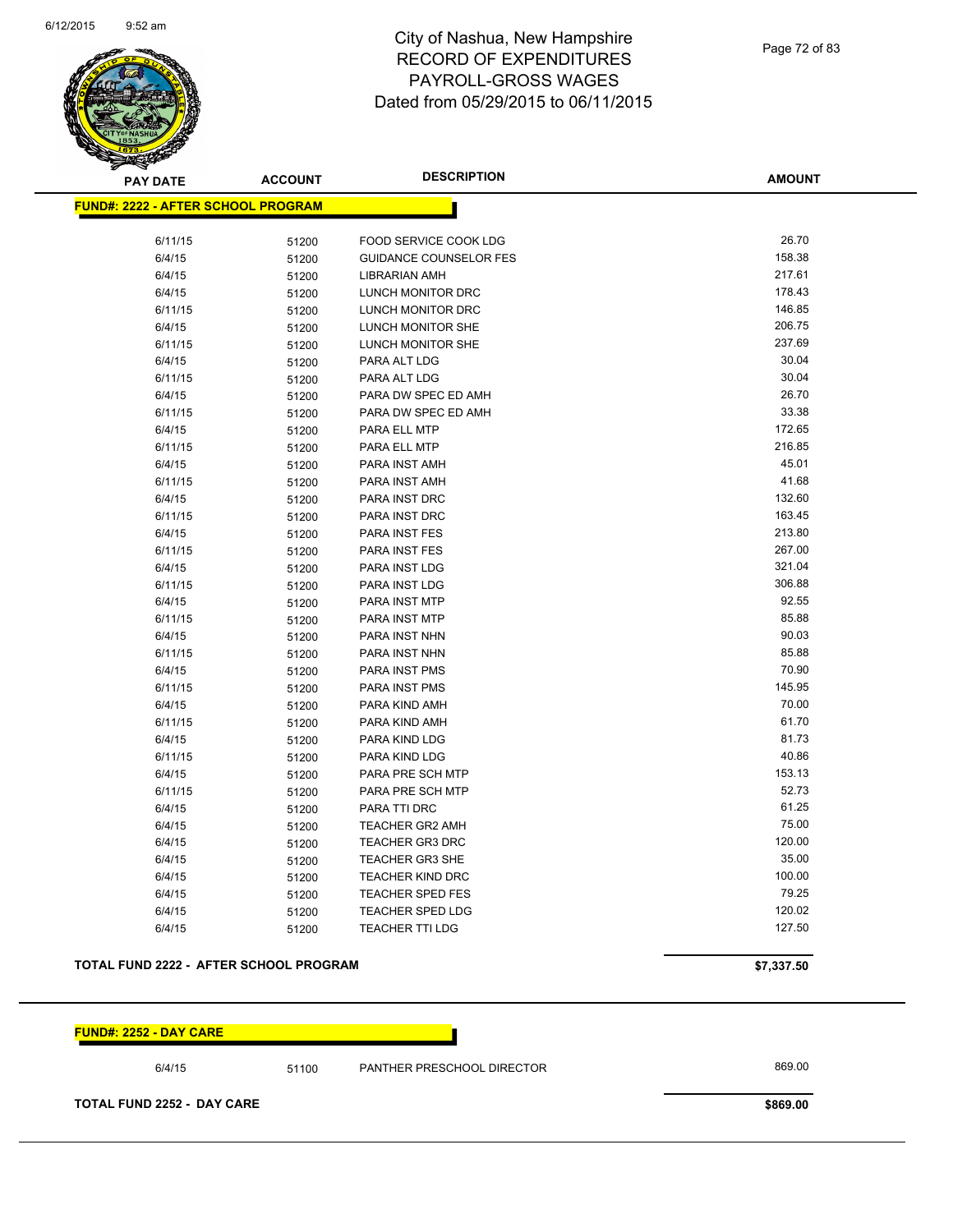# City of Nashua, New Hampshire
# RECORD OF EXPENDITURES
# PAYROLL-GROSS WAGES
# Dated from 05/29/2015 to 06/11/2015

**FUND#: 2222 - AFTER SCHOOL PROGRAM**

| PAY DATE | ACCOUNT | DESCRIPTION | AMOUNT |
|---|---|---|---|
| 6/11/15 | 51200 | FOOD SERVICE COOK LDG | 26.70 |
| 6/4/15 | 51200 | GUIDANCE COUNSELOR FES | 158.38 |
| 6/4/15 | 51200 | LIBRARIAN AMH | 217.61 |
| 6/4/15 | 51200 | LUNCH MONITOR DRC | 178.43 |
| 6/11/15 | 51200 | LUNCH MONITOR DRC | 146.85 |
| 6/4/15 | 51200 | LUNCH MONITOR SHE | 206.75 |
| 6/11/15 | 51200 | LUNCH MONITOR SHE | 237.69 |
| 6/4/15 | 51200 | PARA ALT LDG | 30.04 |
| 6/11/15 | 51200 | PARA ALT LDG | 30.04 |
| 6/4/15 | 51200 | PARA DW SPEC ED AMH | 26.70 |
| 6/11/15 | 51200 | PARA DW SPEC ED AMH | 33.38 |
| 6/4/15 | 51200 | PARA ELL MTP | 172.65 |
| 6/11/15 | 51200 | PARA ELL MTP | 216.85 |
| 6/4/15 | 51200 | PARA INST AMH | 45.01 |
| 6/11/15 | 51200 | PARA INST AMH | 41.68 |
| 6/4/15 | 51200 | PARA INST DRC | 132.60 |
| 6/11/15 | 51200 | PARA INST DRC | 163.45 |
| 6/4/15 | 51200 | PARA INST FES | 213.80 |
| 6/11/15 | 51200 | PARA INST FES | 267.00 |
| 6/4/15 | 51200 | PARA INST LDG | 321.04 |
| 6/11/15 | 51200 | PARA INST LDG | 306.88 |
| 6/4/15 | 51200 | PARA INST MTP | 92.55 |
| 6/11/15 | 51200 | PARA INST MTP | 85.88 |
| 6/4/15 | 51200 | PARA INST NHN | 90.03 |
| 6/11/15 | 51200 | PARA INST NHN | 85.88 |
| 6/4/15 | 51200 | PARA INST PMS | 70.90 |
| 6/11/15 | 51200 | PARA INST PMS | 145.95 |
| 6/4/15 | 51200 | PARA KIND AMH | 70.00 |
| 6/11/15 | 51200 | PARA KIND AMH | 61.70 |
| 6/4/15 | 51200 | PARA KIND LDG | 81.73 |
| 6/11/15 | 51200 | PARA KIND LDG | 40.86 |
| 6/4/15 | 51200 | PARA PRE SCH MTP | 153.13 |
| 6/11/15 | 51200 | PARA PRE SCH MTP | 52.73 |
| 6/4/15 | 51200 | PARA TTI DRC | 61.25 |
| 6/4/15 | 51200 | TEACHER GR2 AMH | 75.00 |
| 6/4/15 | 51200 | TEACHER GR3 DRC | 120.00 |
| 6/4/15 | 51200 | TEACHER GR3 SHE | 35.00 |
| 6/4/15 | 51200 | TEACHER KIND DRC | 100.00 |
| 6/4/15 | 51200 | TEACHER SPED FES | 79.25 |
| 6/4/15 | 51200 | TEACHER SPED LDG | 120.02 |
| 6/4/15 | 51200 | TEACHER TTI LDG | 127.50 |

**TOTAL FUND 2222 - AFTER SCHOOL PROGRAM** **$7,337.50**

**FUND#: 2252 - DAY CARE**

| PAY DATE | ACCOUNT | DESCRIPTION | AMOUNT |
|---|---|---|---|
| 6/4/15 | 51100 | PANTHER PRESCHOOL DIRECTOR | 869.00 |

**TOTAL FUND 2252 - DAY CARE** **$869.00**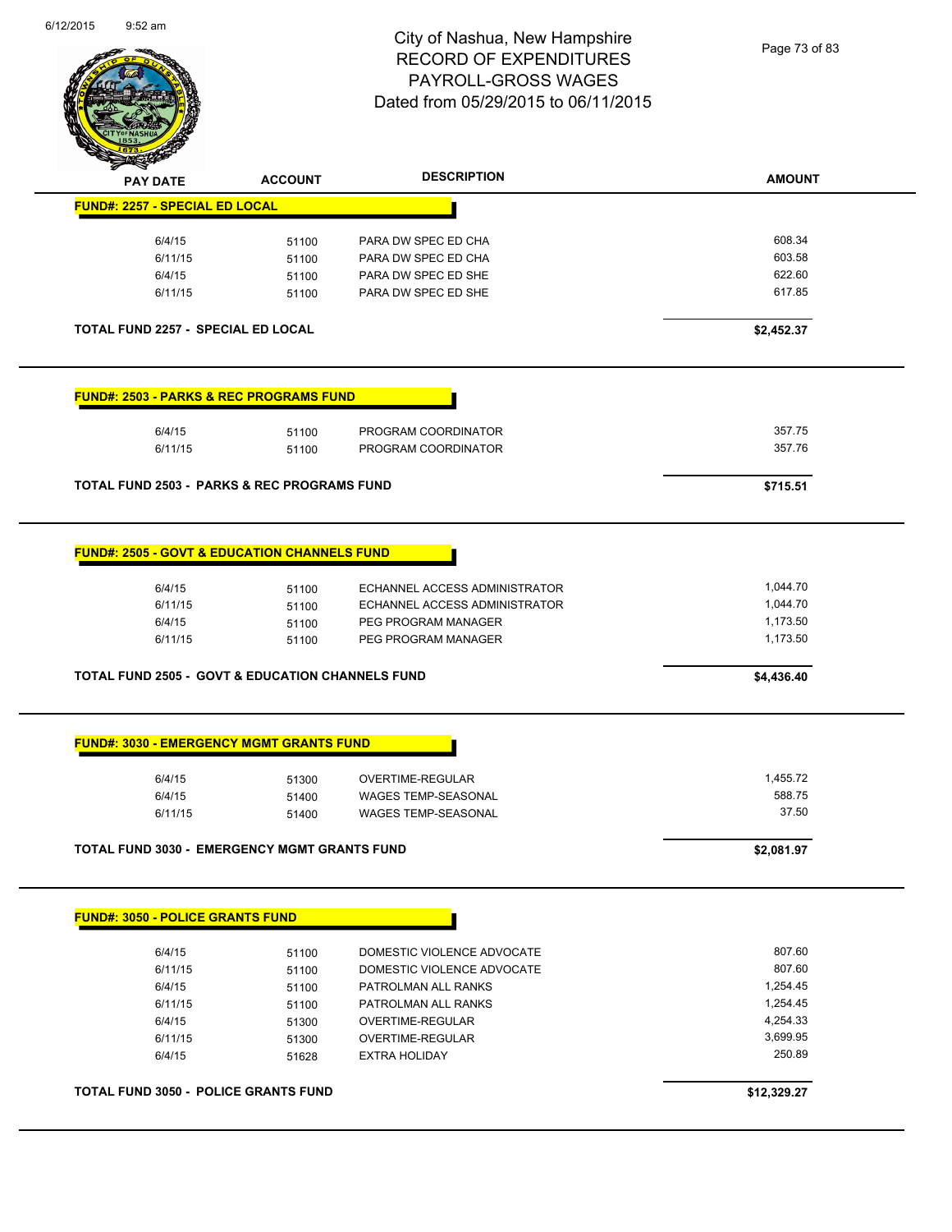# City of Nashua, New Hampshire
## RECORD OF EXPENDITURES
## PAYROLL-GROSS WAGES
## Dated from 05/29/2015 to 06/11/2015

| PAY DATE | ACCOUNT | DESCRIPTION | AMOUNT |
|---|---|---|---|
| **FUND#: 2257 - SPECIAL ED LOCAL** | | | |
| 6/4/15 | 51100 | PARA DW SPEC ED CHA | 608.34 |
| 6/11/15 | 51100 | PARA DW SPEC ED CHA | 603.58 |
| 6/4/15 | 51100 | PARA DW SPEC ED SHE | 622.60 |
| 6/11/15 | 51100 | PARA DW SPEC ED SHE | 617.85 |
| **TOTAL FUND 2257 - SPECIAL ED LOCAL** | | | **$2,452.37** |
| **FUND#: 2503 - PARKS & REC PROGRAMS FUND** | | | |
| 6/4/15 | 51100 | PROGRAM COORDINATOR | 357.75 |
| 6/11/15 | 51100 | PROGRAM COORDINATOR | 357.76 |
| **TOTAL FUND 2503 - PARKS & REC PROGRAMS FUND** | | | **$715.51** |
| **FUND#: 2505 - GOVT & EDUCATION CHANNELS FUND** | | | |
| 6/4/15 | 51100 | ECHANNEL ACCESS ADMINISTRATOR | 1,044.70 |
| 6/11/15 | 51100 | ECHANNEL ACCESS ADMINISTRATOR | 1,044.70 |
| 6/4/15 | 51100 | PEG PROGRAM MANAGER | 1,173.50 |
| 6/11/15 | 51100 | PEG PROGRAM MANAGER | 1,173.50 |
| **TOTAL FUND 2505 - GOVT & EDUCATION CHANNELS FUND** | | | **$4,436.40** |
| **FUND#: 3030 - EMERGENCY MGMT GRANTS FUND** | | | |
| 6/4/15 | 51300 | OVERTIME-REGULAR | 1,455.72 |
| 6/4/15 | 51400 | WAGES TEMP-SEASONAL | 588.75 |
| 6/11/15 | 51400 | WAGES TEMP-SEASONAL | 37.50 |
| **TOTAL FUND 3030 - EMERGENCY MGMT GRANTS FUND** | | | **$2,081.97** |
| **FUND#: 3050 - POLICE GRANTS FUND** | | | |
| 6/4/15 | 51100 | DOMESTIC VIOLENCE ADVOCATE | 807.60 |
| 6/11/15 | 51100 | DOMESTIC VIOLENCE ADVOCATE | 807.60 |
| 6/4/15 | 51100 | PATROLMAN ALL RANKS | 1,254.45 |
| 6/11/15 | 51100 | PATROLMAN ALL RANKS | 1,254.45 |
| 6/4/15 | 51300 | OVERTIME-REGULAR | 4,254.33 |
| 6/11/15 | 51300 | OVERTIME-REGULAR | 3,699.95 |
| 6/4/15 | 51628 | EXTRA HOLIDAY | 250.89 |
| **TOTAL FUND 3050 - POLICE GRANTS FUND** | | | **$12,329.27** |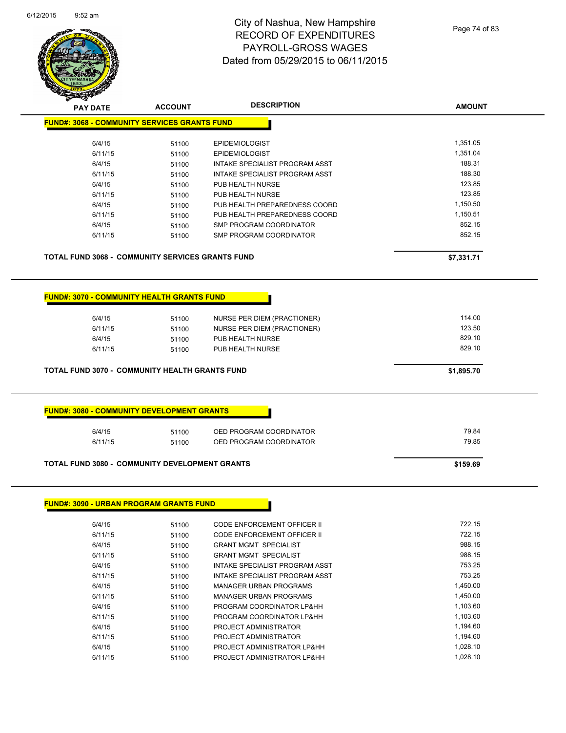# City of Nashua, New Hampshire
# RECORD OF EXPENDITURES
# PAYROLL-GROSS WAGES
# Dated from 05/29/2015 to 06/11/2015

| PAY DATE | ACCOUNT | DESCRIPTION | AMOUNT |
|---|---|---|---|

**FUND#: 3068 - COMMUNITY SERVICES GRANTS FUND**

| PAY DATE | ACCOUNT | DESCRIPTION | AMOUNT |
|---|---|---|---|
| 6/4/15 | 51100 | EPIDEMIOLOGIST | 1,351.05 |
| 6/11/15 | 51100 | EPIDEMIOLOGIST | 1,351.04 |
| 6/4/15 | 51100 | INTAKE SPECIALIST PROGRAM ASST | 188.31 |
| 6/11/15 | 51100 | INTAKE SPECIALIST PROGRAM ASST | 188.30 |
| 6/4/15 | 51100 | PUB HEALTH NURSE | 123.85 |
| 6/11/15 | 51100 | PUB HEALTH NURSE | 123.85 |
| 6/4/15 | 51100 | PUB HEALTH PREPAREDNESS COORD | 1,150.50 |
| 6/11/15 | 51100 | PUB HEALTH PREPAREDNESS COORD | 1,150.51 |
| 6/4/15 | 51100 | SMP PROGRAM COORDINATOR | 852.15 |
| 6/11/15 | 51100 | SMP PROGRAM COORDINATOR | 852.15 |

**TOTAL FUND 3068 - COMMUNITY SERVICES GRANTS FUND** **$7,331.71**

**FUND#: 3070 - COMMUNITY HEALTH GRANTS FUND**

| PAY DATE | ACCOUNT | DESCRIPTION | AMOUNT |
|---|---|---|---|
| 6/4/15 | 51100 | NURSE PER DIEM (PRACTIONER) | 114.00 |
| 6/11/15 | 51100 | NURSE PER DIEM (PRACTIONER) | 123.50 |
| 6/4/15 | 51100 | PUB HEALTH NURSE | 829.10 |
| 6/11/15 | 51100 | PUB HEALTH NURSE | 829.10 |

**TOTAL FUND 3070 - COMMUNITY HEALTH GRANTS FUND** **$1,895.70**

**FUND#: 3080 - COMMUNITY DEVELOPMENT GRANTS**

| PAY DATE | ACCOUNT | DESCRIPTION | AMOUNT |
|---|---|---|---|
| 6/4/15 | 51100 | OED PROGRAM COORDINATOR | 79.84 |
| 6/11/15 | 51100 | OED PROGRAM COORDINATOR | 79.85 |

**TOTAL FUND 3080 - COMMUNITY DEVELOPMENT GRANTS** **$159.69**

**FUND#: 3090 - URBAN PROGRAM GRANTS FUND**

| PAY DATE | ACCOUNT | DESCRIPTION | AMOUNT |
|---|---|---|---|
| 6/4/15 | 51100 | CODE ENFORCEMENT OFFICER II | 722.15 |
| 6/11/15 | 51100 | CODE ENFORCEMENT OFFICER II | 722.15 |
| 6/4/15 | 51100 | GRANT MGMT SPECIALIST | 988.15 |
| 6/11/15 | 51100 | GRANT MGMT SPECIALIST | 988.15 |
| 6/4/15 | 51100 | INTAKE SPECIALIST PROGRAM ASST | 753.25 |
| 6/11/15 | 51100 | INTAKE SPECIALIST PROGRAM ASST | 753.25 |
| 6/4/15 | 51100 | MANAGER URBAN PROGRAMS | 1,450.00 |
| 6/11/15 | 51100 | MANAGER URBAN PROGRAMS | 1,450.00 |
| 6/4/15 | 51100 | PROGRAM COORDINATOR LP&HH | 1,103.60 |
| 6/11/15 | 51100 | PROGRAM COORDINATOR LP&HH | 1,103.60 |
| 6/4/15 | 51100 | PROJECT ADMINISTRATOR | 1,194.60 |
| 6/11/15 | 51100 | PROJECT ADMINISTRATOR | 1,194.60 |
| 6/4/15 | 51100 | PROJECT ADMINISTRATOR LP&HH | 1,028.10 |
| 6/11/15 | 51100 | PROJECT ADMINISTRATOR LP&HH | 1,028.10 |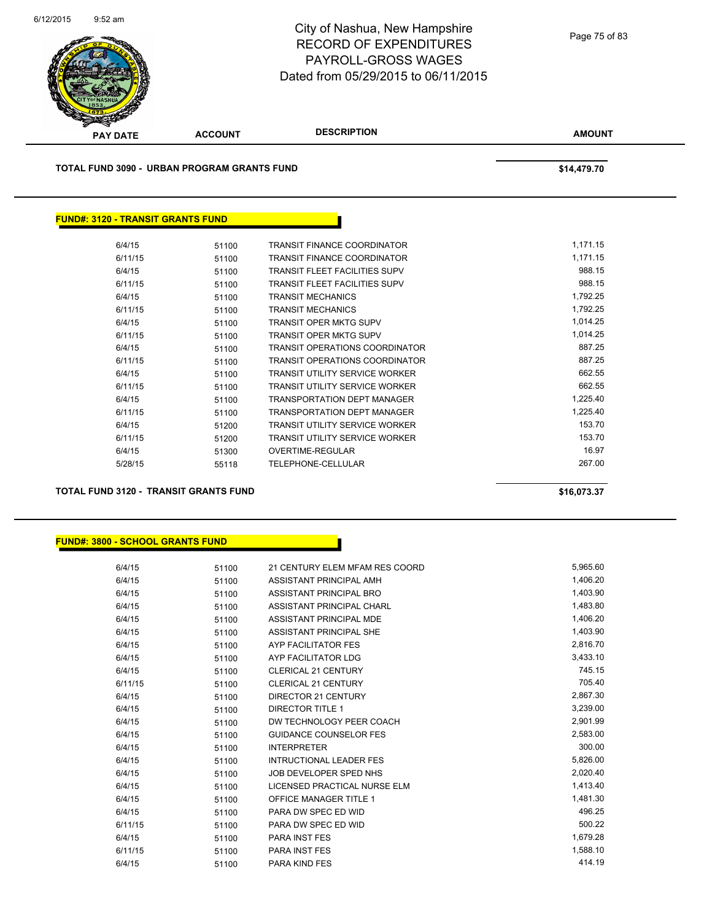| PAY DATE | ACCOUNT | DESCRIPTION | AMOUNT |
|---|---|---|---|

**TOTAL FUND 3090 - URBAN PROGRAM GRANTS FUND** $14,479.70

**FUND#: 3120 - TRANSIT GRANTS FUND**

| PAY DATE | ACCOUNT | DESCRIPTION | AMOUNT |
|---|---|---|---|
| 6/4/15 | 51100 | TRANSIT FINANCE COORDINATOR | 1,171.15 |
| 6/11/15 | 51100 | TRANSIT FINANCE COORDINATOR | 1,171.15 |
| 6/4/15 | 51100 | TRANSIT FLEET FACILITIES SUPV | 988.15 |
| 6/11/15 | 51100 | TRANSIT FLEET FACILITIES SUPV | 988.15 |
| 6/4/15 | 51100 | TRANSIT MECHANICS | 1,792.25 |
| 6/11/15 | 51100 | TRANSIT MECHANICS | 1,792.25 |
| 6/4/15 | 51100 | TRANSIT OPER MKTG SUPV | 1,014.25 |
| 6/11/15 | 51100 | TRANSIT OPER MKTG SUPV | 1,014.25 |
| 6/4/15 | 51100 | TRANSIT OPERATIONS COORDINATOR | 887.25 |
| 6/11/15 | 51100 | TRANSIT OPERATIONS COORDINATOR | 887.25 |
| 6/4/15 | 51100 | TRANSIT UTILITY SERVICE WORKER | 662.55 |
| 6/11/15 | 51100 | TRANSIT UTILITY SERVICE WORKER | 662.55 |
| 6/4/15 | 51100 | TRANSPORTATION DEPT MANAGER | 1,225.40 |
| 6/11/15 | 51100 | TRANSPORTATION DEPT MANAGER | 1,225.40 |
| 6/4/15 | 51200 | TRANSIT UTILITY SERVICE WORKER | 153.70 |
| 6/11/15 | 51200 | TRANSIT UTILITY SERVICE WORKER | 153.70 |
| 6/4/15 | 51300 | OVERTIME-REGULAR | 16.97 |
| 5/28/15 | 55118 | TELEPHONE-CELLULAR | 267.00 |

**TOTAL FUND 3120 - TRANSIT GRANTS FUND** $16,073.37

**FUND#: 3800 - SCHOOL GRANTS FUND**

| PAY DATE | ACCOUNT | DESCRIPTION | AMOUNT |
|---|---|---|---|
| 6/4/15 | 51100 | 21 CENTURY ELEM MFAM RES COORD | 5,965.60 |
| 6/4/15 | 51100 | ASSISTANT PRINCIPAL AMH | 1,406.20 |
| 6/4/15 | 51100 | ASSISTANT PRINCIPAL BRO | 1,403.90 |
| 6/4/15 | 51100 | ASSISTANT PRINCIPAL CHARL | 1,483.80 |
| 6/4/15 | 51100 | ASSISTANT PRINCIPAL MDE | 1,406.20 |
| 6/4/15 | 51100 | ASSISTANT PRINCIPAL SHE | 1,403.90 |
| 6/4/15 | 51100 | AYP FACILITATOR FES | 2,816.70 |
| 6/4/15 | 51100 | AYP FACILITATOR LDG | 3,433.10 |
| 6/4/15 | 51100 | CLERICAL 21 CENTURY | 745.15 |
| 6/11/15 | 51100 | CLERICAL 21 CENTURY | 705.40 |
| 6/4/15 | 51100 | DIRECTOR 21 CENTURY | 2,867.30 |
| 6/4/15 | 51100 | DIRECTOR TITLE 1 | 3,239.00 |
| 6/4/15 | 51100 | DW TECHNOLOGY PEER COACH | 2,901.99 |
| 6/4/15 | 51100 | GUIDANCE COUNSELOR FES | 2,583.00 |
| 6/4/15 | 51100 | INTERPRETER | 300.00 |
| 6/4/15 | 51100 | INTRUCTIONAL LEADER FES | 5,826.00 |
| 6/4/15 | 51100 | JOB DEVELOPER SPED NHS | 2,020.40 |
| 6/4/15 | 51100 | LICENSED PRACTICAL NURSE ELM | 1,413.40 |
| 6/4/15 | 51100 | OFFICE MANAGER TITLE 1 | 1,481.30 |
| 6/4/15 | 51100 | PARA DW SPEC ED WID | 496.25 |
| 6/11/15 | 51100 | PARA DW SPEC ED WID | 500.22 |
| 6/4/15 | 51100 | PARA INST FES | 1,679.28 |
| 6/11/15 | 51100 | PARA INST FES | 1,588.10 |
| 6/4/15 | 51100 | PARA KIND FES | 414.19 |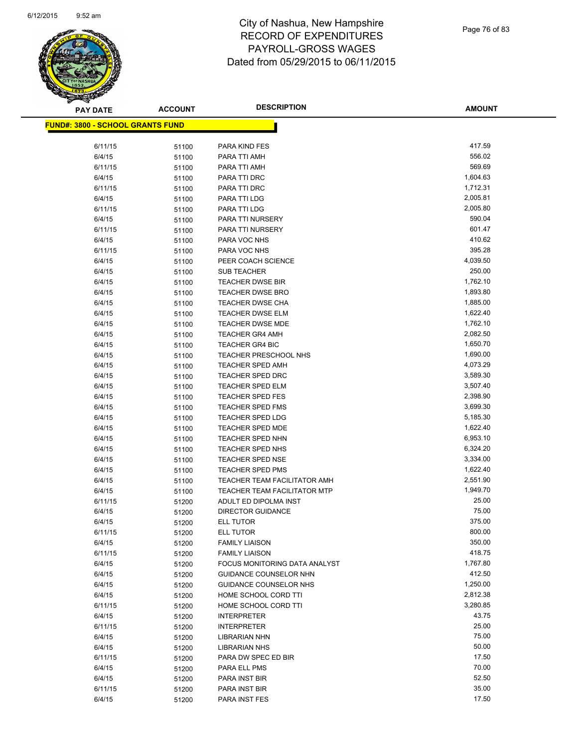# City of Nashua, New Hampshire
## RECORD OF EXPENDITURES
## PAYROLL-GROSS WAGES
## Dated from 05/29/2015 to 06/11/2015

**FUND#: 3800 - SCHOOL GRANTS FUND**

| PAY DATE | ACCOUNT | DESCRIPTION | AMOUNT |
|---|---|---|---|
| 6/11/15 | 51100 | PARA KIND FES | 417.59 |
| 6/4/15 | 51100 | PARA TTI AMH | 556.02 |
| 6/11/15 | 51100 | PARA TTI AMH | 569.69 |
| 6/4/15 | 51100 | PARA TTI DRC | 1,604.63 |
| 6/11/15 | 51100 | PARA TTI DRC | 1,712.31 |
| 6/4/15 | 51100 | PARA TTI LDG | 2,005.81 |
| 6/11/15 | 51100 | PARA TTI LDG | 2,005.80 |
| 6/4/15 | 51100 | PARA TTI NURSERY | 590.04 |
| 6/11/15 | 51100 | PARA TTI NURSERY | 601.47 |
| 6/4/15 | 51100 | PARA VOC NHS | 410.62 |
| 6/11/15 | 51100 | PARA VOC NHS | 395.28 |
| 6/4/15 | 51100 | PEER COACH SCIENCE | 4,039.50 |
| 6/4/15 | 51100 | SUB TEACHER | 250.00 |
| 6/4/15 | 51100 | TEACHER DWSE BIR | 1,762.10 |
| 6/4/15 | 51100 | TEACHER DWSE BRO | 1,893.80 |
| 6/4/15 | 51100 | TEACHER DWSE CHA | 1,885.00 |
| 6/4/15 | 51100 | TEACHER DWSE ELM | 1,622.40 |
| 6/4/15 | 51100 | TEACHER DWSE MDE | 1,762.10 |
| 6/4/15 | 51100 | TEACHER GR4 AMH | 2,082.50 |
| 6/4/15 | 51100 | TEACHER GR4 BIC | 1,650.70 |
| 6/4/15 | 51100 | TEACHER PRESCHOOL NHS | 1,690.00 |
| 6/4/15 | 51100 | TEACHER SPED AMH | 4,073.29 |
| 6/4/15 | 51100 | TEACHER SPED DRC | 3,589.30 |
| 6/4/15 | 51100 | TEACHER SPED ELM | 3,507.40 |
| 6/4/15 | 51100 | TEACHER SPED FES | 2,398.90 |
| 6/4/15 | 51100 | TEACHER SPED FMS | 3,699.30 |
| 6/4/15 | 51100 | TEACHER SPED LDG | 5,185.30 |
| 6/4/15 | 51100 | TEACHER SPED MDE | 1,622.40 |
| 6/4/15 | 51100 | TEACHER SPED NHN | 6,953.10 |
| 6/4/15 | 51100 | TEACHER SPED NHS | 6,324.20 |
| 6/4/15 | 51100 | TEACHER SPED NSE | 3,334.00 |
| 6/4/15 | 51100 | TEACHER SPED PMS | 1,622.40 |
| 6/4/15 | 51100 | TEACHER TEAM FACILITATOR AMH | 2,551.90 |
| 6/4/15 | 51100 | TEACHER TEAM FACILITATOR MTP | 1,949.70 |
| 6/11/15 | 51200 | ADULT ED DIPOLMA INST | 25.00 |
| 6/4/15 | 51200 | DIRECTOR GUIDANCE | 75.00 |
| 6/4/15 | 51200 | ELL TUTOR | 375.00 |
| 6/11/15 | 51200 | ELL TUTOR | 800.00 |
| 6/4/15 | 51200 | FAMILY LIAISON | 350.00 |
| 6/11/15 | 51200 | FAMILY LIAISON | 418.75 |
| 6/4/15 | 51200 | FOCUS MONITORING DATA ANALYST | 1,767.80 |
| 6/4/15 | 51200 | GUIDANCE COUNSELOR NHN | 412.50 |
| 6/4/15 | 51200 | GUIDANCE COUNSELOR NHS | 1,250.00 |
| 6/4/15 | 51200 | HOME SCHOOL CORD TTI | 2,812.38 |
| 6/11/15 | 51200 | HOME SCHOOL CORD TTI | 3,280.85 |
| 6/4/15 | 51200 | INTERPRETER | 43.75 |
| 6/11/15 | 51200 | INTERPRETER | 25.00 |
| 6/4/15 | 51200 | LIBRARIAN NHN | 75.00 |
| 6/4/15 | 51200 | LIBRARIAN NHS | 50.00 |
| 6/11/15 | 51200 | PARA DW SPEC ED BIR | 17.50 |
| 6/4/15 | 51200 | PARA ELL PMS | 70.00 |
| 6/4/15 | 51200 | PARA INST BIR | 52.50 |
| 6/11/15 | 51200 | PARA INST BIR | 35.00 |
| 6/4/15 | 51200 | PARA INST FES | 17.50 |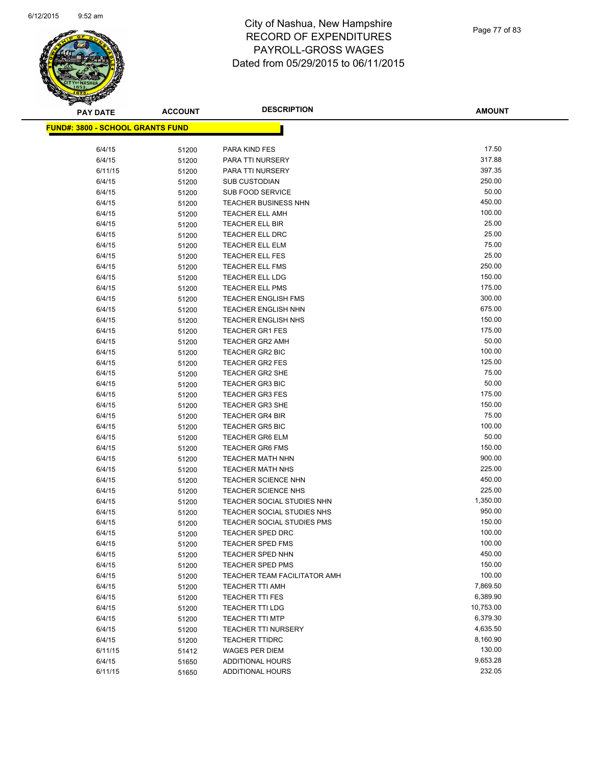# City of Nashua, New Hampshire
## RECORD OF EXPENDITURES
## PAYROLL-GROSS WAGES
## Dated from 05/29/2015 to 06/11/2015

**FUND#: 3800 - SCHOOL GRANTS FUND**

| PAY DATE | ACCOUNT | DESCRIPTION | AMOUNT |
|---|---|---|---|
| 6/4/15 | 51200 | PARA KIND FES | 17.50 |
| 6/4/15 | 51200 | PARA TTI NURSERY | 317.88 |
| 6/11/15 | 51200 | PARA TTI NURSERY | 397.35 |
| 6/4/15 | 51200 | SUB CUSTODIAN | 250.00 |
| 6/4/15 | 51200 | SUB FOOD SERVICE | 50.00 |
| 6/4/15 | 51200 | TEACHER BUSINESS NHN | 450.00 |
| 6/4/15 | 51200 | TEACHER ELL AMH | 100.00 |
| 6/4/15 | 51200 | TEACHER ELL BIR | 25.00 |
| 6/4/15 | 51200 | TEACHER ELL DRC | 25.00 |
| 6/4/15 | 51200 | TEACHER ELL ELM | 75.00 |
| 6/4/15 | 51200 | TEACHER ELL FES | 25.00 |
| 6/4/15 | 51200 | TEACHER ELL FMS | 250.00 |
| 6/4/15 | 51200 | TEACHER ELL LDG | 150.00 |
| 6/4/15 | 51200 | TEACHER ELL PMS | 175.00 |
| 6/4/15 | 51200 | TEACHER ENGLISH FMS | 300.00 |
| 6/4/15 | 51200 | TEACHER ENGLISH NHN | 675.00 |
| 6/4/15 | 51200 | TEACHER ENGLISH NHS | 150.00 |
| 6/4/15 | 51200 | TEACHER GR1 FES | 175.00 |
| 6/4/15 | 51200 | TEACHER GR2 AMH | 50.00 |
| 6/4/15 | 51200 | TEACHER GR2 BIC | 100.00 |
| 6/4/15 | 51200 | TEACHER GR2 FES | 125.00 |
| 6/4/15 | 51200 | TEACHER GR2 SHE | 75.00 |
| 6/4/15 | 51200 | TEACHER GR3 BIC | 50.00 |
| 6/4/15 | 51200 | TEACHER GR3 FES | 175.00 |
| 6/4/15 | 51200 | TEACHER GR3 SHE | 150.00 |
| 6/4/15 | 51200 | TEACHER GR4 BIR | 75.00 |
| 6/4/15 | 51200 | TEACHER GR5 BIC | 100.00 |
| 6/4/15 | 51200 | TEACHER GR6 ELM | 50.00 |
| 6/4/15 | 51200 | TEACHER GR6 FMS | 150.00 |
| 6/4/15 | 51200 | TEACHER MATH NHN | 900.00 |
| 6/4/15 | 51200 | TEACHER MATH NHS | 225.00 |
| 6/4/15 | 51200 | TEACHER SCIENCE NHN | 450.00 |
| 6/4/15 | 51200 | TEACHER SCIENCE NHS | 225.00 |
| 6/4/15 | 51200 | TEACHER SOCIAL STUDIES NHN | 1,350.00 |
| 6/4/15 | 51200 | TEACHER SOCIAL STUDIES NHS | 950.00 |
| 6/4/15 | 51200 | TEACHER SOCIAL STUDIES PMS | 150.00 |
| 6/4/15 | 51200 | TEACHER SPED DRC | 100.00 |
| 6/4/15 | 51200 | TEACHER SPED FMS | 100.00 |
| 6/4/15 | 51200 | TEACHER SPED NHN | 450.00 |
| 6/4/15 | 51200 | TEACHER SPED PMS | 150.00 |
| 6/4/15 | 51200 | TEACHER TEAM FACILITATOR AMH | 100.00 |
| 6/4/15 | 51200 | TEACHER TTI AMH | 7,869.50 |
| 6/4/15 | 51200 | TEACHER TTI FES | 6,389.90 |
| 6/4/15 | 51200 | TEACHER TTI LDG | 10,753.00 |
| 6/4/15 | 51200 | TEACHER TTI MTP | 6,379.30 |
| 6/4/15 | 51200 | TEACHER TTI NURSERY | 4,635.50 |
| 6/4/15 | 51200 | TEACHER TTIDRC | 8,160.90 |
| 6/11/15 | 51412 | WAGES PER DIEM | 130.00 |
| 6/4/15 | 51650 | ADDITIONAL HOURS | 9,653.28 |
| 6/11/15 | 51650 | ADDITIONAL HOURS | 232.05 |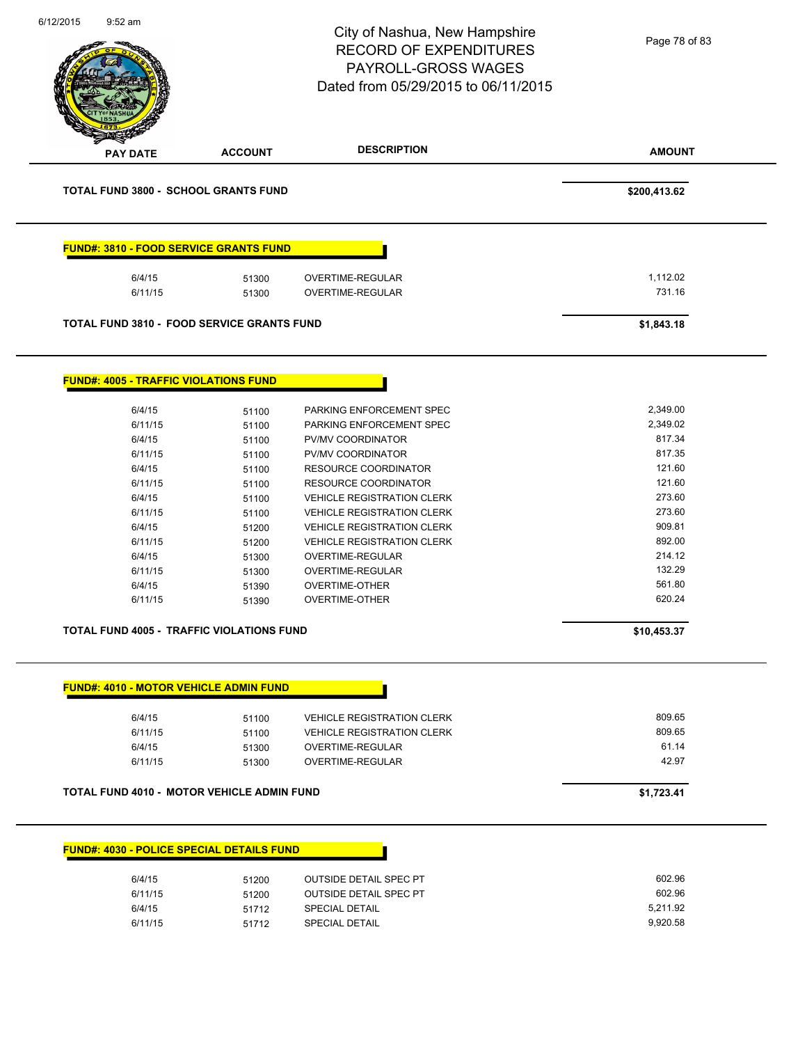City of Nashua, New Hampshire
RECORD OF EXPENDITURES
PAYROLL-GROSS WAGES
Dated from 05/29/2015 to 06/11/2015

| PAY DATE | ACCOUNT | DESCRIPTION | AMOUNT |
|---|---|---|---|
| **TOTAL FUND 3800 - SCHOOL GRANTS FUND** | | | **$200,413.62** |

**FUND#: 3810 - FOOD SERVICE GRANTS FUND**

| PAY DATE | ACCOUNT | DESCRIPTION | AMOUNT |
|---|---|---|---|
| 6/4/15 | 51300 | OVERTIME-REGULAR | 1,112.02 |
| 6/11/15 | 51300 | OVERTIME-REGULAR | 731.16 |
| **TOTAL FUND 3810 - FOOD SERVICE GRANTS FUND** | | | **$1,843.18** |

**FUND#: 4005 - TRAFFIC VIOLATIONS FUND**

| PAY DATE | ACCOUNT | DESCRIPTION | AMOUNT |
|---|---|---|---|
| 6/4/15 | 51100 | PARKING ENFORCEMENT SPEC | 2,349.00 |
| 6/11/15 | 51100 | PARKING ENFORCEMENT SPEC | 2,349.02 |
| 6/4/15 | 51100 | PV/MV COORDINATOR | 817.34 |
| 6/11/15 | 51100 | PV/MV COORDINATOR | 817.35 |
| 6/4/15 | 51100 | RESOURCE COORDINATOR | 121.60 |
| 6/11/15 | 51100 | RESOURCE COORDINATOR | 121.60 |
| 6/4/15 | 51100 | VEHICLE REGISTRATION CLERK | 273.60 |
| 6/11/15 | 51100 | VEHICLE REGISTRATION CLERK | 273.60 |
| 6/4/15 | 51200 | VEHICLE REGISTRATION CLERK | 909.81 |
| 6/11/15 | 51200 | VEHICLE REGISTRATION CLERK | 892.00 |
| 6/4/15 | 51300 | OVERTIME-REGULAR | 214.12 |
| 6/11/15 | 51300 | OVERTIME-REGULAR | 132.29 |
| 6/4/15 | 51390 | OVERTIME-OTHER | 561.80 |
| 6/11/15 | 51390 | OVERTIME-OTHER | 620.24 |
| **TOTAL FUND 4005 - TRAFFIC VIOLATIONS FUND** | | | **$10,453.37** |

**FUND#: 4010 - MOTOR VEHICLE ADMIN FUND**

| PAY DATE | ACCOUNT | DESCRIPTION | AMOUNT |
|---|---|---|---|
| 6/4/15 | 51100 | VEHICLE REGISTRATION CLERK | 809.65 |
| 6/11/15 | 51100 | VEHICLE REGISTRATION CLERK | 809.65 |
| 6/4/15 | 51300 | OVERTIME-REGULAR | 61.14 |
| 6/11/15 | 51300 | OVERTIME-REGULAR | 42.97 |
| **TOTAL FUND 4010 - MOTOR VEHICLE ADMIN FUND** | | | **$1,723.41** |

**FUND#: 4030 - POLICE SPECIAL DETAILS FUND**

| PAY DATE | ACCOUNT | DESCRIPTION | AMOUNT |
|---|---|---|---|
| 6/4/15 | 51200 | OUTSIDE DETAIL SPEC PT | 602.96 |
| 6/11/15 | 51200 | OUTSIDE DETAIL SPEC PT | 602.96 |
| 6/4/15 | 51712 | SPECIAL DETAIL | 5,211.92 |
| 6/11/15 | 51712 | SPECIAL DETAIL | 9,920.58 |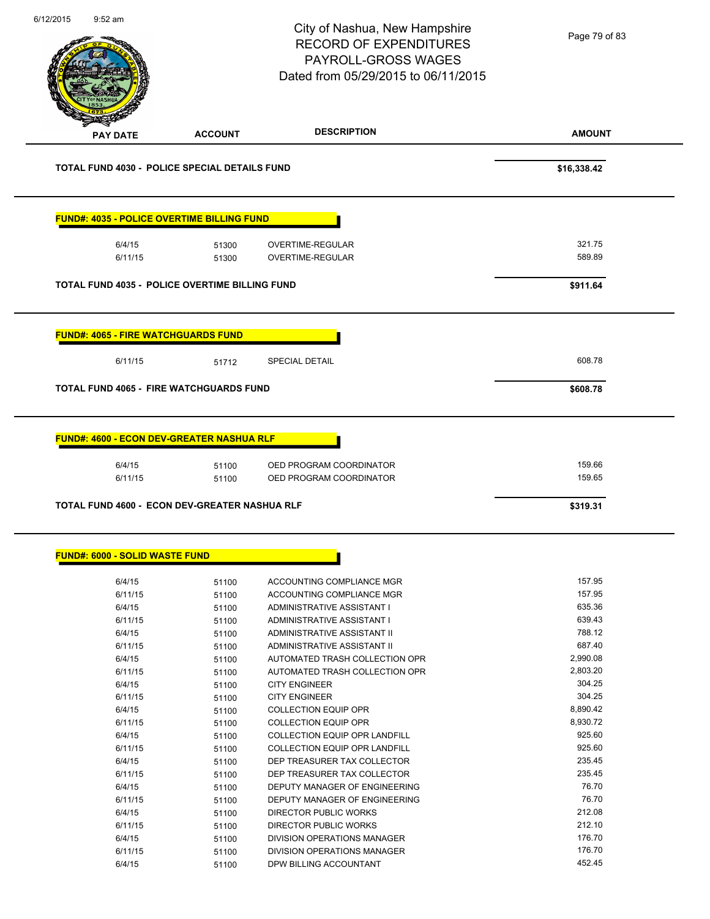City of Nashua, New Hampshire
RECORD OF EXPENDITURES
PAYROLL-GROSS WAGES
Dated from 05/29/2015 to 06/11/2015

| PAY DATE | ACCOUNT | DESCRIPTION | AMOUNT |
|---|---|---|---|
| **TOTAL FUND 4030 - POLICE SPECIAL DETAILS FUND** | | | **$16,338.42** |

**FUND#: 4035 - POLICE OVERTIME BILLING FUND**

| PAY DATE | ACCOUNT | DESCRIPTION | AMOUNT |
|---|---|---|---|
| 6/4/15 | 51300 | OVERTIME-REGULAR | 321.75 |
| 6/11/15 | 51300 | OVERTIME-REGULAR | 589.89 |
| **TOTAL FUND 4035 - POLICE OVERTIME BILLING FUND** | | | **$911.64** |

**FUND#: 4065 - FIRE WATCHGUARDS FUND**

| PAY DATE | ACCOUNT | DESCRIPTION | AMOUNT |
|---|---|---|---|
| 6/11/15 | 51712 | SPECIAL DETAIL | 608.78 |
| **TOTAL FUND 4065 - FIRE WATCHGUARDS FUND** | | | **$608.78** |

**FUND#: 4600 - ECON DEV-GREATER NASHUA RLF**

| PAY DATE | ACCOUNT | DESCRIPTION | AMOUNT |
|---|---|---|---|
| 6/4/15 | 51100 | OED PROGRAM COORDINATOR | 159.66 |
| 6/11/15 | 51100 | OED PROGRAM COORDINATOR | 159.65 |
| **TOTAL FUND 4600 - ECON DEV-GREATER NASHUA RLF** | | | **$319.31** |

**FUND#: 6000 - SOLID WASTE FUND**

| PAY DATE | ACCOUNT | DESCRIPTION | AMOUNT |
|---|---|---|---|
| 6/4/15 | 51100 | ACCOUNTING COMPLIANCE MGR | 157.95 |
| 6/11/15 | 51100 | ACCOUNTING COMPLIANCE MGR | 157.95 |
| 6/4/15 | 51100 | ADMINISTRATIVE ASSISTANT I | 635.36 |
| 6/11/15 | 51100 | ADMINISTRATIVE ASSISTANT I | 639.43 |
| 6/4/15 | 51100 | ADMINISTRATIVE ASSISTANT II | 788.12 |
| 6/11/15 | 51100 | ADMINISTRATIVE ASSISTANT II | 687.40 |
| 6/4/15 | 51100 | AUTOMATED TRASH COLLECTION OPR | 2,990.08 |
| 6/11/15 | 51100 | AUTOMATED TRASH COLLECTION OPR | 2,803.20 |
| 6/4/15 | 51100 | CITY ENGINEER | 304.25 |
| 6/11/15 | 51100 | CITY ENGINEER | 304.25 |
| 6/4/15 | 51100 | COLLECTION EQUIP OPR | 8,890.42 |
| 6/11/15 | 51100 | COLLECTION EQUIP OPR | 8,930.72 |
| 6/4/15 | 51100 | COLLECTION EQUIP OPR LANDFILL | 925.60 |
| 6/11/15 | 51100 | COLLECTION EQUIP OPR LANDFILL | 925.60 |
| 6/4/15 | 51100 | DEP TREASURER TAX COLLECTOR | 235.45 |
| 6/11/15 | 51100 | DEP TREASURER TAX COLLECTOR | 235.45 |
| 6/4/15 | 51100 | DEPUTY MANAGER OF ENGINEERING | 76.70 |
| 6/11/15 | 51100 | DEPUTY MANAGER OF ENGINEERING | 76.70 |
| 6/4/15 | 51100 | DIRECTOR PUBLIC WORKS | 212.08 |
| 6/11/15 | 51100 | DIRECTOR PUBLIC WORKS | 212.10 |
| 6/4/15 | 51100 | DIVISION OPERATIONS MANAGER | 176.70 |
| 6/11/15 | 51100 | DIVISION OPERATIONS MANAGER | 176.70 |
| 6/4/15 | 51100 | DPW BILLING ACCOUNTANT | 452.45 |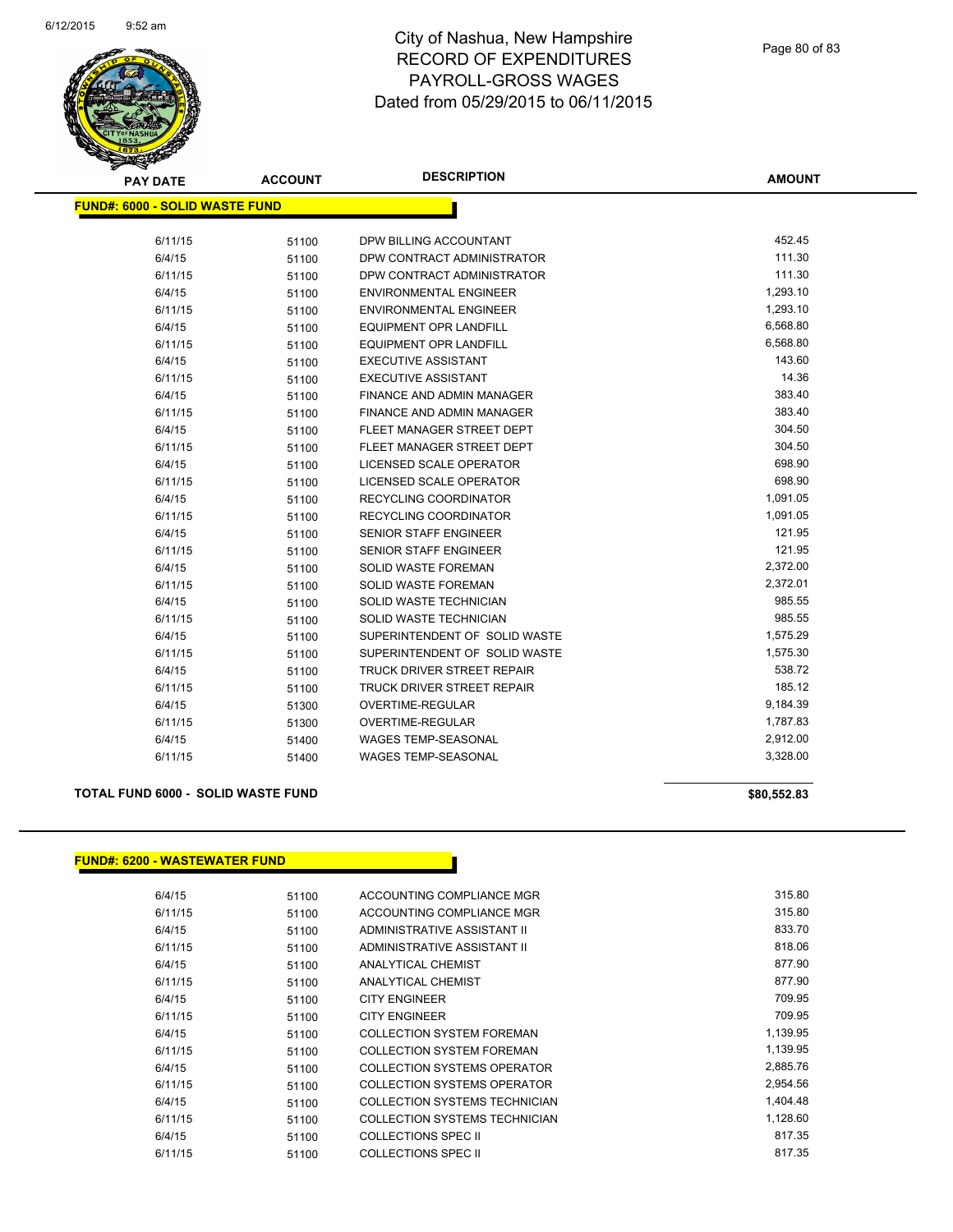# City of Nashua, New Hampshire
## RECORD OF EXPENDITURES
## PAYROLL-GROSS WAGES
## Dated from 05/29/2015 to 06/11/2015

**FUND#: 6000 - SOLID WASTE FUND**

| PAY DATE | ACCOUNT | DESCRIPTION | AMOUNT |
|---|---|---|---|
| 6/11/15 | 51100 | DPW BILLING ACCOUNTANT | 452.45 |
| 6/4/15 | 51100 | DPW CONTRACT ADMINISTRATOR | 111.30 |
| 6/11/15 | 51100 | DPW CONTRACT ADMINISTRATOR | 111.30 |
| 6/4/15 | 51100 | ENVIRONMENTAL ENGINEER | 1,293.10 |
| 6/11/15 | 51100 | ENVIRONMENTAL ENGINEER | 1,293.10 |
| 6/4/15 | 51100 | EQUIPMENT OPR LANDFILL | 6,568.80 |
| 6/11/15 | 51100 | EQUIPMENT OPR LANDFILL | 6,568.80 |
| 6/4/15 | 51100 | EXECUTIVE ASSISTANT | 143.60 |
| 6/11/15 | 51100 | EXECUTIVE ASSISTANT | 14.36 |
| 6/4/15 | 51100 | FINANCE AND ADMIN MANAGER | 383.40 |
| 6/11/15 | 51100 | FINANCE AND ADMIN MANAGER | 383.40 |
| 6/4/15 | 51100 | FLEET MANAGER STREET DEPT | 304.50 |
| 6/11/15 | 51100 | FLEET MANAGER STREET DEPT | 304.50 |
| 6/4/15 | 51100 | LICENSED SCALE OPERATOR | 698.90 |
| 6/11/15 | 51100 | LICENSED SCALE OPERATOR | 698.90 |
| 6/4/15 | 51100 | RECYCLING COORDINATOR | 1,091.05 |
| 6/11/15 | 51100 | RECYCLING COORDINATOR | 1,091.05 |
| 6/4/15 | 51100 | SENIOR STAFF ENGINEER | 121.95 |
| 6/11/15 | 51100 | SENIOR STAFF ENGINEER | 121.95 |
| 6/4/15 | 51100 | SOLID WASTE FOREMAN | 2,372.00 |
| 6/11/15 | 51100 | SOLID WASTE FOREMAN | 2,372.01 |
| 6/4/15 | 51100 | SOLID WASTE TECHNICIAN | 985.55 |
| 6/11/15 | 51100 | SOLID WASTE TECHNICIAN | 985.55 |
| 6/4/15 | 51100 | SUPERINTENDENT OF SOLID WASTE | 1,575.29 |
| 6/11/15 | 51100 | SUPERINTENDENT OF SOLID WASTE | 1,575.30 |
| 6/4/15 | 51100 | TRUCK DRIVER STREET REPAIR | 538.72 |
| 6/11/15 | 51100 | TRUCK DRIVER STREET REPAIR | 185.12 |
| 6/4/15 | 51300 | OVERTIME-REGULAR | 9,184.39 |
| 6/11/15 | 51300 | OVERTIME-REGULAR | 1,787.83 |
| 6/4/15 | 51400 | WAGES TEMP-SEASONAL | 2,912.00 |
| 6/11/15 | 51400 | WAGES TEMP-SEASONAL | 3,328.00 |

**TOTAL FUND 6000 - SOLID WASTE FUND** **$80,552.83**

**FUND#: 6200 - WASTEWATER FUND**

| PAY DATE | ACCOUNT | DESCRIPTION | AMOUNT |
|---|---|---|---|
| 6/4/15 | 51100 | ACCOUNTING COMPLIANCE MGR | 315.80 |
| 6/11/15 | 51100 | ACCOUNTING COMPLIANCE MGR | 315.80 |
| 6/4/15 | 51100 | ADMINISTRATIVE ASSISTANT II | 833.70 |
| 6/11/15 | 51100 | ADMINISTRATIVE ASSISTANT II | 818.06 |
| 6/4/15 | 51100 | ANALYTICAL CHEMIST | 877.90 |
| 6/11/15 | 51100 | ANALYTICAL CHEMIST | 877.90 |
| 6/4/15 | 51100 | CITY ENGINEER | 709.95 |
| 6/11/15 | 51100 | CITY ENGINEER | 709.95 |
| 6/4/15 | 51100 | COLLECTION SYSTEM FOREMAN | 1,139.95 |
| 6/11/15 | 51100 | COLLECTION SYSTEM FOREMAN | 1,139.95 |
| 6/4/15 | 51100 | COLLECTION SYSTEMS OPERATOR | 2,885.76 |
| 6/11/15 | 51100 | COLLECTION SYSTEMS OPERATOR | 2,954.56 |
| 6/4/15 | 51100 | COLLECTION SYSTEMS TECHNICIAN | 1,404.48 |
| 6/11/15 | 51100 | COLLECTION SYSTEMS TECHNICIAN | 1,128.60 |
| 6/4/15 | 51100 | COLLECTIONS SPEC II | 817.35 |
| 6/11/15 | 51100 | COLLECTIONS SPEC II | 817.35 |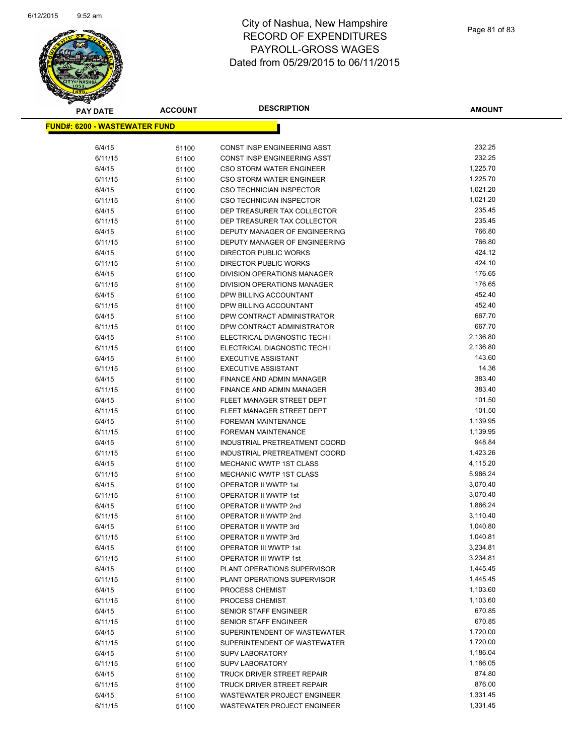# City of Nashua, New Hampshire
## RECORD OF EXPENDITURES
## PAYROLL-GROSS WAGES
## Dated from 05/29/2015 to 06/11/2015

| PAY DATE | ACCOUNT | DESCRIPTION | AMOUNT |
|---|---|---|---|
| **FUND#: 6200 - WASTEWATER FUND** | | | |
| 6/4/15 | 51100 | CONST INSP ENGINEERING ASST | 232.25 |
| 6/11/15 | 51100 | CONST INSP ENGINEERING ASST | 232.25 |
| 6/4/15 | 51100 | CSO STORM WATER ENGINEER | 1,225.70 |
| 6/11/15 | 51100 | CSO STORM WATER ENGINEER | 1,225.70 |
| 6/4/15 | 51100 | CSO TECHNICIAN INSPECTOR | 1,021.20 |
| 6/11/15 | 51100 | CSO TECHNICIAN INSPECTOR | 1,021.20 |
| 6/4/15 | 51100 | DEP TREASURER TAX COLLECTOR | 235.45 |
| 6/11/15 | 51100 | DEP TREASURER TAX COLLECTOR | 235.45 |
| 6/4/15 | 51100 | DEPUTY MANAGER OF ENGINEERING | 766.80 |
| 6/11/15 | 51100 | DEPUTY MANAGER OF ENGINEERING | 766.80 |
| 6/4/15 | 51100 | DIRECTOR PUBLIC WORKS | 424.12 |
| 6/11/15 | 51100 | DIRECTOR PUBLIC WORKS | 424.10 |
| 6/4/15 | 51100 | DIVISION OPERATIONS MANAGER | 176.65 |
| 6/11/15 | 51100 | DIVISION OPERATIONS MANAGER | 176.65 |
| 6/4/15 | 51100 | DPW BILLING ACCOUNTANT | 452.40 |
| 6/11/15 | 51100 | DPW BILLING ACCOUNTANT | 452.40 |
| 6/4/15 | 51100 | DPW CONTRACT ADMINISTRATOR | 667.70 |
| 6/11/15 | 51100 | DPW CONTRACT ADMINISTRATOR | 667.70 |
| 6/4/15 | 51100 | ELECTRICAL DIAGNOSTIC TECH I | 2,136.80 |
| 6/11/15 | 51100 | ELECTRICAL DIAGNOSTIC TECH I | 2,136.80 |
| 6/4/15 | 51100 | EXECUTIVE ASSISTANT | 143.60 |
| 6/11/15 | 51100 | EXECUTIVE ASSISTANT | 14.36 |
| 6/4/15 | 51100 | FINANCE AND ADMIN MANAGER | 383.40 |
| 6/11/15 | 51100 | FINANCE AND ADMIN MANAGER | 383.40 |
| 6/4/15 | 51100 | FLEET MANAGER STREET DEPT | 101.50 |
| 6/11/15 | 51100 | FLEET MANAGER STREET DEPT | 101.50 |
| 6/4/15 | 51100 | FOREMAN MAINTENANCE | 1,139.95 |
| 6/11/15 | 51100 | FOREMAN MAINTENANCE | 1,139.95 |
| 6/4/15 | 51100 | INDUSTRIAL PRETREATMENT COORD | 948.84 |
| 6/11/15 | 51100 | INDUSTRIAL PRETREATMENT COORD | 1,423.26 |
| 6/4/15 | 51100 | MECHANIC WWTP 1ST CLASS | 4,115.20 |
| 6/11/15 | 51100 | MECHANIC WWTP 1ST CLASS | 5,986.24 |
| 6/4/15 | 51100 | OPERATOR II WWTP 1st | 3,070.40 |
| 6/11/15 | 51100 | OPERATOR II WWTP 1st | 3,070.40 |
| 6/4/15 | 51100 | OPERATOR II WWTP 2nd | 1,866.24 |
| 6/11/15 | 51100 | OPERATOR II WWTP 2nd | 3,110.40 |
| 6/4/15 | 51100 | OPERATOR II WWTP 3rd | 1,040.80 |
| 6/11/15 | 51100 | OPERATOR II WWTP 3rd | 1,040.81 |
| 6/4/15 | 51100 | OPERATOR III WWTP 1st | 3,234.81 |
| 6/11/15 | 51100 | OPERATOR III WWTP 1st | 3,234.81 |
| 6/4/15 | 51100 | PLANT OPERATIONS SUPERVISOR | 1,445.45 |
| 6/11/15 | 51100 | PLANT OPERATIONS SUPERVISOR | 1,445.45 |
| 6/4/15 | 51100 | PROCESS CHEMIST | 1,103.60 |
| 6/11/15 | 51100 | PROCESS CHEMIST | 1,103.60 |
| 6/4/15 | 51100 | SENIOR STAFF ENGINEER | 670.85 |
| 6/11/15 | 51100 | SENIOR STAFF ENGINEER | 670.85 |
| 6/4/15 | 51100 | SUPERINTENDENT OF WASTEWATER | 1,720.00 |
| 6/11/15 | 51100 | SUPERINTENDENT OF WASTEWATER | 1,720.00 |
| 6/4/15 | 51100 | SUPV LABORATORY | 1,186.04 |
| 6/11/15 | 51100 | SUPV LABORATORY | 1,186.05 |
| 6/4/15 | 51100 | TRUCK DRIVER STREET REPAIR | 874.80 |
| 6/11/15 | 51100 | TRUCK DRIVER STREET REPAIR | 876.00 |
| 6/4/15 | 51100 | WASTEWATER PROJECT ENGINEER | 1,331.45 |
| 6/11/15 | 51100 | WASTEWATER PROJECT ENGINEER | 1,331.45 |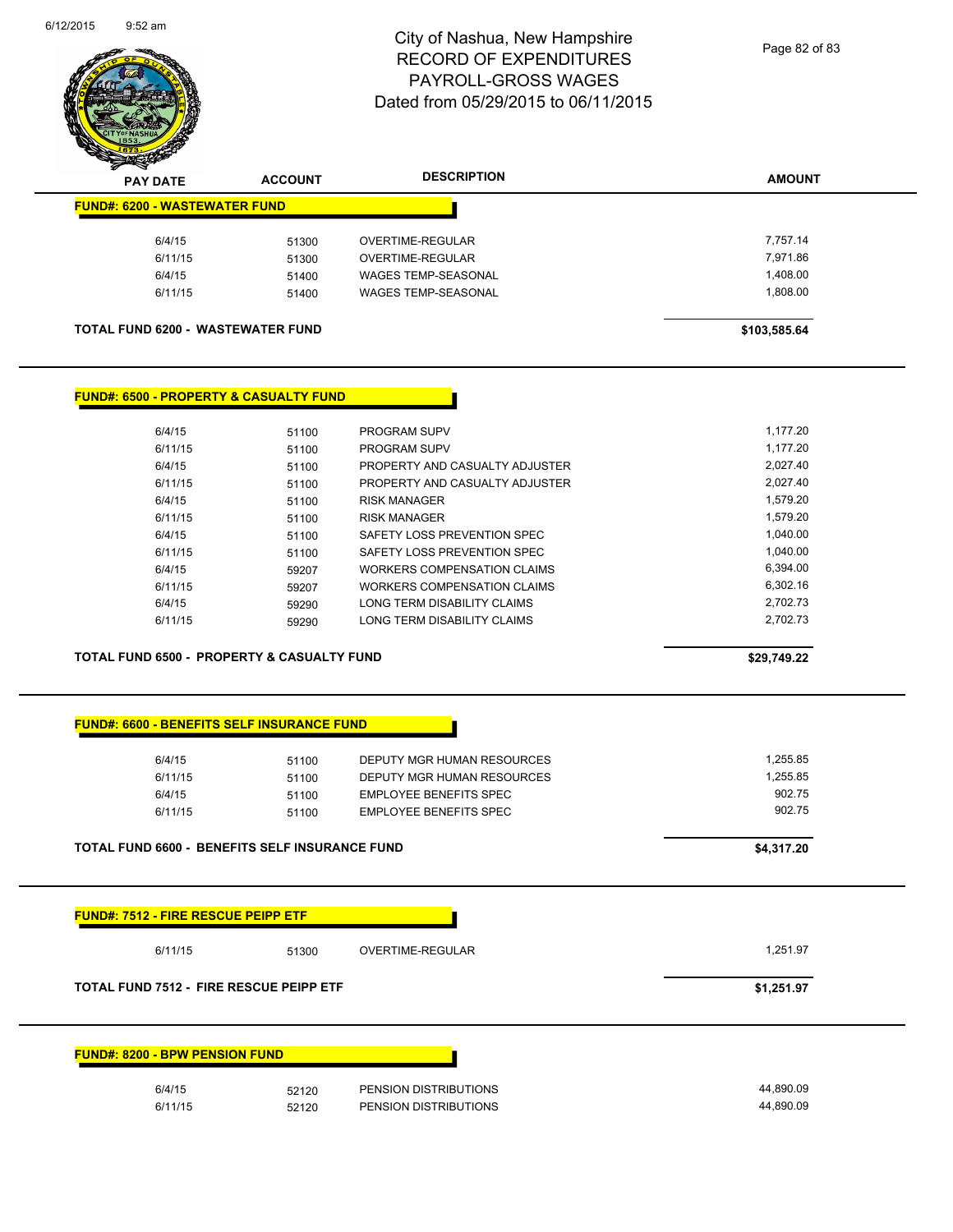# City of Nashua, New Hampshire
## RECORD OF EXPENDITURES
## PAYROLL-GROSS WAGES
## Dated from 05/29/2015 to 06/11/2015

| PAY DATE | ACCOUNT | DESCRIPTION | AMOUNT |
|---|---|---|---|
| **FUND#: 6200 - WASTEWATER FUND** | | | |
| 6/4/15 | 51300 | OVERTIME-REGULAR | 7,757.14 |
| 6/11/15 | 51300 | OVERTIME-REGULAR | 7,971.86 |
| 6/4/15 | 51400 | WAGES TEMP-SEASONAL | 1,408.00 |
| 6/11/15 | 51400 | WAGES TEMP-SEASONAL | 1,808.00 |
| **TOTAL FUND 6200 - WASTEWATER FUND** | | | **$103,585.64** |
| **FUND#: 6500 - PROPERTY & CASUALTY FUND** | | | |
| 6/4/15 | 51100 | PROGRAM SUPV | 1,177.20 |
| 6/11/15 | 51100 | PROGRAM SUPV | 1,177.20 |
| 6/4/15 | 51100 | PROPERTY AND CASUALTY ADJUSTER | 2,027.40 |
| 6/11/15 | 51100 | PROPERTY AND CASUALTY ADJUSTER | 2,027.40 |
| 6/4/15 | 51100 | RISK MANAGER | 1,579.20 |
| 6/11/15 | 51100 | RISK MANAGER | 1,579.20 |
| 6/4/15 | 51100 | SAFETY LOSS PREVENTION SPEC | 1,040.00 |
| 6/11/15 | 51100 | SAFETY LOSS PREVENTION SPEC | 1,040.00 |
| 6/4/15 | 59207 | WORKERS COMPENSATION CLAIMS | 6,394.00 |
| 6/11/15 | 59207 | WORKERS COMPENSATION CLAIMS | 6,302.16 |
| 6/4/15 | 59290 | LONG TERM DISABILITY CLAIMS | 2,702.73 |
| 6/11/15 | 59290 | LONG TERM DISABILITY CLAIMS | 2,702.73 |
| **TOTAL FUND 6500 - PROPERTY & CASUALTY FUND** | | | **$29,749.22** |
| **FUND#: 6600 - BENEFITS SELF INSURANCE FUND** | | | |
| 6/4/15 | 51100 | DEPUTY MGR HUMAN RESOURCES | 1,255.85 |
| 6/11/15 | 51100 | DEPUTY MGR HUMAN RESOURCES | 1,255.85 |
| 6/4/15 | 51100 | EMPLOYEE BENEFITS SPEC | 902.75 |
| 6/11/15 | 51100 | EMPLOYEE BENEFITS SPEC | 902.75 |
| **TOTAL FUND 6600 - BENEFITS SELF INSURANCE FUND** | | | **$4,317.20** |
| **FUND#: 7512 - FIRE RESCUE PEIPP ETF** | | | |
| 6/11/15 | 51300 | OVERTIME-REGULAR | 1,251.97 |
| **TOTAL FUND 7512 - FIRE RESCUE PEIPP ETF** | | | **$1,251.97** |
| **FUND#: 8200 - BPW PENSION FUND** | | | |
| 6/4/15 | 52120 | PENSION DISTRIBUTIONS | 44,890.09 |
| 6/11/15 | 52120 | PENSION DISTRIBUTIONS | 44,890.09 |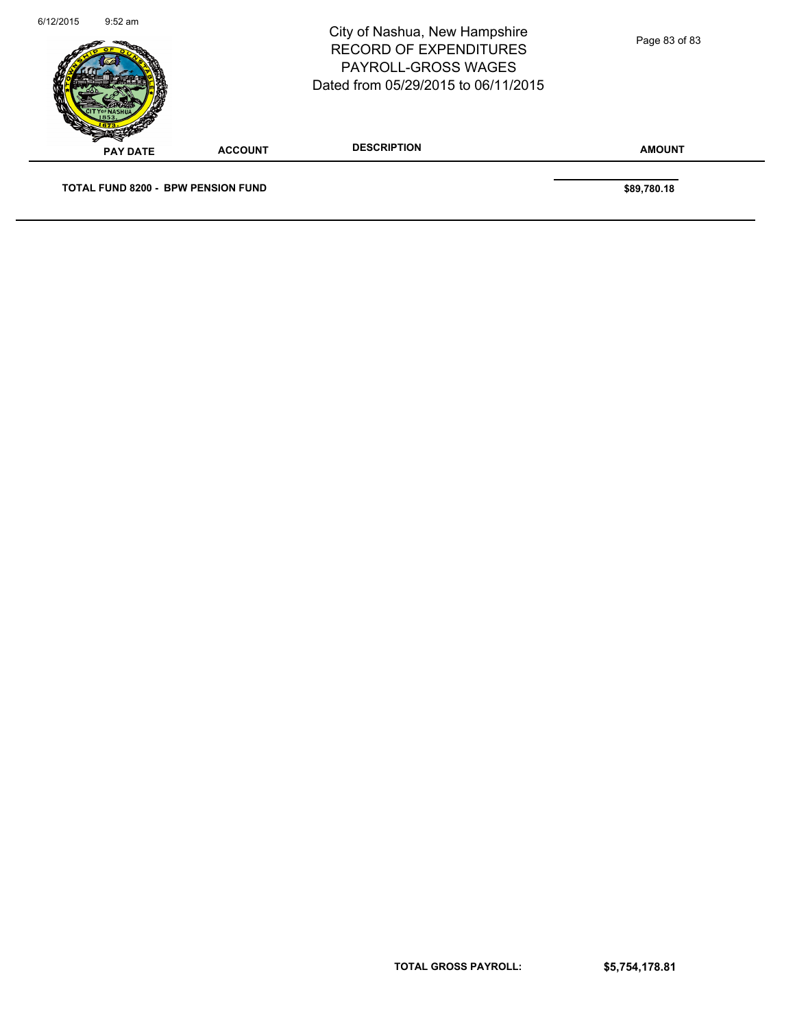| PAY DATE | ACCOUNT | DESCRIPTION | AMOUNT |
|---|---|---|---|
| **TOTAL FUND 8200 - BPW PENSION FUND** | | | **$89,780.18** |

**TOTAL GROSS PAYROLL:** **$5,754,178.81**